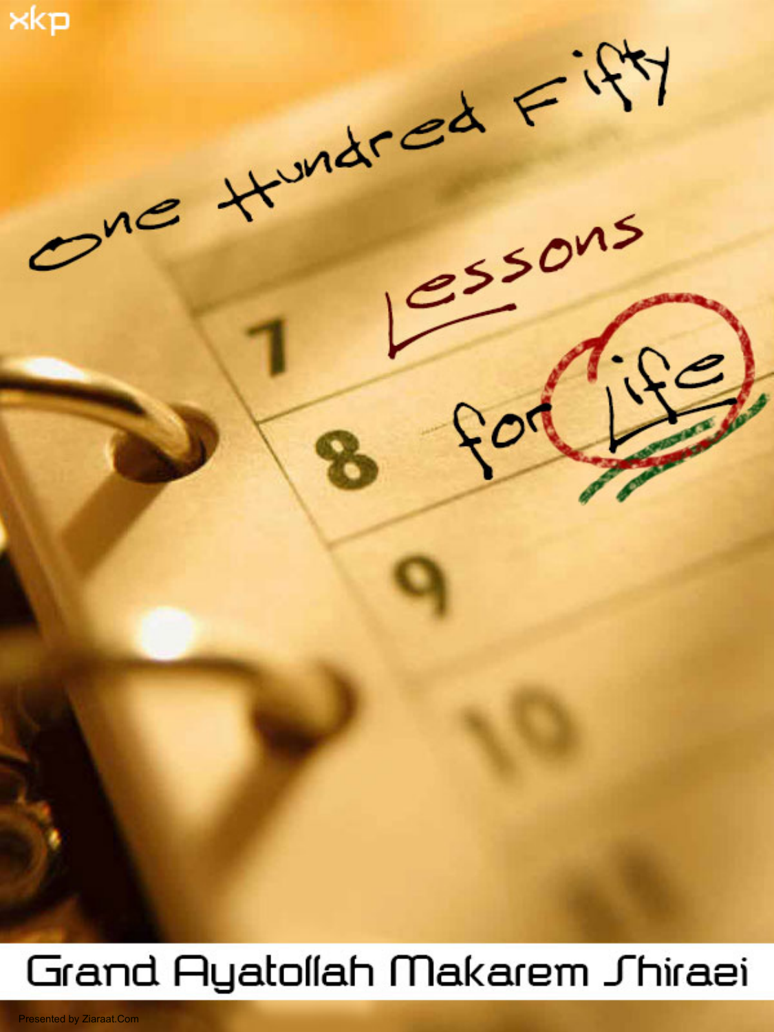xkp

# One Hundred Fifty Lessons for Life

Grand Ayatollah Makarem Shiraezi

Presented by Ziaraat.Com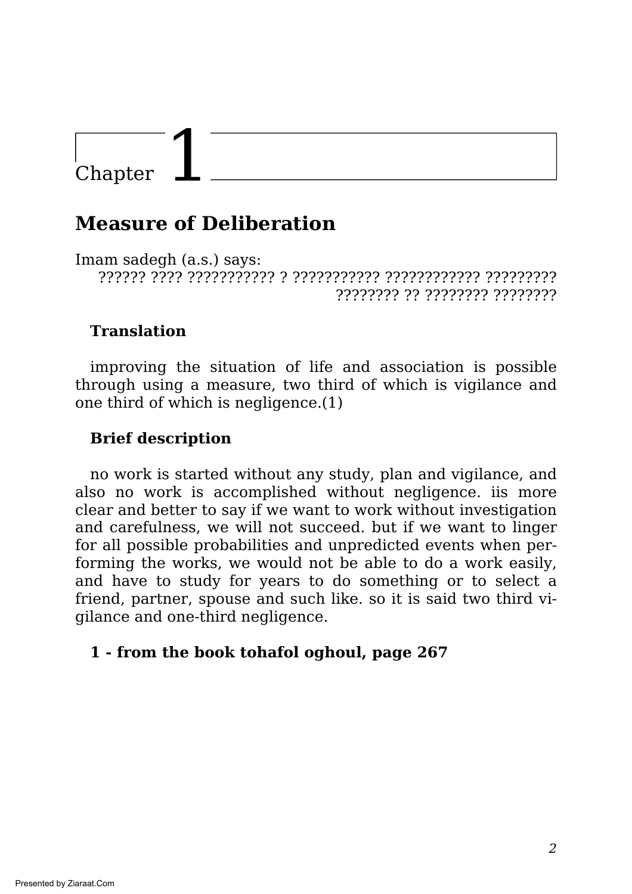# Chapter 1

## Measure of Deliberation

Imam sadegh (a.s.) says:

?????? ???? ??????????? ? ??????????? ???????????? ????????? ???????? ?? ???????? ????????

### Translation

improving the situation of life and association is possible through using a measure, two third of which is vigilance and one third of which is negligence.(1)

### Brief description

no work is started without any study, plan and vigilance, and also no work is accomplished without negligence. iis more clear and better to say if we want to work without investigation and carefulness, we will not succeed. but if we want to linger for all possible probabilities and unpredicted events when performing the works, we would not be able to do a work easily, and have to study for years to do something or to select a friend, partner, spouse and such like. so it is said two third vigilance and one-third negligence.

**1 - from the book tohafol oghoul, page 267**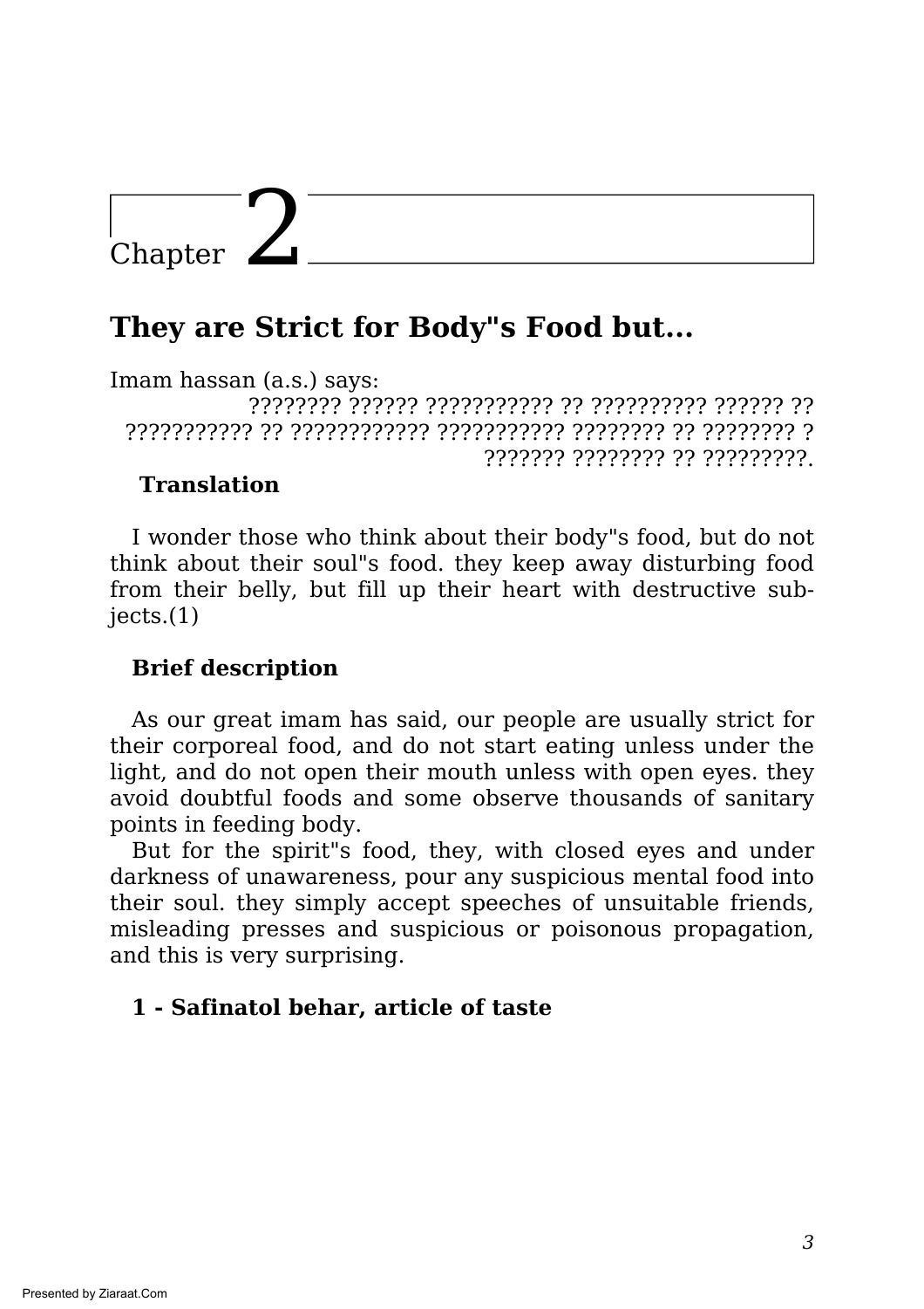# Chapter 2

## They are Strict for Body"s Food but...

Imam hassan (a.s.) says:

???????? ?????? ??????????? ?? ?????????? ?????? ?? ??????????? ?? ???????????? ??????????? ???????? ?? ???????? ? ??????? ???????? ?? ?????????.

**Translation**

I wonder those who think about their body"s food, but do not think about their soul"s food. they keep away disturbing food from their belly, but fill up their heart with destructive subjects.(1)

**Brief description**

As our great imam has said, our people are usually strict for their corporeal food, and do not start eating unless under the light, and do not open their mouth unless with open eyes. they avoid doubtful foods and some observe thousands of sanitary points in feeding body.

But for the spirit"s food, they, with closed eyes and under darkness of unawareness, pour any suspicious mental food into their soul. they simply accept speeches of unsuitable friends, misleading presses and suspicious or poisonous propagation, and this is very surprising.

**1 - Safinatol behar, article of taste**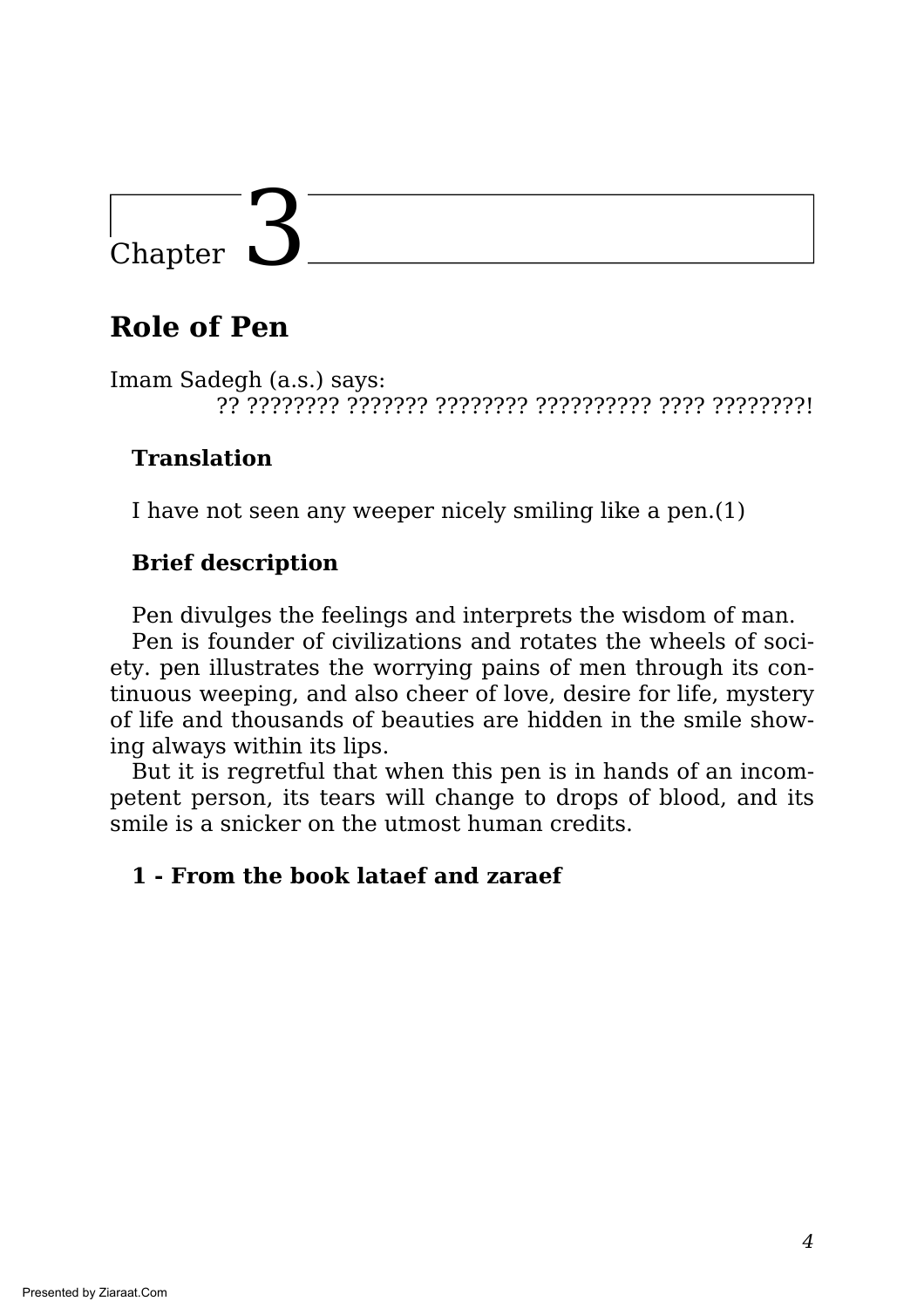# Chapter 3

## Role of Pen

Imam Sadegh (a.s.) says:

?? ???????? ??????? ???????? ?????????? ???? ????????!

### Translation

I have not seen any weeper nicely smiling like a pen.(1)

### Brief description

Pen divulges the feelings and interprets the wisdom of man.

Pen is founder of civilizations and rotates the wheels of society. pen illustrates the worrying pains of men through its continuous weeping, and also cheer of love, desire for life, mystery of life and thousands of beauties are hidden in the smile showing always within its lips.

But it is regretful that when this pen is in hands of an incompetent person, its tears will change to drops of blood, and its smile is a snicker on the utmost human credits.

### 1 - From the book lataef and zaraef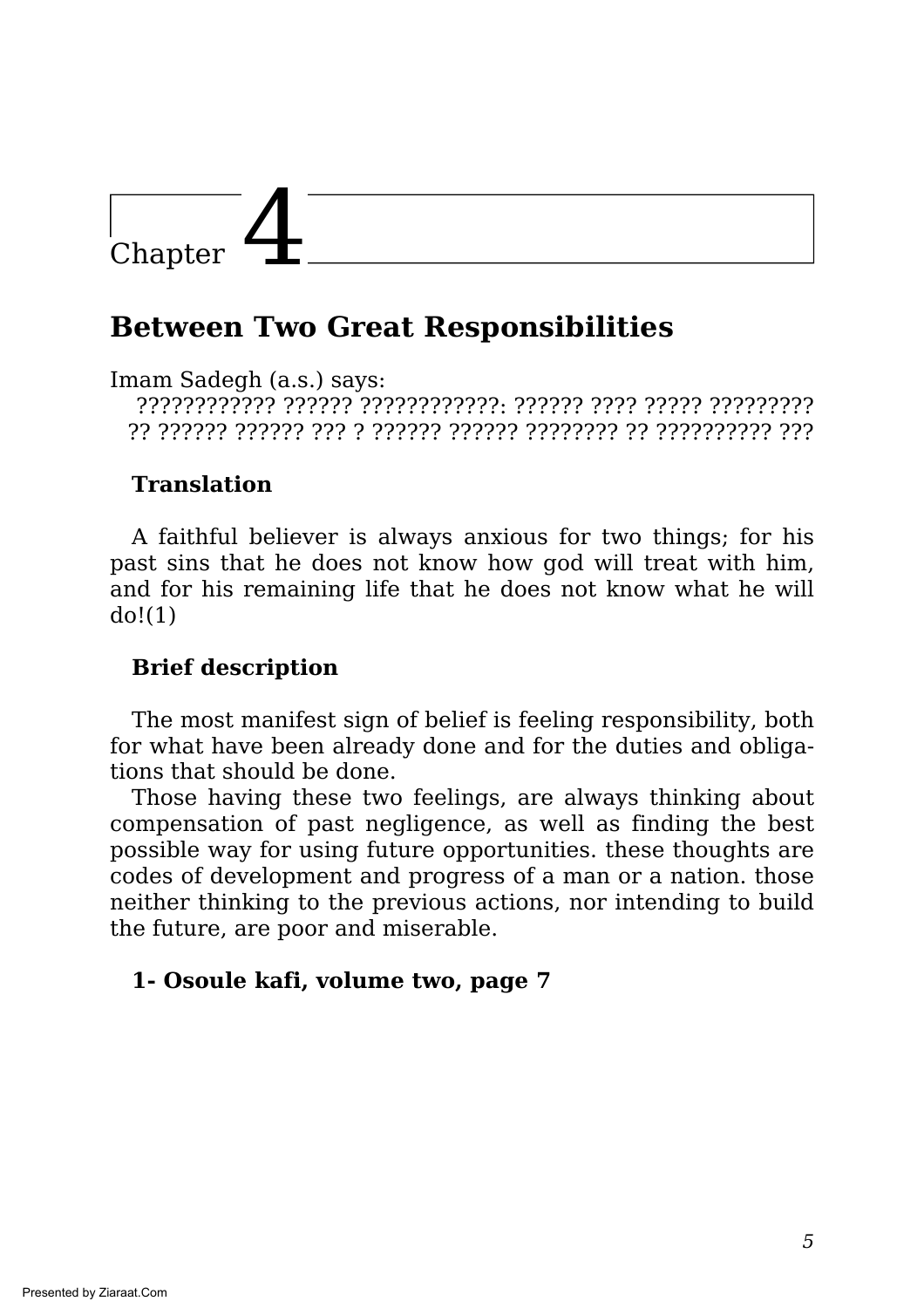# Chapter 4

## Between Two Great Responsibilities

Imam Sadegh (a.s.) says:

???????????? ?????? ????????????: ?????? ???? ????? ????????? ?? ?????? ?????? ??? ? ?????? ?????? ???????? ?? ?????????? ???

**Translation**

A faithful believer is always anxious for two things; for his past sins that he does not know how god will treat with him, and for his remaining life that he does not know what he will do!(1)

**Brief description**

The most manifest sign of belief is feeling responsibility, both for what have been already done and for the duties and obligations that should be done.

Those having these two feelings, are always thinking about compensation of past negligence, as well as finding the best possible way for using future opportunities. these thoughts are codes of development and progress of a man or a nation. those neither thinking to the previous actions, nor intending to build the future, are poor and miserable.

**1- Osoule kafi, volume two, page 7**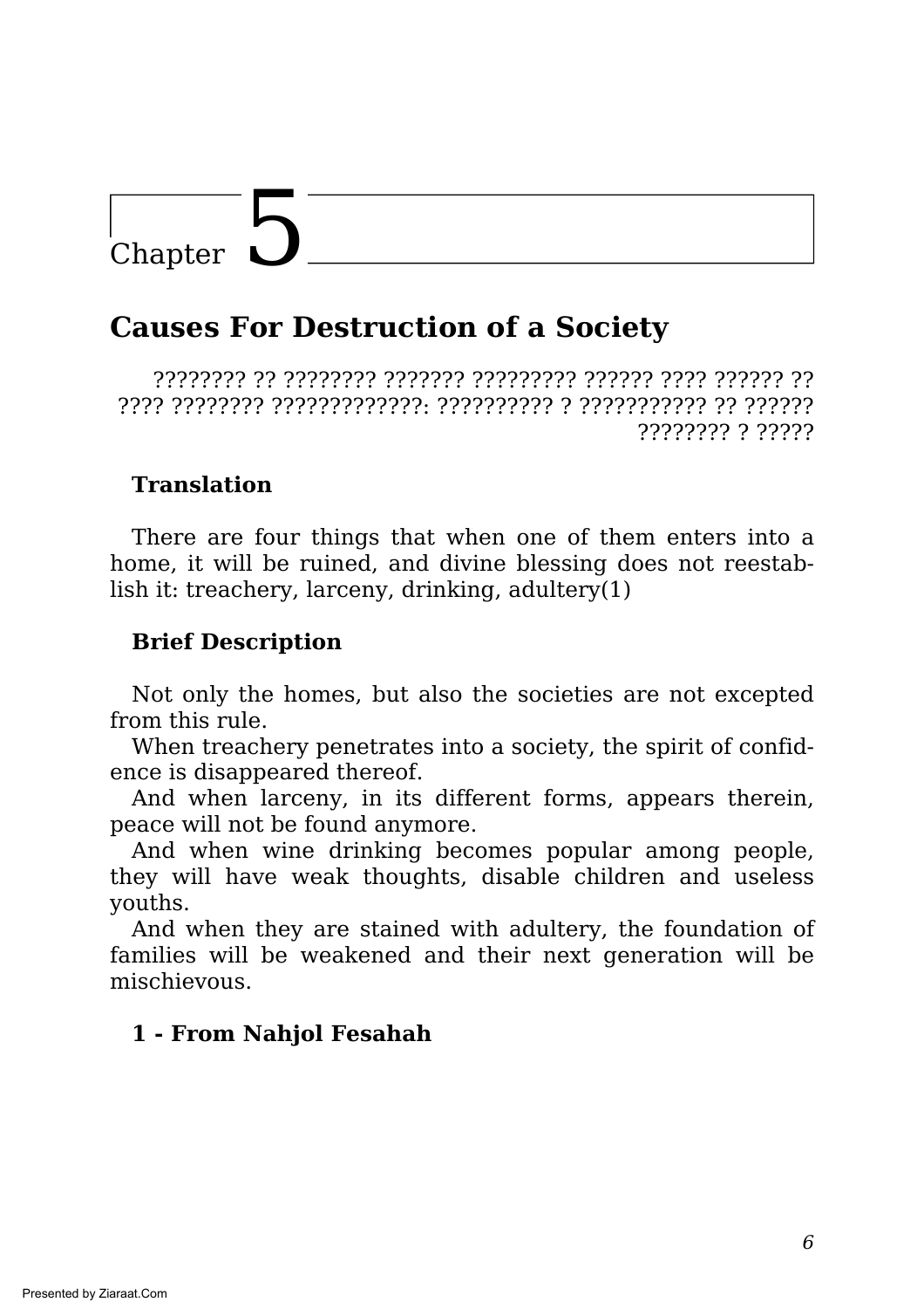# Chapter 5

## Causes For Destruction of a Society

???????? ?? ???????? ??????? ????????? ?????? ???? ?????? ?? ???? ???????? ?????????????: ?????????? ? ??????????? ?? ?????? ???????? ? ?????

**Translation**

There are four things that when one of them enters into a home, it will be ruined, and divine blessing does not reestablish it: treachery, larceny, drinking, adultery(1)

**Brief Description**

Not only the homes, but also the societies are not excepted from this rule.

When treachery penetrates into a society, the spirit of confidence is disappeared thereof.

And when larceny, in its different forms, appears therein, peace will not be found anymore.

And when wine drinking becomes popular among people, they will have weak thoughts, disable children and useless youths.

And when they are stained with adultery, the foundation of families will be weakened and their next generation will be mischievous.

**1 - From Nahjol Fesahah**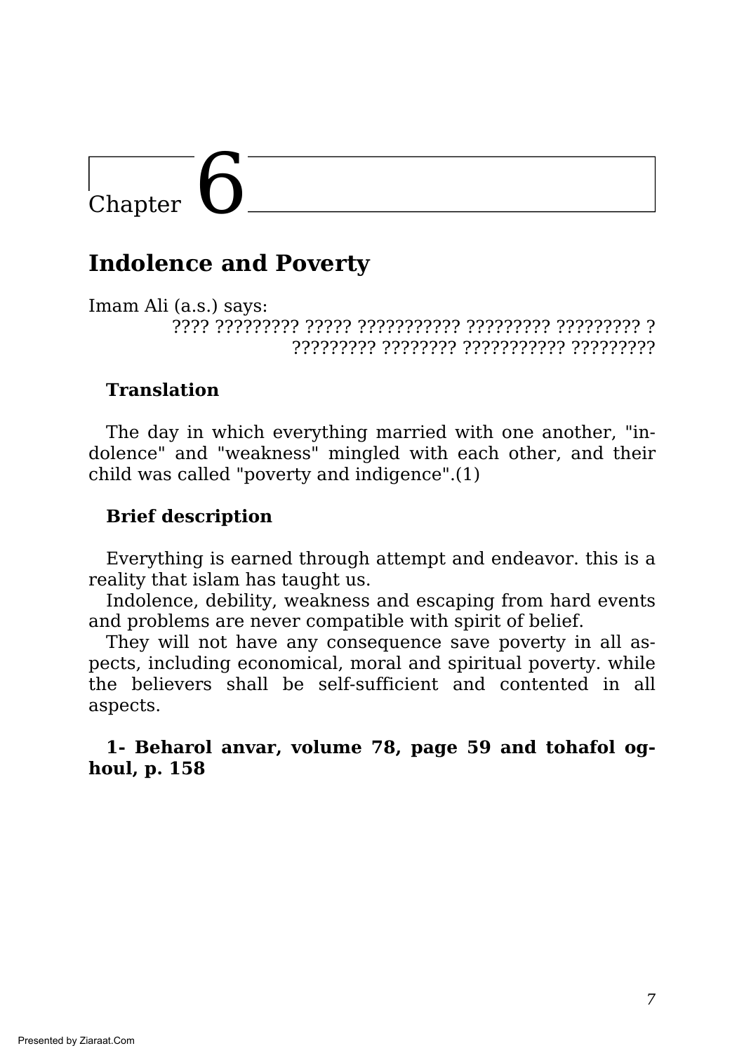# Chapter 6

## Indolence and Poverty

Imam Ali (a.s.) says:

???? ????????? ????? ??????????? ????????? ????????? ?
????????? ???????? ??????????? ?????????

**Translation**

The day in which everything married with one another, "indolence" and "weakness" mingled with each other, and their child was called "poverty and indigence".(1)

**Brief description**

Everything is earned through attempt and endeavor. this is a reality that islam has taught us.

Indolence, debility, weakness and escaping from hard events and problems are never compatible with spirit of belief.

They will not have any consequence save poverty in all aspects, including economical, moral and spiritual poverty. while the believers shall be self-sufficient and contented in all aspects.

**1- Beharol anvar, volume 78, page 59 and tohafol oghoul, p. 158**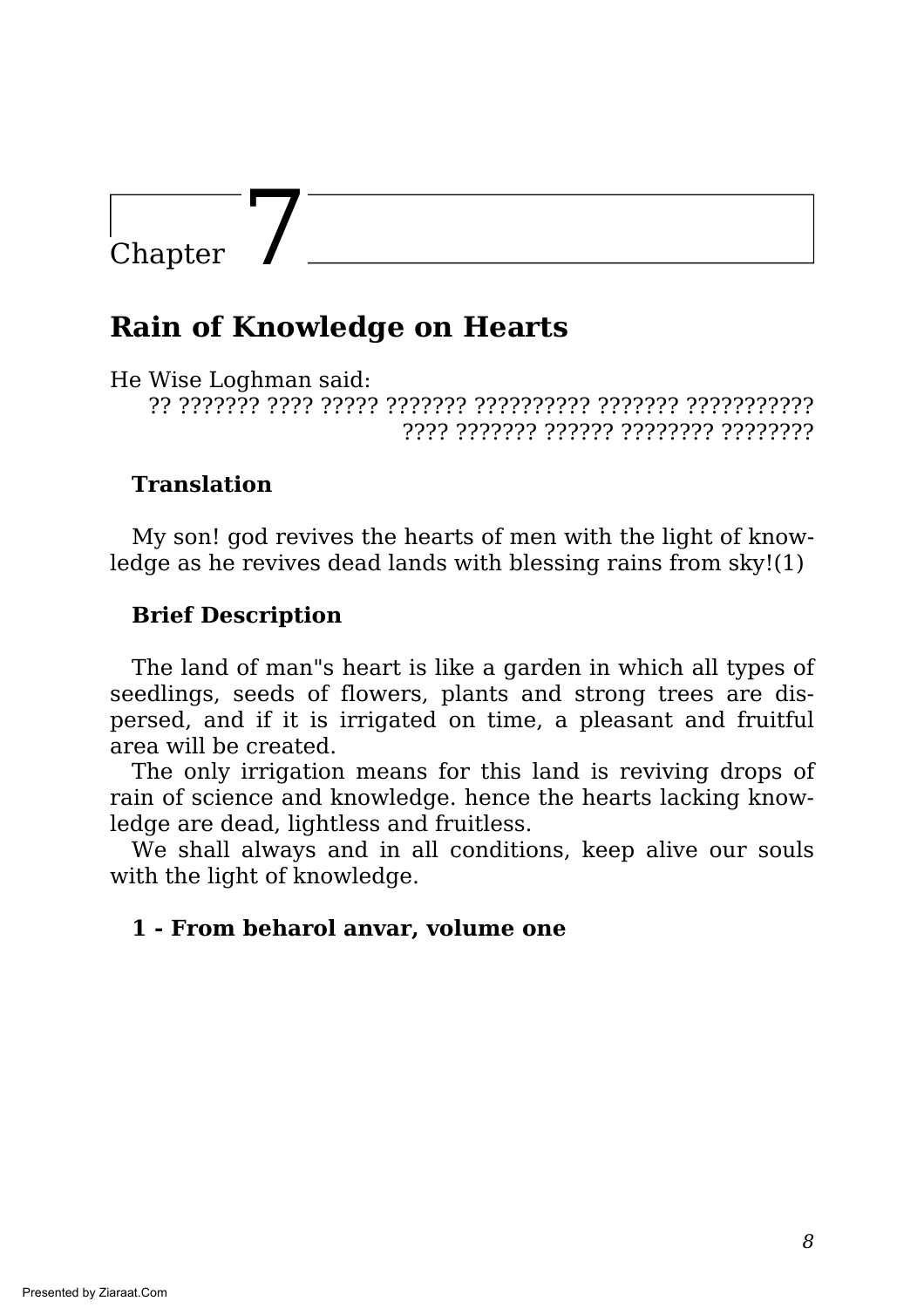# Chapter 7

## Rain of Knowledge on Hearts

He Wise Loghman said:

?? ??????? ???? ????? ??????? ?????????? ??????? ???????????
???? ??????? ?????? ???????? ????????

### Translation

My son! god revives the hearts of men with the light of knowledge as he revives dead lands with blessing rains from sky!(1)

### Brief Description

The land of man"s heart is like a garden in which all types of seedlings, seeds of flowers, plants and strong trees are dispersed, and if it is irrigated on time, a pleasant and fruitful area will be created.

The only irrigation means for this land is reviving drops of rain of science and knowledge. hence the hearts lacking knowledge are dead, lightless and fruitless.

We shall always and in all conditions, keep alive our souls with the light of knowledge.

**1 - From beharol anvar, volume one**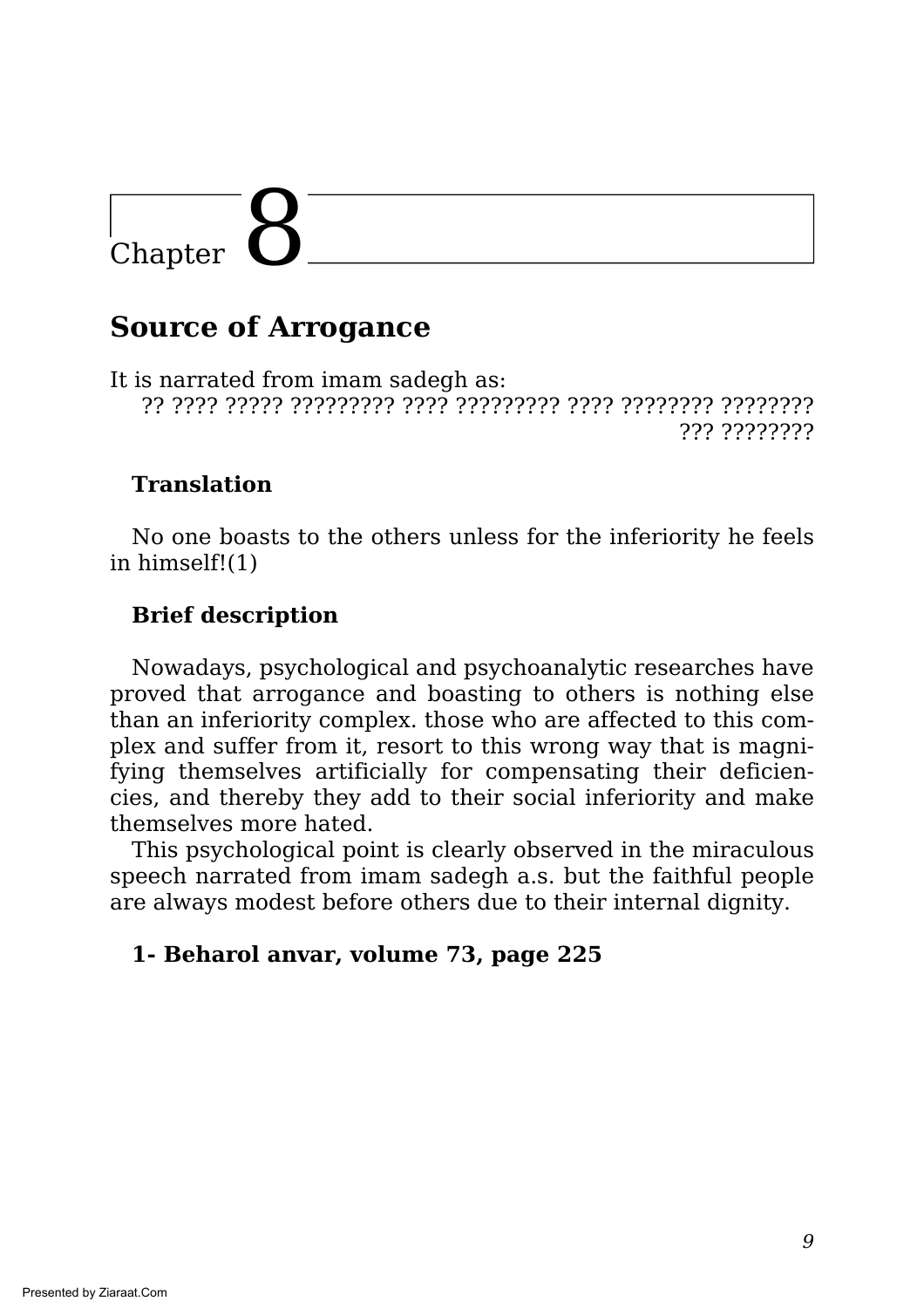# Chapter 8

## Source of Arrogance

It is narrated from imam sadegh as:

?? ???? ????? ????????? ???? ????????? ???? ???????? ???????? ??? ????????

### Translation

No one boasts to the others unless for the inferiority he feels in himself!(1)

### Brief description

Nowadays, psychological and psychoanalytic researches have proved that arrogance and boasting to others is nothing else than an inferiority complex. those who are affected to this complex and suffer from it, resort to this wrong way that is magnifying themselves artificially for compensating their deficiencies, and thereby they add to their social inferiority and make themselves more hated.

This psychological point is clearly observed in the miraculous speech narrated from imam sadegh a.s. but the faithful people are always modest before others due to their internal dignity.

**1- Beharol anvar, volume 73, page 225**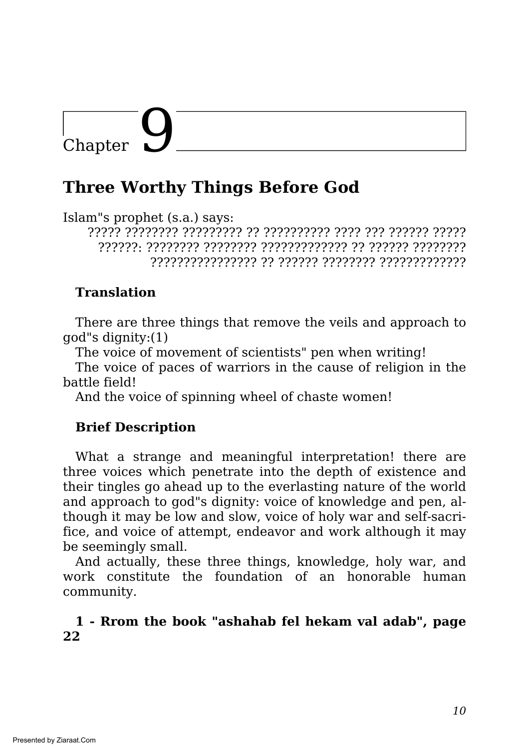# Chapter 9

## Three Worthy Things Before God

Islam"s prophet (s.a.) says:

????? ???????? ????????? ?? ?????????? ???? ??? ?????? ????? ??????: ???????? ???????? ????????????? ?? ?????? ???????? ???????????????? ?? ?????? ???????? ?????????????

**Translation**

There are three things that remove the veils and approach to god"s dignity:(1)

The voice of movement of scientists" pen when writing!

The voice of paces of warriors in the cause of religion in the battle field!

And the voice of spinning wheel of chaste women!

**Brief Description**

What a strange and meaningful interpretation! there are three voices which penetrate into the depth of existence and their tingles go ahead up to the everlasting nature of the world and approach to god"s dignity: voice of knowledge and pen, although it may be low and slow, voice of holy war and self-sacrifice, and voice of attempt, endeavor and work although it may be seemingly small.

And actually, these three things, knowledge, holy war, and work constitute the foundation of an honorable human community.

**1 - Rrom the book "ashahab fel hekam val adab", page 22**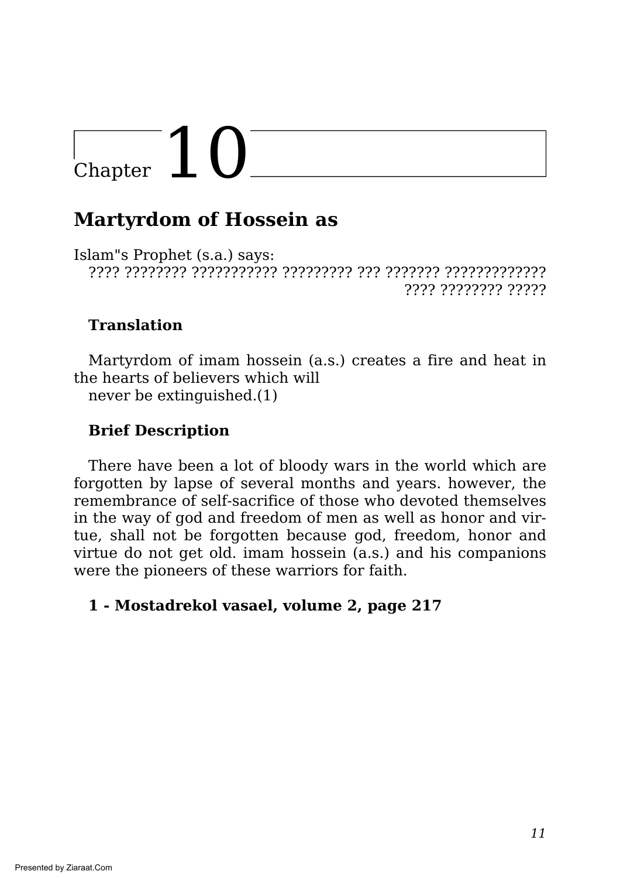# Chapter 10

## Martyrdom of Hossein as

Islam"s Prophet (s.a.) says:

???? ???????? ??????????? ????????? ??? ??????? ????????????? ???? ???????? ?????

**Translation**

Martyrdom of imam hossein (a.s.) creates a fire and heat in the hearts of believers which will
never be extinguished.(1)

**Brief Description**

There have been a lot of bloody wars in the world which are forgotten by lapse of several months and years. however, the remembrance of self-sacrifice of those who devoted themselves in the way of god and freedom of men as well as honor and virtue, shall not be forgotten because god, freedom, honor and virtue do not get old. imam hossein (a.s.) and his companions were the pioneers of these warriors for faith.

**1 - Mostadrekol vasael, volume 2, page 217**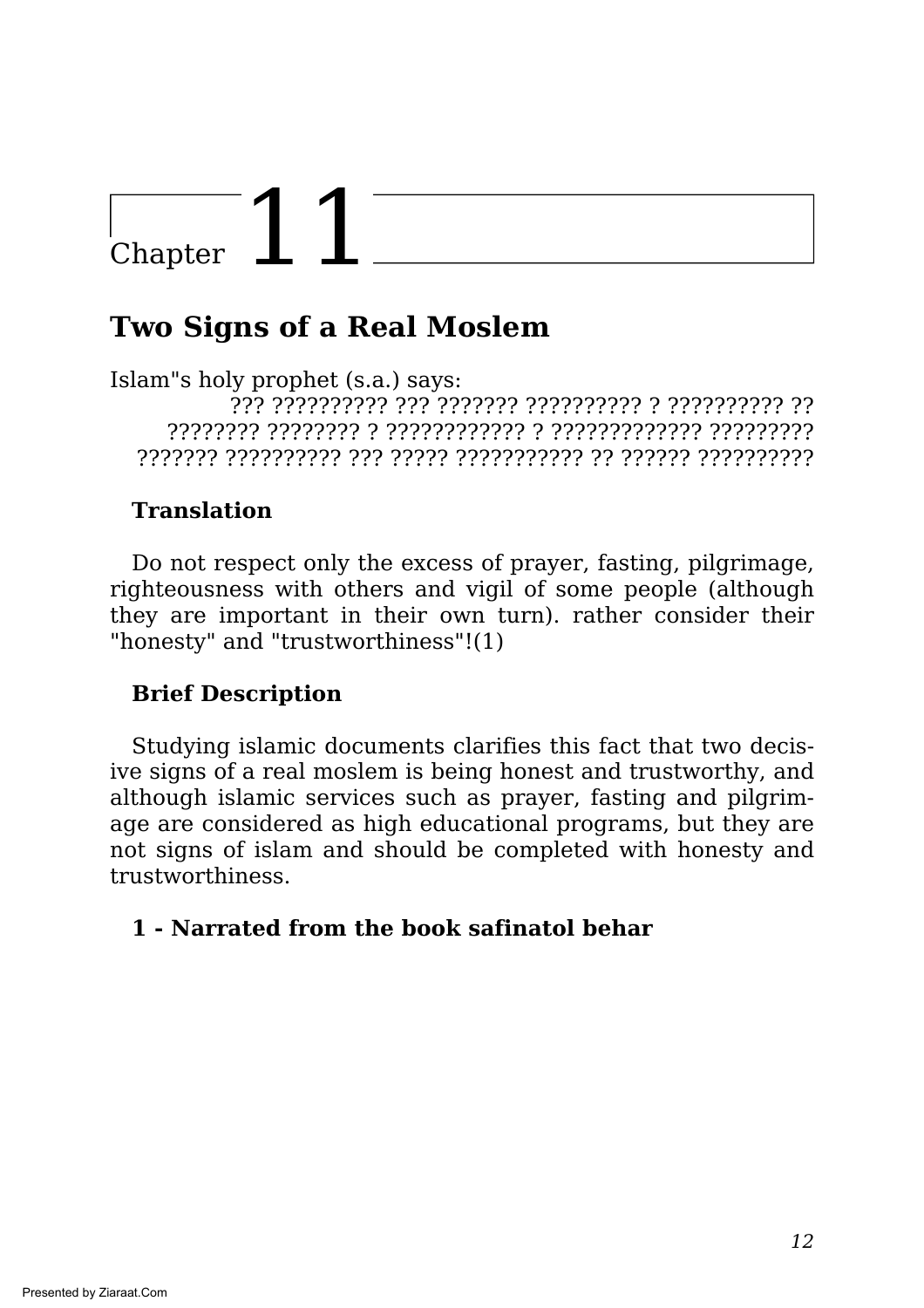# Chapter 11

## Two Signs of a Real Moslem

Islam"s holy prophet (s.a.) says:

??? ?????????? ??? ??????? ?????????? ? ?????????? ?? ???????? ???????? ? ???????????? ? ????????????? ????????? ??????? ?????????? ??? ????? ??????????? ?? ?????? ??????????

### Translation

Do not respect only the excess of prayer, fasting, pilgrimage, righteousness with others and vigil of some people (although they are important in their own turn). rather consider their "honesty" and "trustworthiness"!(1)

### Brief Description

Studying islamic documents clarifies this fact that two decisive signs of a real moslem is being honest and trustworthy, and although islamic services such as prayer, fasting and pilgrimage are considered as high educational programs, but they are not signs of islam and should be completed with honesty and trustworthiness.

**1 - Narrated from the book safinatol behar**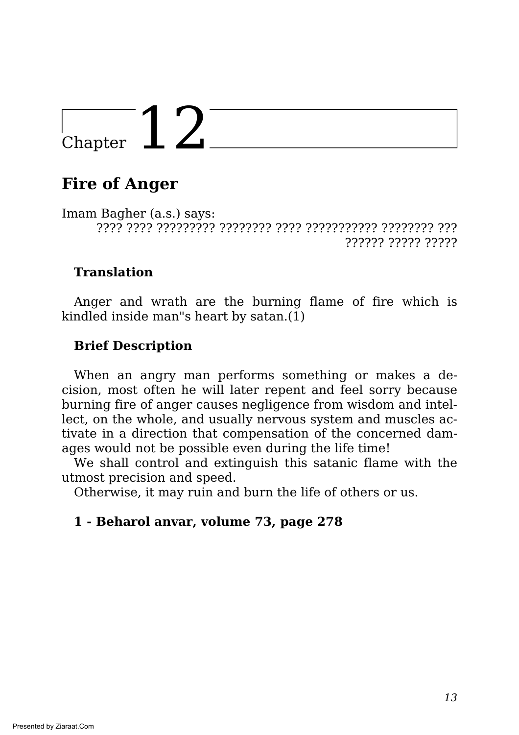# Chapter 12

## Fire of Anger

Imam Bagher (a.s.) says:

???? ???? ????????? ???????? ???? ??????????? ???????? ??? ?????? ????? ?????

### Translation

Anger and wrath are the burning flame of fire which is kindled inside man"s heart by satan.(1)

### Brief Description

When an angry man performs something or makes a decision, most often he will later repent and feel sorry because burning fire of anger causes negligence from wisdom and intellect, on the whole, and usually nervous system and muscles activate in a direction that compensation of the concerned damages would not be possible even during the life time!

We shall control and extinguish this satanic flame with the utmost precision and speed.

Otherwise, it may ruin and burn the life of others or us.

**1 - Beharol anvar, volume 73, page 278**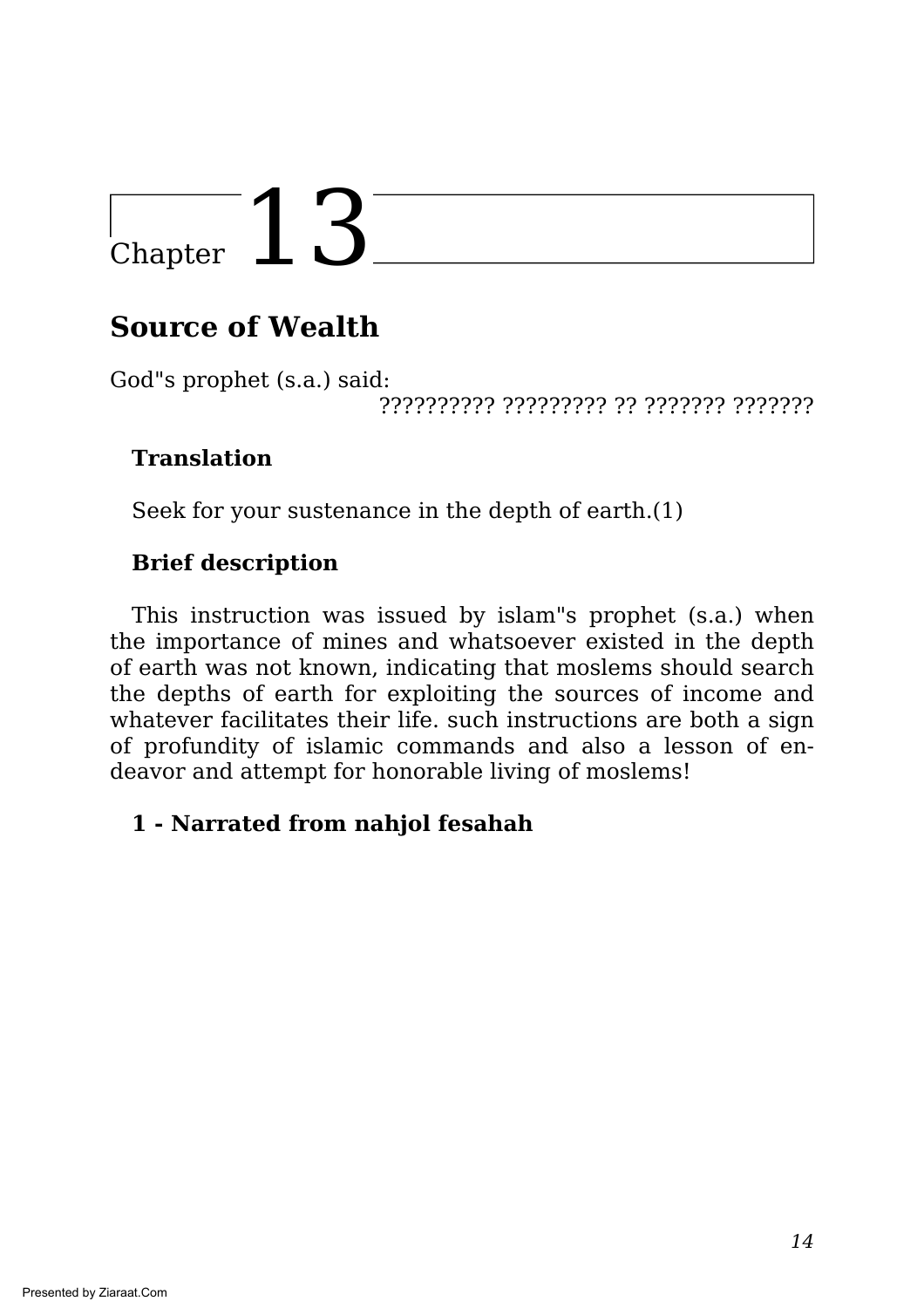# Chapter 13

## Source of Wealth

God"s prophet (s.a.) said:

?????????? ????????? ?? ??????? ???????

**Translation**

Seek for your sustenance in the depth of earth.(1)

**Brief description**

This instruction was issued by islam"s prophet (s.a.) when the importance of mines and whatsoever existed in the depth of earth was not known, indicating that moslems should search the depths of earth for exploiting the sources of income and whatever facilitates their life. such instructions are both a sign of profundity of islamic commands and also a lesson of endeavor and attempt for honorable living of moslems!

**1 - Narrated from nahjol fesahah**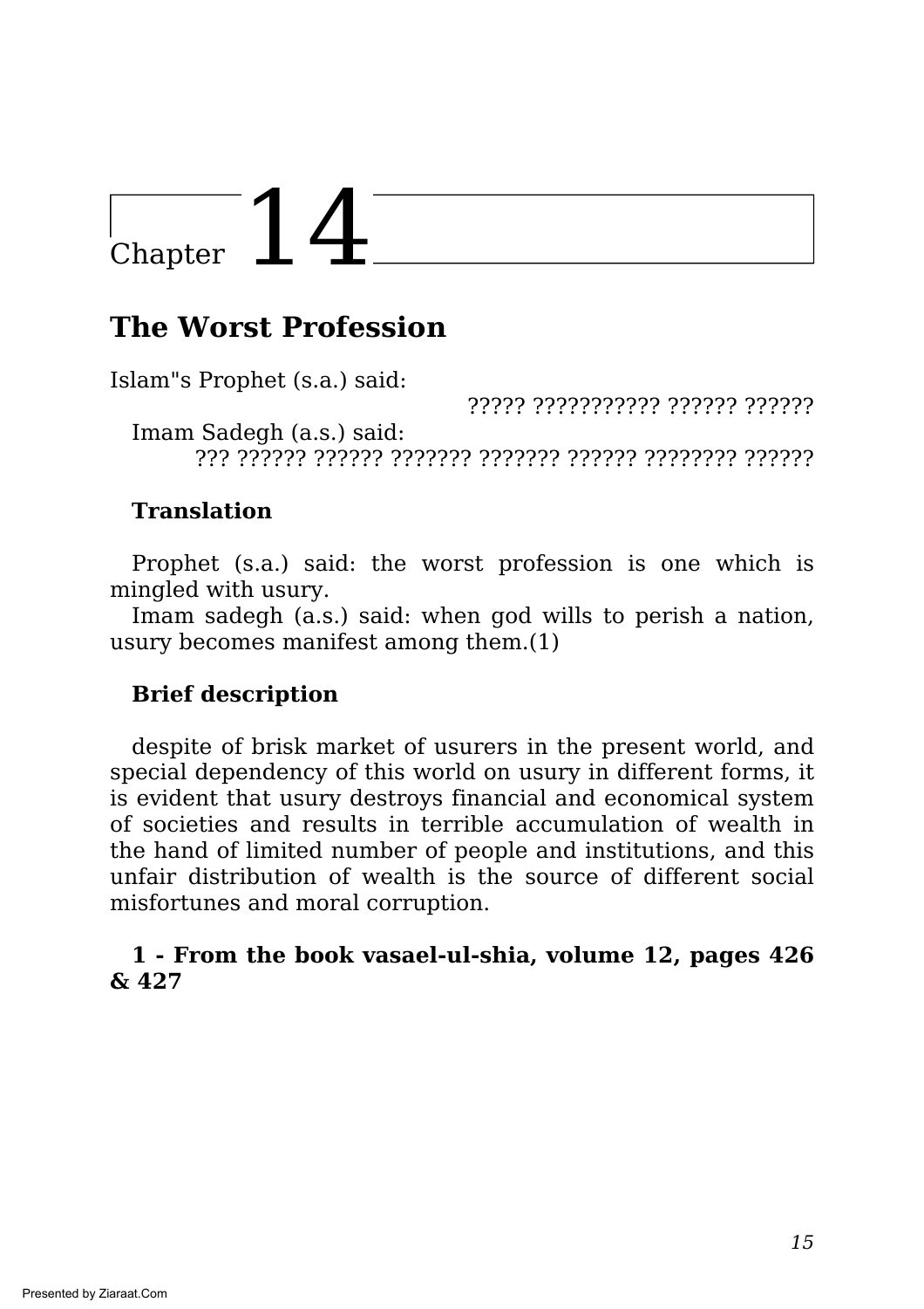# Chapter 14

## The Worst Profession

Islam"s Prophet (s.a.) said:

????? ??????????? ?????? ??????

Imam Sadegh (a.s.) said:

??? ?????? ?????? ??????? ??????? ?????? ???????? ??????

**Translation**

Prophet (s.a.) said: the worst profession is one which is mingled with usury.

Imam sadegh (a.s.) said: when god wills to perish a nation, usury becomes manifest among them.(1)

**Brief description**

despite of brisk market of usurers in the present world, and special dependency of this world on usury in different forms, it is evident that usury destroys financial and economical system of societies and results in terrible accumulation of wealth in the hand of limited number of people and institutions, and this unfair distribution of wealth is the source of different social misfortunes and moral corruption.

**1 - From the book vasael-ul-shia, volume 12, pages 426 & 427**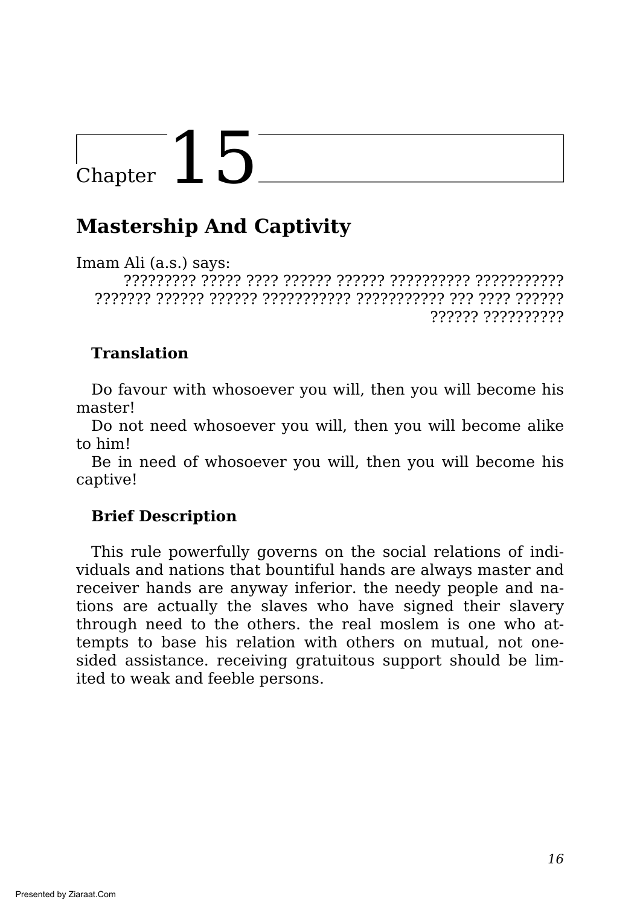# Chapter 15

## Mastership And Captivity

Imam Ali (a.s.) says:

????????? ????? ???? ?????? ?????? ?????????? ??????????? ??????? ?????? ?????? ??????????? ??????????? ??? ???? ?????? ?????? ??????????

**Translation**

Do favour with whosoever you will, then you will become his master!
Do not need whosoever you will, then you will become alike to him!
Be in need of whosoever you will, then you will become his captive!

**Brief Description**

This rule powerfully governs on the social relations of individuals and nations that bountiful hands are always master and receiver hands are anyway inferior. the needy people and nations are actually the slaves who have signed their slavery through need to the others. the real moslem is one who attempts to base his relation with others on mutual, not one-sided assistance. receiving gratuitous support should be limited to weak and feeble persons.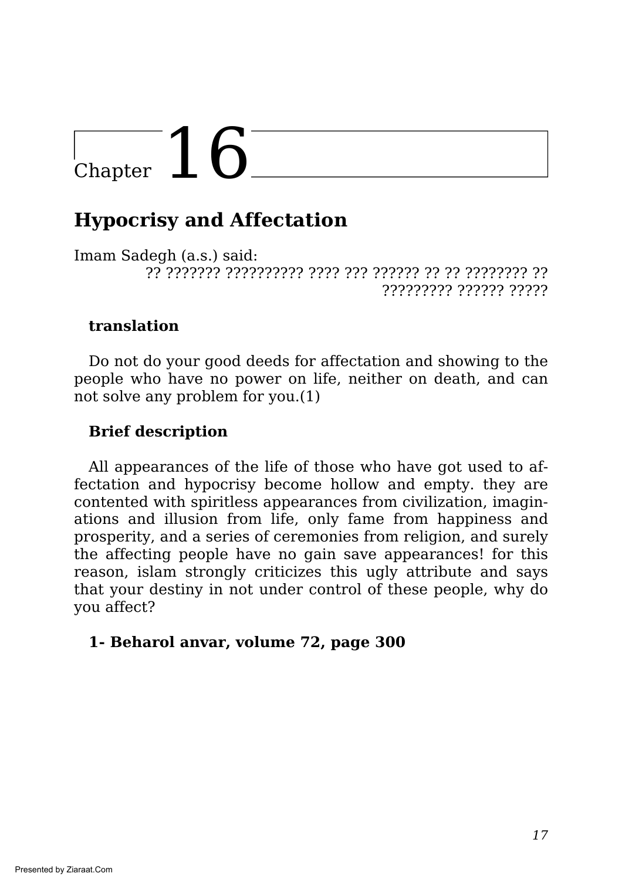# Chapter 16

## Hypocrisy and Affectation

Imam Sadegh (a.s.) said:

?? ??????? ?????????? ???? ??? ?????? ?? ?? ???????? ?? ????????? ?????? ?????

**translation**

Do not do your good deeds for affectation and showing to the people who have no power on life, neither on death, and can not solve any problem for you.(1)

**Brief description**

All appearances of the life of those who have got used to affectation and hypocrisy become hollow and empty. they are contented with spiritless appearances from civilization, imaginations and illusion from life, only fame from happiness and prosperity, and a series of ceremonies from religion, and surely the affecting people have no gain save appearances! for this reason, islam strongly criticizes this ugly attribute and says that your destiny in not under control of these people, why do you affect?

**1- Beharol anvar, volume 72, page 300**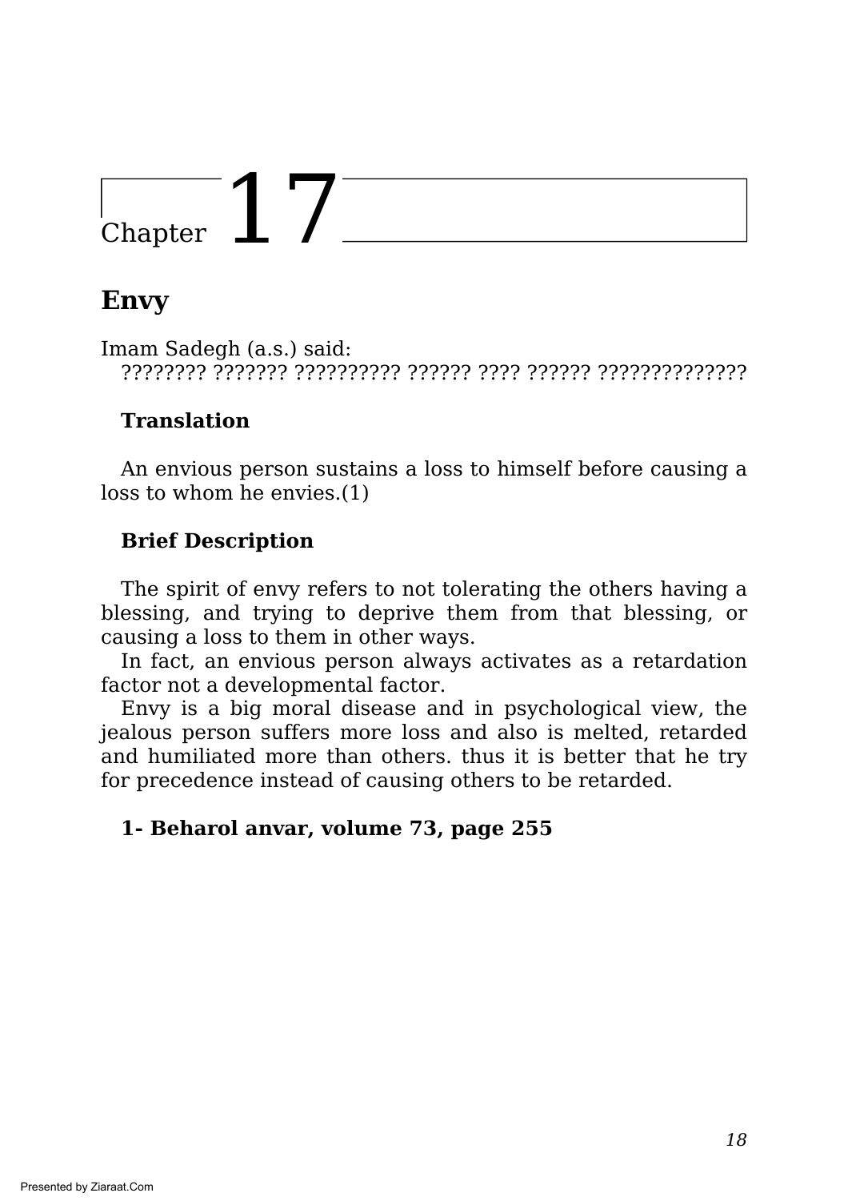# Chapter 17

## Envy

Imam Sadegh (a.s.) said:
???????? ??????? ?????????? ?????? ???? ?????? ??????????????

**Translation**

An envious person sustains a loss to himself before causing a loss to whom he envies.(1)

**Brief Description**

The spirit of envy refers to not tolerating the others having a blessing, and trying to deprive them from that blessing, or causing a loss to them in other ways.

In fact, an envious person always activates as a retardation factor not a developmental factor.

Envy is a big moral disease and in psychological view, the jealous person suffers more loss and also is melted, retarded and humiliated more than others. thus it is better that he try for precedence instead of causing others to be retarded.

**1- Beharol anvar, volume 73, page 255**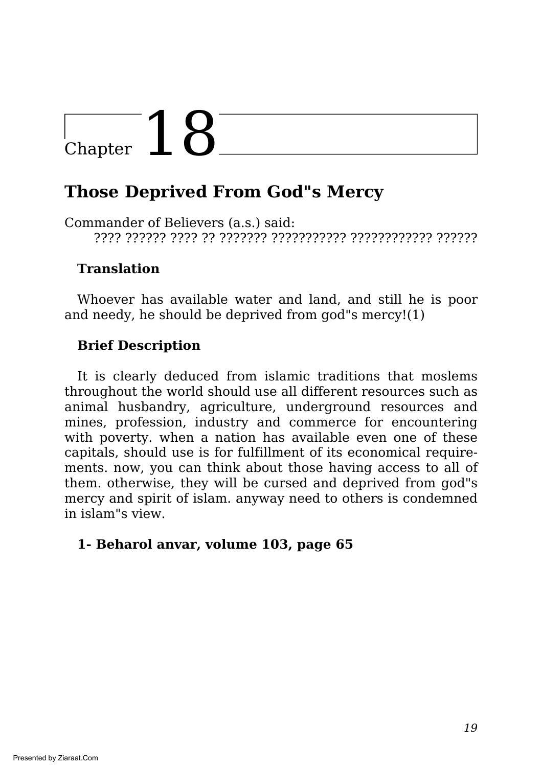# Chapter 18

## Those Deprived From God"s Mercy

Commander of Believers (a.s.) said:

???? ?????? ???? ?? ??????? ??????????? ???????????? ??????

### Translation

Whoever has available water and land, and still he is poor and needy, he should be deprived from god"s mercy!(1)

### Brief Description

It is clearly deduced from islamic traditions that moslems throughout the world should use all different resources such as animal husbandry, agriculture, underground resources and mines, profession, industry and commerce for encountering with poverty. when a nation has available even one of these capitals, should use is for fulfillment of its economical requirements. now, you can think about those having access to all of them. otherwise, they will be cursed and deprived from god"s mercy and spirit of islam. anyway need to others is condemned in islam"s view.

**1- Beharol anvar, volume 103, page 65**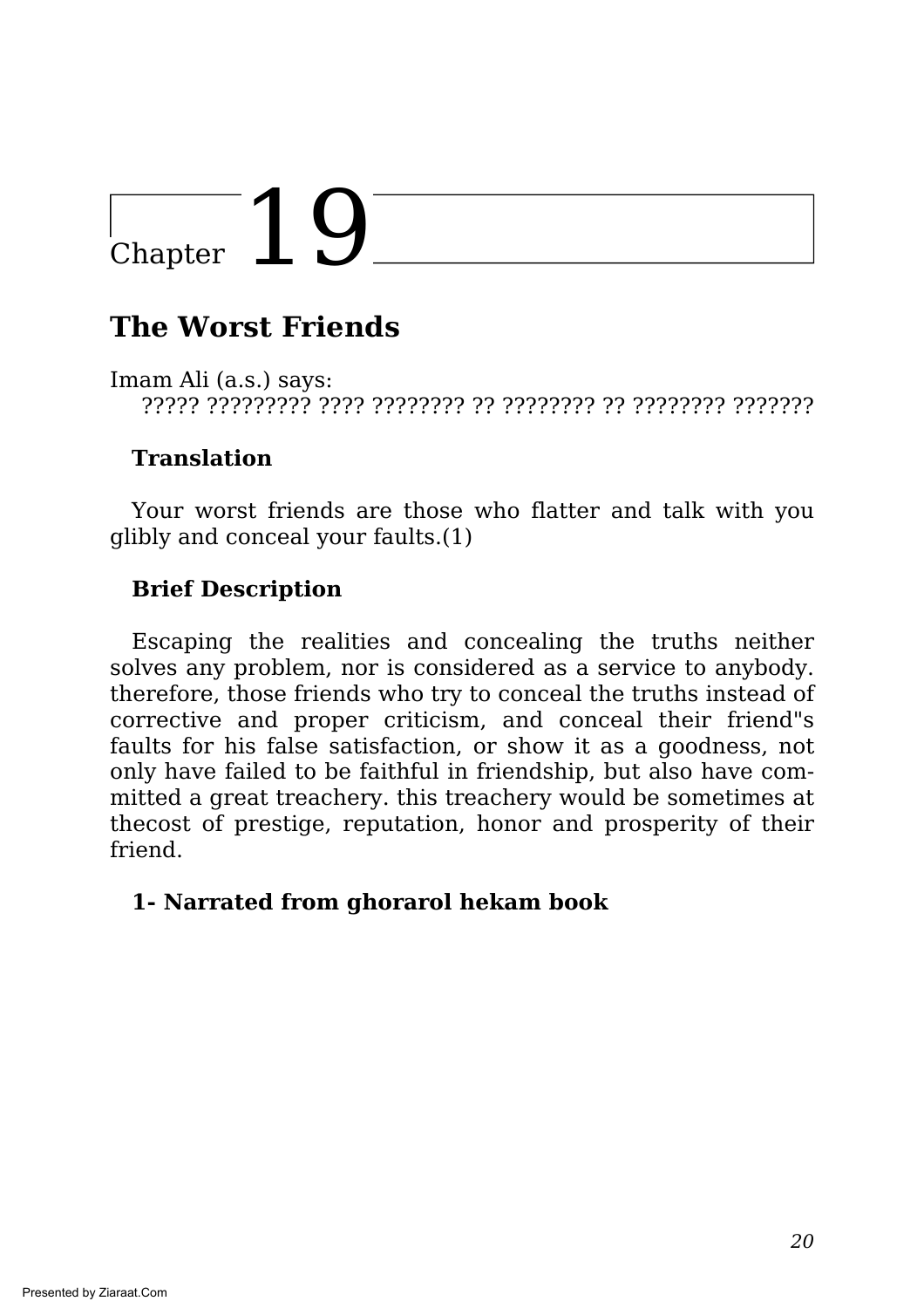# Chapter 19

## The Worst Friends

Imam Ali (a.s.) says:

????? ????????? ???? ???????? ?? ???????? ?? ???????? ???????

### Translation

Your worst friends are those who flatter and talk with you glibly and conceal your faults.(1)

### Brief Description

Escaping the realities and concealing the truths neither solves any problem, nor is considered as a service to anybody. therefore, those friends who try to conceal the truths instead of corrective and proper criticism, and conceal their friend"s faults for his false satisfaction, or show it as a goodness, not only have failed to be faithful in friendship, but also have committed a great treachery. this treachery would be sometimes at thecost of prestige, reputation, honor and prosperity of their friend.

**1- Narrated from ghorarol hekam book**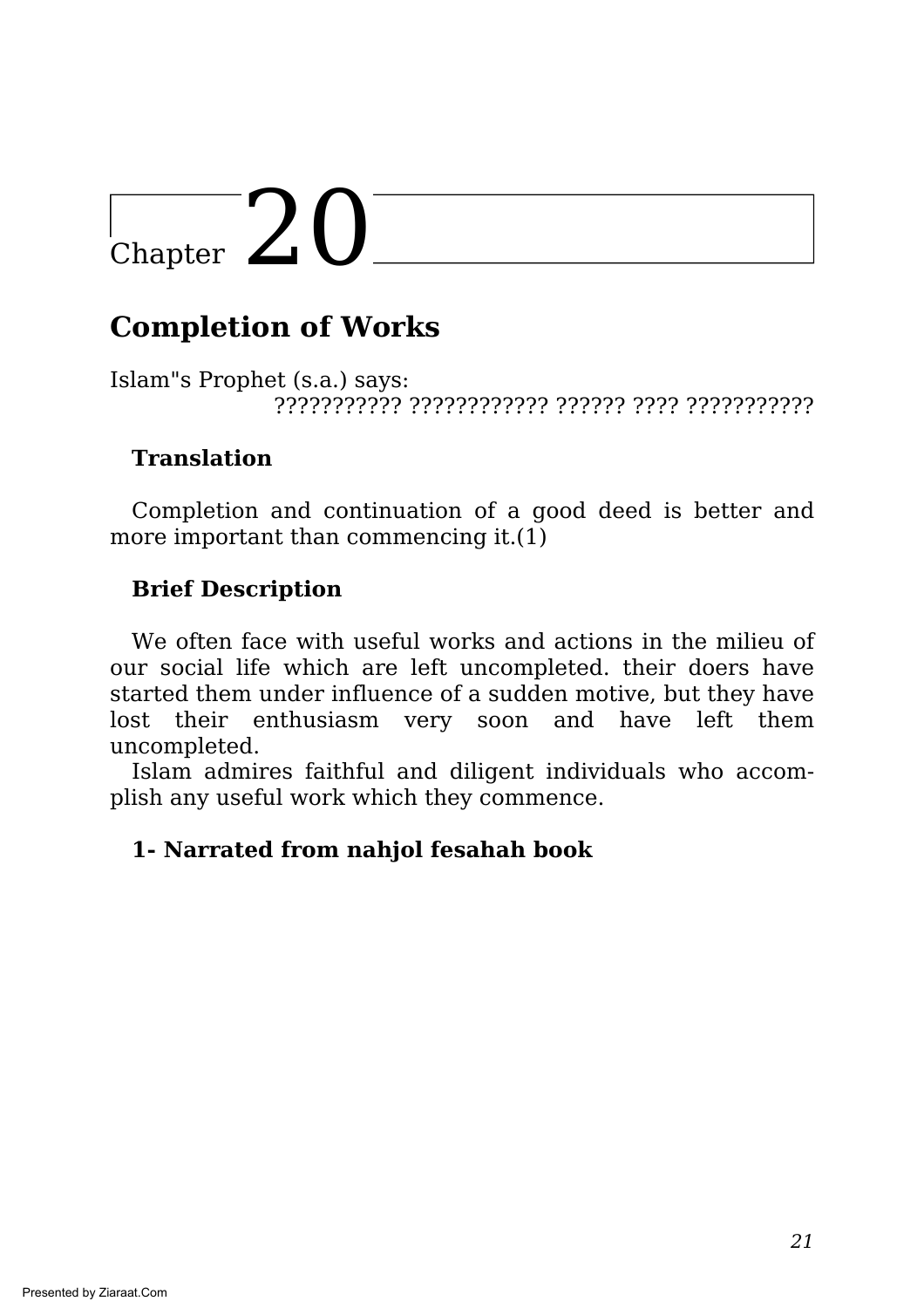# Chapter 20

## Completion of Works

Islam"s Prophet (s.a.) says:

??????????? ???????????? ?????? ???? ???????????

**Translation**

Completion and continuation of a good deed is better and more important than commencing it.(1)

**Brief Description**

We often face with useful works and actions in the milieu of our social life which are left uncompleted. their doers have started them under influence of a sudden motive, but they have lost their enthusiasm very soon and have left them uncompleted.

Islam admires faithful and diligent individuals who accomplish any useful work which they commence.

**1- Narrated from nahjol fesahah book**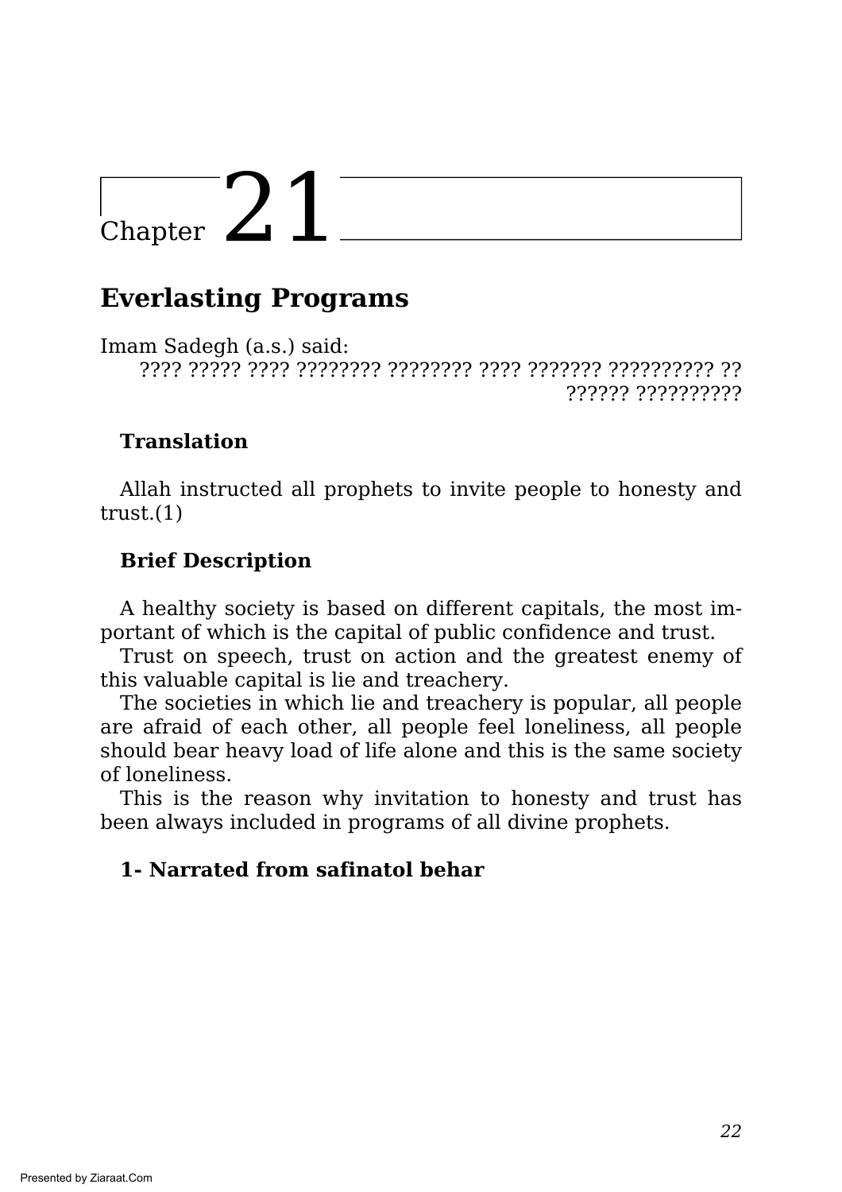# Chapter 21

## Everlasting Programs

Imam Sadegh (a.s.) said:

???? ????? ???? ???????? ???????? ???? ??????? ?????????? ?? ?????? ??????????

### Translation

Allah instructed all prophets to invite people to honesty and trust.(1)

### Brief Description

A healthy society is based on different capitals, the most important of which is the capital of public confidence and trust.

Trust on speech, trust on action and the greatest enemy of this valuable capital is lie and treachery.

The societies in which lie and treachery is popular, all people are afraid of each other, all people feel loneliness, all people should bear heavy load of life alone and this is the same society of loneliness.

This is the reason why invitation to honesty and trust has been always included in programs of all divine prophets.

**1- Narrated from safinatol behar**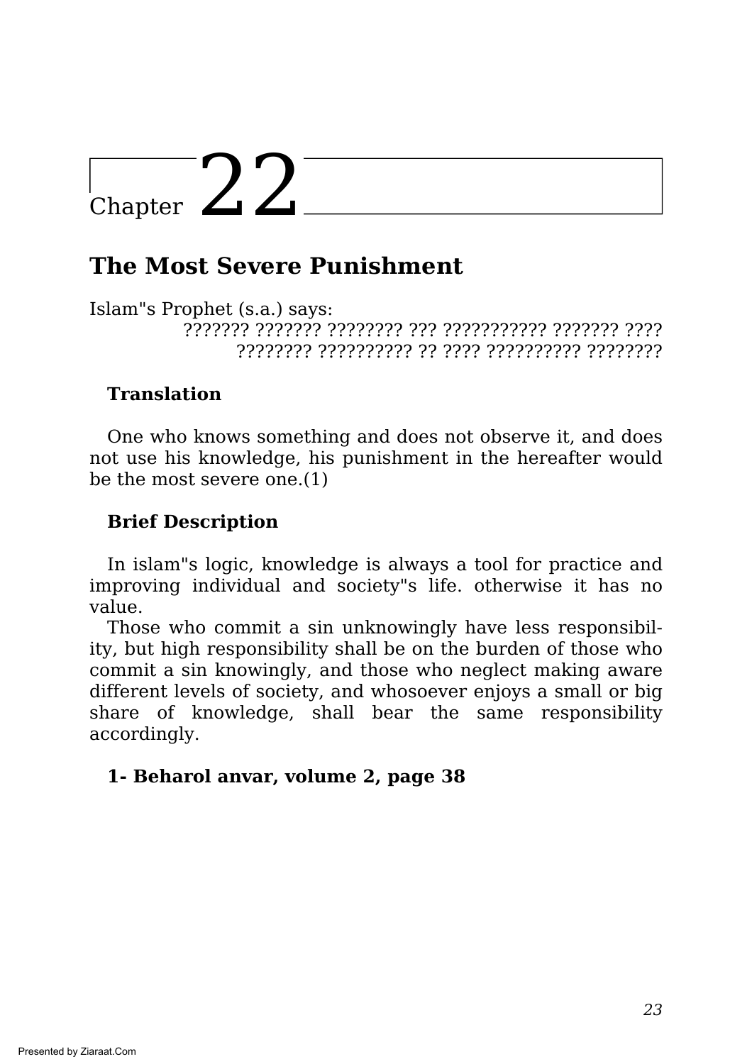# Chapter 22

## The Most Severe Punishment

Islam"s Prophet (s.a.) says:

??????? ??????? ???????? ??? ??????????? ??????? ????
???????? ?????????? ?? ???? ?????????? ????????

**Translation**

One who knows something and does not observe it, and does not use his knowledge, his punishment in the hereafter would be the most severe one.(1)

**Brief Description**

In islam"s logic, knowledge is always a tool for practice and improving individual and society"s life. otherwise it has no value.

Those who commit a sin unknowingly have less responsibility, but high responsibility shall be on the burden of those who commit a sin knowingly, and those who neglect making aware different levels of society, and whosoever enjoys a small or big share of knowledge, shall bear the same responsibility accordingly.

**1- Beharol anvar, volume 2, page 38**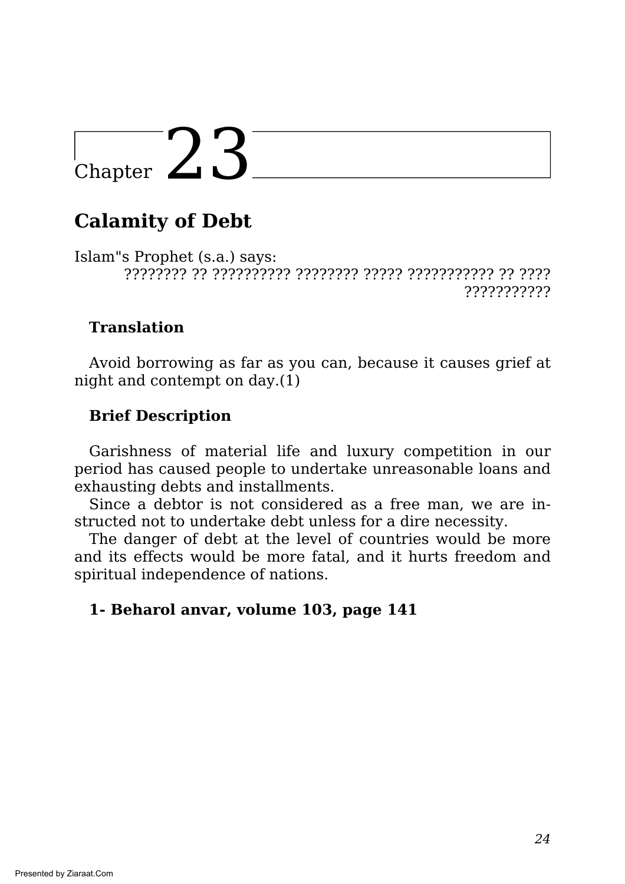# Chapter 23

## Calamity of Debt

Islam"s Prophet (s.a.) says:

???????? ?? ?????????? ???????? ????? ??????????? ?? ???? ???????????

**Translation**

Avoid borrowing as far as you can, because it causes grief at night and contempt on day.(1)

**Brief Description**

Garishness of material life and luxury competition in our period has caused people to undertake unreasonable loans and exhausting debts and installments.

Since a debtor is not considered as a free man, we are instructed not to undertake debt unless for a dire necessity.

The danger of debt at the level of countries would be more and its effects would be more fatal, and it hurts freedom and spiritual independence of nations.

**1- Beharol anvar, volume 103, page 141**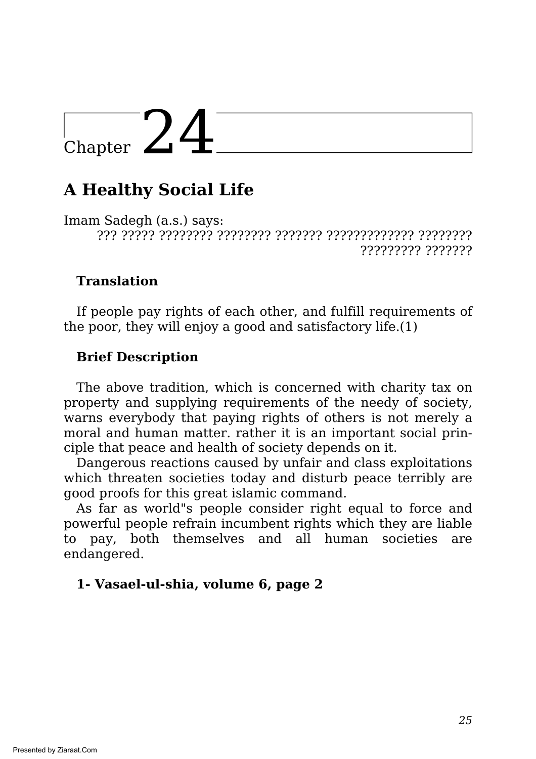# Chapter 24

## A Healthy Social Life

Imam Sadegh (a.s.) says:

??? ????? ???????? ???????? ??????? ????????????? ???????? ????????? ???????

**Translation**

If people pay rights of each other, and fulfill requirements of the poor, they will enjoy a good and satisfactory life.(1)

**Brief Description**

The above tradition, which is concerned with charity tax on property and supplying requirements of the needy of society, warns everybody that paying rights of others is not merely a moral and human matter. rather it is an important social principle that peace and health of society depends on it.

Dangerous reactions caused by unfair and class exploitations which threaten societies today and disturb peace terribly are good proofs for this great islamic command.

As far as world"s people consider right equal to force and powerful people refrain incumbent rights which they are liable to pay, both themselves and all human societies are endangered.

**1- Vasael-ul-shia, volume 6, page 2**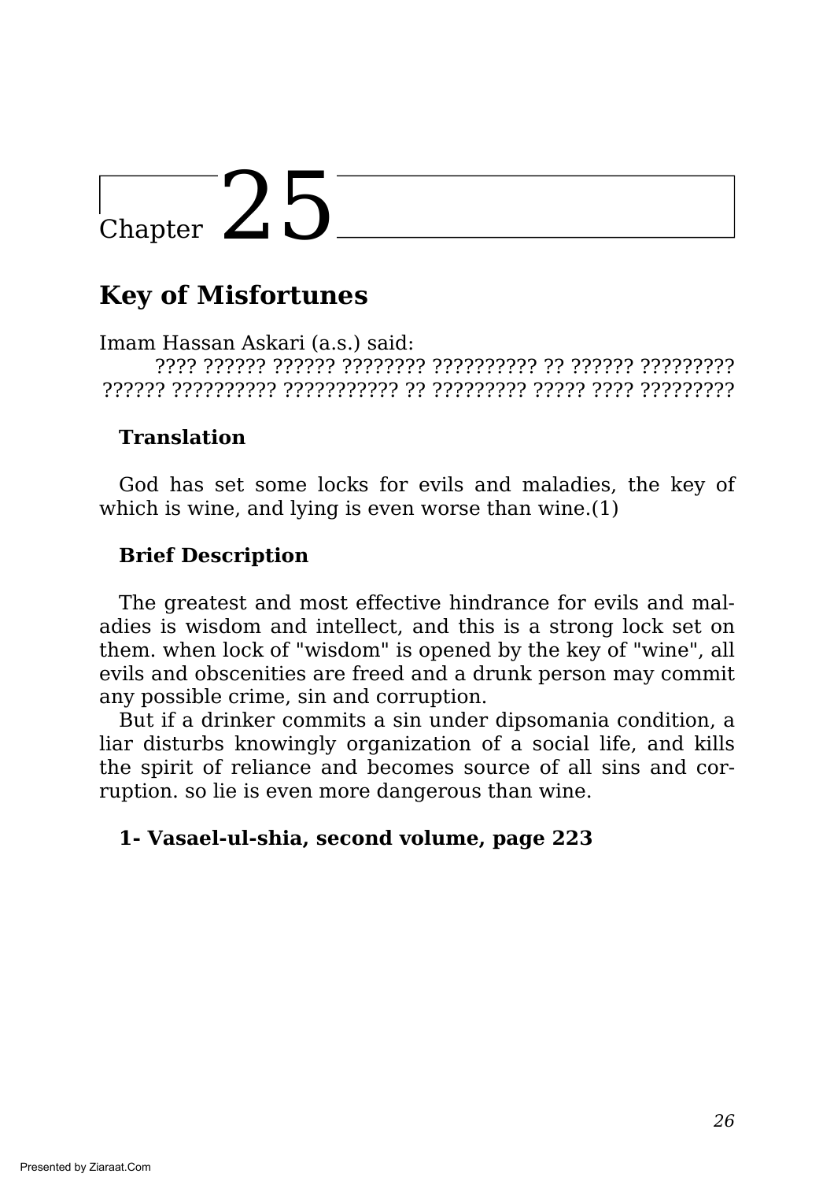# Chapter 25

## Key of Misfortunes

Imam Hassan Askari (a.s.) said:

???? ?????? ?????? ???????? ?????????? ?? ?????? ????????? ?????? ?????????? ??????????? ?? ????????? ????? ???? ?????????

**Translation**

God has set some locks for evils and maladies, the key of which is wine, and lying is even worse than wine.(1)

**Brief Description**

The greatest and most effective hindrance for evils and maladies is wisdom and intellect, and this is a strong lock set on them. when lock of "wisdom" is opened by the key of "wine", all evils and obscenities are freed and a drunk person may commit any possible crime, sin and corruption.

But if a drinker commits a sin under dipsomania condition, a liar disturbs knowingly organization of a social life, and kills the spirit of reliance and becomes source of all sins and corruption. so lie is even more dangerous than wine.

**1- Vasael-ul-shia, second volume, page 223**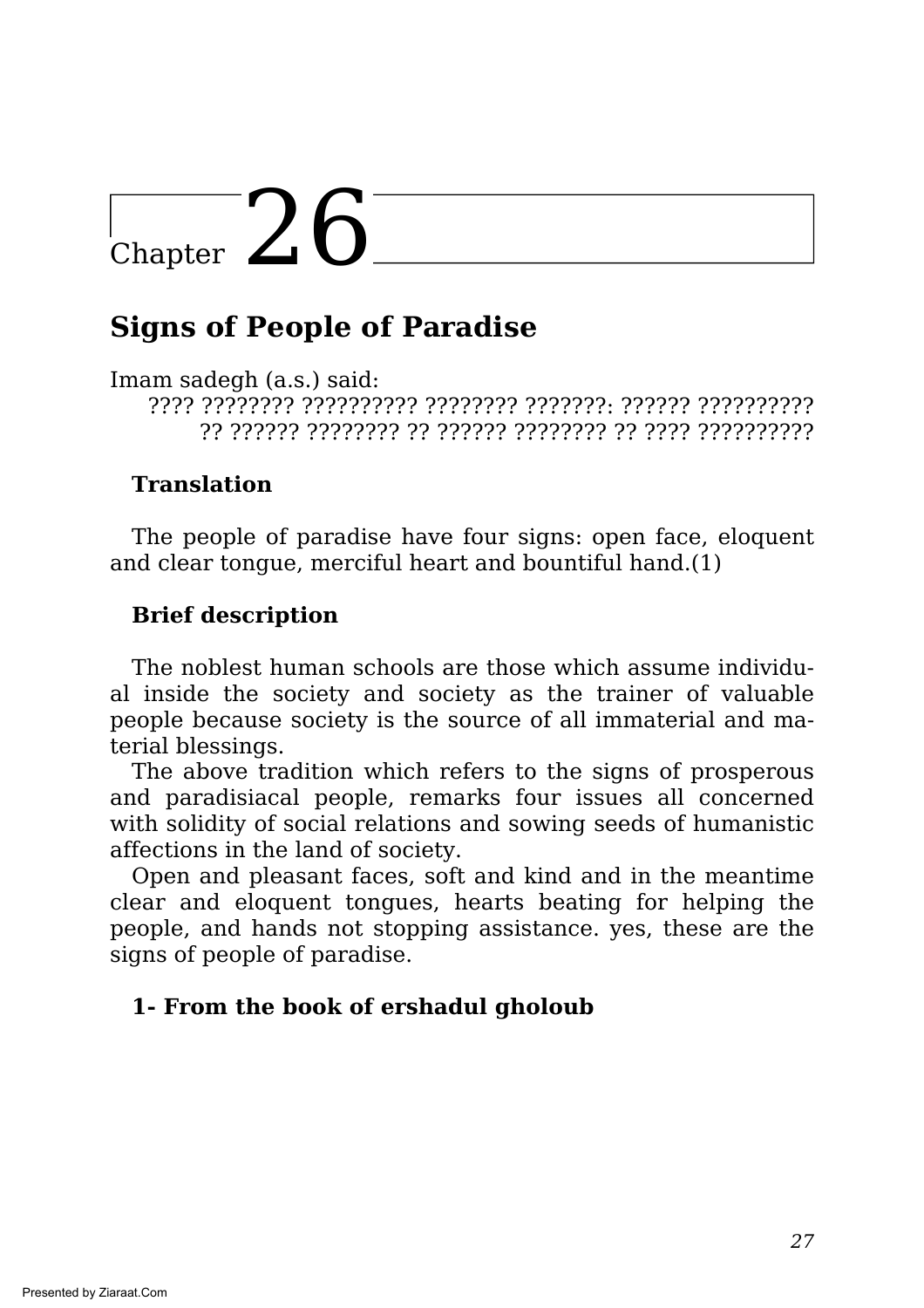# Chapter 26

## Signs of People of Paradise

Imam sadegh (a.s.) said:

???? ???????? ?????????? ???????? ???????: ?????? ?????????? ?? ?????? ???????? ?? ?????? ???????? ?? ???? ??????????

### Translation

The people of paradise have four signs: open face, eloquent and clear tongue, merciful heart and bountiful hand.(1)

### Brief description

The noblest human schools are those which assume individual inside the society and society as the trainer of valuable people because society is the source of all immaterial and material blessings.

The above tradition which refers to the signs of prosperous and paradisiacal people, remarks four issues all concerned with solidity of social relations and sowing seeds of humanistic affections in the land of society.

Open and pleasant faces, soft and kind and in the meantime clear and eloquent tongues, hearts beating for helping the people, and hands not stopping assistance. yes, these are the signs of people of paradise.

**1- From the book of ershadul gholoub**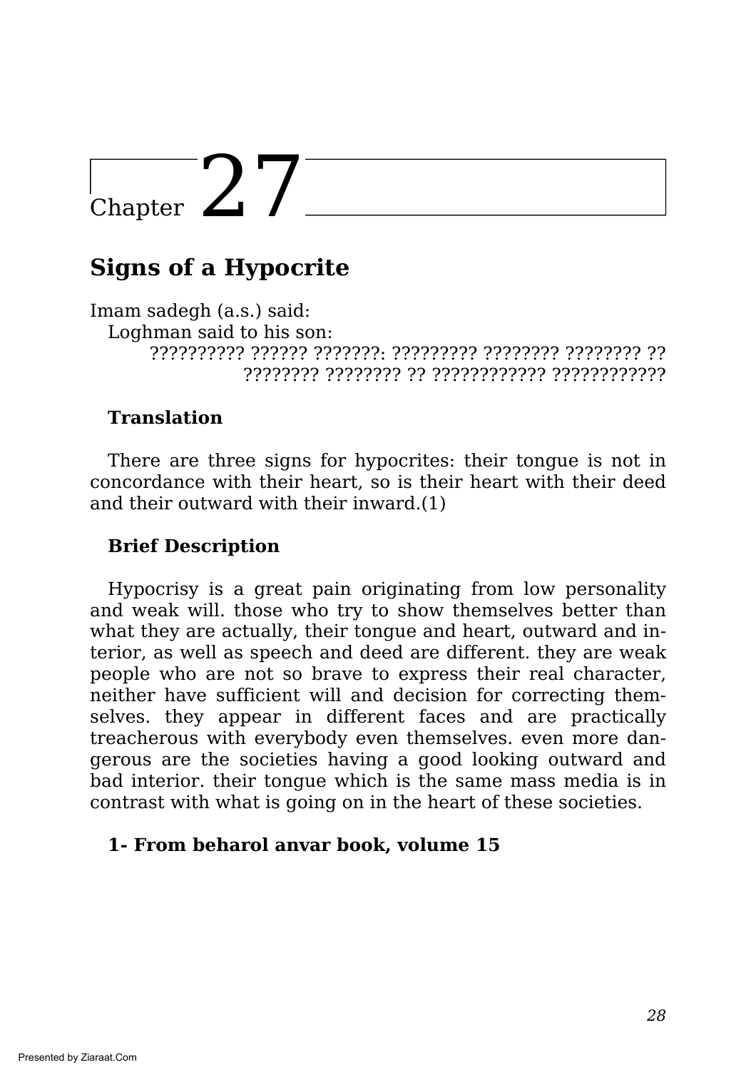# Chapter 27

## Signs of a Hypocrite

Imam sadegh (a.s.) said:

Loghman said to his son:

?????????? ?????? ???????: ????????? ???????? ???????? ?? ???????? ???????? ?? ???????????? ????????????

**Translation**

There are three signs for hypocrites: their tongue is not in concordance with their heart, so is their heart with their deed and their outward with their inward.(1)

**Brief Description**

Hypocrisy is a great pain originating from low personality and weak will. those who try to show themselves better than what they are actually, their tongue and heart, outward and interior, as well as speech and deed are different. they are weak people who are not so brave to express their real character, neither have sufficient will and decision for correcting themselves. they appear in different faces and are practically treacherous with everybody even themselves. even more dangerous are the societies having a good looking outward and bad interior. their tongue which is the same mass media is in contrast with what is going on in the heart of these societies.

**1- From beharol anvar book, volume 15**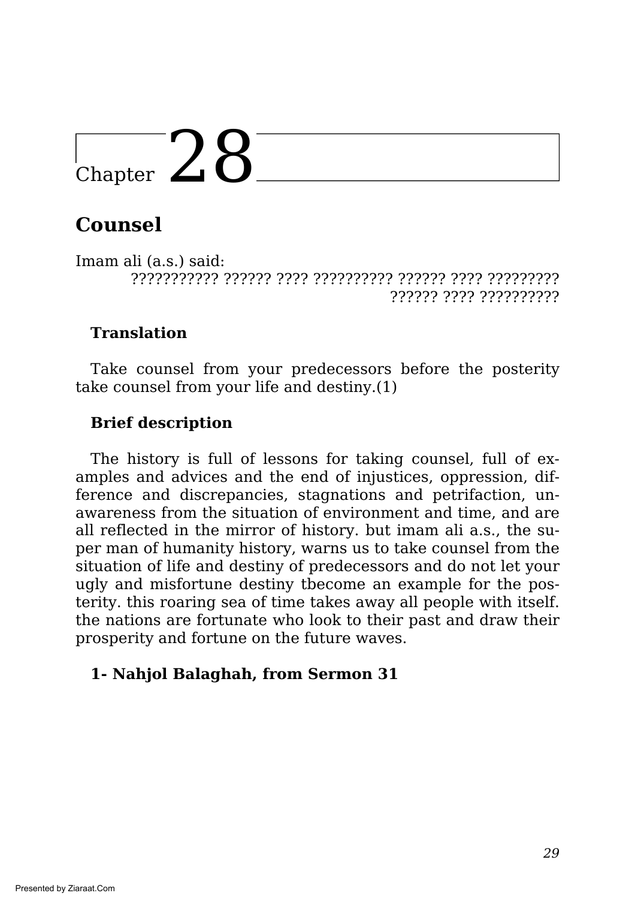# Chapter 28

## Counsel

Imam ali (a.s.) said:

??????????? ?????? ???? ?????????? ?????? ???? ????????? ?????? ???? ??????????

### Translation

Take counsel from your predecessors before the posterity take counsel from your life and destiny.(1)

### Brief description

The history is full of lessons for taking counsel, full of examples and advices and the end of injustices, oppression, difference and discrepancies, stagnations and petrifaction, unawareness from the situation of environment and time, and are all reflected in the mirror of history. but imam ali a.s., the super man of humanity history, warns us to take counsel from the situation of life and destiny of predecessors and do not let your ugly and misfortune destiny tbecome an example for the posterity. this roaring sea of time takes away all people with itself. the nations are fortunate who look to their past and draw their prosperity and fortune on the future waves.

**1- Nahjol Balaghah, from Sermon 31**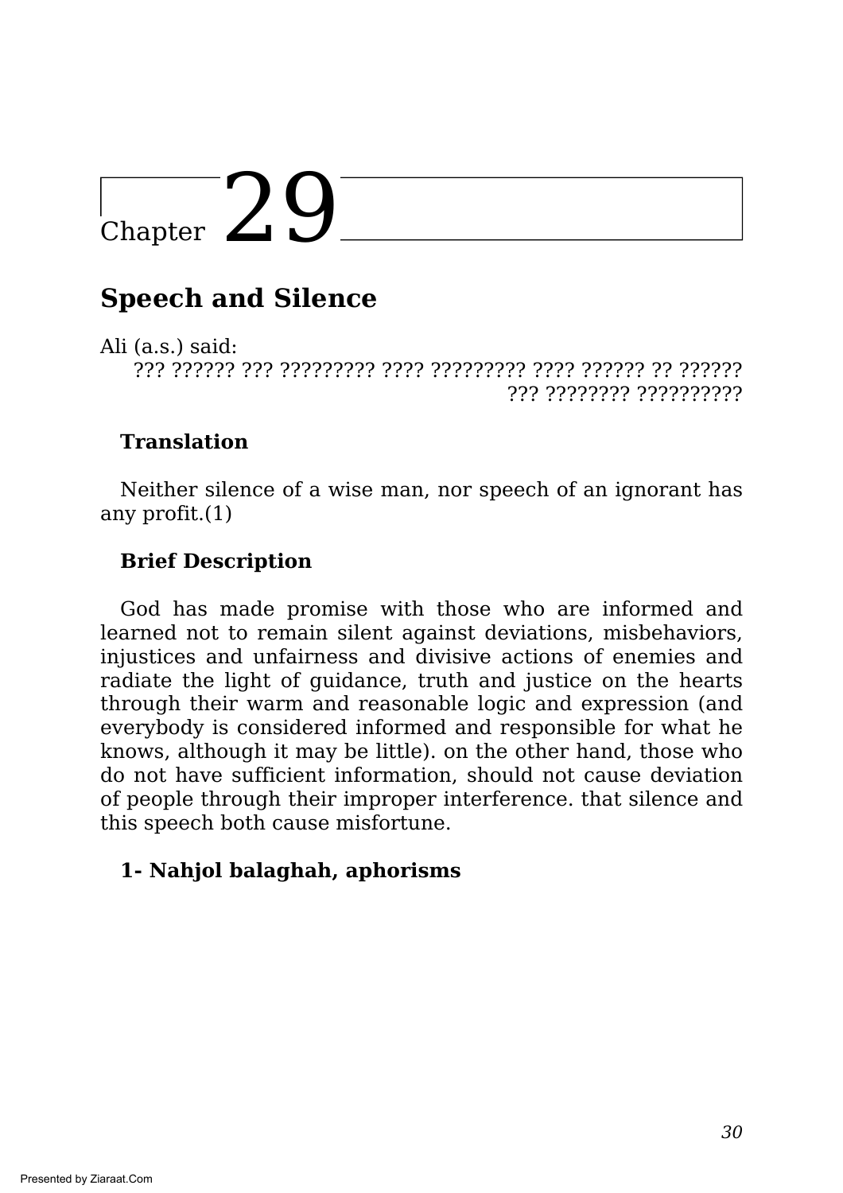# Chapter 29

## Speech and Silence

Ali (a.s.) said:

??? ?????? ??? ????????? ???? ????????? ???? ?????? ?? ?????? ??? ???????? ??????????

**Translation**

Neither silence of a wise man, nor speech of an ignorant has any profit.(1)

**Brief Description**

God has made promise with those who are informed and learned not to remain silent against deviations, misbehaviors, injustices and unfairness and divisive actions of enemies and radiate the light of guidance, truth and justice on the hearts through their warm and reasonable logic and expression (and everybody is considered informed and responsible for what he knows, although it may be little). on the other hand, those who do not have sufficient information, should not cause deviation of people through their improper interference. that silence and this speech both cause misfortune.

**1- Nahjol balaghah, aphorisms**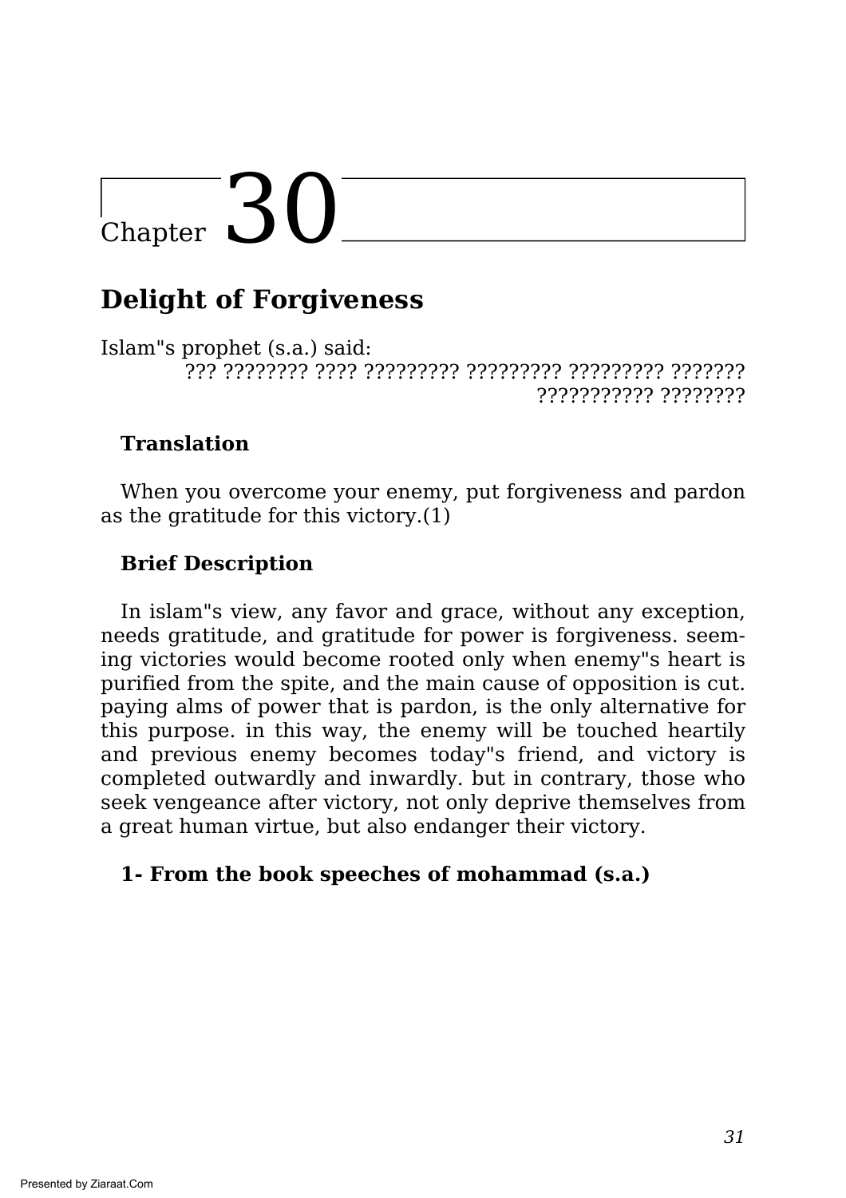# Chapter 30

## Delight of Forgiveness

Islam"s prophet (s.a.) said:

??? ???????? ???? ????????? ????????? ????????? ??????? ??????????? ????????

**Translation**

When you overcome your enemy, put forgiveness and pardon as the gratitude for this victory.(1)

**Brief Description**

In islam"s view, any favor and grace, without any exception, needs gratitude, and gratitude for power is forgiveness. seeming victories would become rooted only when enemy"s heart is purified from the spite, and the main cause of opposition is cut. paying alms of power that is pardon, is the only alternative for this purpose. in this way, the enemy will be touched heartily and previous enemy becomes today"s friend, and victory is completed outwardly and inwardly. but in contrary, those who seek vengeance after victory, not only deprive themselves from a great human virtue, but also endanger their victory.

**1- From the book speeches of mohammad (s.a.)**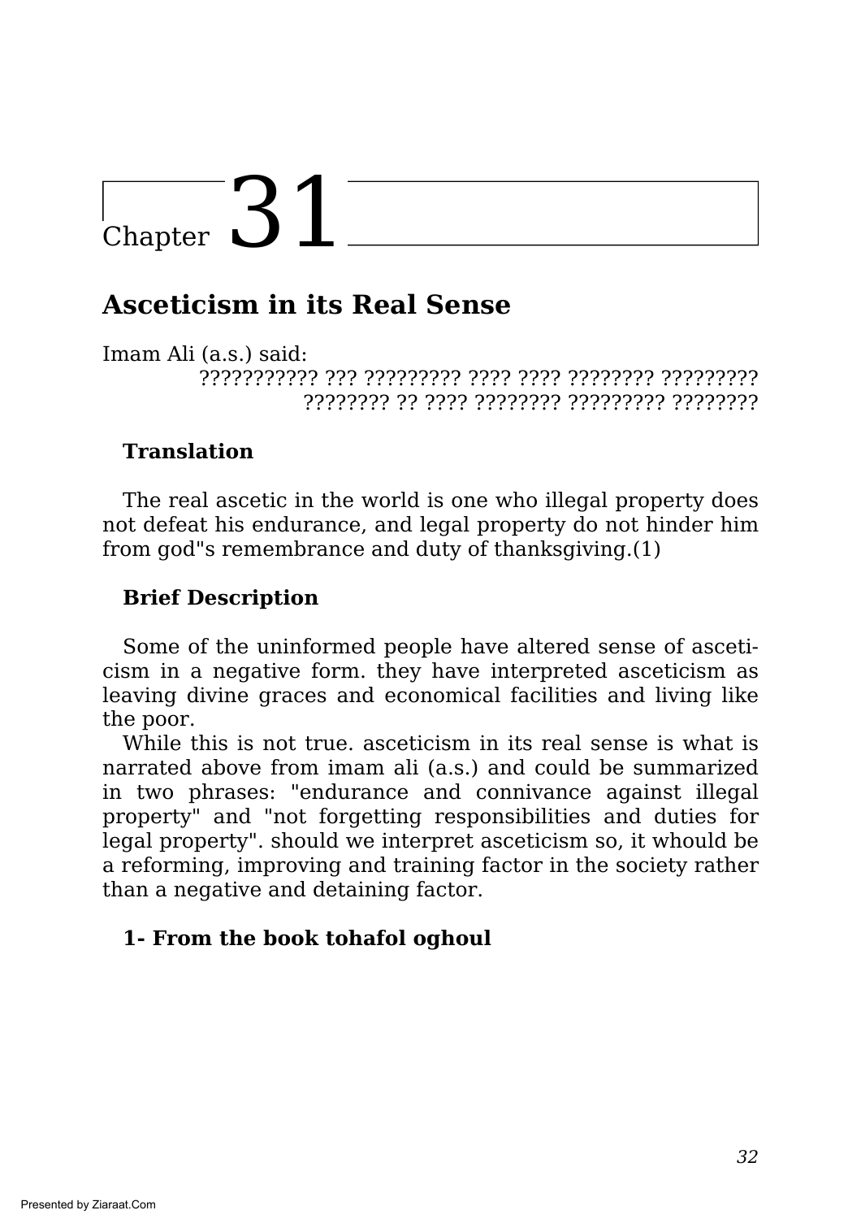# Chapter 31

## Asceticism in its Real Sense

Imam Ali (a.s.) said:

??????????? ??? ????????? ???? ???? ???????? ?????????
???????? ?? ???? ???????? ????????? ????????

### Translation

The real ascetic in the world is one who illegal property does not defeat his endurance, and legal property do not hinder him from god"s remembrance and duty of thanksgiving.(1)

### Brief Description

Some of the uninformed people have altered sense of asceticism in a negative form. they have interpreted asceticism as leaving divine graces and economical facilities and living like the poor.

While this is not true. asceticism in its real sense is what is narrated above from imam ali (a.s.) and could be summarized in two phrases: "endurance and connivance against illegal property" and "not forgetting responsibilities and duties for legal property". should we interpret asceticism so, it whould be a reforming, improving and training factor in the society rather than a negative and detaining factor.

**1- From the book tohafol oghoul**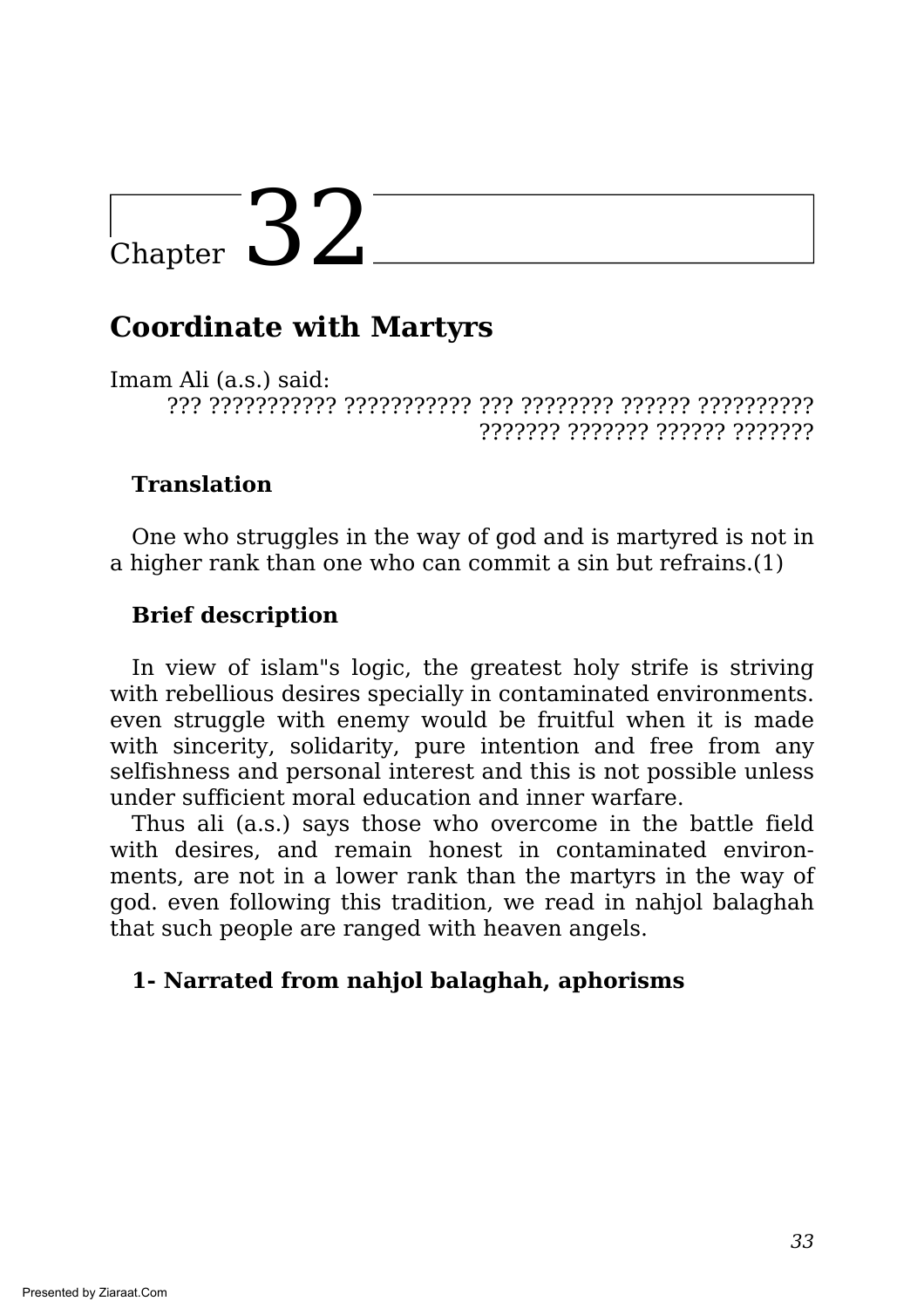# Chapter 32

## Coordinate with Martyrs

Imam Ali (a.s.) said:

??? ??????????? ??????????? ??? ???????? ?????? ?????????? ??????? ??????? ?????? ???????

### Translation

One who struggles in the way of god and is martyred is not in a higher rank than one who can commit a sin but refrains.(1)

### Brief description

In view of islam"s logic, the greatest holy strife is striving with rebellious desires specially in contaminated environments. even struggle with enemy would be fruitful when it is made with sincerity, solidarity, pure intention and free from any selfishness and personal interest and this is not possible unless under sufficient moral education and inner warfare.

Thus ali (a.s.) says those who overcome in the battle field with desires, and remain honest in contaminated environments, are not in a lower rank than the martyrs in the way of god. even following this tradition, we read in nahjol balaghah that such people are ranged with heaven angels.

**1- Narrated from nahjol balaghah, aphorisms**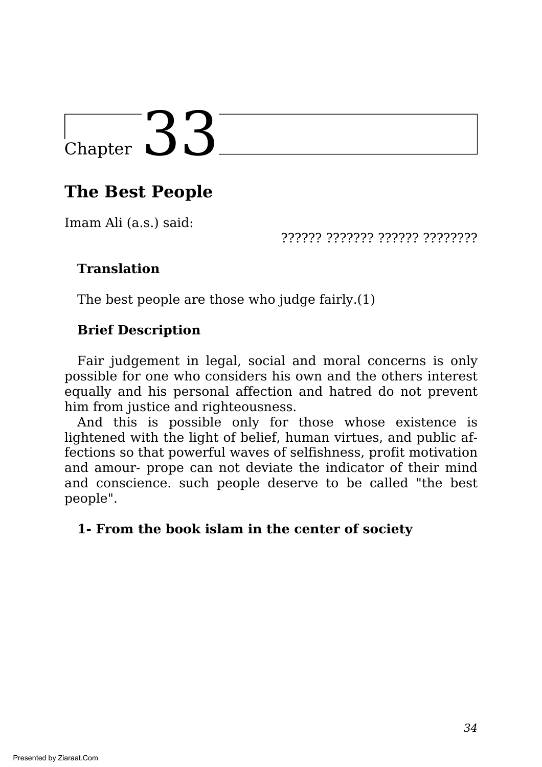# Chapter 33

## The Best People

Imam Ali (a.s.) said:

?????? ??????? ?????? ????????

**Translation**

The best people are those who judge fairly.(1)

**Brief Description**

Fair judgement in legal, social and moral concerns is only possible for one who considers his own and the others interest equally and his personal affection and hatred do not prevent him from justice and righteousness.

And this is possible only for those whose existence is lightened with the light of belief, human virtues, and public affections so that powerful waves of selfishness, profit motivation and amour- prope can not deviate the indicator of their mind and conscience. such people deserve to be called "the best people".

**1- From the book islam in the center of society**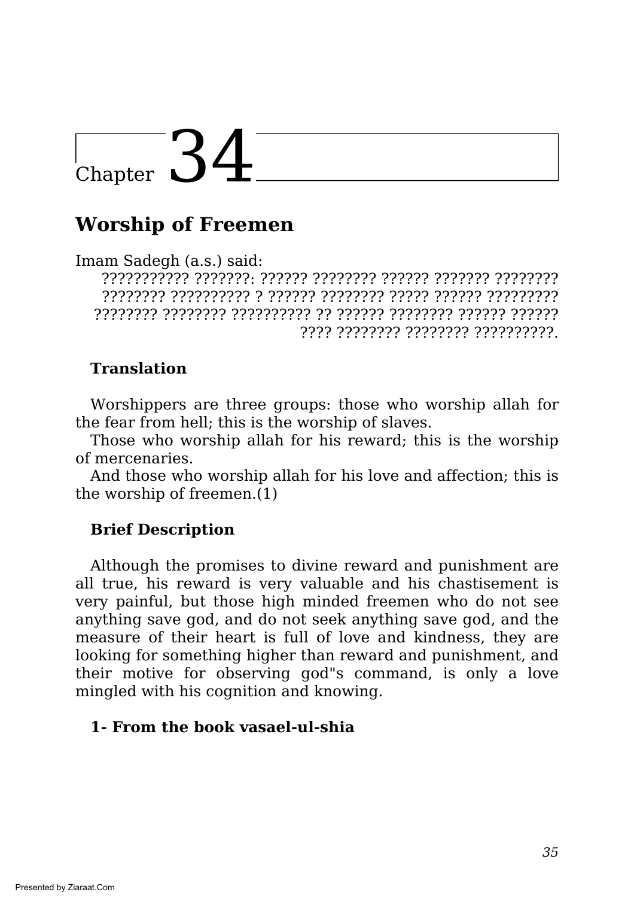# Chapter 34

## Worship of Freemen

Imam Sadegh (a.s.) said:

??????????? ???????: ?????? ???????? ?????? ??????? ???????? ???????? ?????????? ? ?????? ???????? ????? ?????? ????????? ???????? ???????? ?????????? ?? ?????? ???????? ?????? ?????? ???? ???????? ???????? ??????????.

**Translation**

Worshippers are three groups: those who worship allah for the fear from hell; this is the worship of slaves.

Those who worship allah for his reward; this is the worship of mercenaries.

And those who worship allah for his love and affection; this is the worship of freemen.(1)

**Brief Description**

Although the promises to divine reward and punishment are all true, his reward is very valuable and his chastisement is very painful, but those high minded freemen who do not see anything save god, and do not seek anything save god, and the measure of their heart is full of love and kindness, they are looking for something higher than reward and punishment, and their motive for observing god"s command, is only a love mingled with his cognition and knowing.

**1- From the book vasael-ul-shia**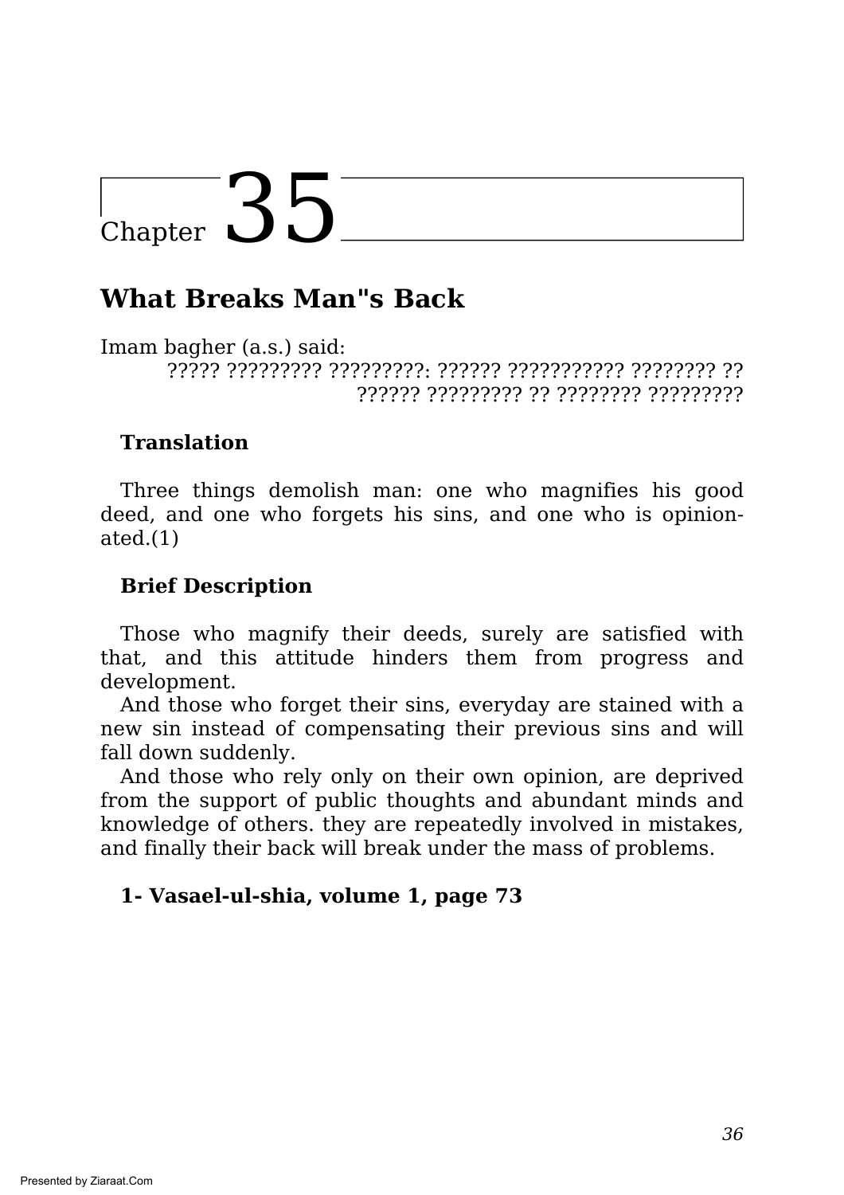# Chapter 35

## What Breaks Man"s Back

Imam bagher (a.s.) said:

????? ????????? ?????????: ?????? ??????????? ???????? ?? ?????? ????????? ?? ???????? ?????????

**Translation**

Three things demolish man: one who magnifies his good deed, and one who forgets his sins, and one who is opinionated.(1)

**Brief Description**

Those who magnify their deeds, surely are satisfied with that, and this attitude hinders them from progress and development.

And those who forget their sins, everyday are stained with a new sin instead of compensating their previous sins and will fall down suddenly.

And those who rely only on their own opinion, are deprived from the support of public thoughts and abundant minds and knowledge of others. they are repeatedly involved in mistakes, and finally their back will break under the mass of problems.

**1- Vasael-ul-shia, volume 1, page 73**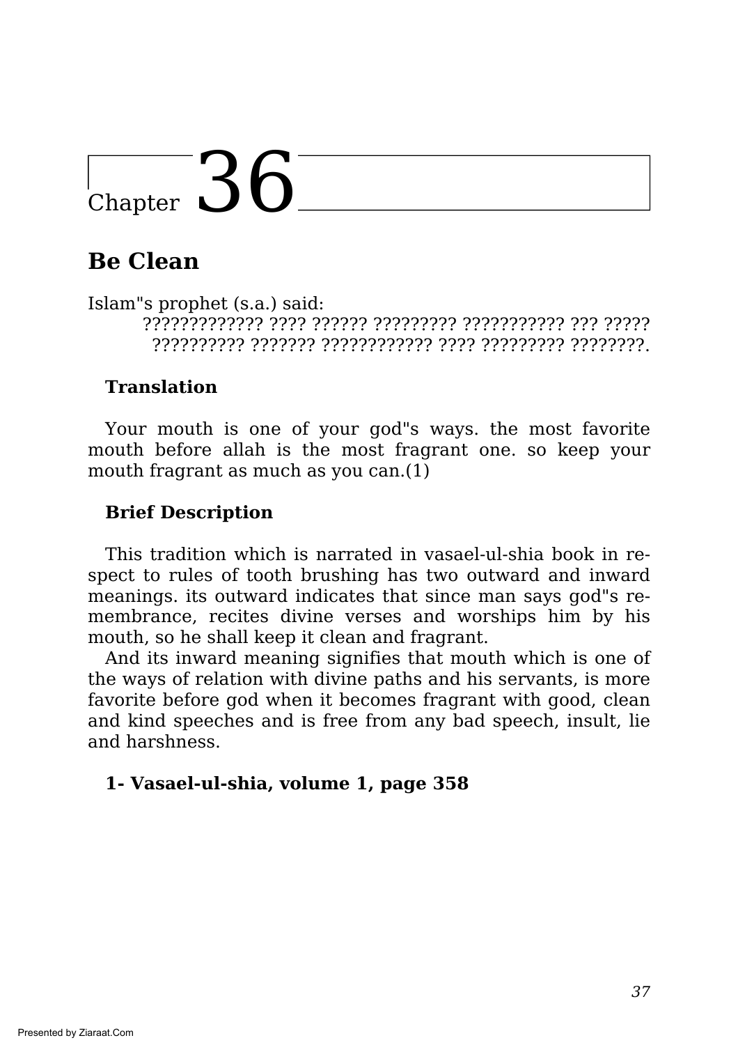# Chapter 36

## Be Clean

Islam"s prophet (s.a.) said:

????????????? ???? ?????? ????????? ??????????? ??? ????? ?????????? ??????? ???????????? ????? ????????? ????????.

**Translation**

Your mouth is one of your god"s ways. the most favorite mouth before allah is the most fragrant one. so keep your mouth fragrant as much as you can.(1)

**Brief Description**

This tradition which is narrated in vasael-ul-shia book in respect to rules of tooth brushing has two outward and inward meanings. its outward indicates that since man says god"s remembrance, recites divine verses and worships him by his mouth, so he shall keep it clean and fragrant.

And its inward meaning signifies that mouth which is one of the ways of relation with divine paths and his servants, is more favorite before god when it becomes fragrant with good, clean and kind speeches and is free from any bad speech, insult, lie and harshness.

**1- Vasael-ul-shia, volume 1, page 358**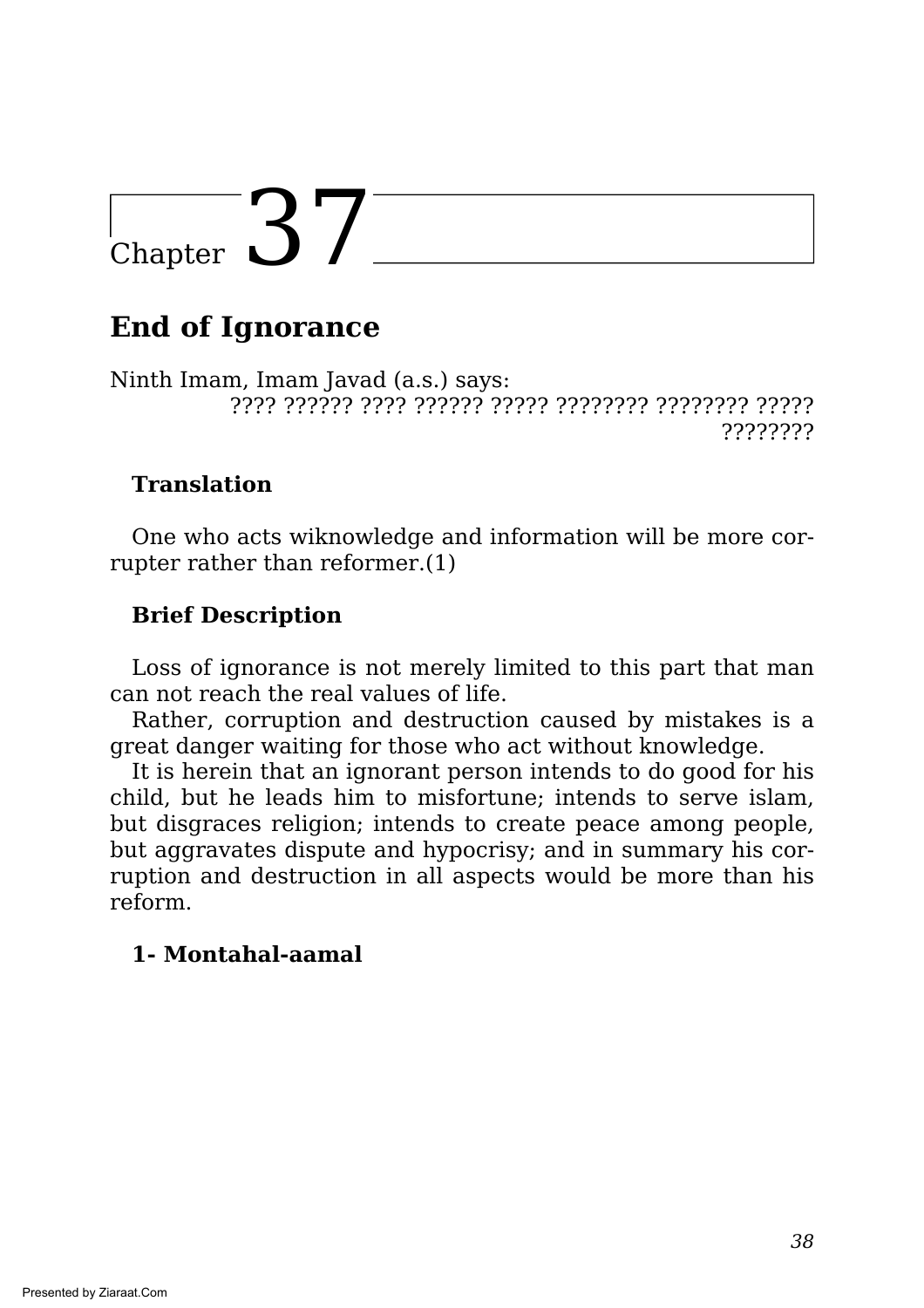# Chapter 37

## End of Ignorance

Ninth Imam, Imam Javad (a.s.) says:

???? ?????? ???? ?????? ????? ???????? ???????? ????? ????????

### Translation

One who acts wiknowledge and information will be more corrupter rather than reformer.(1)

### Brief Description

Loss of ignorance is not merely limited to this part that man can not reach the real values of life.

Rather, corruption and destruction caused by mistakes is a great danger waiting for those who act without knowledge.

It is herein that an ignorant person intends to do good for his child, but he leads him to misfortune; intends to serve islam, but disgraces religion; intends to create peace among people, but aggravates dispute and hypocrisy; and in summary his corruption and destruction in all aspects would be more than his reform.

**1- Montahal-aamal**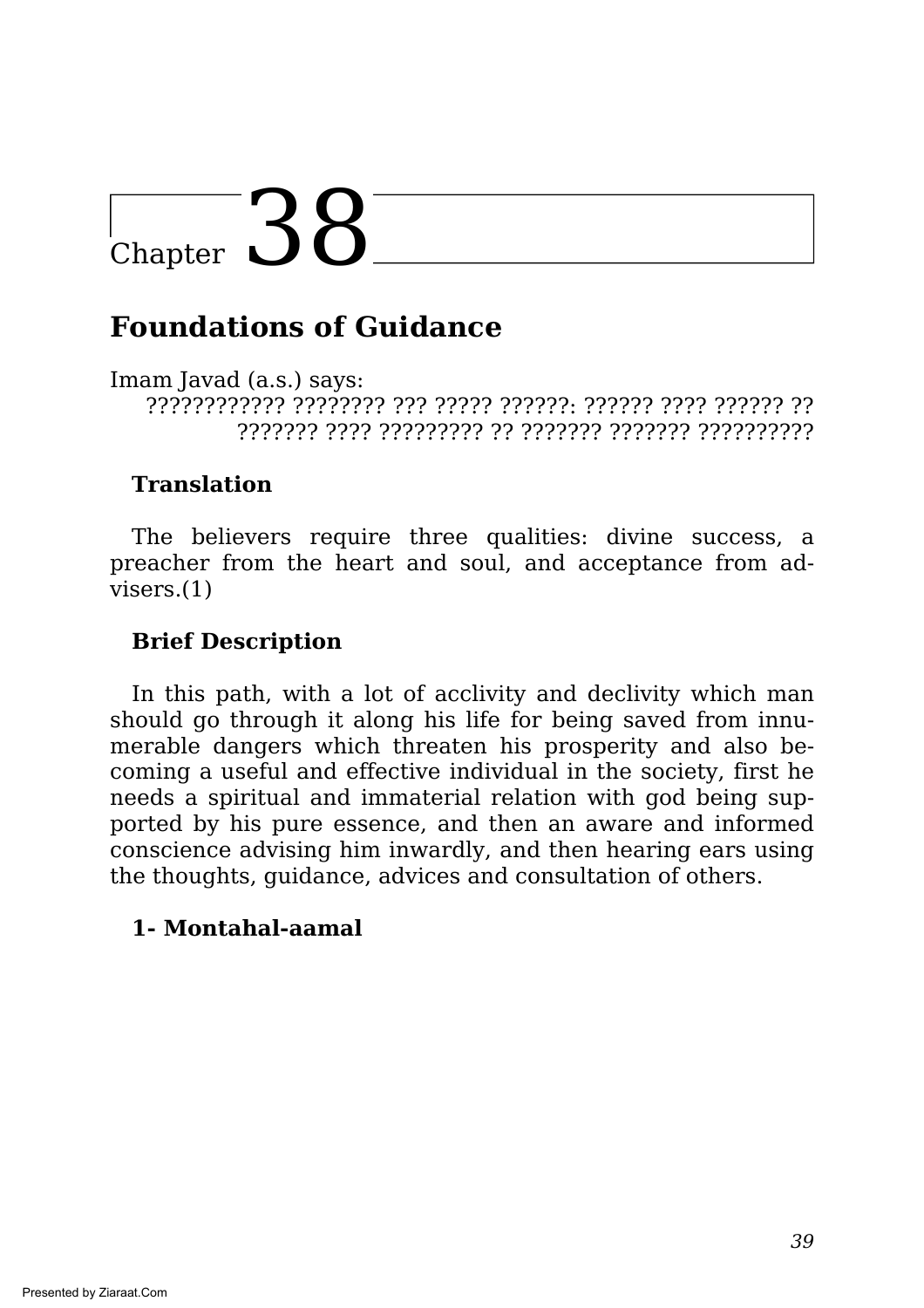# Chapter 38

## Foundations of Guidance

Imam Javad (a.s.) says:

???????????? ???????? ??? ????? ??????: ?????? ???? ?????? ?? ??????? ???? ????????? ?? ??????? ??????? ??????????

### Translation

The believers require three qualities: divine success, a preacher from the heart and soul, and acceptance from advisers.(1)

### Brief Description

In this path, with a lot of acclivity and declivity which man should go through it along his life for being saved from innumerable dangers which threaten his prosperity and also becoming a useful and effective individual in the society, first he needs a spiritual and immaterial relation with god being supported by his pure essence, and then an aware and informed conscience advising him inwardly, and then hearing ears using the thoughts, guidance, advices and consultation of others.

**1- Montahal-aamal**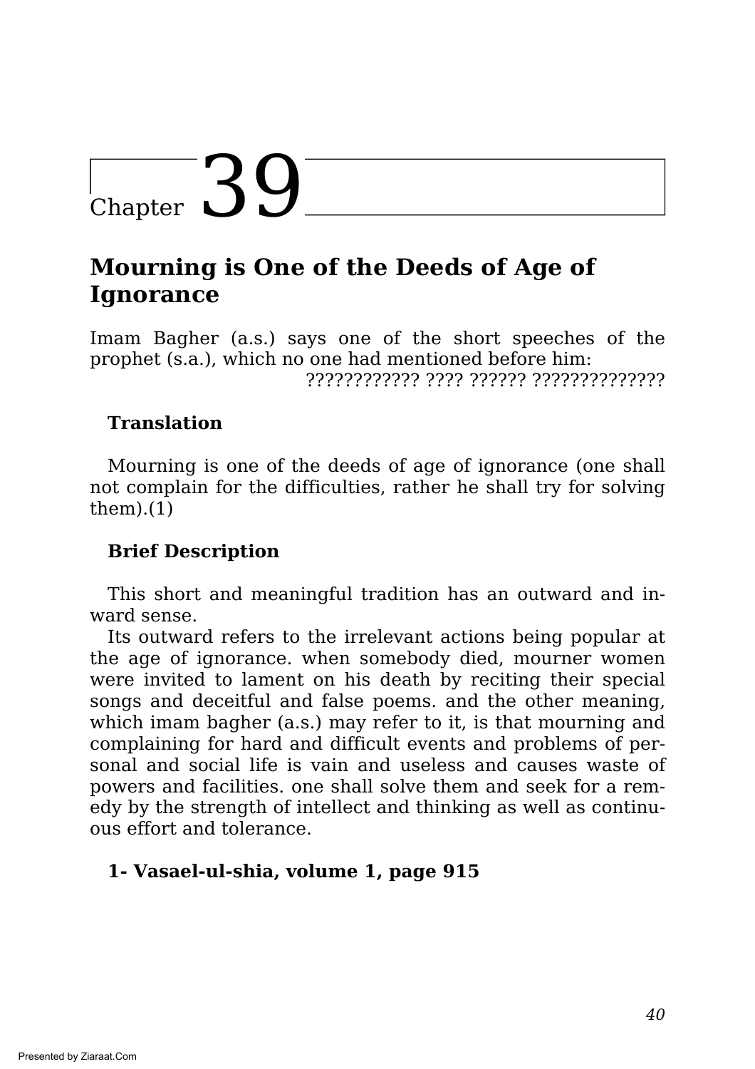# Chapter 39

## Mourning is One of the Deeds of Age of Ignorance

Imam Bagher (a.s.) says one of the short speeches of the prophet (s.a.), which no one had mentioned before him:

???????????? ???? ?????? ??????????????

### Translation

Mourning is one of the deeds of age of ignorance (one shall not complain for the difficulties, rather he shall try for solving them).(1)

### Brief Description

This short and meaningful tradition has an outward and inward sense.

Its outward refers to the irrelevant actions being popular at the age of ignorance. when somebody died, mourner women were invited to lament on his death by reciting their special songs and deceitful and false poems. and the other meaning, which imam bagher (a.s.) may refer to it, is that mourning and complaining for hard and difficult events and problems of personal and social life is vain and useless and causes waste of powers and facilities. one shall solve them and seek for a remedy by the strength of intellect and thinking as well as continuous effort and tolerance.

**1- Vasael-ul-shia, volume 1, page 915**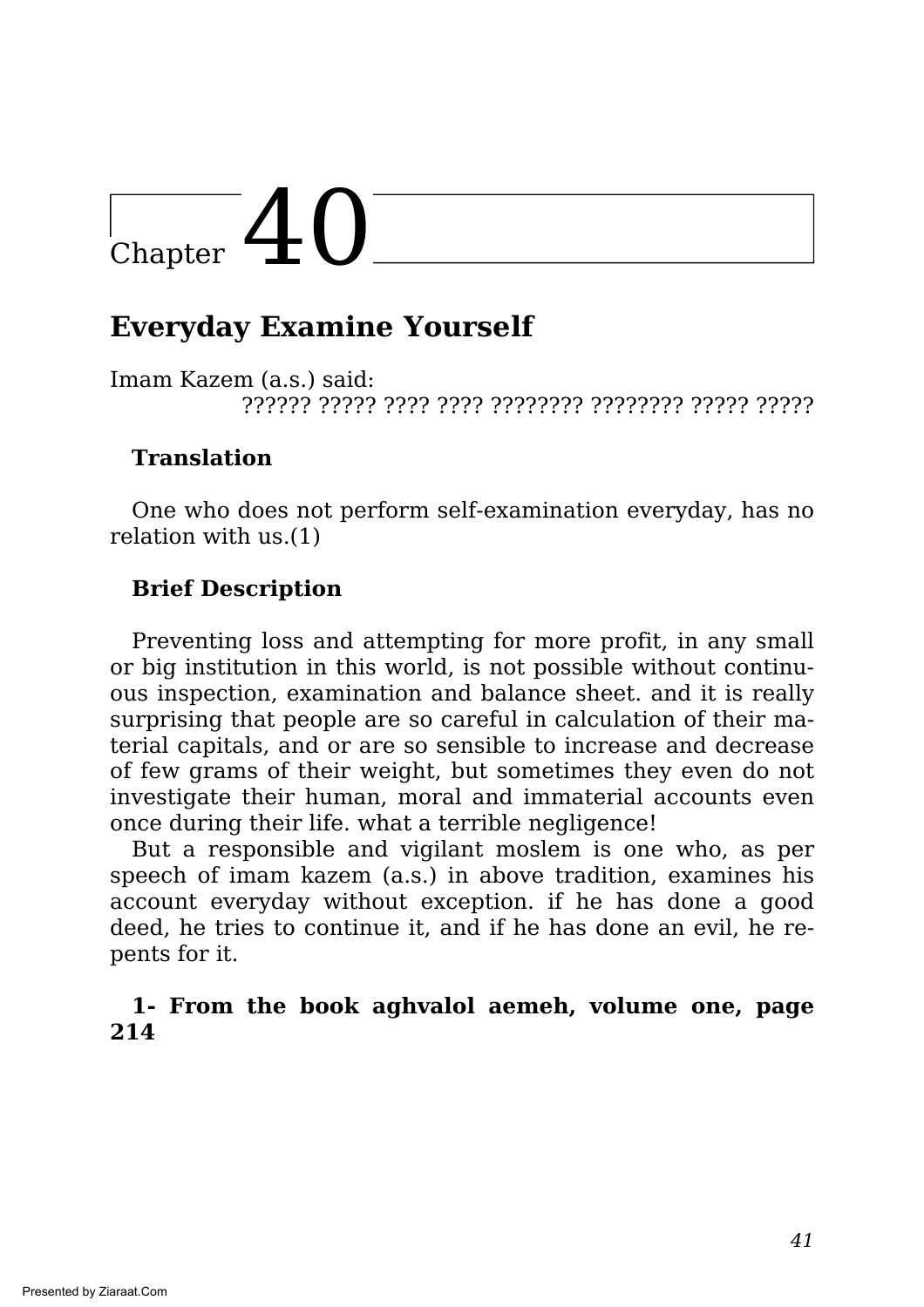# Chapter 40

## Everyday Examine Yourself

Imam Kazem (a.s.) said:

?????? ????? ???? ???? ???????? ???????? ????? ?????

### Translation

One who does not perform self-examination everyday, has no relation with us.(1)

### Brief Description

Preventing loss and attempting for more profit, in any small or big institution in this world, is not possible without continuous inspection, examination and balance sheet. and it is really surprising that people are so careful in calculation of their material capitals, and or are so sensible to increase and decrease of few grams of their weight, but sometimes they even do not investigate their human, moral and immaterial accounts even once during their life. what a terrible negligence!

But a responsible and vigilant moslem is one who, as per speech of imam kazem (a.s.) in above tradition, examines his account everyday without exception. if he has done a good deed, he tries to continue it, and if he has done an evil, he repents for it.

**1- From the book aghvalol aemeh, volume one, page 214**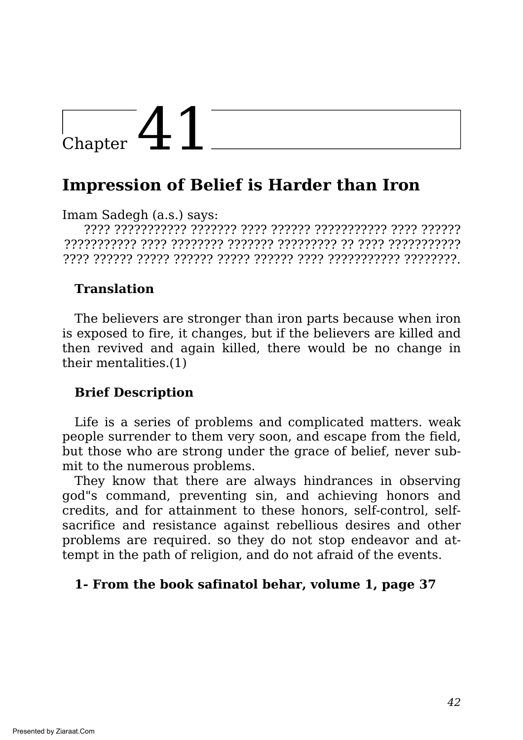# Chapter 41

## Impression of Belief is Harder than Iron

Imam Sadegh (a.s.) says:

???? ??????????? ??????? ???? ?????? ??????????? ???? ?????? ??????????? ???? ???????? ??????? ????????? ?? ???? ??????????? ???? ?????? ????? ?????? ????? ?????? ???? ??????????? ????????.

**Translation**

The believers are stronger than iron parts because when iron is exposed to fire, it changes, but if the believers are killed and then revived and again killed, there would be no change in their mentalities.(1)

**Brief Description**

Life is a series of problems and complicated matters. weak people surrender to them very soon, and escape from the field, but those who are strong under the grace of belief, never submit to the numerous problems.

They know that there are always hindrances in observing god"s command, preventing sin, and achieving honors and credits, and for attainment to these honors, self-control, self-sacrifice and resistance against rebellious desires and other problems are required. so they do not stop endeavor and attempt in the path of religion, and do not afraid of the events.

**1- From the book safinatol behar, volume 1, page 37**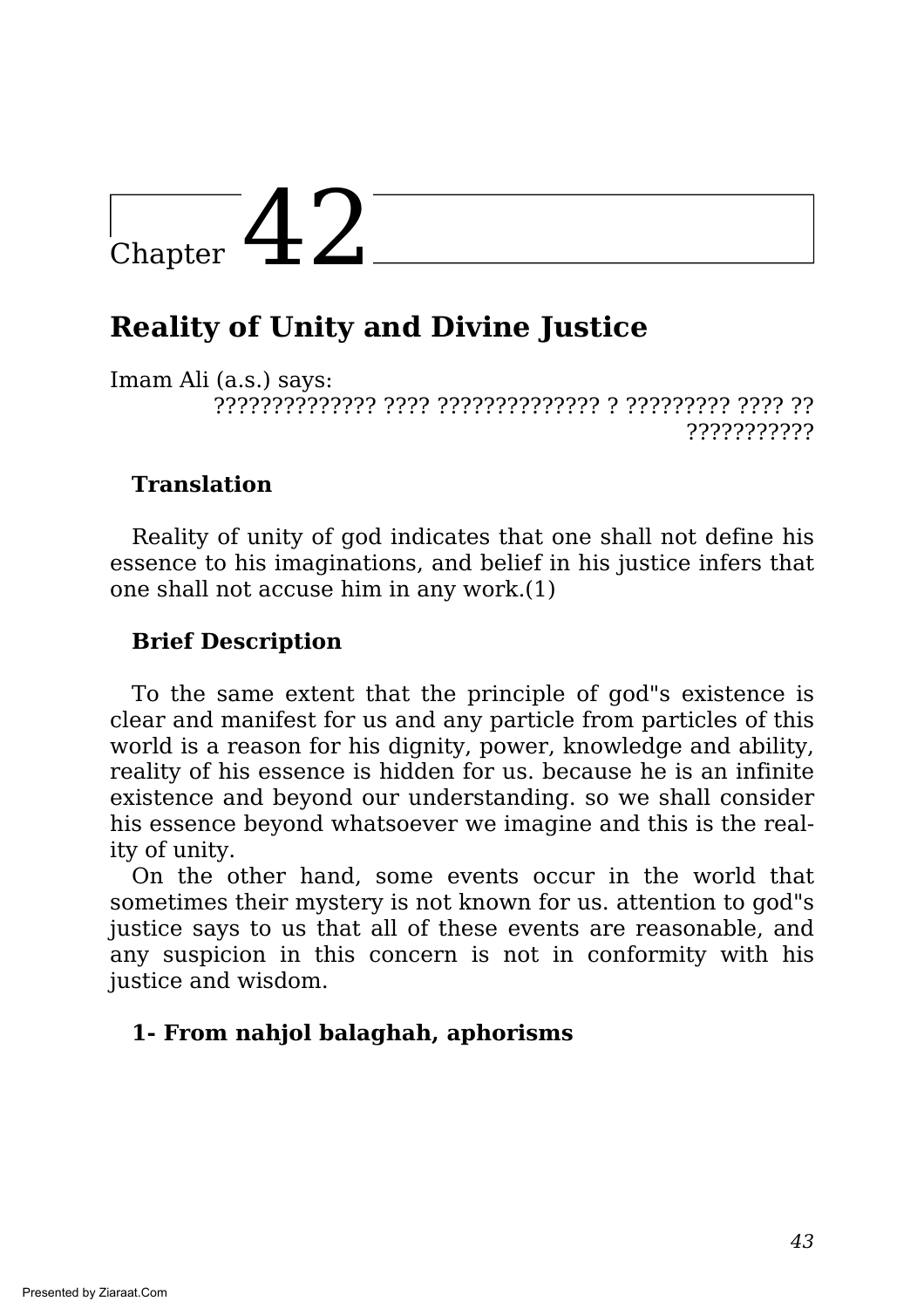# Chapter 42

## Reality of Unity and Divine Justice

Imam Ali (a.s.) says:

?????????????? ???? ?????????????? ? ????????? ???? ?? ???????????

### Translation

Reality of unity of god indicates that one shall not define his essence to his imaginations, and belief in his justice infers that one shall not accuse him in any work.(1)

### Brief Description

To the same extent that the principle of god"s existence is clear and manifest for us and any particle from particles of this world is a reason for his dignity, power, knowledge and ability, reality of his essence is hidden for us. because he is an infinite existence and beyond our understanding. so we shall consider his essence beyond whatsoever we imagine and this is the reality of unity.

On the other hand, some events occur in the world that sometimes their mystery is not known for us. attention to god"s justice says to us that all of these events are reasonable, and any suspicion in this concern is not in conformity with his justice and wisdom.

**1- From nahjol balaghah, aphorisms**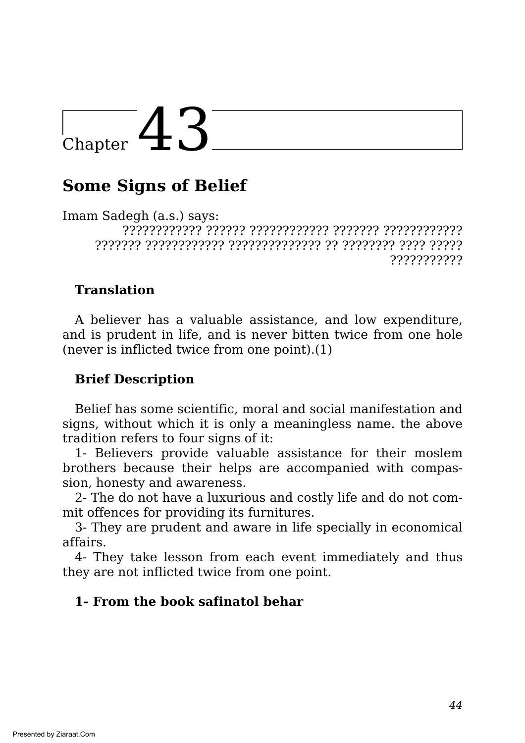# Chapter 43

## Some Signs of Belief

Imam Sadegh (a.s.) says:

???????????? ?????? ???????????? ??????? ???????????? ??????? ???????????? ?????????????? ?? ???????? ???? ????? ???????????

### Translation

A believer has a valuable assistance, and low expenditure, and is prudent in life, and is never bitten twice from one hole (never is inflicted twice from one point).(1)

### Brief Description

Belief has some scientific, moral and social manifestation and signs, without which it is only a meaningless name. the above tradition refers to four signs of it:

1- Believers provide valuable assistance for their moslem brothers because their helps are accompanied with compassion, honesty and awareness.

2- The do not have a luxurious and costly life and do not commit offences for providing its furnitures.

3- They are prudent and aware in life specially in economical affairs.

4- They take lesson from each event immediately and thus they are not inflicted twice from one point.

**1- From the book safinatol behar**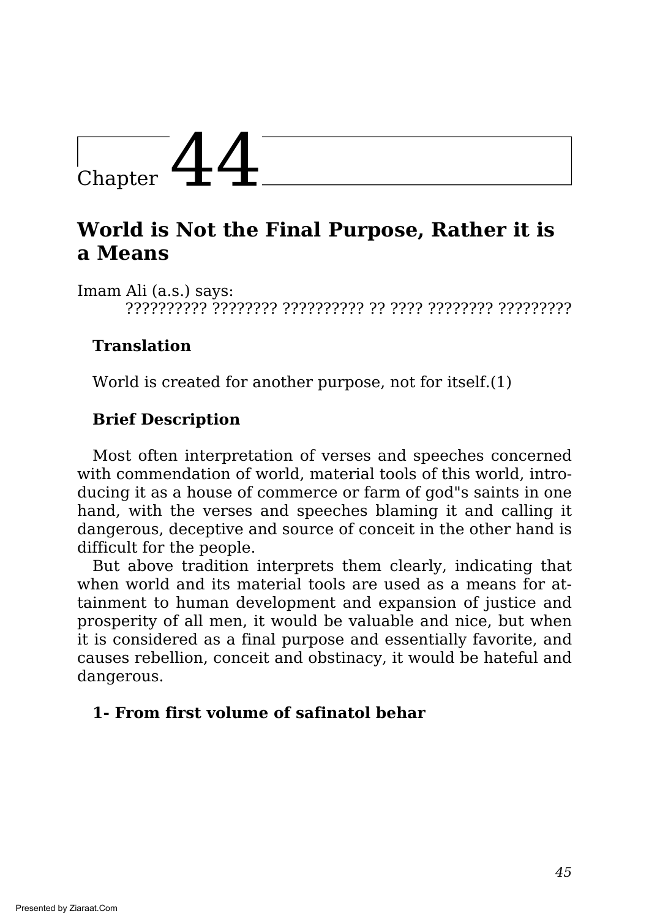# Chapter 44

## World is Not the Final Purpose, Rather it is a Means

Imam Ali (a.s.) says:

?????????? ???????? ?????????? ?? ???? ???????? ?????????

### Translation

World is created for another purpose, not for itself.(1)

### Brief Description

Most often interpretation of verses and speeches concerned with commendation of world, material tools of this world, introducing it as a house of commerce or farm of god"s saints in one hand, with the verses and speeches blaming it and calling it dangerous, deceptive and source of conceit in the other hand is difficult for the people.

But above tradition interprets them clearly, indicating that when world and its material tools are used as a means for attainment to human development and expansion of justice and prosperity of all men, it would be valuable and nice, but when it is considered as a final purpose and essentially favorite, and causes rebellion, conceit and obstinacy, it would be hateful and dangerous.

**1- From first volume of safinatol behar**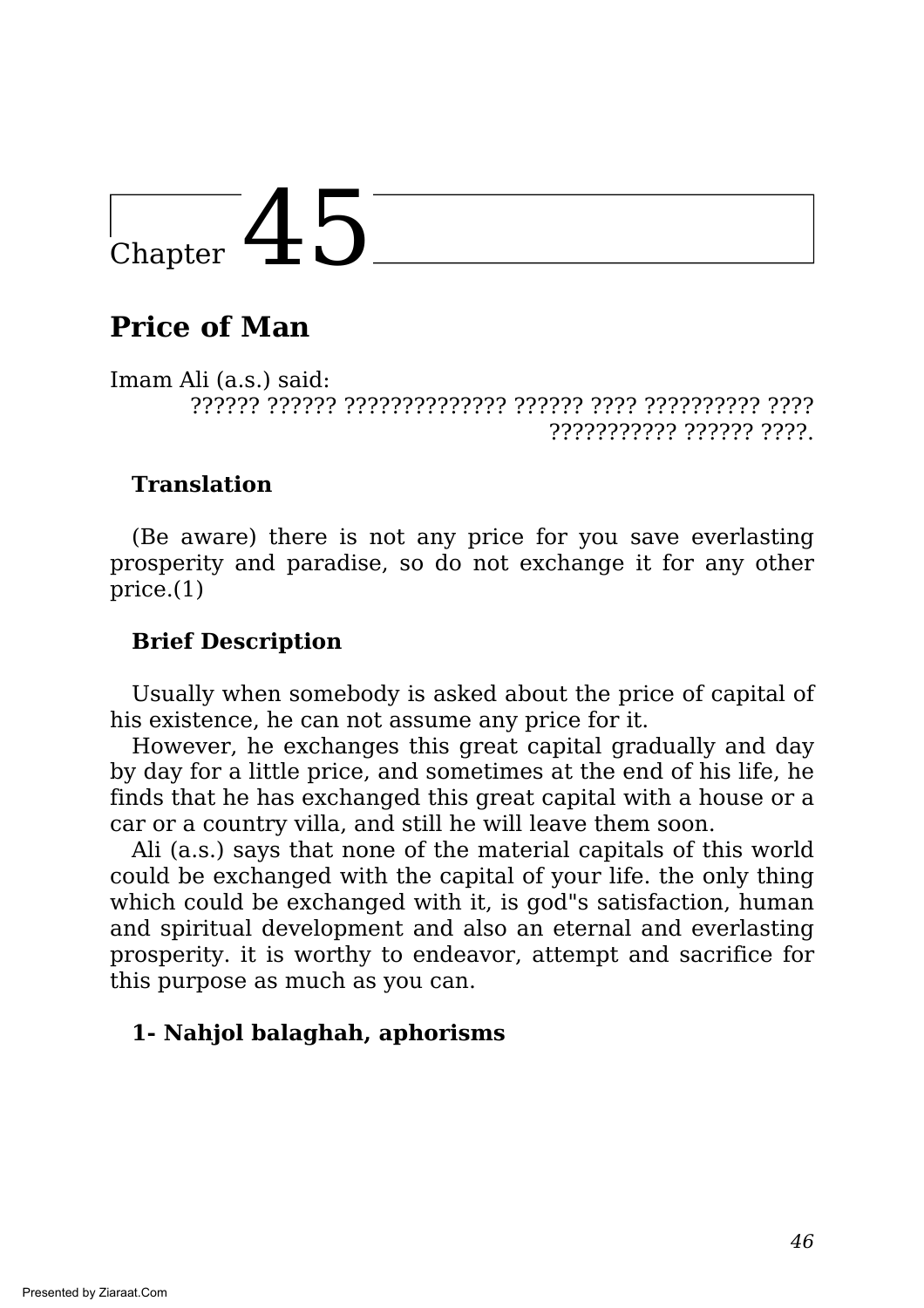# Chapter 45

## Price of Man

Imam Ali (a.s.) said:

?????? ?????? ?????????????? ?????? ???? ?????????? ???? ??????????? ?????? ????.

**Translation**

(Be aware) there is not any price for you save everlasting prosperity and paradise, so do not exchange it for any other price.(1)

**Brief Description**

Usually when somebody is asked about the price of capital of his existence, he can not assume any price for it.

However, he exchanges this great capital gradually and day by day for a little price, and sometimes at the end of his life, he finds that he has exchanged this great capital with a house or a car or a country villa, and still he will leave them soon.

Ali (a.s.) says that none of the material capitals of this world could be exchanged with the capital of your life. the only thing which could be exchanged with it, is god"s satisfaction, human and spiritual development and also an eternal and everlasting prosperity. it is worthy to endeavor, attempt and sacrifice for this purpose as much as you can.

**1- Nahjol balaghah, aphorisms**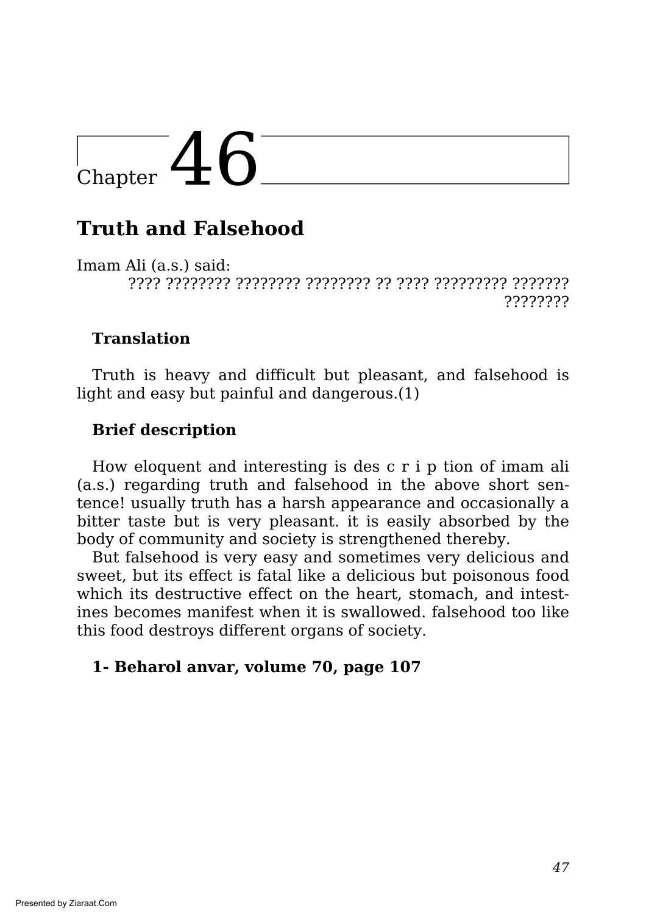# Chapter 46

## Truth and Falsehood

Imam Ali (a.s.) said:

???? ???????? ???????? ???????? ?? ???? ????????? ??????? ????????

### Translation

Truth is heavy and difficult but pleasant, and falsehood is light and easy but painful and dangerous.(1)

### Brief description

How eloquent and interesting is des c r i p tion of imam ali (a.s.) regarding truth and falsehood in the above short sentence! usually truth has a harsh appearance and occasionally a bitter taste but is very pleasant. it is easily absorbed by the body of community and society is strengthened thereby.

But falsehood is very easy and sometimes very delicious and sweet, but its effect is fatal like a delicious but poisonous food which its destructive effect on the heart, stomach, and intestines becomes manifest when it is swallowed. falsehood too like this food destroys different organs of society.

**1- Beharol anvar, volume 70, page 107**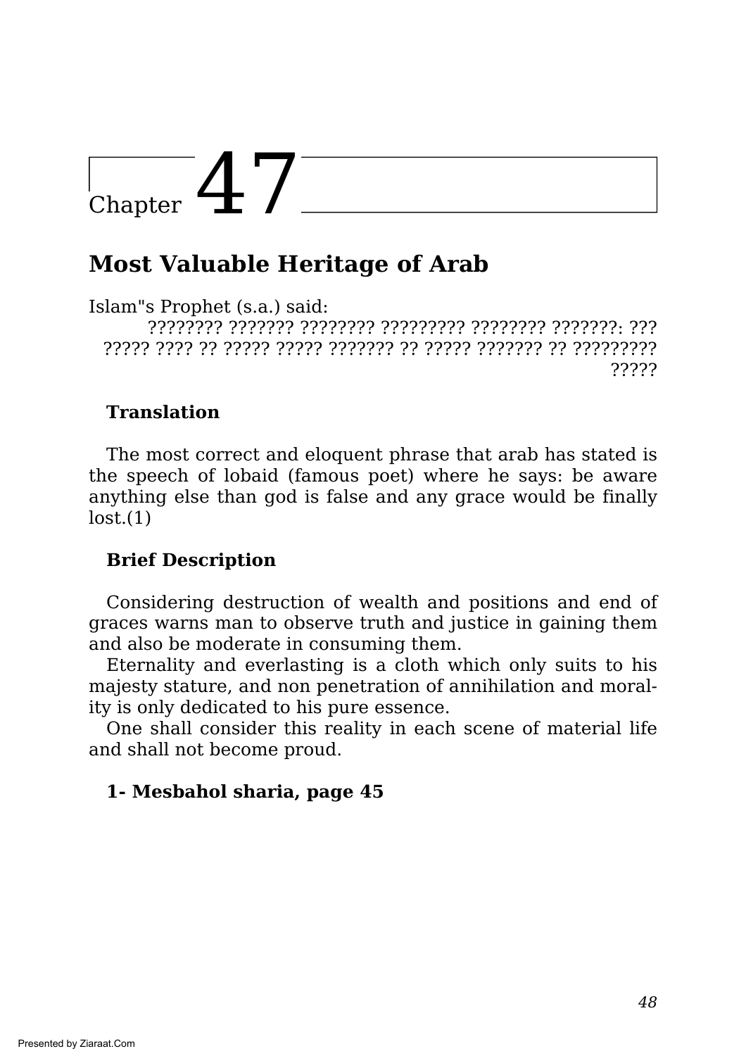# Chapter 47

## Most Valuable Heritage of Arab

Islam"s Prophet (s.a.) said:

???????? ??????? ???????? ????????? ???????? ???????: ??? ????? ???? ?? ????? ????? ??????? ?? ????? ??????? ?? ????????? ?????

### Translation

The most correct and eloquent phrase that arab has stated is the speech of lobaid (famous poet) where he says: be aware anything else than god is false and any grace would be finally lost.(1)

### Brief Description

Considering destruction of wealth and positions and end of graces warns man to observe truth and justice in gaining them and also be moderate in consuming them.

Eternality and everlasting is a cloth which only suits to his majesty stature, and non penetration of annihilation and morality is only dedicated to his pure essence.

One shall consider this reality in each scene of material life and shall not become proud.

**1- Mesbahol sharia, page 45**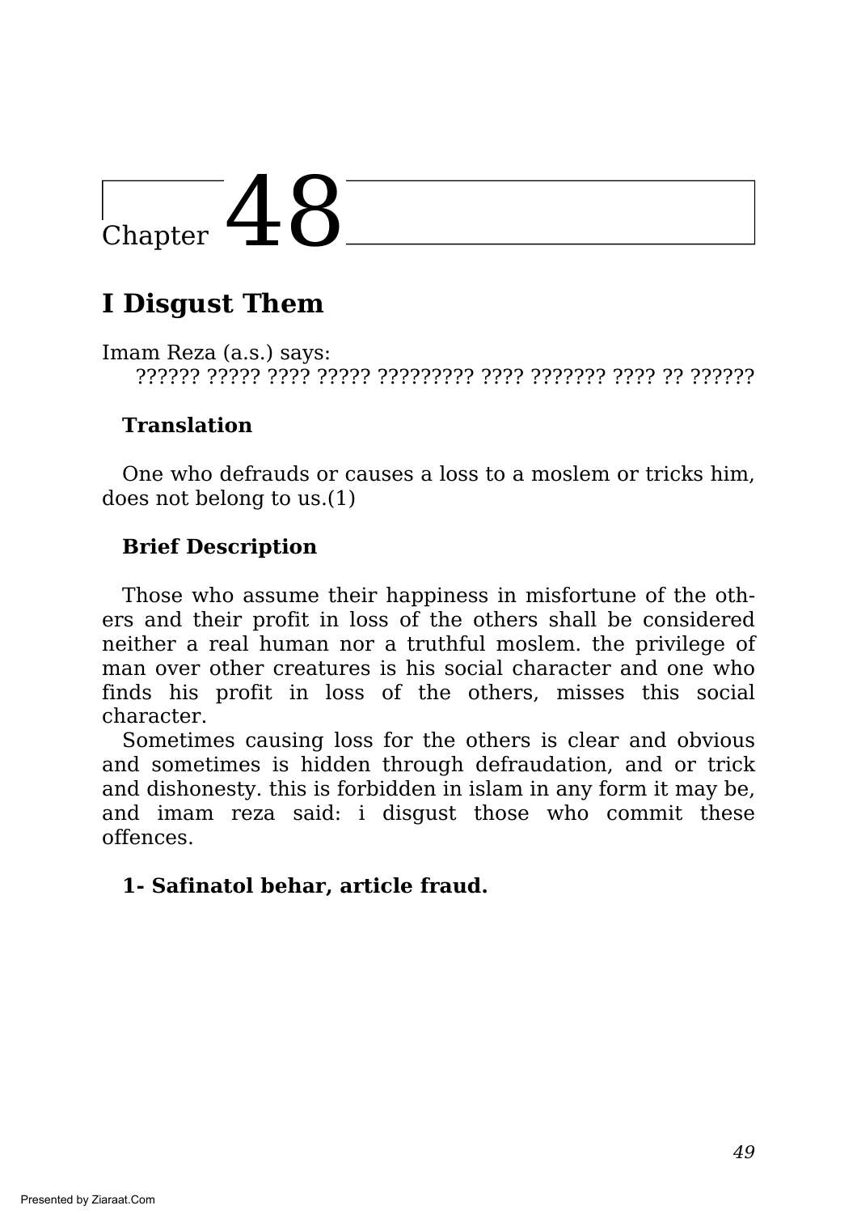# Chapter 48

## I Disgust Them

Imam Reza (a.s.) says:

?????? ????? ???? ????? ????????? ???? ??????? ???? ?? ??????

**Translation**

One who defrauds or causes a loss to a moslem or tricks him, does not belong to us.(1)

**Brief Description**

Those who assume their happiness in misfortune of the others and their profit in loss of the others shall be considered neither a real human nor a truthful moslem. the privilege of man over other creatures is his social character and one who finds his profit in loss of the others, misses this social character.

Sometimes causing loss for the others is clear and obvious and sometimes is hidden through defraudation, and or trick and dishonesty. this is forbidden in islam in any form it may be, and imam reza said: i disgust those who commit these offences.

**1- Safinatol behar, article fraud.**

Presented by Ziaraat.Com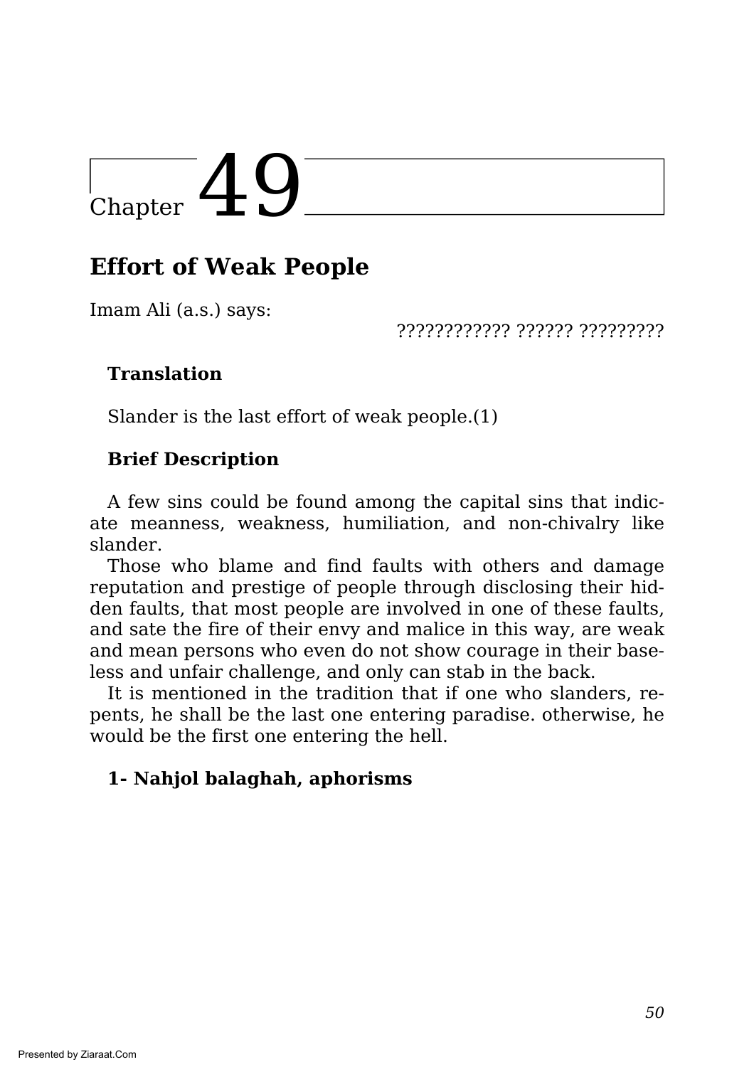# Chapter 49

## Effort of Weak People

Imam Ali (a.s.) says:

???????????? ?????? ?????????

### Translation

Slander is the last effort of weak people.(1)

### Brief Description

A few sins could be found among the capital sins that indicate meanness, weakness, humiliation, and non-chivalry like slander.

Those who blame and find faults with others and damage reputation and prestige of people through disclosing their hidden faults, that most people are involved in one of these faults, and sate the fire of their envy and malice in this way, are weak and mean persons who even do not show courage in their baseless and unfair challenge, and only can stab in the back.

It is mentioned in the tradition that if one who slanders, repents, he shall be the last one entering paradise. otherwise, he would be the first one entering the hell.

**1- Nahjol balaghah, aphorisms**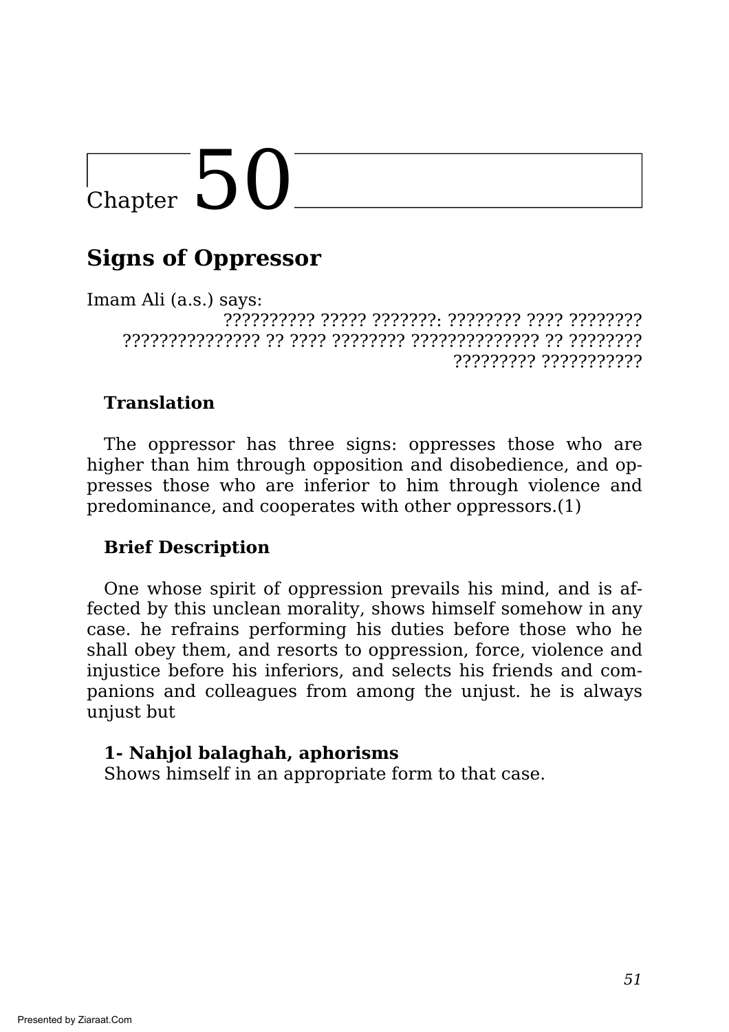# Chapter 50

## Signs of Oppressor

Imam Ali (a.s.) says:

?????????? ????? ???????: ???????? ???? ???????? ??????????????? ?? ???? ???????? ?????????????? ?? ???????? ????????? ???????????

**Translation**

The oppressor has three signs: oppresses those who are higher than him through opposition and disobedience, and oppresses those who are inferior to him through violence and predominance, and cooperates with other oppressors.(1)

**Brief Description**

One whose spirit of oppression prevails his mind, and is affected by this unclean morality, shows himself somehow in any case. he refrains performing his duties before those who he shall obey them, and resorts to oppression, force, violence and injustice before his inferiors, and selects his friends and companions and colleagues from among the unjust. he is always unjust but

**1- Nahjol balaghah, aphorisms**

Shows himself in an appropriate form to that case.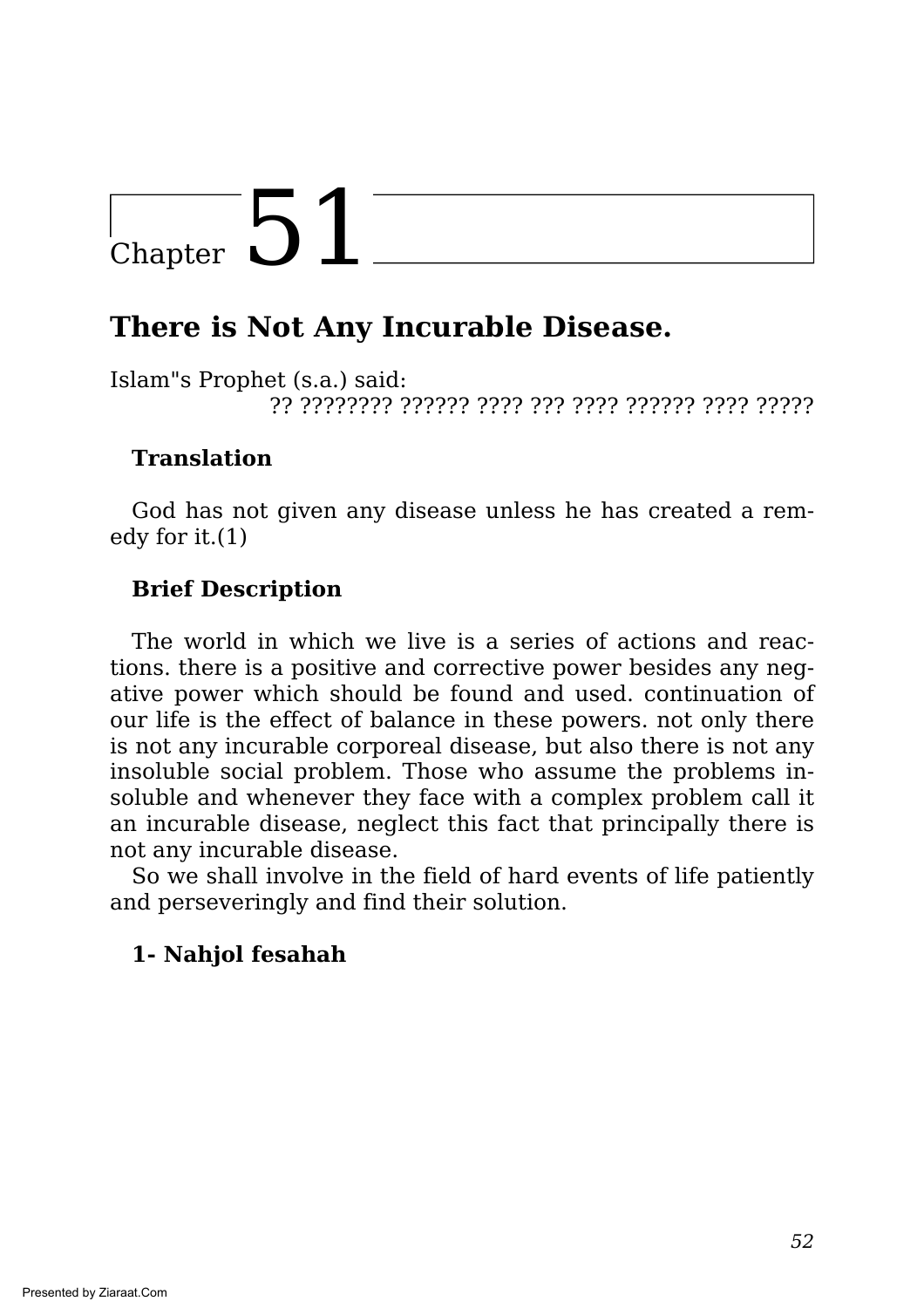# Chapter 51

## There is Not Any Incurable Disease.

Islam"s Prophet (s.a.) said:

?? ???????? ?????? ???? ??? ???? ?????? ???? ?????

**Translation**

God has not given any disease unless he has created a remedy for it.(1)

**Brief Description**

The world in which we live is a series of actions and reactions. there is a positive and corrective power besides any negative power which should be found and used. continuation of our life is the effect of balance in these powers. not only there is not any incurable corporeal disease, but also there is not any insoluble social problem. Those who assume the problems insoluble and whenever they face with a complex problem call it an incurable disease, neglect this fact that principally there is not any incurable disease.

So we shall involve in the field of hard events of life patiently and perseveringly and find their solution.

**1- Nahjol fesahah**

Presented by Ziaraat.Com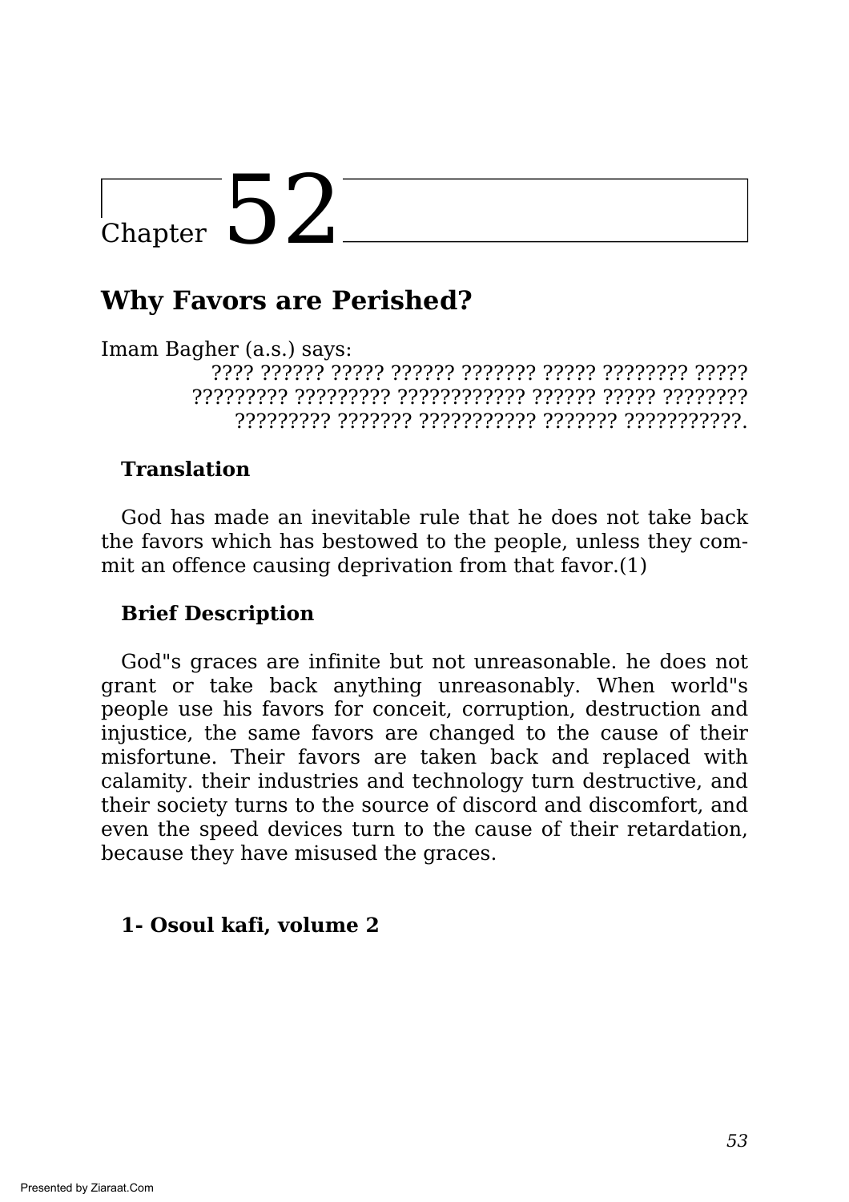# Chapter 52

## Why Favors are Perished?

Imam Bagher (a.s.) says:

???? ?????? ????? ?????? ??????? ????? ???????? ????? ????????? ????????? ???????????? ?????? ????? ???????? ????????? ??????? ??????????? ??????? ???????????.

### Translation

God has made an inevitable rule that he does not take back the favors which has bestowed to the people, unless they commit an offence causing deprivation from that favor.(1)

### Brief Description

God"s graces are infinite but not unreasonable. he does not grant or take back anything unreasonably. When world"s people use his favors for conceit, corruption, destruction and injustice, the same favors are changed to the cause of their misfortune. Their favors are taken back and replaced with calamity. their industries and technology turn destructive, and their society turns to the source of discord and discomfort, and even the speed devices turn to the cause of their retardation, because they have misused the graces.

**1- Osoul kafi, volume 2**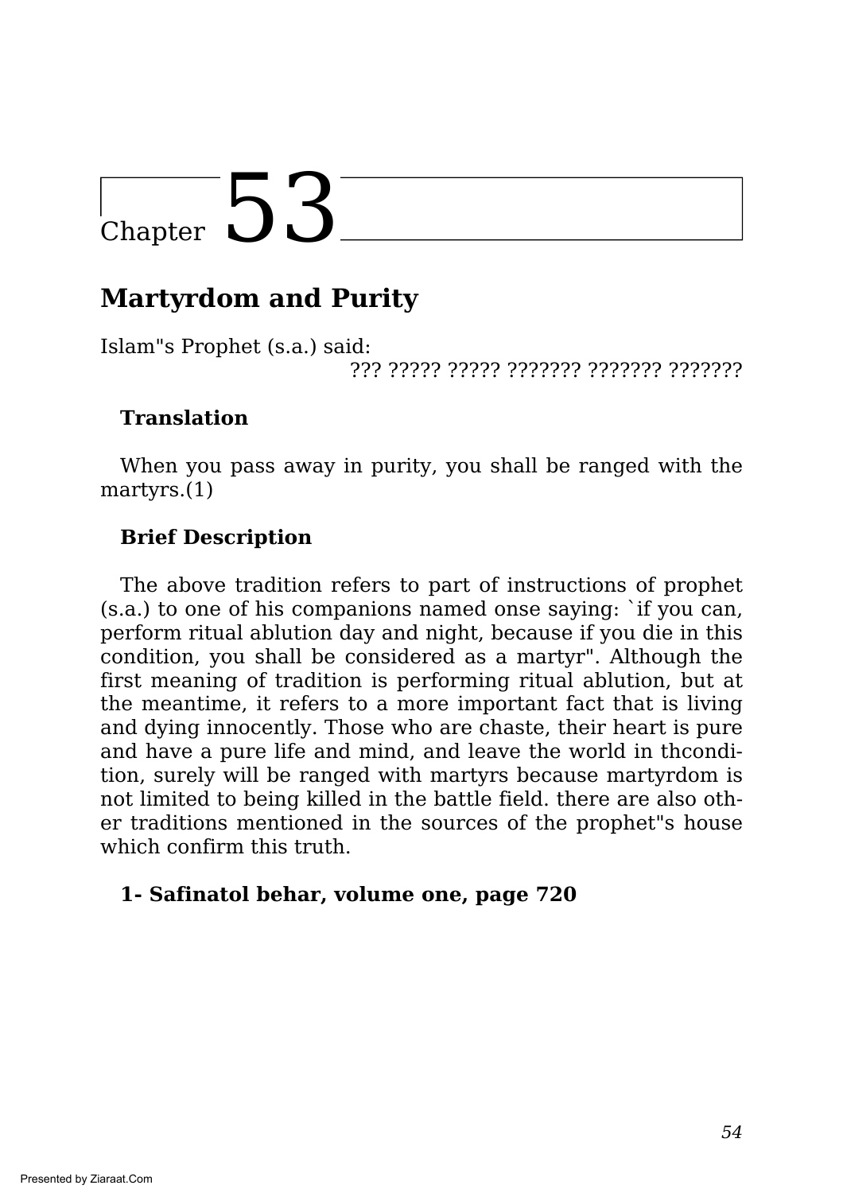# Chapter 53

## Martyrdom and Purity

Islam"s Prophet (s.a.) said:

??? ????? ????? ??????? ??????? ???????

### Translation

When you pass away in purity, you shall be ranged with the martyrs.(1)

### Brief Description

The above tradition refers to part of instructions of prophet (s.a.) to one of his companions named onse saying: `if you can, perform ritual ablution day and night, because if you die in this condition, you shall be considered as a martyr". Although the first meaning of tradition is performing ritual ablution, but at the meantime, it refers to a more important fact that is living and dying innocently. Those who are chaste, their heart is pure and have a pure life and mind, and leave the world in thcondition, surely will be ranged with martyrs because martyrdom is not limited to being killed in the battle field. there are also other traditions mentioned in the sources of the prophet"s house which confirm this truth.

**1- Safinatol behar, volume one, page 720**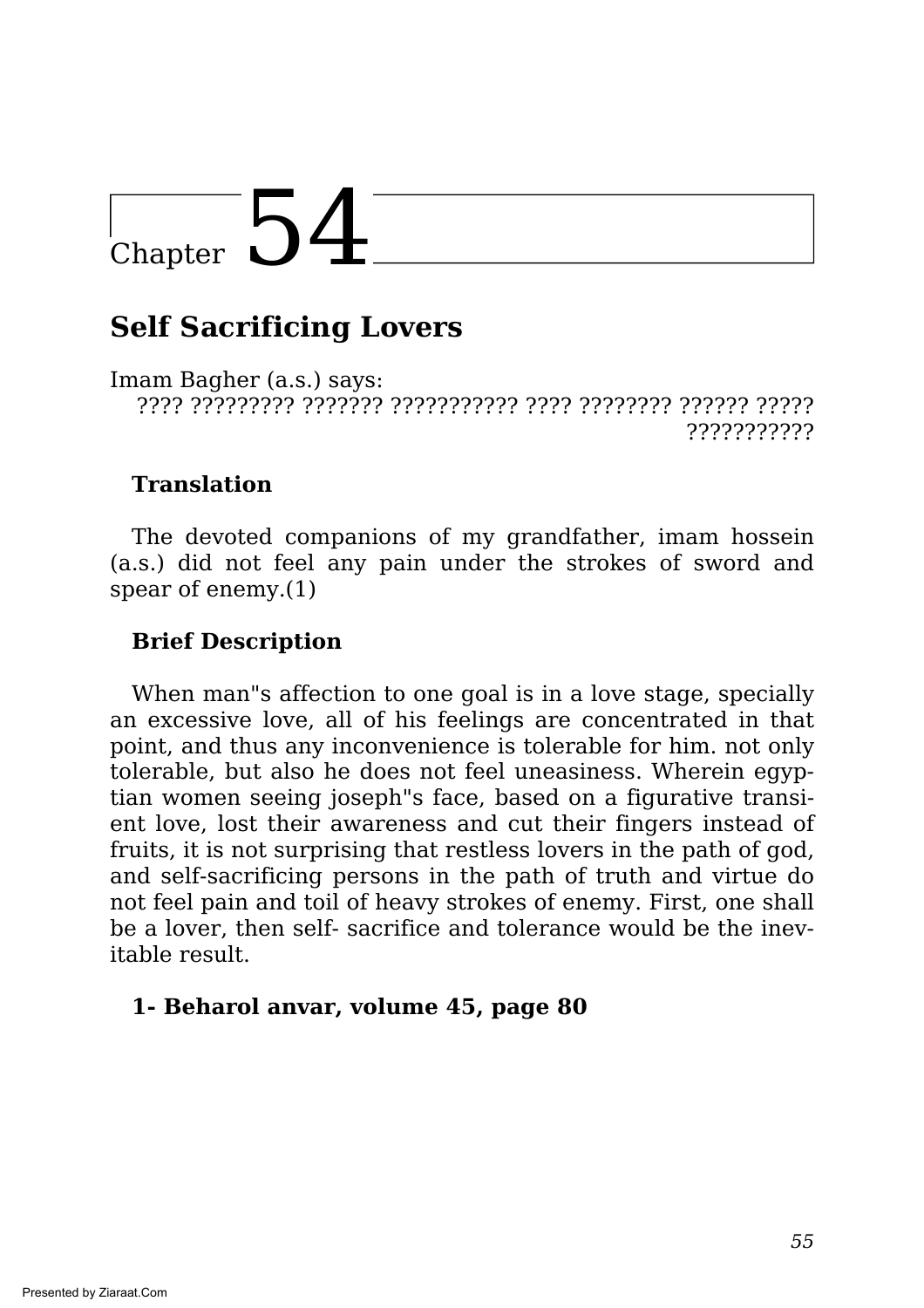# Chapter 54

## Self Sacrificing Lovers

Imam Bagher (a.s.) says:

???? ????????? ??????? ??????????? ???? ???????? ?????? ????? ???????????

**Translation**

The devoted companions of my grandfather, imam hossein (a.s.) did not feel any pain under the strokes of sword and spear of enemy.(1)

**Brief Description**

When man"s affection to one goal is in a love stage, specially an excessive love, all of his feelings are concentrated in that point, and thus any inconvenience is tolerable for him. not only tolerable, but also he does not feel uneasiness. Wherein egyptian women seeing joseph"s face, based on a figurative transient love, lost their awareness and cut their fingers instead of fruits, it is not surprising that restless lovers in the path of god, and self-sacrificing persons in the path of truth and virtue do not feel pain and toil of heavy strokes of enemy. First, one shall be a lover, then self- sacrifice and tolerance would be the inevitable result.

**1- Beharol anvar, volume 45, page 80**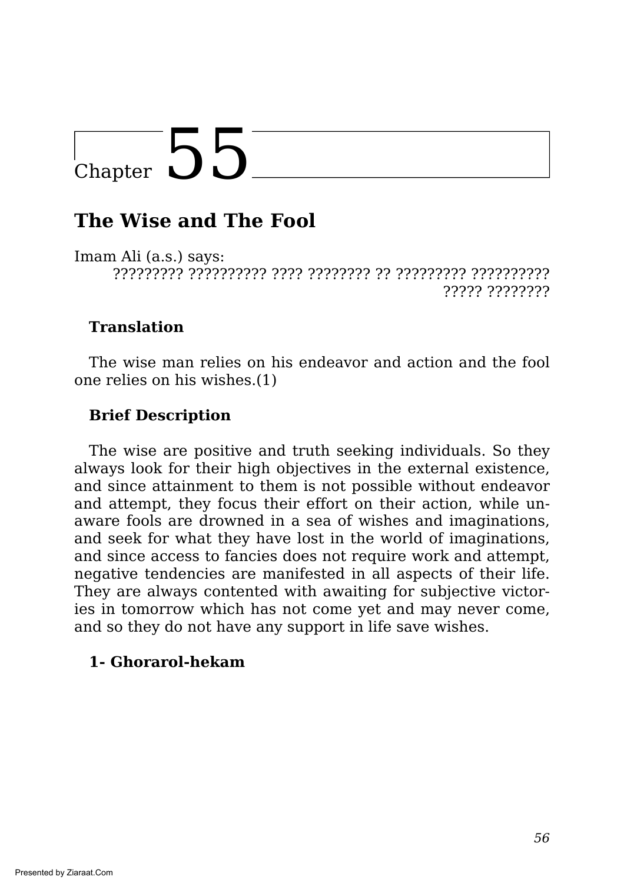# Chapter 55

## The Wise and The Fool

Imam Ali (a.s.) says:

????????? ?????????? ???? ???????? ?? ????????? ?????????? ????? ????????

**Translation**

The wise man relies on his endeavor and action and the fool one relies on his wishes.(1)

**Brief Description**

The wise are positive and truth seeking individuals. So they always look for their high objectives in the external existence, and since attainment to them is not possible without endeavor and attempt, they focus their effort on their action, while unaware fools are drowned in a sea of wishes and imaginations, and seek for what they have lost in the world of imaginations, and since access to fancies does not require work and attempt, negative tendencies are manifested in all aspects of their life. They are always contented with awaiting for subjective victories in tomorrow which has not come yet and may never come, and so they do not have any support in life save wishes.

**1- Ghorarol-hekam**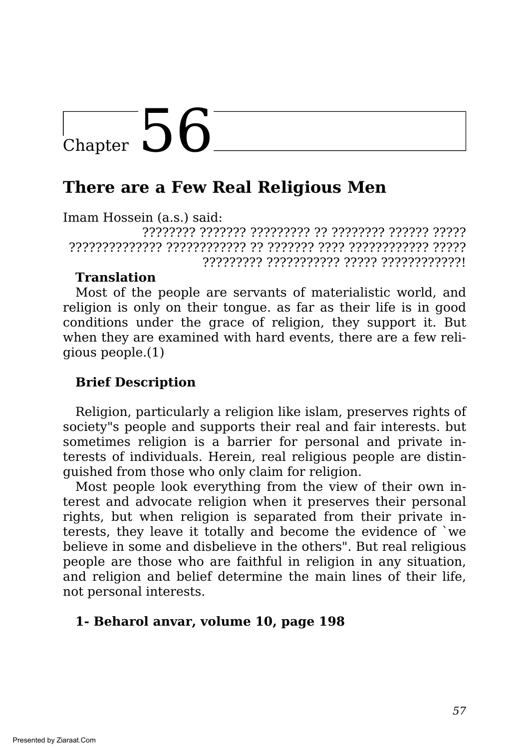# Chapter 56

## There are a Few Real Religious Men

Imam Hossein (a.s.) said:

???????? ??????? ????????? ?? ???????? ?????? ????? ?????????????? ???????????? ?? ??????? ???? ???????????? ????? ????????? ??????????? ????? ????????????!

**Translation**

Most of the people are servants of materialistic world, and religion is only on their tongue. as far as their life is in good conditions under the grace of religion, they support it. But when they are examined with hard events, there are a few religious people.(1)

**Brief Description**

Religion, particularly a religion like islam, preserves rights of society"s people and supports their real and fair interests. but sometimes religion is a barrier for personal and private interests of individuals. Herein, real religious people are distinguished from those who only claim for religion.

Most people look everything from the view of their own interest and advocate religion when it preserves their personal rights, but when religion is separated from their private interests, they leave it totally and become the evidence of `we believe in some and disbelieve in the others". But real religious people are those who are faithful in religion in any situation, and religion and belief determine the main lines of their life, not personal interests.

**1- Beharol anvar, volume 10, page 198**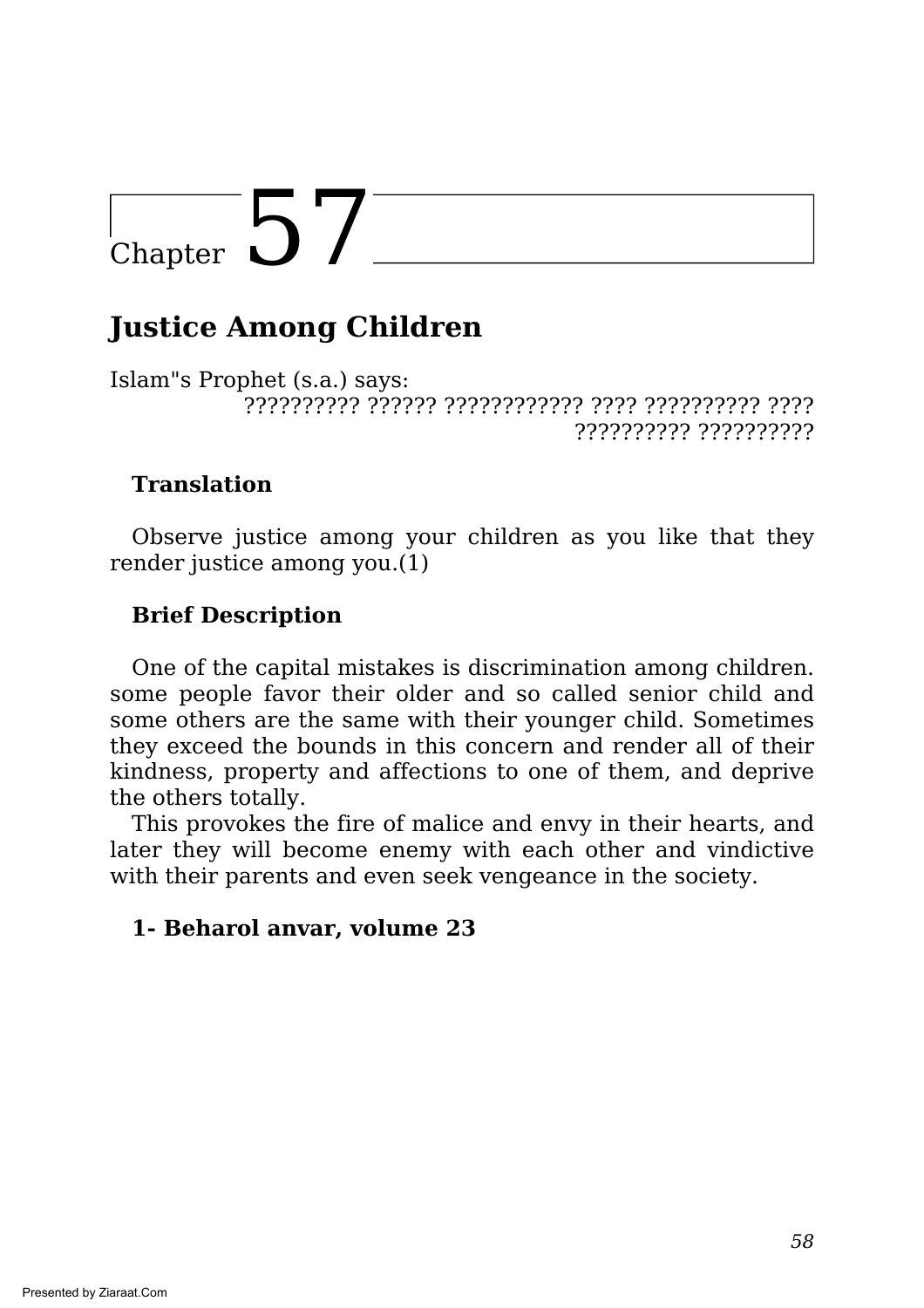# Chapter 57

## Justice Among Children

Islam"s Prophet (s.a.) says:

?????????? ?????? ???????????? ???? ?????????? ???? ?????????? ??????????

### Translation

Observe justice among your children as you like that they render justice among you.(1)

### Brief Description

One of the capital mistakes is discrimination among children. some people favor their older and so called senior child and some others are the same with their younger child. Sometimes they exceed the bounds in this concern and render all of their kindness, property and affections to one of them, and deprive the others totally.

This provokes the fire of malice and envy in their hearts, and later they will become enemy with each other and vindictive with their parents and even seek vengeance in the society.

**1- Beharol anvar, volume 23**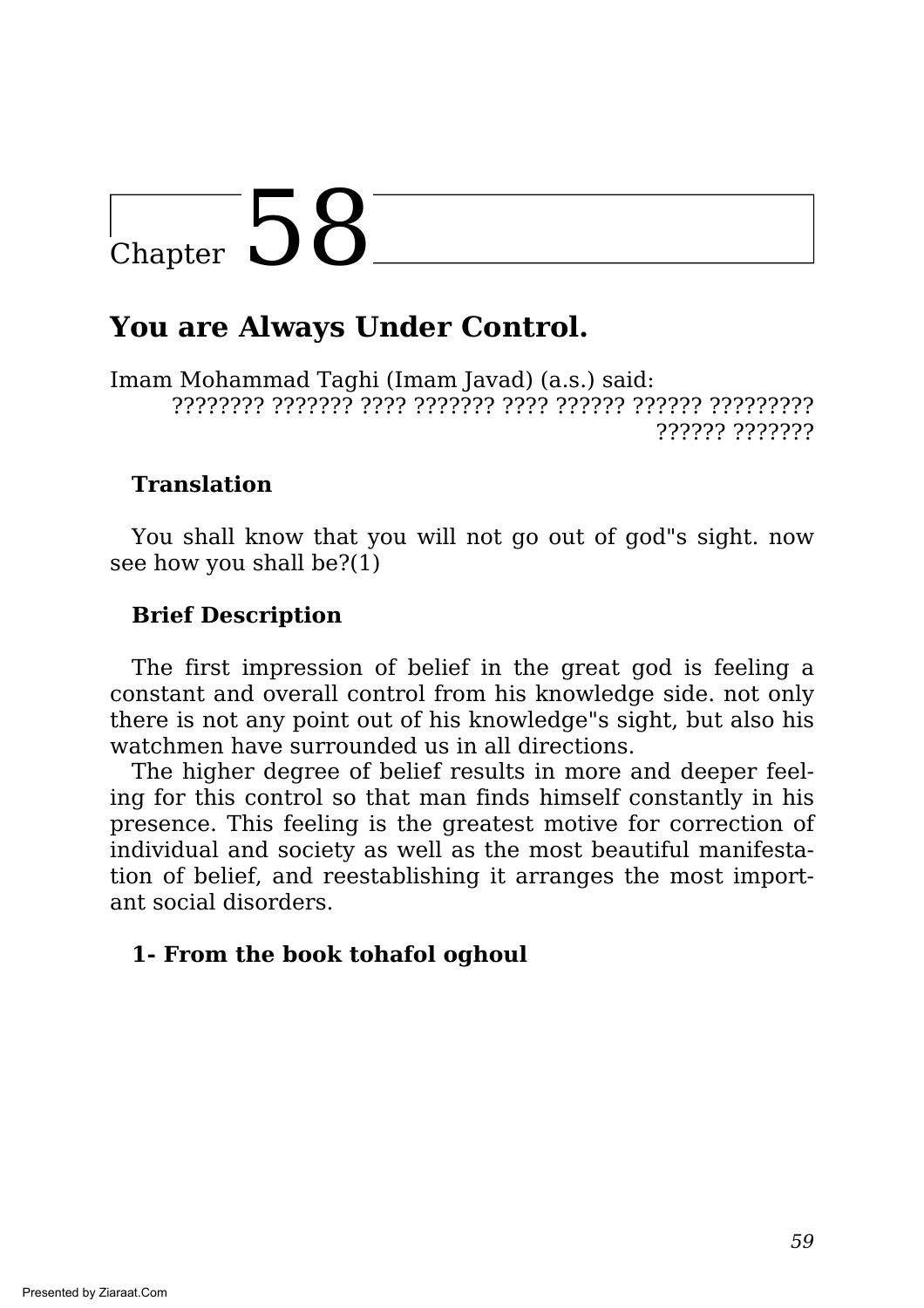# Chapter 58

## You are Always Under Control.

Imam Mohammad Taghi (Imam Javad) (a.s.) said:

???????? ??????? ???? ??????? ???? ?????? ?????? ????????? ?????? ???????

### Translation

You shall know that you will not go out of god"s sight. now see how you shall be?(1)

### Brief Description

The first impression of belief in the great god is feeling a constant and overall control from his knowledge side. not only there is not any point out of his knowledge"s sight, but also his watchmen have surrounded us in all directions.

The higher degree of belief results in more and deeper feeling for this control so that man finds himself constantly in his presence. This feeling is the greatest motive for correction of individual and society as well as the most beautiful manifestation of belief, and reestablishing it arranges the most important social disorders.

**1- From the book tohafol oghoul**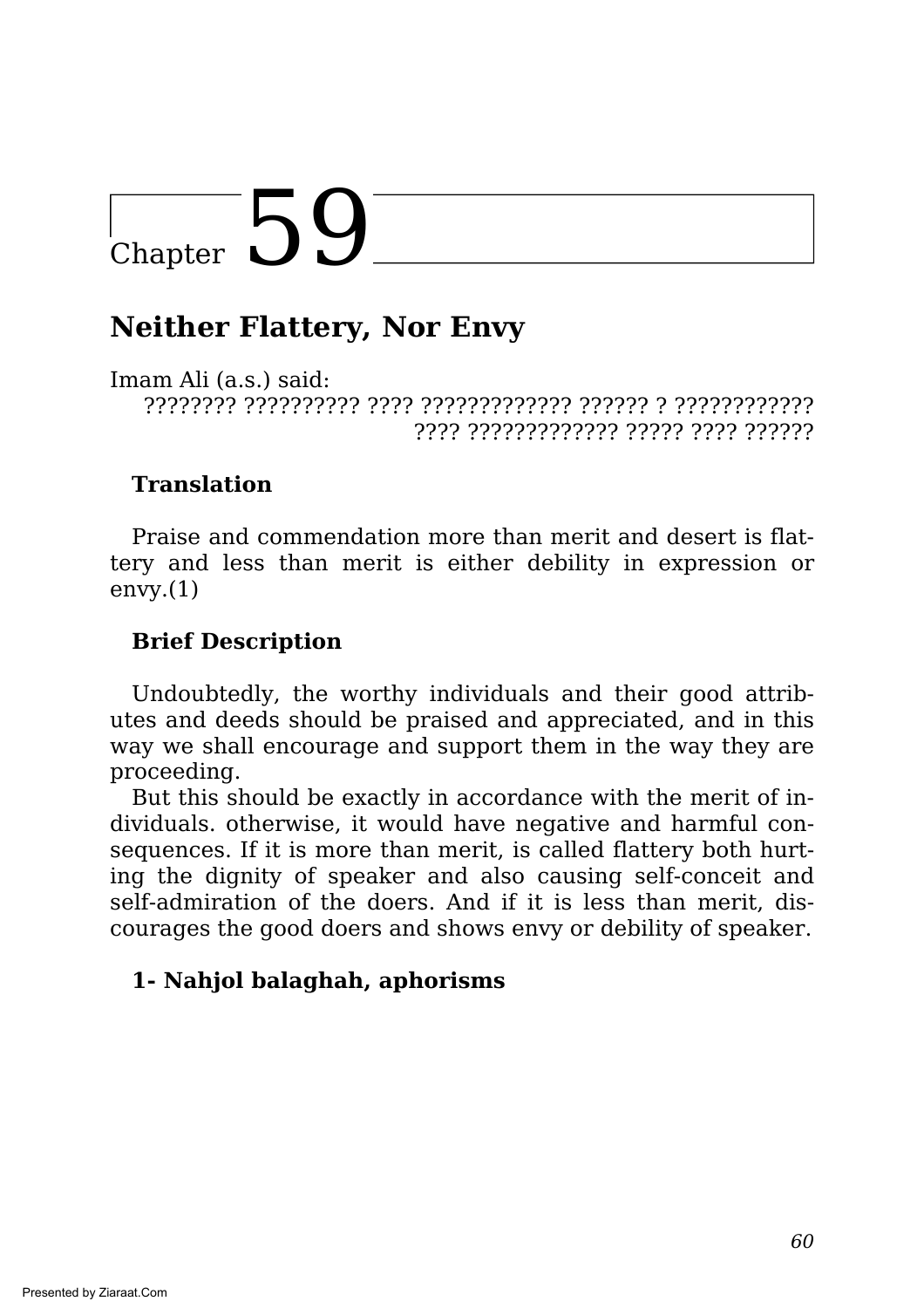# Chapter 59

## Neither Flattery, Nor Envy

Imam Ali (a.s.) said:

???????? ?????????? ???? ????????????? ?????? ? ???????????? ???? ????????????? ????? ???? ??????

### Translation

Praise and commendation more than merit and desert is flattery and less than merit is either debility in expression or envy.(1)

### Brief Description

Undoubtedly, the worthy individuals and their good attributes and deeds should be praised and appreciated, and in this way we shall encourage and support them in the way they are proceeding.

But this should be exactly in accordance with the merit of individuals. otherwise, it would have negative and harmful consequences. If it is more than merit, is called flattery both hurting the dignity of speaker and also causing self-conceit and self-admiration of the doers. And if it is less than merit, discourages the good doers and shows envy or debility of speaker.

**1- Nahjol balaghah, aphorisms**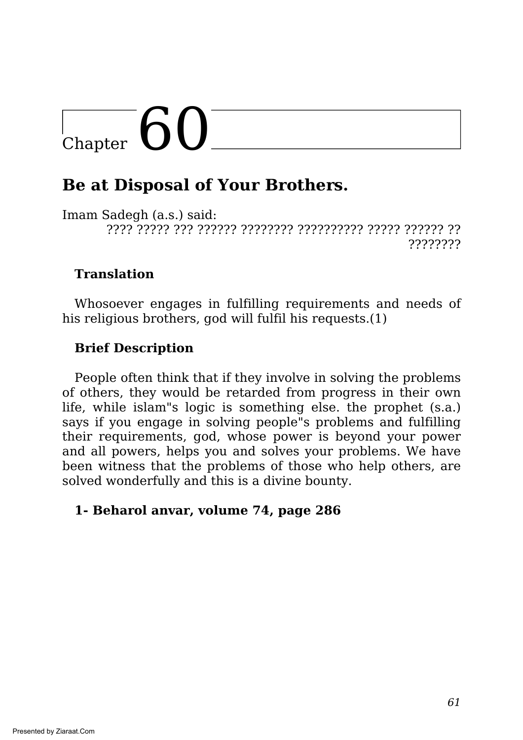# Chapter 60

## Be at Disposal of Your Brothers.

Imam Sadegh (a.s.) said:

???? ????? ??? ?????? ???????? ?????????? ????? ?????? ?? ????????

**Translation**

Whosoever engages in fulfilling requirements and needs of his religious brothers, god will fulfil his requests.(1)

**Brief Description**

People often think that if they involve in solving the problems of others, they would be retarded from progress in their own life, while islam"s logic is something else. the prophet (s.a.) says if you engage in solving people"s problems and fulfilling their requirements, god, whose power is beyond your power and all powers, helps you and solves your problems. We have been witness that the problems of those who help others, are solved wonderfully and this is a divine bounty.

**1- Beharol anvar, volume 74, page 286**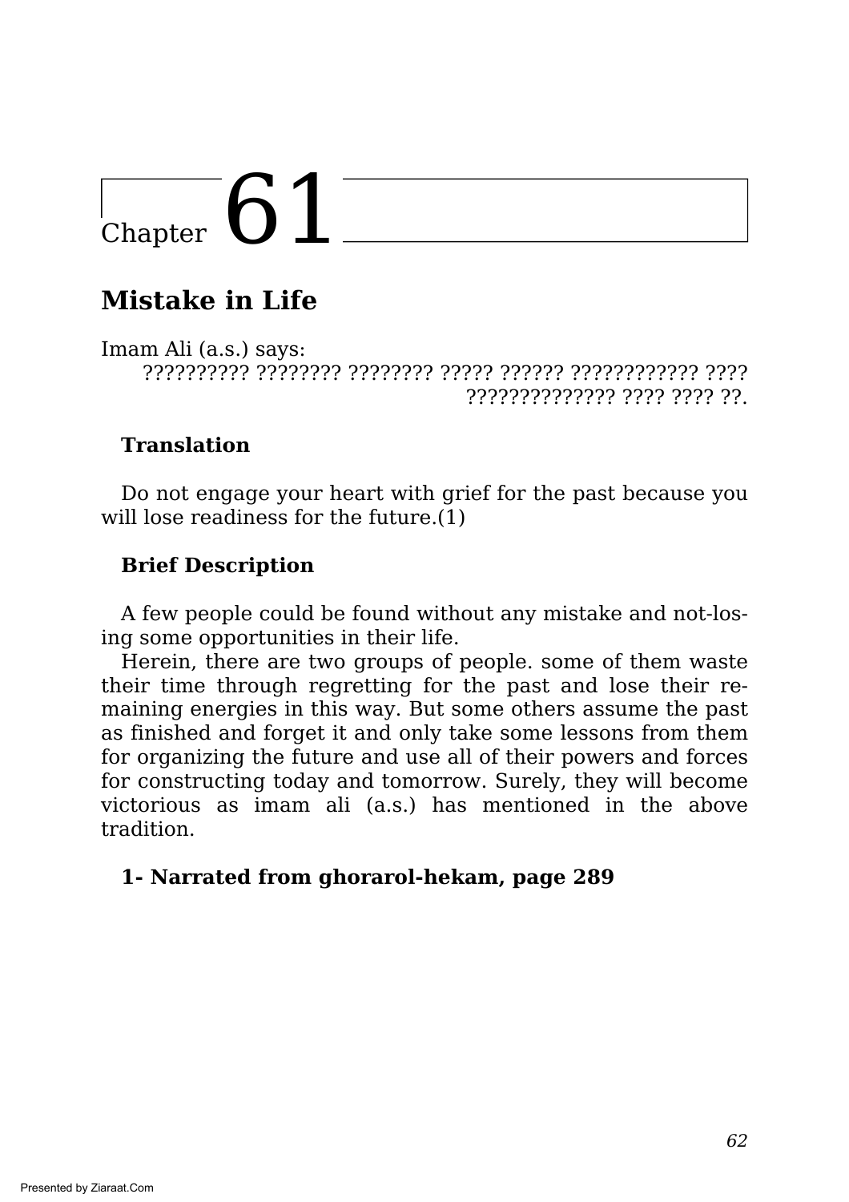# Chapter 61

## Mistake in Life

Imam Ali (a.s.) says:

?????????? ???????? ???????? ????? ?????? ???????????? ???? ?????????????? ???? ???? ??.

**Translation**

Do not engage your heart with grief for the past because you will lose readiness for the future.(1)

**Brief Description**

A few people could be found without any mistake and not-losing some opportunities in their life.

Herein, there are two groups of people. some of them waste their time through regretting for the past and lose their remaining energies in this way. But some others assume the past as finished and forget it and only take some lessons from them for organizing the future and use all of their powers and forces for constructing today and tomorrow. Surely, they will become victorious as imam ali (a.s.) has mentioned in the above tradition.

**1- Narrated from ghorarol-hekam, page 289**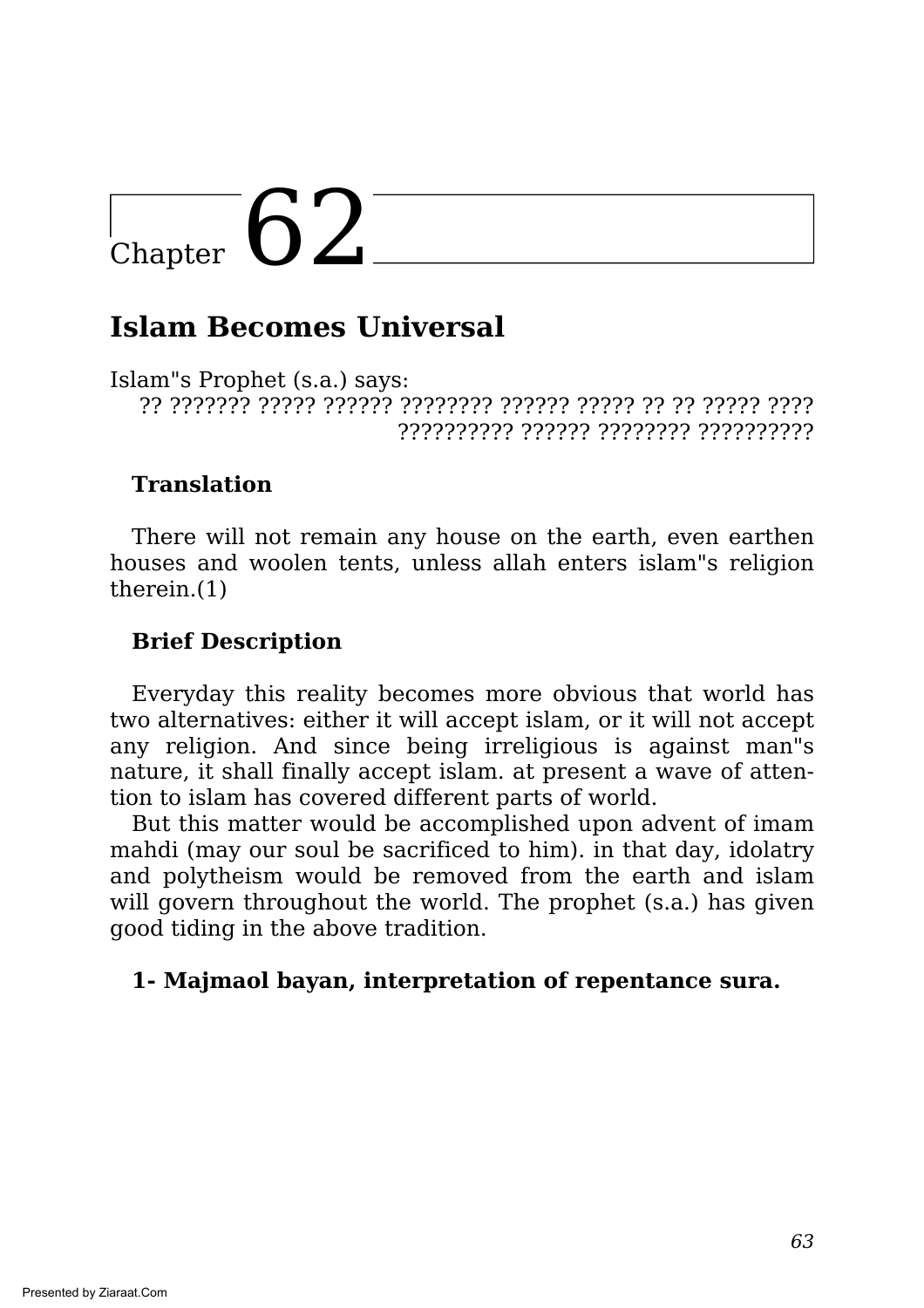# Chapter 62

## Islam Becomes Universal

Islam"s Prophet (s.a.) says:

?? ??????? ????? ?????? ???????? ?????? ????? ?? ?? ????? ???? ?????????? ?????? ???????? ??????????

**Translation**

There will not remain any house on the earth, even earthen houses and woolen tents, unless allah enters islam"s religion therein.(1)

**Brief Description**

Everyday this reality becomes more obvious that world has two alternatives: either it will accept islam, or it will not accept any religion. And since being irreligious is against man"s nature, it shall finally accept islam. at present a wave of attention to islam has covered different parts of world.

But this matter would be accomplished upon advent of imam mahdi (may our soul be sacrificed to him). in that day, idolatry and polytheism would be removed from the earth and islam will govern throughout the world. The prophet (s.a.) has given good tiding in the above tradition.

**1- Majmaol bayan, interpretation of repentance sura.**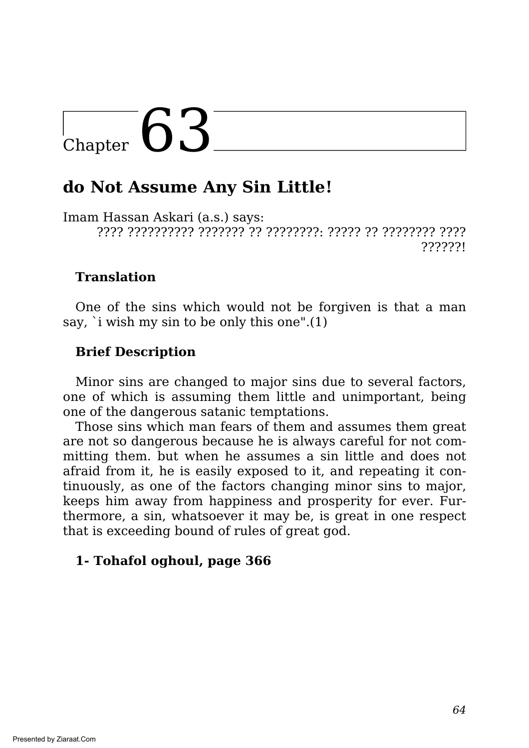# Chapter 63

## do Not Assume Any Sin Little!

Imam Hassan Askari (a.s.) says:

???? ?????????? ??????? ?? ????????: ????? ?? ???????? ???? ??????!

**Translation**

One of the sins which would not be forgiven is that a man say, `i wish my sin to be only this one".(1)

**Brief Description**

Minor sins are changed to major sins due to several factors, one of which is assuming them little and unimportant, being one of the dangerous satanic temptations.

Those sins which man fears of them and assumes them great are not so dangerous because he is always careful for not committing them. but when he assumes a sin little and does not afraid from it, he is easily exposed to it, and repeating it continuously, as one of the factors changing minor sins to major, keeps him away from happiness and prosperity for ever. Furthermore, a sin, whatsoever it may be, is great in one respect that is exceeding bound of rules of great god.

**1- Tohafol oghoul, page 366**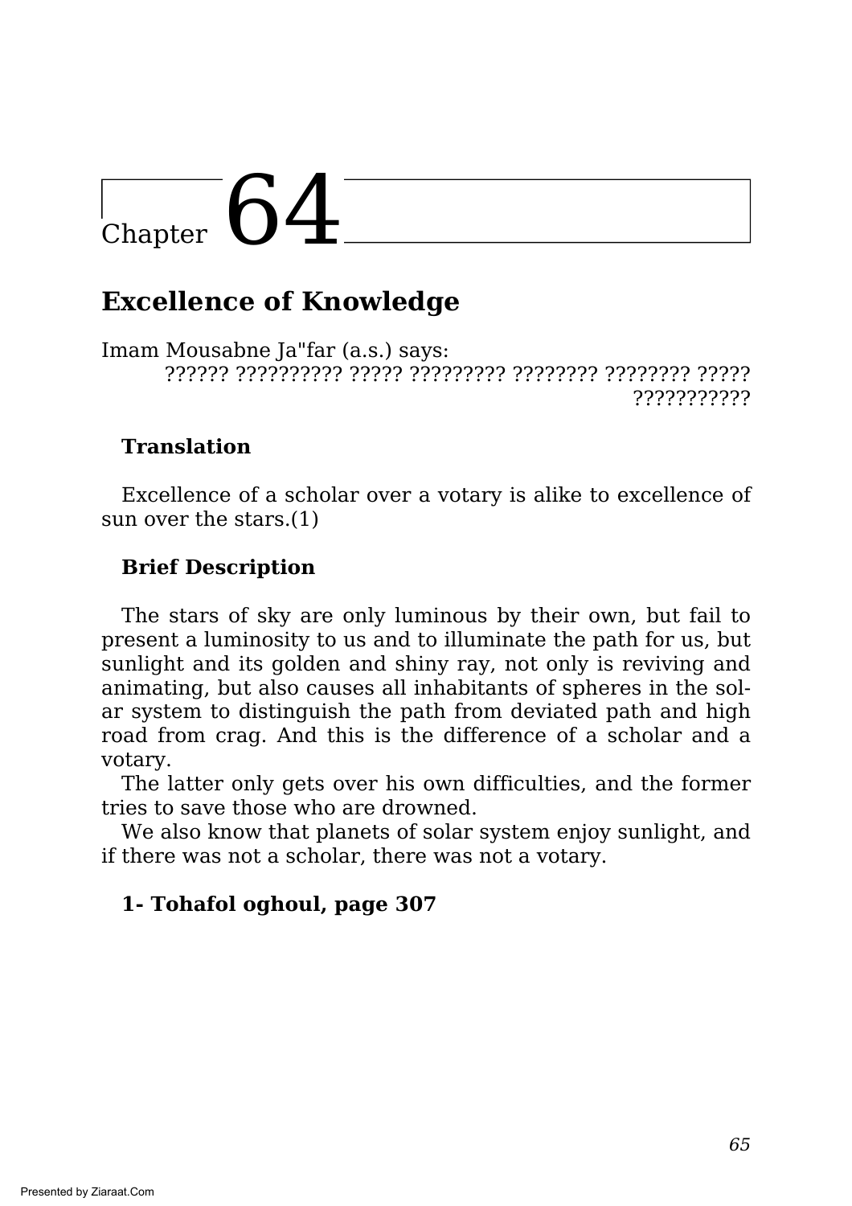# Chapter 64

## Excellence of Knowledge

Imam Mousabne Ja"far (a.s.) says:

?????? ?????????? ????? ????????? ???????? ???????? ????? ???????????

**Translation**

Excellence of a scholar over a votary is alike to excellence of sun over the stars.(1)

**Brief Description**

The stars of sky are only luminous by their own, but fail to present a luminosity to us and to illuminate the path for us, but sunlight and its golden and shiny ray, not only is reviving and animating, but also causes all inhabitants of spheres in the solar system to distinguish the path from deviated path and high road from crag. And this is the difference of a scholar and a votary.

The latter only gets over his own difficulties, and the former tries to save those who are drowned.

We also know that planets of solar system enjoy sunlight, and if there was not a scholar, there was not a votary.

**1- Tohafol oghoul, page 307**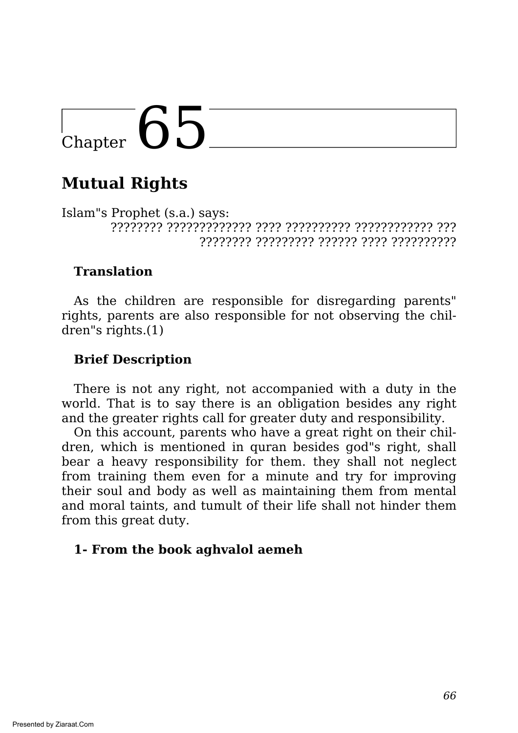# Chapter 65

## Mutual Rights

Islam"s Prophet (s.a.) says:

???????? ????????????? ???? ?????????? ???????????? ???
???????? ????????? ?????? ???? ??????????

**Translation**

As the children are responsible for disregarding parents" rights, parents are also responsible for not observing the children"s rights.(1)

**Brief Description**

There is not any right, not accompanied with a duty in the world. That is to say there is an obligation besides any right and the greater rights call for greater duty and responsibility.

On this account, parents who have a great right on their children, which is mentioned in quran besides god"s right, shall bear a heavy responsibility for them. they shall not neglect from training them even for a minute and try for improving their soul and body as well as maintaining them from mental and moral taints, and tumult of their life shall not hinder them from this great duty.

**1- From the book aghvalol aemeh**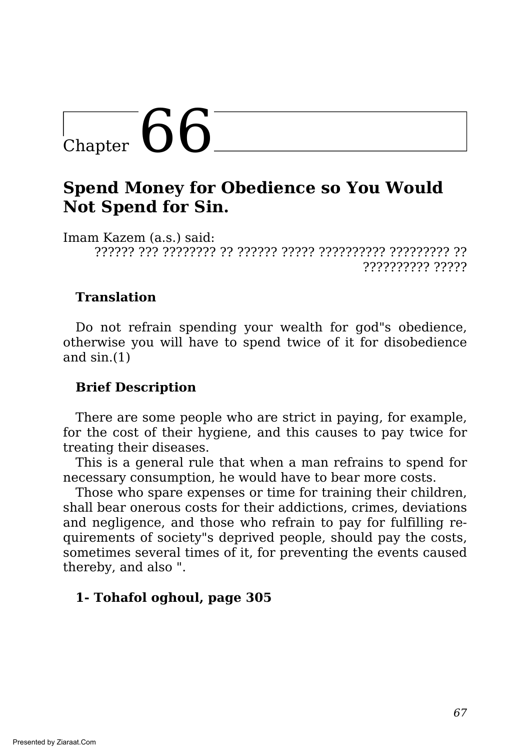# Chapter 66

## Spend Money for Obedience so You Would Not Spend for Sin.

Imam Kazem (a.s.) said:

?????? ??? ???????? ?? ?????? ????? ?????????? ????????? ?? ?????????? ?????

### Translation

Do not refrain spending your wealth for god"s obedience, otherwise you will have to spend twice of it for disobedience and sin.(1)

### Brief Description

There are some people who are strict in paying, for example, for the cost of their hygiene, and this causes to pay twice for treating their diseases.

This is a general rule that when a man refrains to spend for necessary consumption, he would have to bear more costs.

Those who spare expenses or time for training their children, shall bear onerous costs for their addictions, crimes, deviations and negligence, and those who refrain to pay for fulfilling requirements of society"s deprived people, should pay the costs, sometimes several times of it, for preventing the events caused thereby, and also ".

**1- Tohafol oghoul, page 305**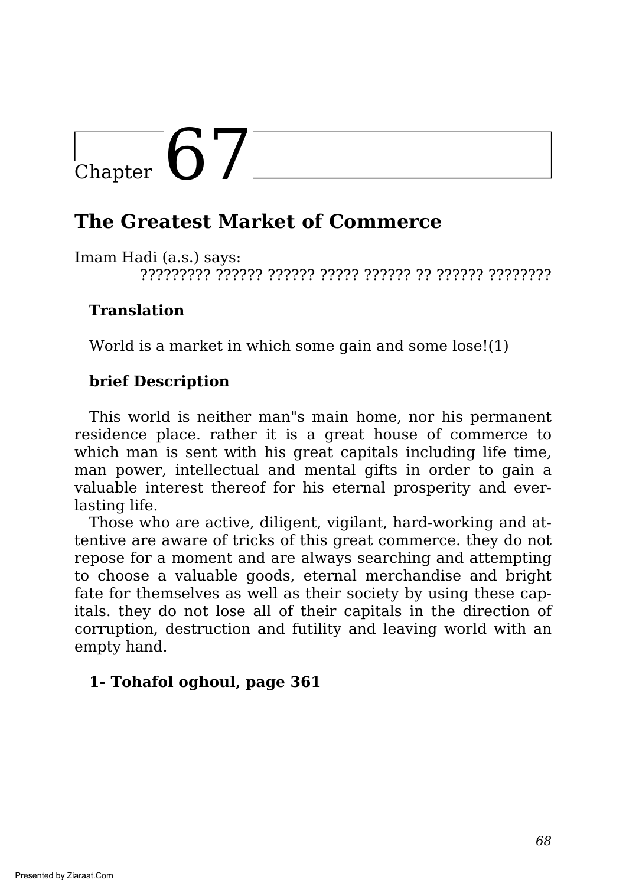# Chapter 67

## The Greatest Market of Commerce

Imam Hadi (a.s.) says:

????????? ?????? ?????? ????? ?????? ?? ?????? ????????

### Translation

World is a market in which some gain and some lose!(1)

### brief Description

This world is neither man"s main home, nor his permanent residence place. rather it is a great house of commerce to which man is sent with his great capitals including life time, man power, intellectual and mental gifts in order to gain a valuable interest thereof for his eternal prosperity and ever-lasting life.

Those who are active, diligent, vigilant, hard-working and attentive are aware of tricks of this great commerce. they do not repose for a moment and are always searching and attempting to choose a valuable goods, eternal merchandise and bright fate for themselves as well as their society by using these capitals. they do not lose all of their capitals in the direction of corruption, destruction and futility and leaving world with an empty hand.

**1- Tohafol oghoul, page 361**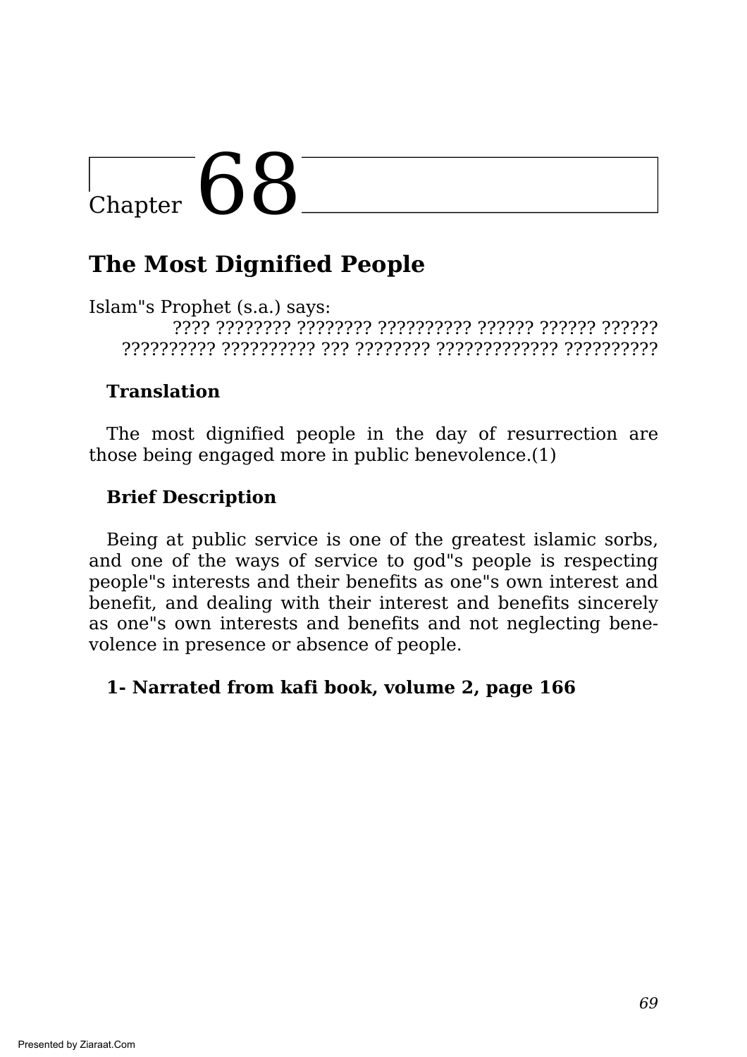# Chapter 68

## The Most Dignified People

Islam"s Prophet (s.a.) says:

???? ???????? ???????? ?????????? ?????? ?????? ?????? ?????????? ?????????? ??? ???????? ????????????? ??????????

**Translation**

The most dignified people in the day of resurrection are those being engaged more in public benevolence.(1)

**Brief Description**

Being at public service is one of the greatest islamic sorbs, and one of the ways of service to god"s people is respecting people"s interests and their benefits as one"s own interest and benefit, and dealing with their interest and benefits sincerely as one"s own interests and benefits and not neglecting benevolence in presence or absence of people.

**1- Narrated from kafi book, volume 2, page 166**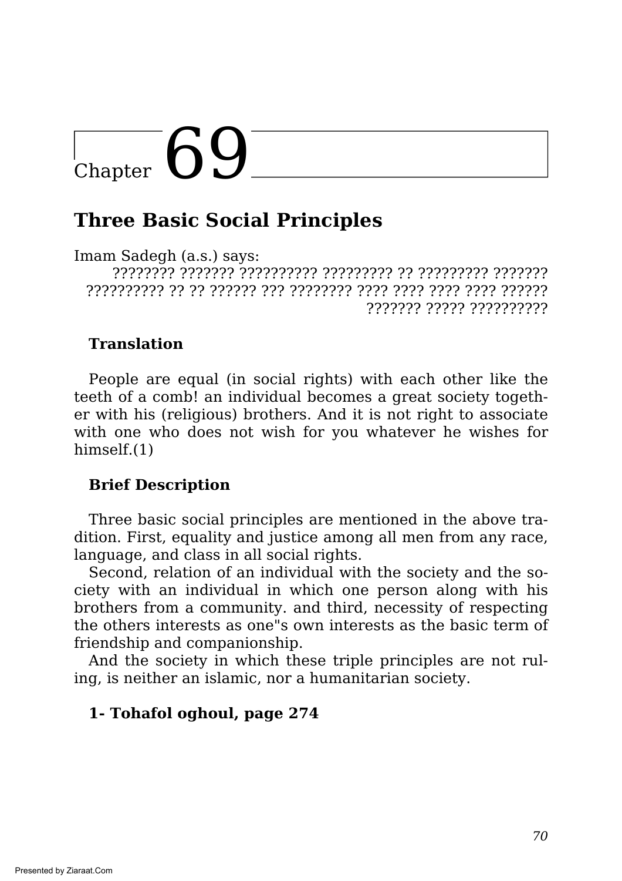# Chapter 69

## Three Basic Social Principles

Imam Sadegh (a.s.) says:

???????? ??????? ?????????? ????????? ?? ????????? ??????? ?????????? ?? ?? ?????? ??? ???????? ???? ???? ???? ???? ?????? ??????? ????? ??????????

**Translation**

People are equal (in social rights) with each other like the teeth of a comb! an individual becomes a great society together with his (religious) brothers. And it is not right to associate with one who does not wish for you whatever he wishes for himself.(1)

**Brief Description**

Three basic social principles are mentioned in the above tradition. First, equality and justice among all men from any race, language, and class in all social rights.

Second, relation of an individual with the society and the society with an individual in which one person along with his brothers from a community. and third, necessity of respecting the others interests as one"s own interests as the basic term of friendship and companionship.

And the society in which these triple principles are not ruling, is neither an islamic, nor a humanitarian society.

**1- Tohafol oghoul, page 274**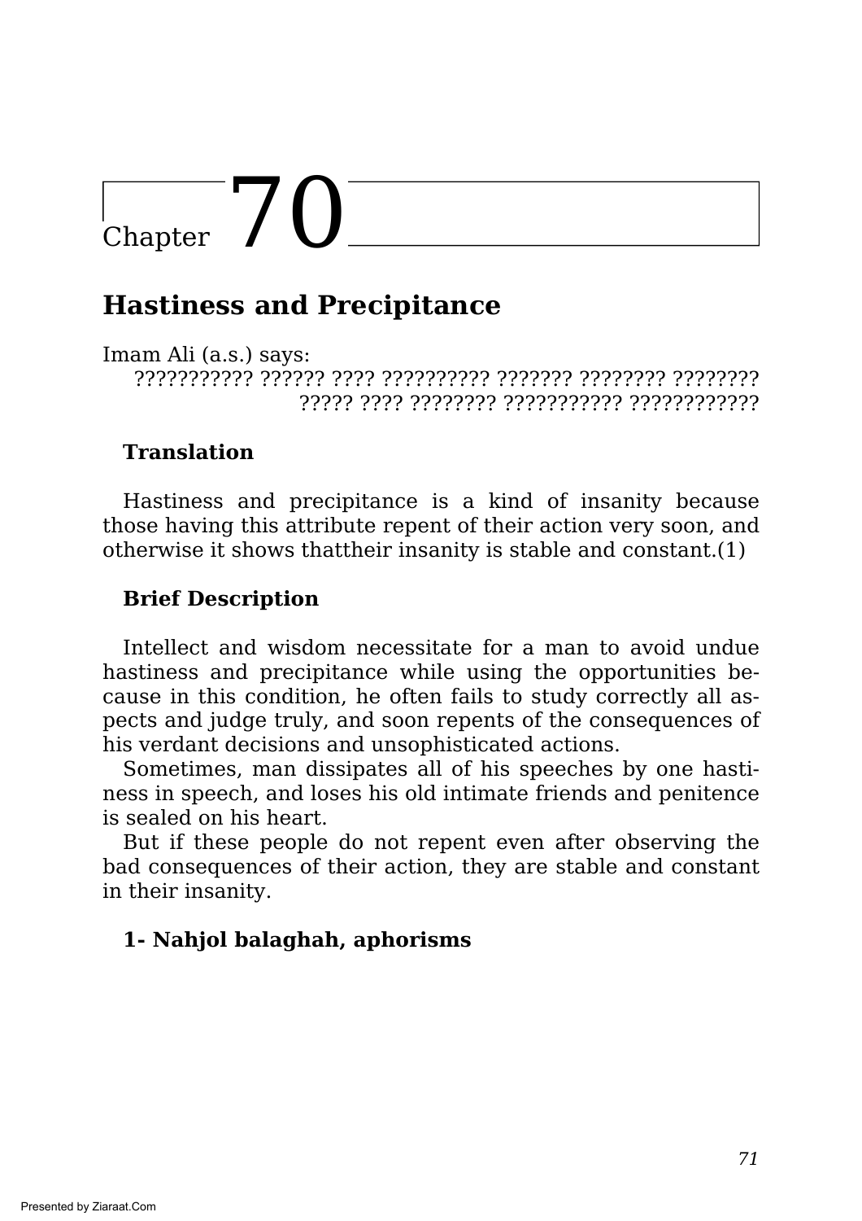# Chapter 70

## Hastiness and Precipitance

Imam Ali (a.s.) says:

??????????? ?????? ???? ?????????? ??????? ???????? ???????? ????? ???? ???????? ??????????? ????????????

**Translation**

Hastiness and precipitance is a kind of insanity because those having this attribute repent of their action very soon, and otherwise it shows thattheir insanity is stable and constant.(1)

**Brief Description**

Intellect and wisdom necessitate for a man to avoid undue hastiness and precipitance while using the opportunities because in this condition, he often fails to study correctly all aspects and judge truly, and soon repents of the consequences of his verdant decisions and unsophisticated actions.

Sometimes, man dissipates all of his speeches by one hastiness in speech, and loses his old intimate friends and penitence is sealed on his heart.

But if these people do not repent even after observing the bad consequences of their action, they are stable and constant in their insanity.

**1- Nahjol balaghah, aphorisms**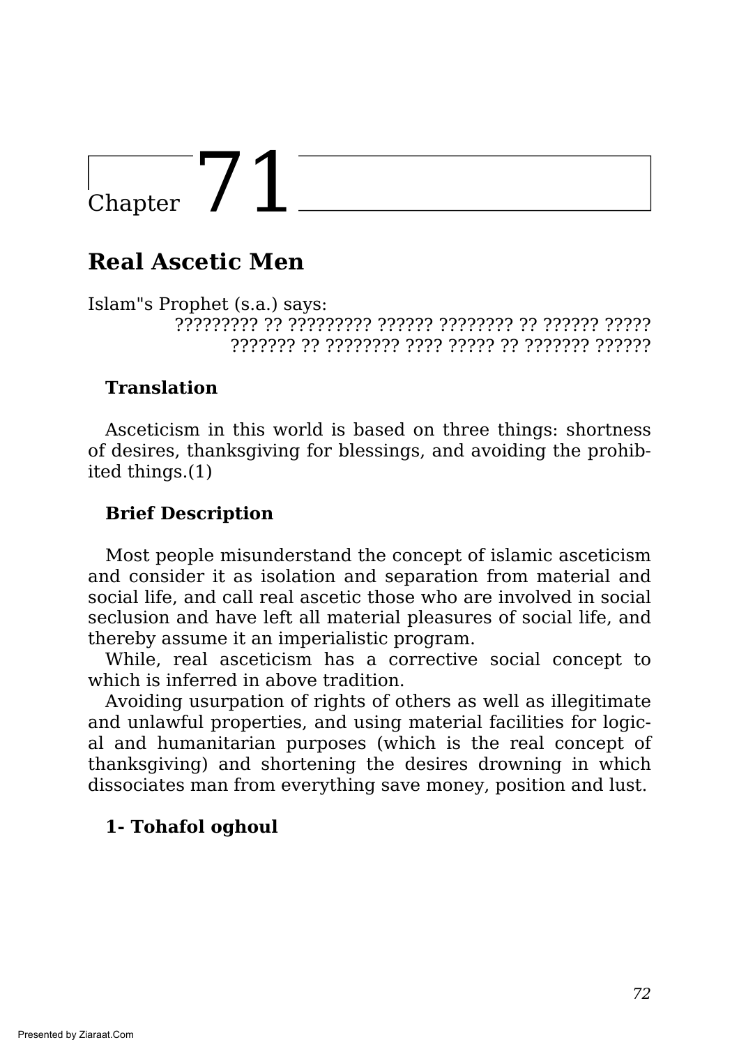# Chapter 71

## Real Ascetic Men

Islam"s Prophet (s.a.) says:

????????? ?? ????????? ?????? ???????? ?? ?????? ?????
??????? ?? ???????? ???? ????? ?? ??????? ??????

### Translation

Asceticism in this world is based on three things: shortness of desires, thanksgiving for blessings, and avoiding the prohibited things.(1)

### Brief Description

Most people misunderstand the concept of islamic asceticism and consider it as isolation and separation from material and social life, and call real ascetic those who are involved in social seclusion and have left all material pleasures of social life, and thereby assume it an imperialistic program.

While, real asceticism has a corrective social concept to which is inferred in above tradition.

Avoiding usurpation of rights of others as well as illegitimate and unlawful properties, and using material facilities for logical and humanitarian purposes (which is the real concept of thanksgiving) and shortening the desires drowning in which dissociates man from everything save money, position and lust.

**1- Tohafol oghoul**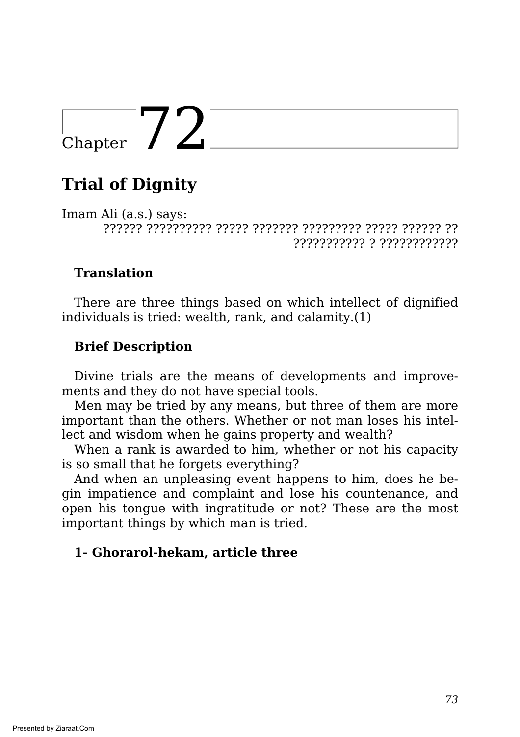# Chapter 72

## Trial of Dignity

Imam Ali (a.s.) says:

?????? ?????????? ????? ??????? ????????? ????? ?????? ?? ??????????? ? ????????????

**Translation**

There are three things based on which intellect of dignified individuals is tried: wealth, rank, and calamity.(1)

**Brief Description**

Divine trials are the means of developments and improvements and they do not have special tools.

Men may be tried by any means, but three of them are more important than the others. Whether or not man loses his intellect and wisdom when he gains property and wealth?

When a rank is awarded to him, whether or not his capacity is so small that he forgets everything?

And when an unpleasing event happens to him, does he begin impatience and complaint and lose his countenance, and open his tongue with ingratitude or not? These are the most important things by which man is tried.

**1- Ghorarol-hekam, article three**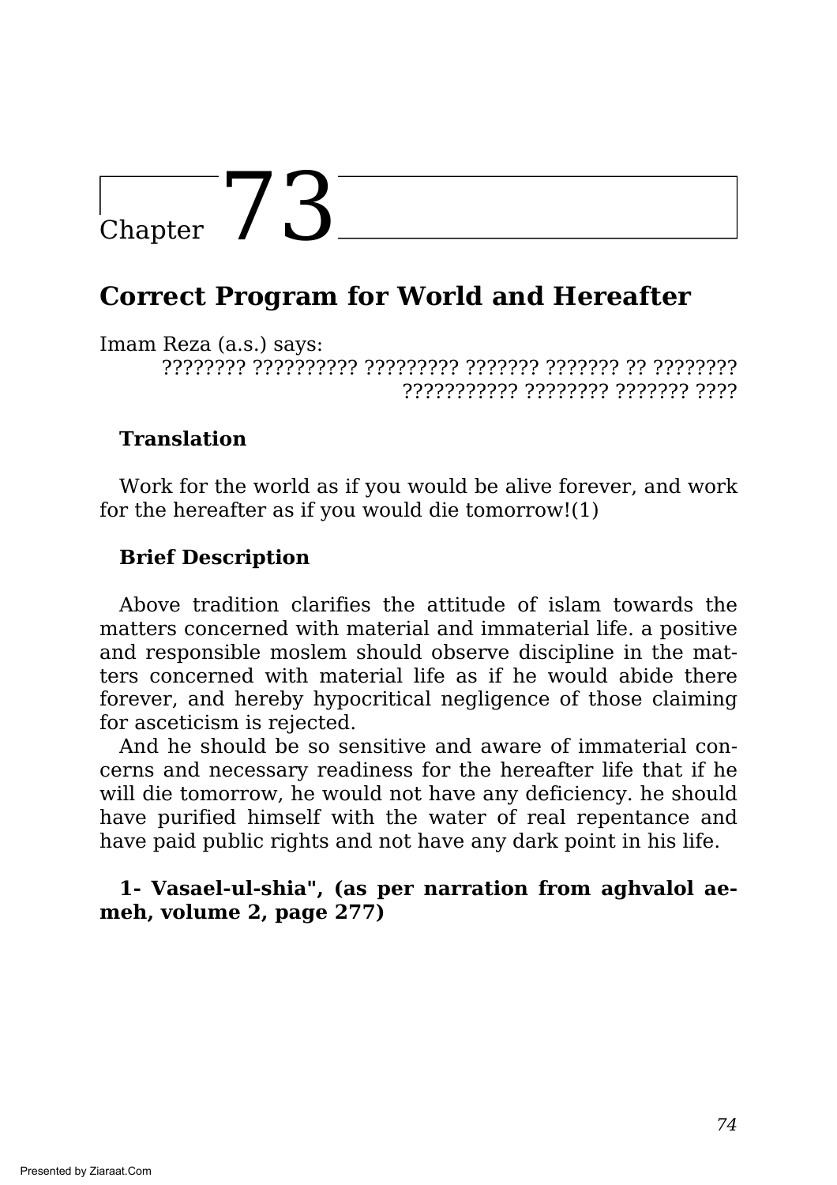# Chapter 73

## Correct Program for World and Hereafter

Imam Reza (a.s.) says:

???????? ?????????? ????????? ??????? ??????? ?? ????????
??????????? ???????? ??????? ????

### Translation

Work for the world as if you would be alive forever, and work for the hereafter as if you would die tomorrow!(1)

### Brief Description

Above tradition clarifies the attitude of islam towards the matters concerned with material and immaterial life. a positive and responsible moslem should observe discipline in the matters concerned with material life as if he would abide there forever, and hereby hypocritical negligence of those claiming for asceticism is rejected.

And he should be so sensitive and aware of immaterial concerns and necessary readiness for the hereafter life that if he will die tomorrow, he would not have any deficiency. he should have purified himself with the water of real repentance and have paid public rights and not have any dark point in his life.

**1- Vasael-ul-shia", (as per narration from aghvalol aemeh, volume 2, page 277)**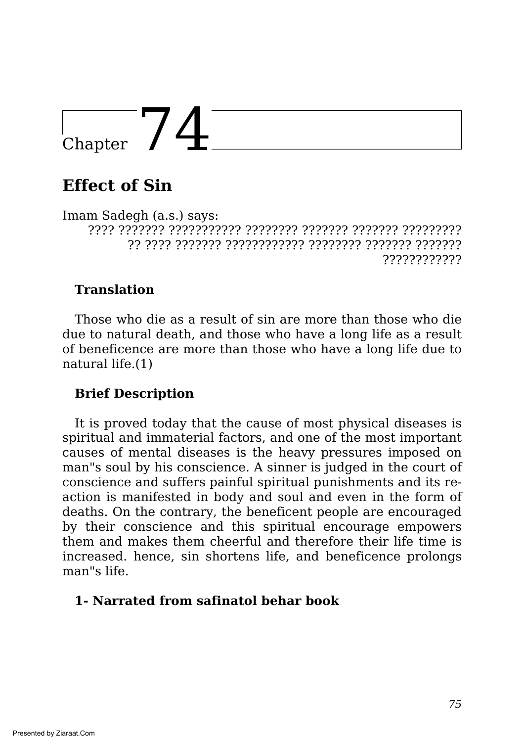# Chapter 74

## Effect of Sin

Imam Sadegh (a.s.) says:

???? ??????? ??????????? ???????? ??????? ??????? ????????? ?? ???? ??????? ???????????? ???????? ??????? ??????? ????????????

### Translation

Those who die as a result of sin are more than those who die due to natural death, and those who have a long life as a result of beneficence are more than those who have a long life due to natural life.(1)

### Brief Description

It is proved today that the cause of most physical diseases is spiritual and immaterial factors, and one of the most important causes of mental diseases is the heavy pressures imposed on man"s soul by his conscience. A sinner is judged in the court of conscience and suffers painful spiritual punishments and its re-action is manifested in body and soul and even in the form of deaths. On the contrary, the beneficent people are encouraged by their conscience and this spiritual encourage empowers them and makes them cheerful and therefore their life time is increased. hence, sin shortens life, and beneficence prolongs man"s life.

**1- Narrated from safinatol behar book**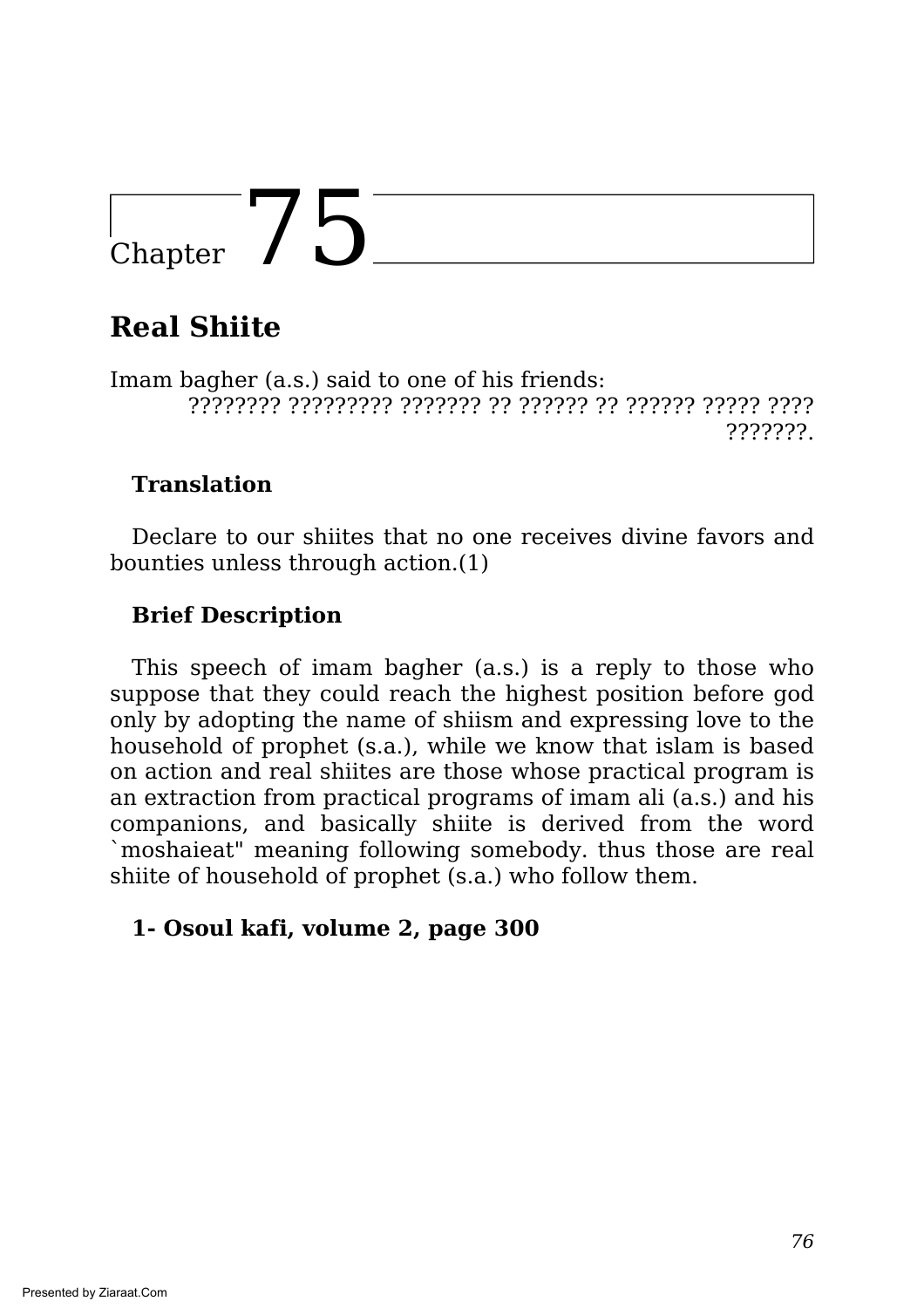# Chapter 75

## Real Shiite

Imam bagher (a.s.) said to one of his friends:

???????? ????????? ??????? ?? ?????? ?? ?????? ????? ???? ???????.

### Translation

Declare to our shiites that no one receives divine favors and bounties unless through action.(1)

### Brief Description

This speech of imam bagher (a.s.) is a reply to those who suppose that they could reach the highest position before god only by adopting the name of shiism and expressing love to the household of prophet (s.a.), while we know that islam is based on action and real shiites are those whose practical program is an extraction from practical programs of imam ali (a.s.) and his companions, and basically shiite is derived from the word `moshaieat" meaning following somebody. thus those are real shiite of household of prophet (s.a.) who follow them.

**1- Osoul kafi, volume 2, page 300**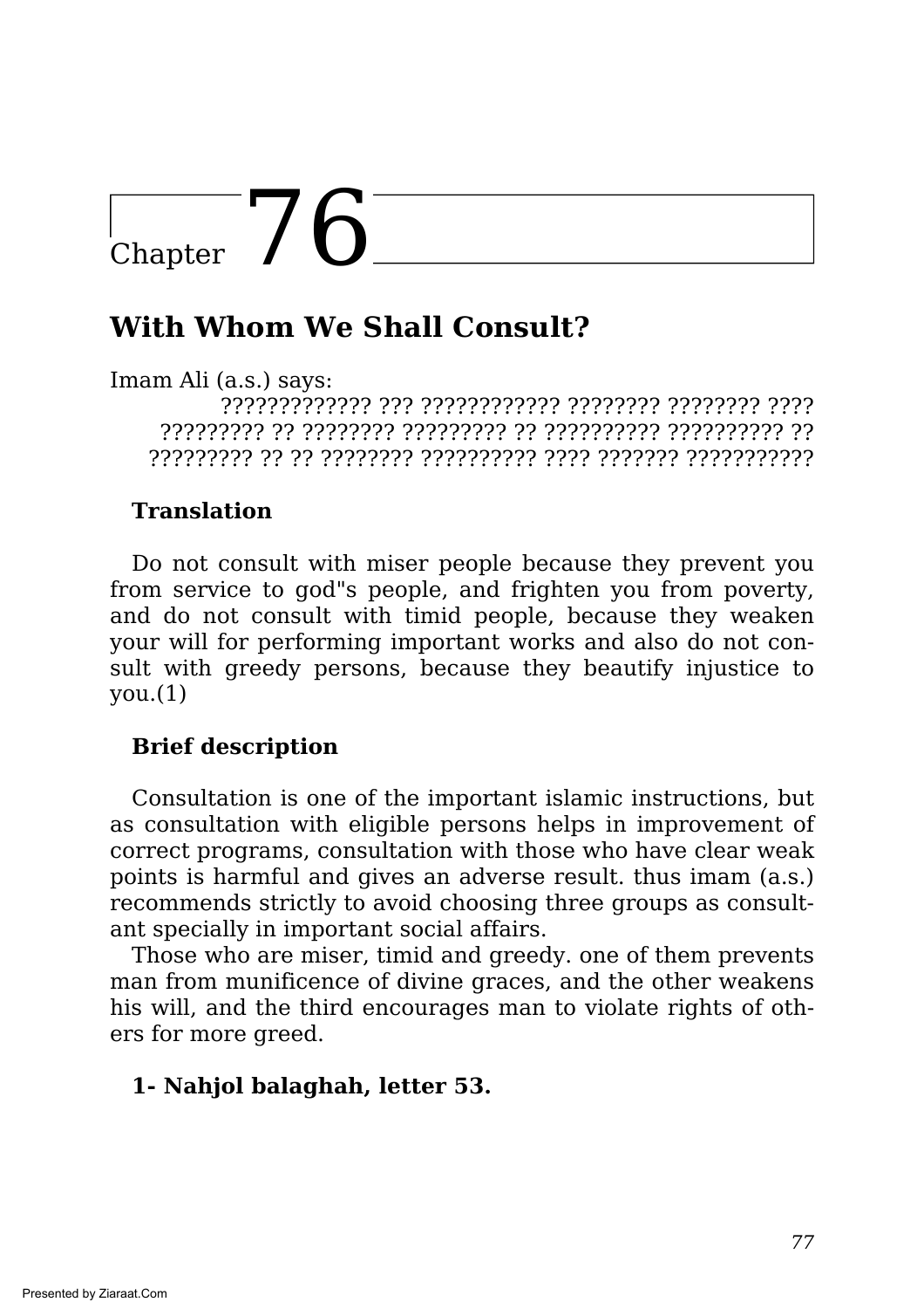# Chapter 76

## With Whom We Shall Consult?

Imam Ali (a.s.) says:

????????????? ??? ???????????? ???????? ???????? ????
????????? ?? ???????? ????????? ?? ?????????? ?????????? ??
????????? ?? ?? ???????? ?????????? ???? ??????? ???????????

**Translation**

Do not consult with miser people because they prevent you from service to god"s people, and frighten you from poverty, and do not consult with timid people, because they weaken your will for performing important works and also do not consult with greedy persons, because they beautify injustice to you.(1)

**Brief description**

Consultation is one of the important islamic instructions, but as consultation with eligible persons helps in improvement of correct programs, consultation with those who have clear weak points is harmful and gives an adverse result. thus imam (a.s.) recommends strictly to avoid choosing three groups as consultant specially in important social affairs.

Those who are miser, timid and greedy. one of them prevents man from munificence of divine graces, and the other weakens his will, and the third encourages man to violate rights of others for more greed.

**1- Nahjol balaghah, letter 53.**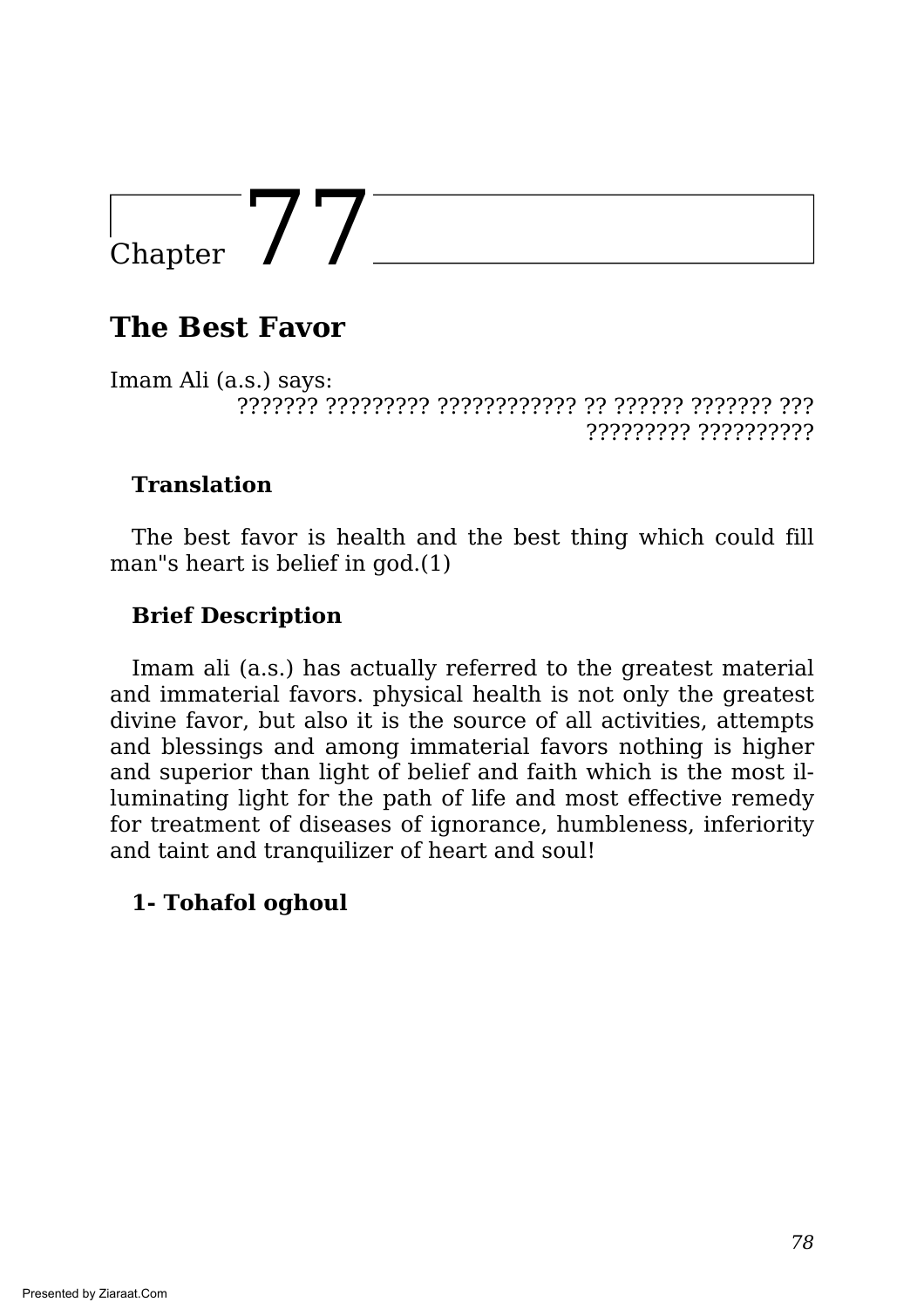# Chapter 77

## The Best Favor

Imam Ali (a.s.) says:

??????? ????????? ???????????? ?? ?????? ??????? ??? ????????? ??????????

### Translation

The best favor is health and the best thing which could fill man"s heart is belief in god.(1)

### Brief Description

Imam ali (a.s.) has actually referred to the greatest material and immaterial favors. physical health is not only the greatest divine favor, but also it is the source of all activities, attempts and blessings and among immaterial favors nothing is higher and superior than light of belief and faith which is the most illuminating light for the path of life and most effective remedy for treatment of diseases of ignorance, humbleness, inferiority and taint and tranquilizer of heart and soul!

**1- Tohafol oghoul**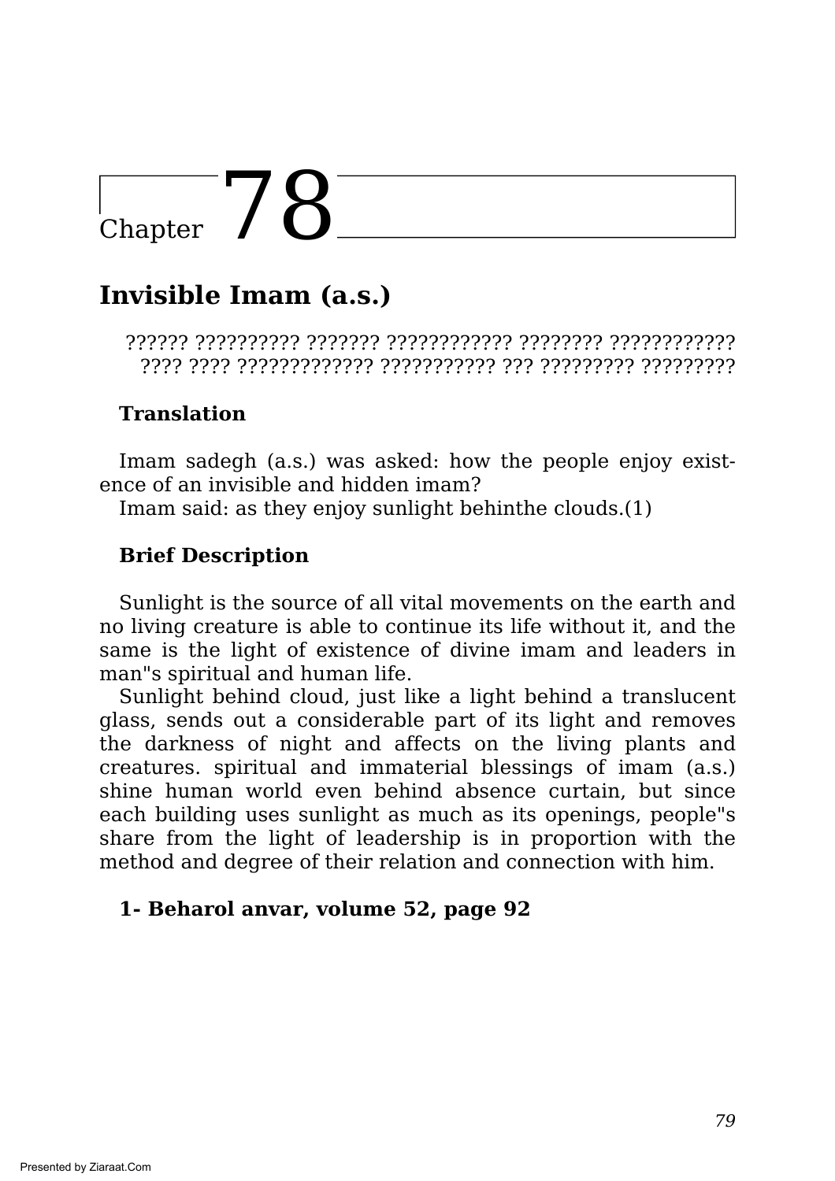# Chapter 78

## Invisible Imam (a.s.)

?????? ?????????? ??????? ???????????? ???????? ????????????
???? ???? ????????????? ??????????? ??? ????????? ?????????

### Translation

Imam sadegh (a.s.) was asked: how the people enjoy existence of an invisible and hidden imam?
Imam said: as they enjoy sunlight behinthe clouds.(1)

### Brief Description

Sunlight is the source of all vital movements on the earth and no living creature is able to continue its life without it, and the same is the light of existence of divine imam and leaders in man"s spiritual and human life.
Sunlight behind cloud, just like a light behind a translucent glass, sends out a considerable part of its light and removes the darkness of night and affects on the living plants and creatures. spiritual and immaterial blessings of imam (a.s.) shine human world even behind absence curtain, but since each building uses sunlight as much as its openings, people"s share from the light of leadership is in proportion with the method and degree of their relation and connection with him.

**1- Beharol anvar, volume 52, page 92**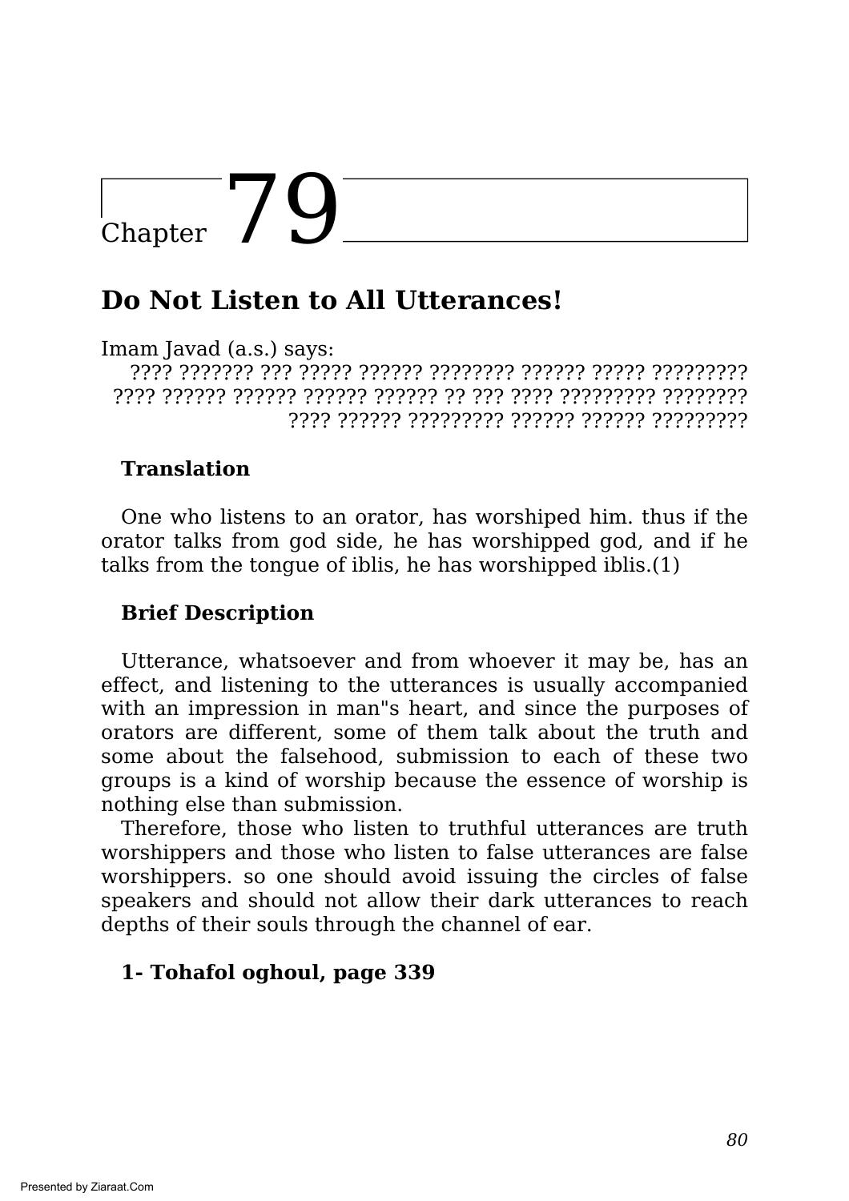# Chapter 79

## Do Not Listen to All Utterances!

Imam Javad (a.s.) says:

???? ??????? ??? ????? ?????? ???????? ?????? ????? ?????????
???? ?????? ?????? ?????? ?????? ?? ??? ???? ????????? ????????
???? ?????? ????????? ?????? ?????? ?????????

**Translation**

One who listens to an orator, has worshiped him. thus if the orator talks from god side, he has worshipped god, and if he talks from the tongue of iblis, he has worshipped iblis.(1)

**Brief Description**

Utterance, whatsoever and from whoever it may be, has an effect, and listening to the utterances is usually accompanied with an impression in man"s heart, and since the purposes of orators are different, some of them talk about the truth and some about the falsehood, submission to each of these two groups is a kind of worship because the essence of worship is nothing else than submission.

Therefore, those who listen to truthful utterances are truth worshippers and those who listen to false utterances are false worshippers. so one should avoid issuing the circles of false speakers and should not allow their dark utterances to reach depths of their souls through the channel of ear.

**1- Tohafol oghoul, page 339**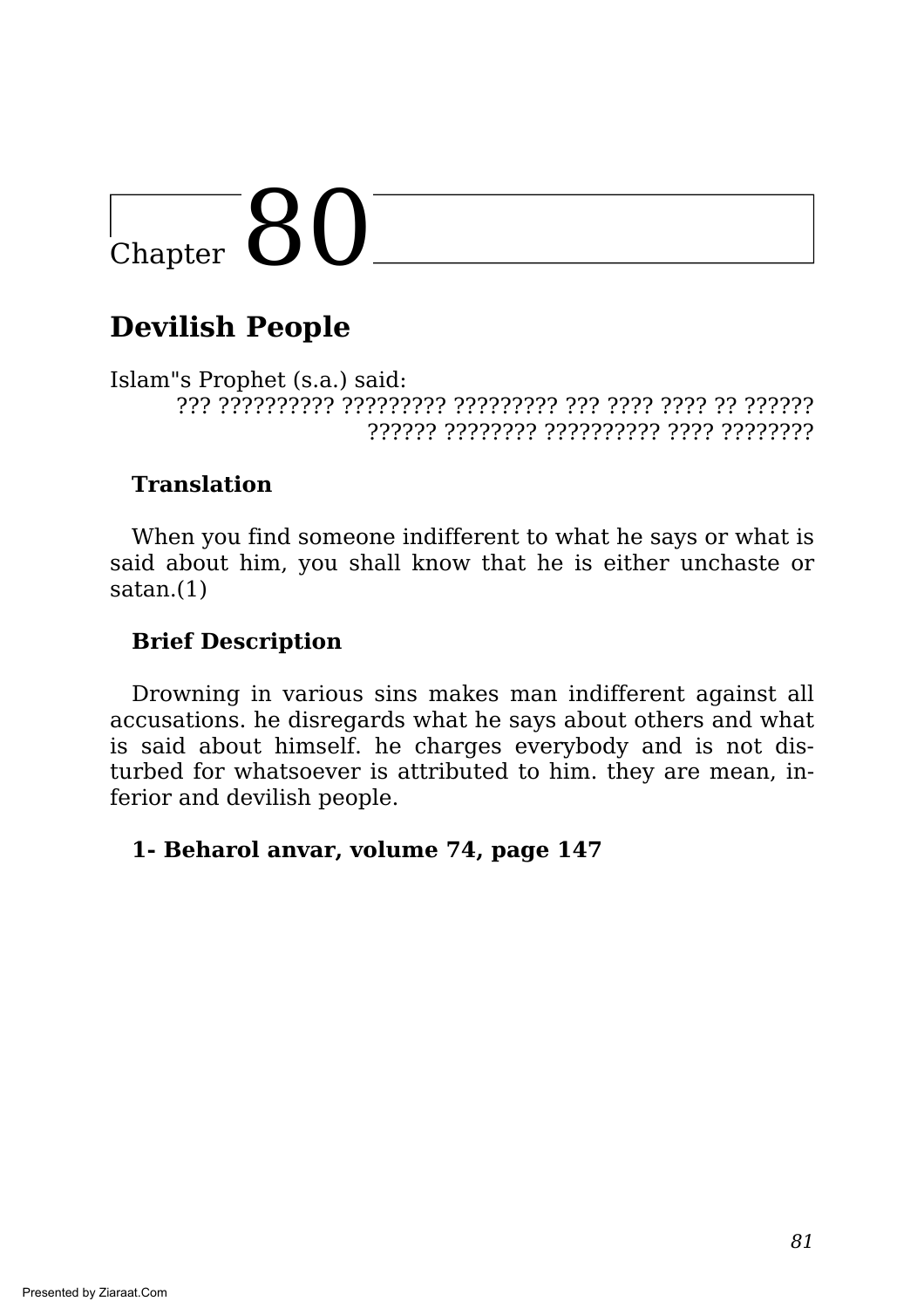# Chapter 80

## Devilish People

Islam"s Prophet (s.a.) said:

??? ?????????? ????????? ????????? ??? ???? ???? ?? ?????? ?????? ???????? ?????????? ???? ????????

**Translation**

When you find someone indifferent to what he says or what is said about him, you shall know that he is either unchaste or satan.(1)

**Brief Description**

Drowning in various sins makes man indifferent against all accusations. he disregards what he says about others and what is said about himself. he charges everybody and is not disturbed for whatsoever is attributed to him. they are mean, inferior and devilish people.

**1- Beharol anvar, volume 74, page 147**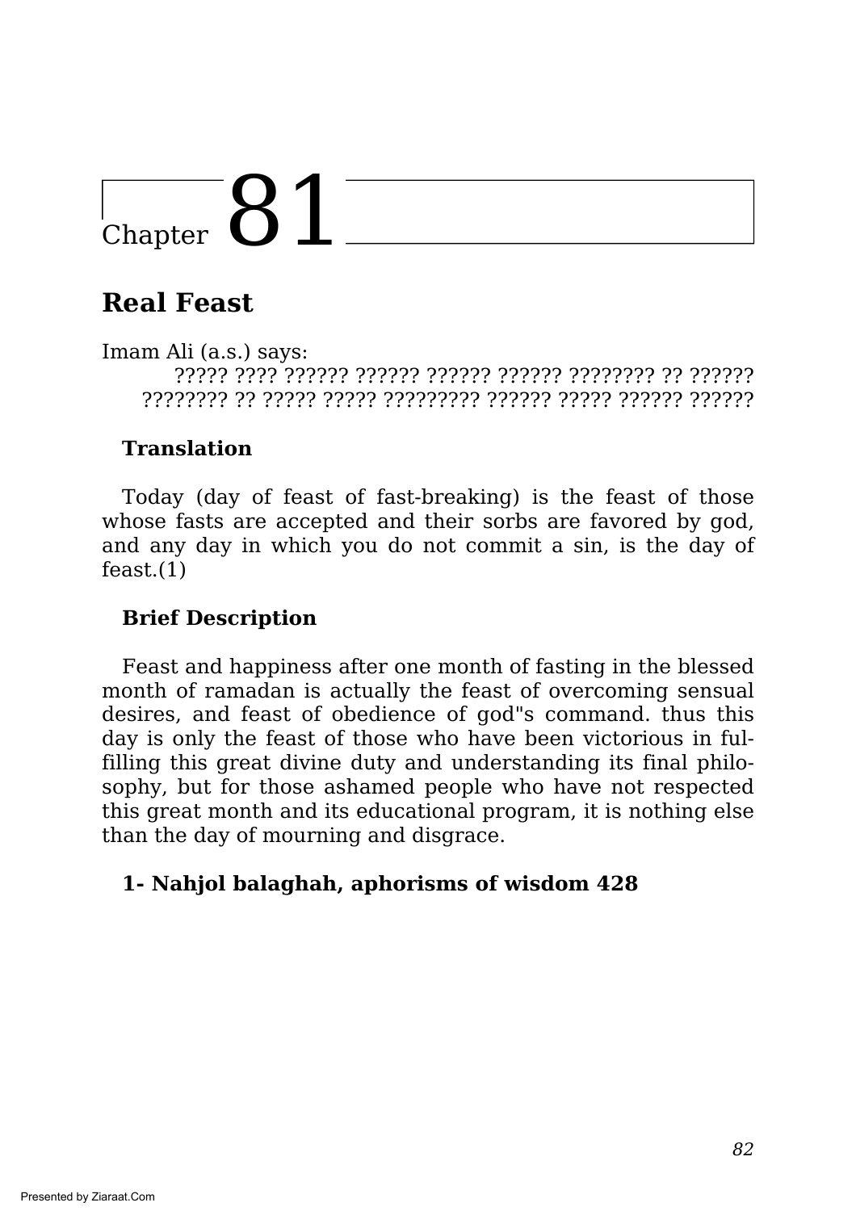# Chapter 81

## Real Feast

Imam Ali (a.s.) says:

????? ???? ?????? ?????? ?????? ?????? ???????? ?? ?????? ???????? ?? ????? ????? ????????? ?????? ????? ?????? ??????

**Translation**

Today (day of feast of fast-breaking) is the feast of those whose fasts are accepted and their sorbs are favored by god, and any day in which you do not commit a sin, is the day of feast.(1)

**Brief Description**

Feast and happiness after one month of fasting in the blessed month of ramadan is actually the feast of overcoming sensual desires, and feast of obedience of god"s command. thus this day is only the feast of those who have been victorious in fulfilling this great divine duty and understanding its final philosophy, but for those ashamed people who have not respected this great month and its educational program, it is nothing else than the day of mourning and disgrace.

**1- Nahjol balaghah, aphorisms of wisdom 428**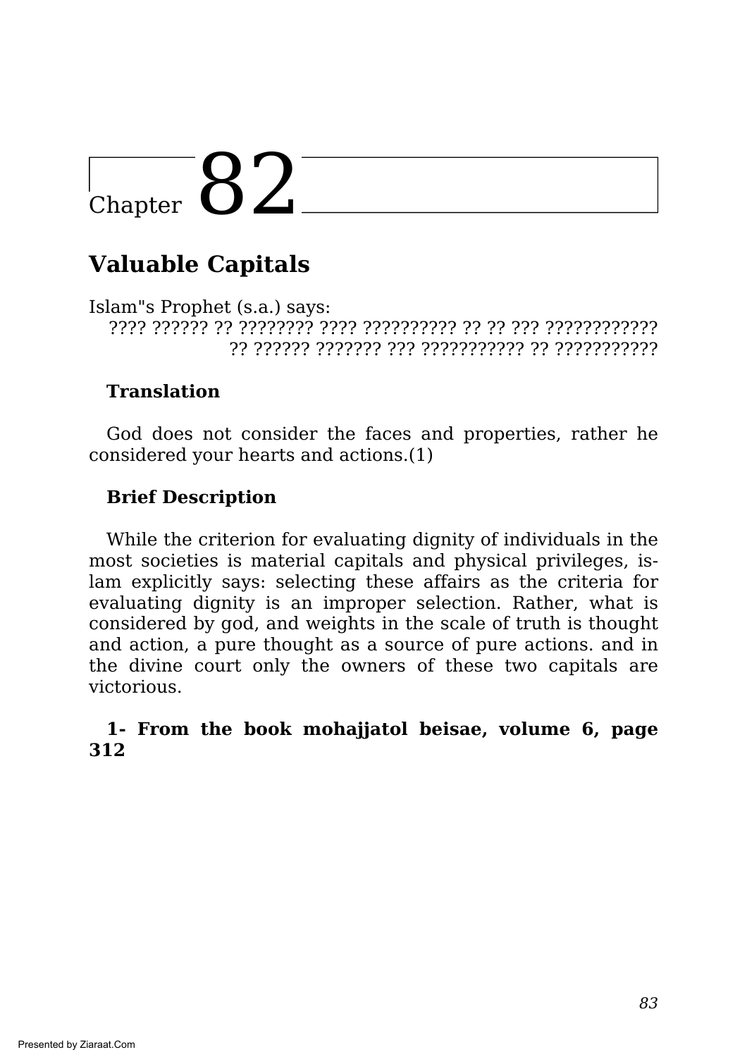# Chapter 82

## Valuable Capitals

Islam"s Prophet (s.a.) says:

???? ?????? ?? ???????? ???? ?????????? ?? ?? ??? ???????????? ?? ?????? ??????? ??? ??????????? ?? ???????????

**Translation**

God does not consider the faces and properties, rather he considered your hearts and actions.(1)

**Brief Description**

While the criterion for evaluating dignity of individuals in the most societies is material capitals and physical privileges, islam explicitly says: selecting these affairs as the criteria for evaluating dignity is an improper selection. Rather, what is considered by god, and weights in the scale of truth is thought and action, a pure thought as a source of pure actions. and in the divine court only the owners of these two capitals are victorious.

**1- From the book mohajjatol beisae, volume 6, page 312**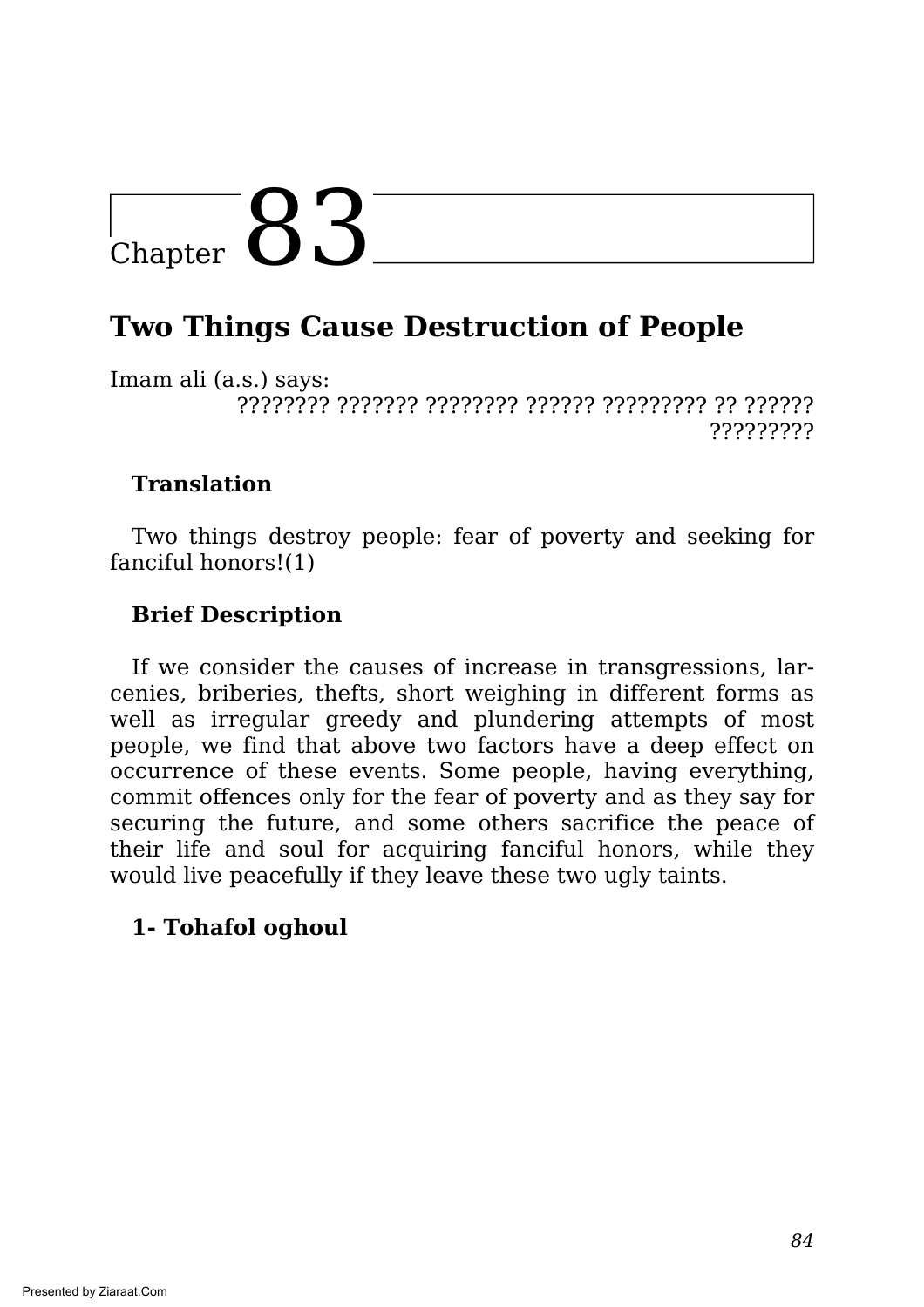# Chapter 83

## Two Things Cause Destruction of People

Imam ali (a.s.) says:

???????? ??????? ???????? ?????? ????????? ?? ?????? ?????????

### Translation

Two things destroy people: fear of poverty and seeking for fanciful honors!(1)

### Brief Description

If we consider the causes of increase in transgressions, larcenies, briberies, thefts, short weighing in different forms as well as irregular greedy and plundering attempts of most people, we find that above two factors have a deep effect on occurrence of these events. Some people, having everything, commit offences only for the fear of poverty and as they say for securing the future, and some others sacrifice the peace of their life and soul for acquiring fanciful honors, while they would live peacefully if they leave these two ugly taints.

**1- Tohafol oghoul**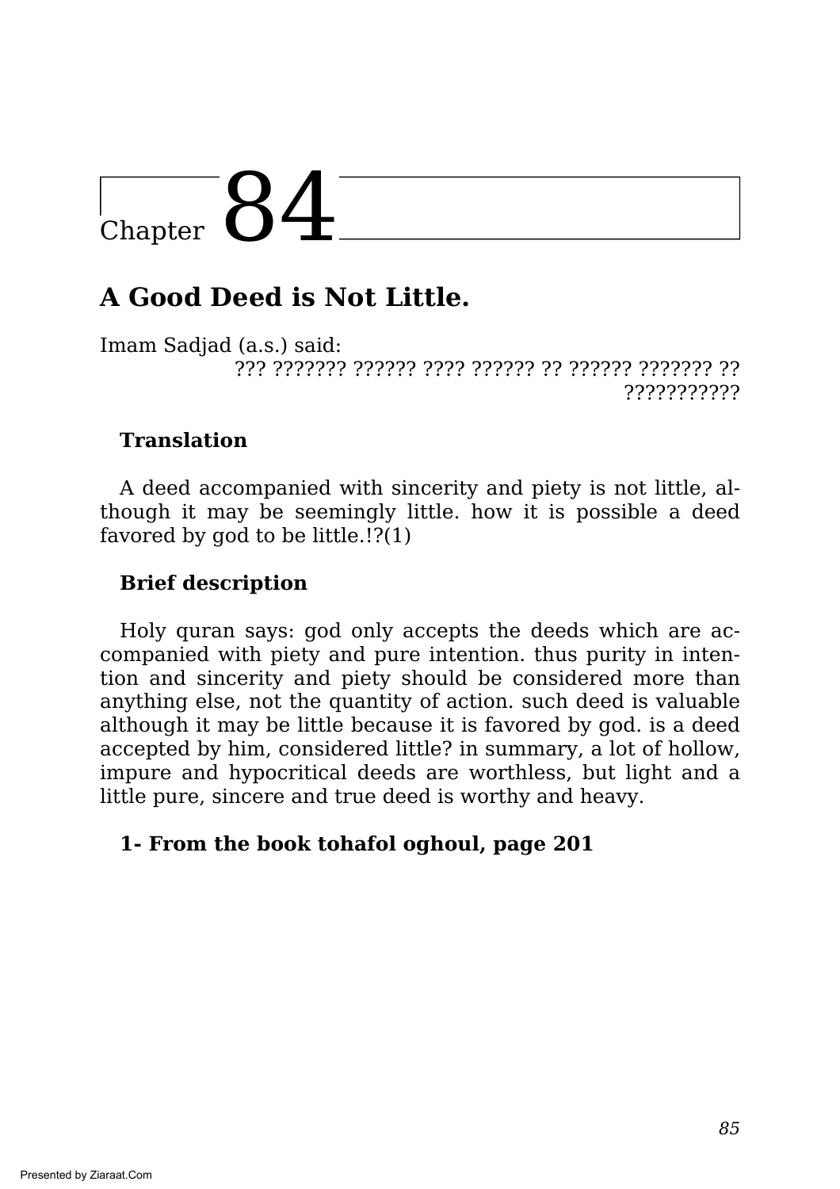# Chapter 84

## A Good Deed is Not Little.

Imam Sadjad (a.s.) said:

??? ??????? ?????? ???? ?????? ?? ?????? ??????? ?? ???????????

### Translation

A deed accompanied with sincerity and piety is not little, although it may be seemingly little. how it is possible a deed favored by god to be little.!?(1)

### Brief description

Holy quran says: god only accepts the deeds which are accompanied with piety and pure intention. thus purity in intention and sincerity and piety should be considered more than anything else, not the quantity of action. such deed is valuable although it may be little because it is favored by god. is a deed accepted by him, considered little? in summary, a lot of hollow, impure and hypocritical deeds are worthless, but light and a little pure, sincere and true deed is worthy and heavy.

**1- From the book tohafol oghoul, page 201**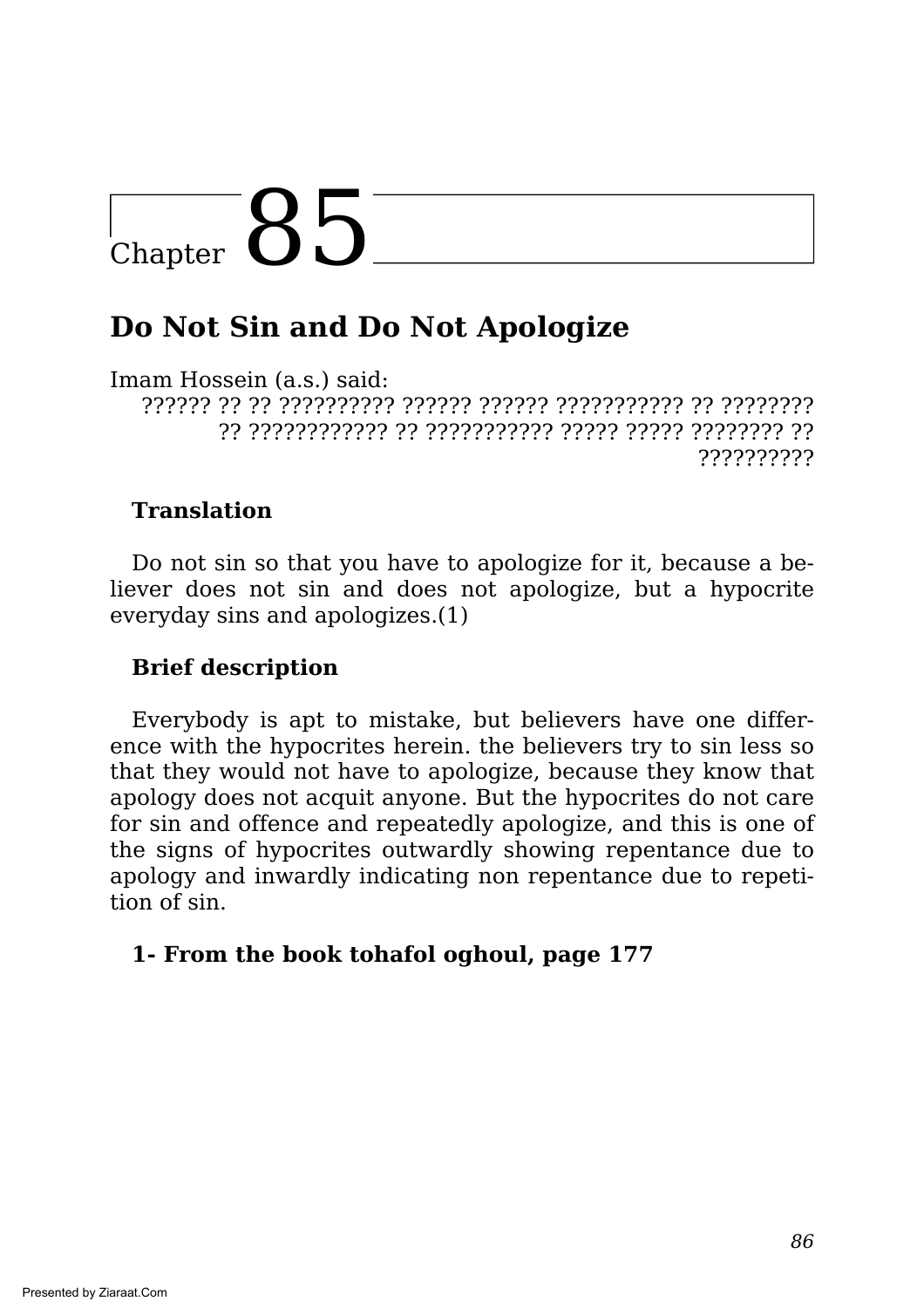# Chapter 85

## Do Not Sin and Do Not Apologize

Imam Hossein (a.s.) said:

?????? ?? ?? ?????????? ?????? ?????? ??????????? ?? ???????? ?? ???????????? ?? ??????????? ????? ????? ???????? ?? ??????????

**Translation**

Do not sin so that you have to apologize for it, because a believer does not sin and does not apologize, but a hypocrite everyday sins and apologizes.(1)

**Brief description**

Everybody is apt to mistake, but believers have one difference with the hypocrites herein. the believers try to sin less so that they would not have to apologize, because they know that apology does not acquit anyone. But the hypocrites do not care for sin and offence and repeatedly apologize, and this is one of the signs of hypocrites outwardly showing repentance due to apology and inwardly indicating non repentance due to repetition of sin.

**1- From the book tohafol oghoul, page 177**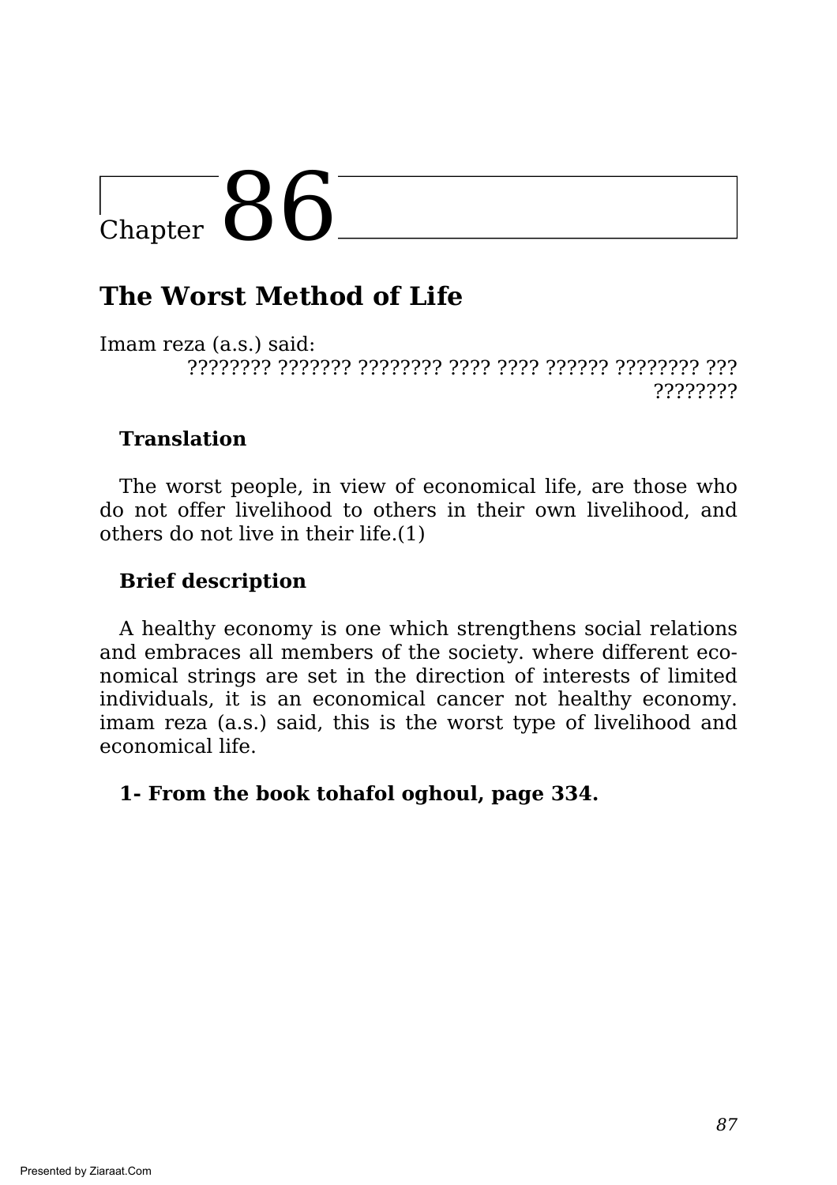# Chapter 86

## The Worst Method of Life

Imam reza (a.s.) said:

???????? ??????? ???????? ???? ???? ?????? ???????? ??? ????????

### Translation

The worst people, in view of economical life, are those who do not offer livelihood to others in their own livelihood, and others do not live in their life.(1)

### Brief description

A healthy economy is one which strengthens social relations and embraces all members of the society. where different economical strings are set in the direction of interests of limited individuals, it is an economical cancer not healthy economy. imam reza (a.s.) said, this is the worst type of livelihood and economical life.

**1- From the book tohafol oghoul, page 334.**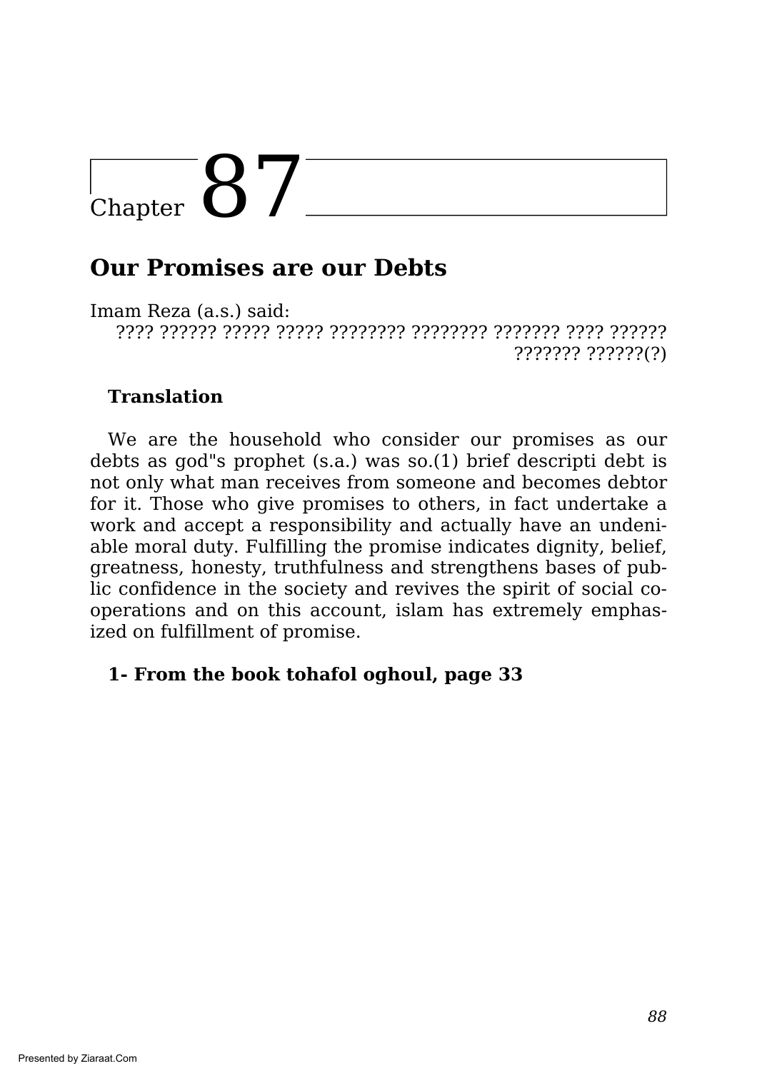# Chapter 87

## Our Promises are our Debts

Imam Reza (a.s.) said:

???? ?????? ????? ????? ???????? ???????? ??????? ???? ?????? ??????? ??????(?)

**Translation**

We are the household who consider our promises as our debts as god"s prophet (s.a.) was so.(1) brief descripti debt is not only what man receives from someone and becomes debtor for it. Those who give promises to others, in fact undertake a work and accept a responsibility and actually have an undeniable moral duty. Fulfilling the promise indicates dignity, belief, greatness, honesty, truthfulness and strengthens bases of public confidence in the society and revives the spirit of social cooperations and on this account, islam has extremely emphasized on fulfillment of promise.

**1- From the book tohafol oghoul, page 33**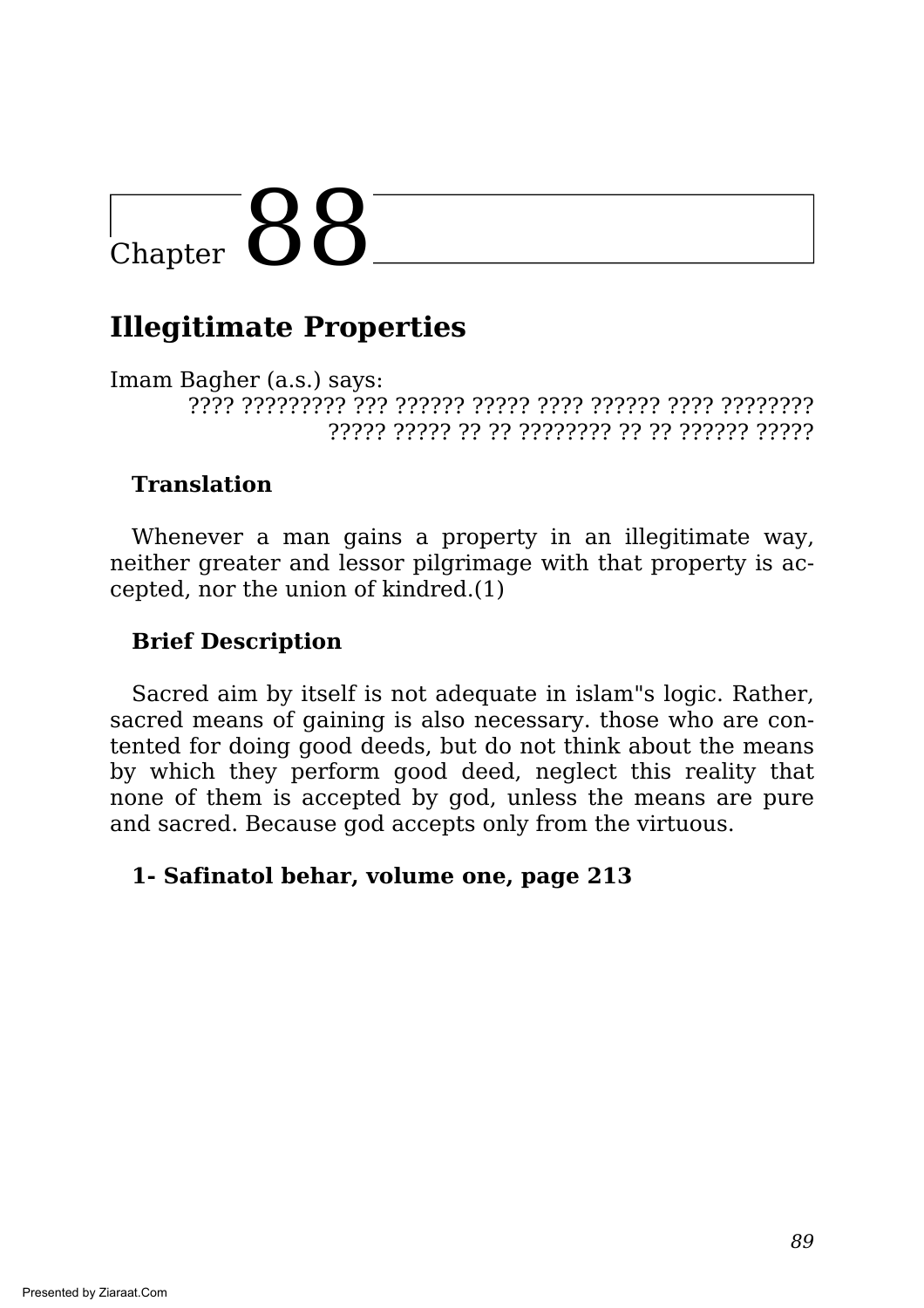# Chapter 88

## Illegitimate Properties

Imam Bagher (a.s.) says:

???? ????????? ??? ?????? ????? ???? ?????? ???? ???????? ????? ????? ?? ?? ???????? ?? ?? ?????? ?????

**Translation**

Whenever a man gains a property in an illegitimate way, neither greater and lessor pilgrimage with that property is accepted, nor the union of kindred.(1)

**Brief Description**

Sacred aim by itself is not adequate in islam"s logic. Rather, sacred means of gaining is also necessary. those who are contented for doing good deeds, but do not think about the means by which they perform good deed, neglect this reality that none of them is accepted by god, unless the means are pure and sacred. Because god accepts only from the virtuous.

**1- Safinatol behar, volume one, page 213**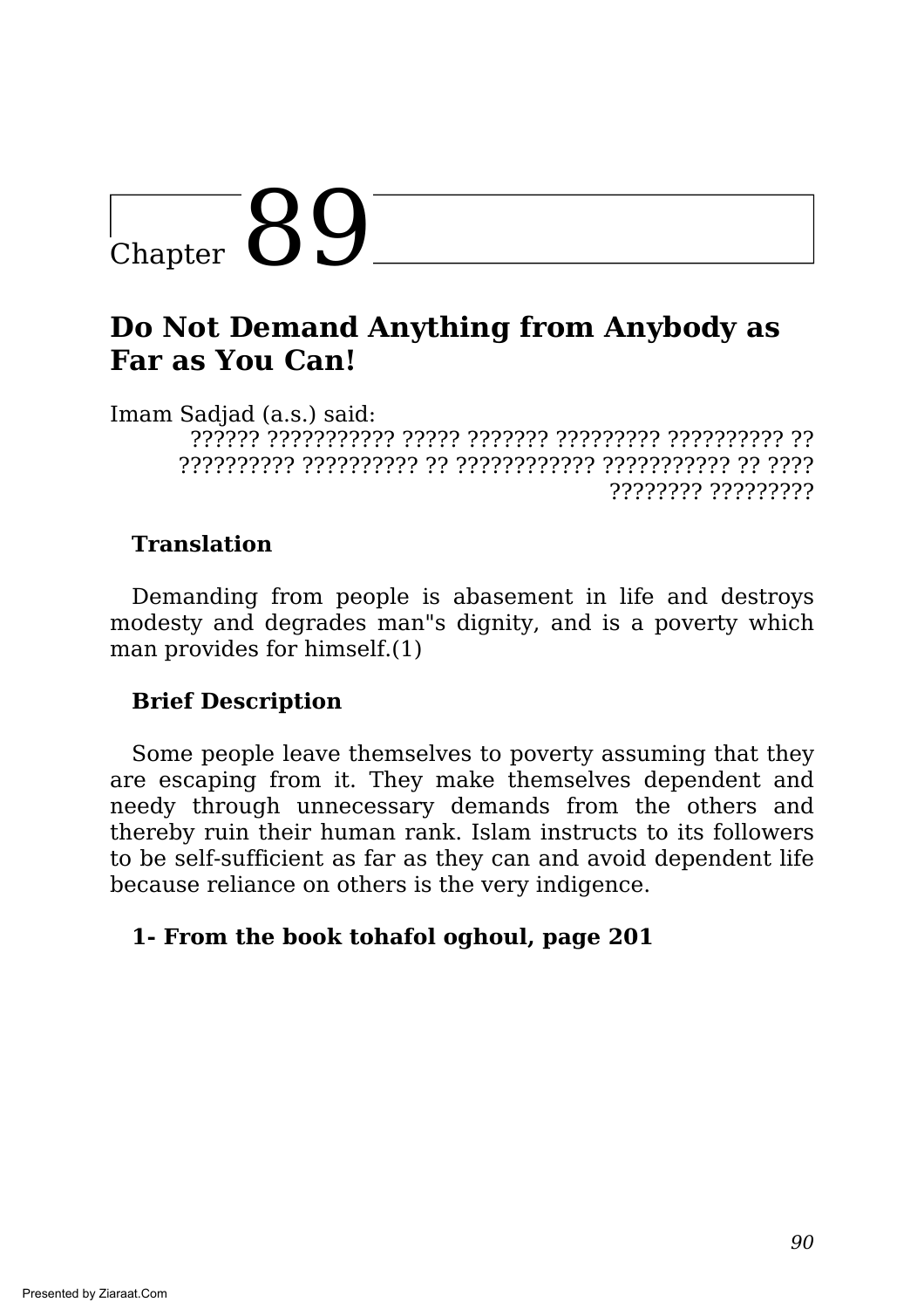# Chapter 89

## Do Not Demand Anything from Anybody as Far as You Can!

Imam Sadjad (a.s.) said:

?????? ??????????? ????? ??????? ????????? ?????????? ?? ?????????? ?????????? ?? ???????????? ??????????? ?? ???? ???????? ?????????

### Translation

Demanding from people is abasement in life and destroys modesty and degrades man"s dignity, and is a poverty which man provides for himself.(1)

### Brief Description

Some people leave themselves to poverty assuming that they are escaping from it. They make themselves dependent and needy through unnecessary demands from the others and thereby ruin their human rank. Islam instructs to its followers to be self-sufficient as far as they can and avoid dependent life because reliance on others is the very indigence.

**1- From the book tohafol oghoul, page 201**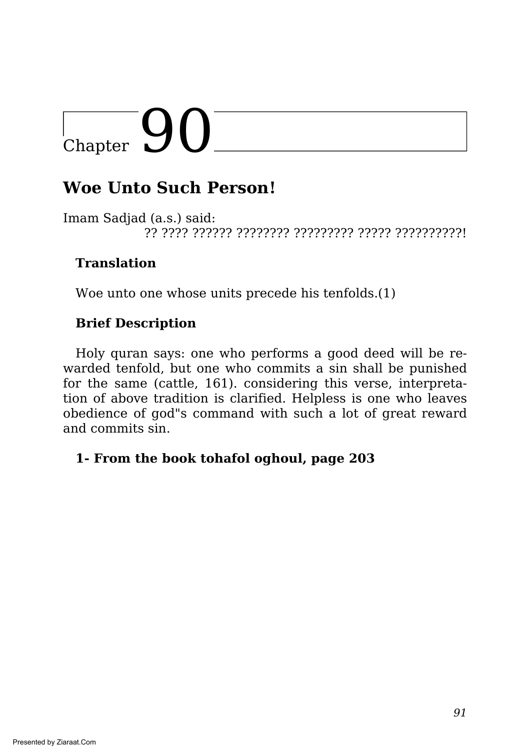# Chapter 90

## Woe Unto Such Person!

Imam Sadjad (a.s.) said:

?? ???? ?????? ???????? ????????? ????? ??????????!

**Translation**

Woe unto one whose units precede his tenfolds.(1)

**Brief Description**

Holy quran says: one who performs a good deed will be rewarded tenfold, but one who commits a sin shall be punished for the same (cattle, 161). considering this verse, interpretation of above tradition is clarified. Helpless is one who leaves obedience of god"s command with such a lot of great reward and commits sin.

**1- From the book tohafol oghoul, page 203**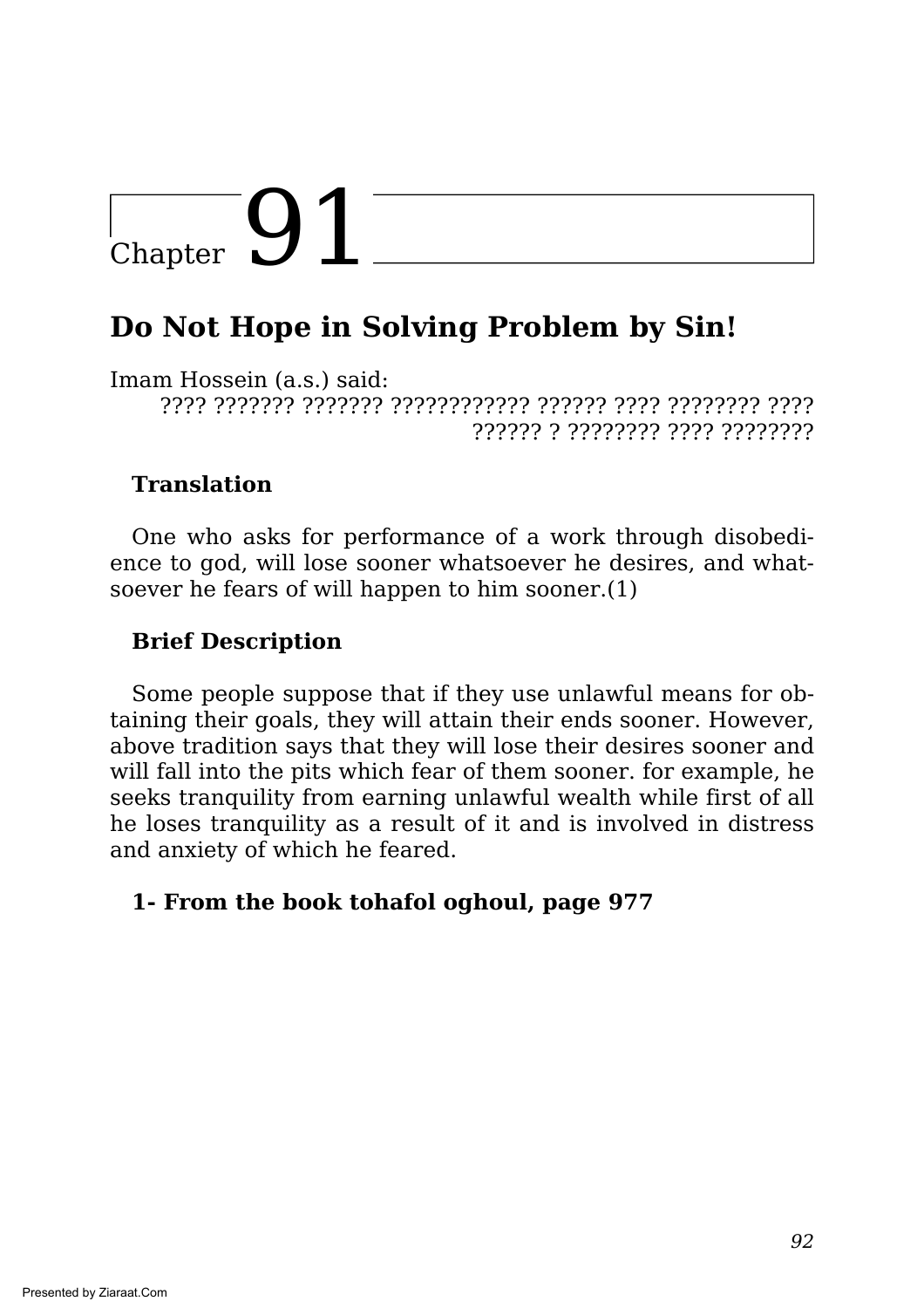# Chapter 91

## Do Not Hope in Solving Problem by Sin!

Imam Hossein (a.s.) said:

???? ??????? ??????? ???????????? ?????? ???? ???????? ???? ?????? ? ???????? ???? ????????

**Translation**

One who asks for performance of a work through disobedience to god, will lose sooner whatsoever he desires, and whatsoever he fears of will happen to him sooner.(1)

**Brief Description**

Some people suppose that if they use unlawful means for obtaining their goals, they will attain their ends sooner. However, above tradition says that they will lose their desires sooner and will fall into the pits which fear of them sooner. for example, he seeks tranquility from earning unlawful wealth while first of all he loses tranquility as a result of it and is involved in distress and anxiety of which he feared.

**1- From the book tohafol oghoul, page 977**

Presented by Ziaraat.Com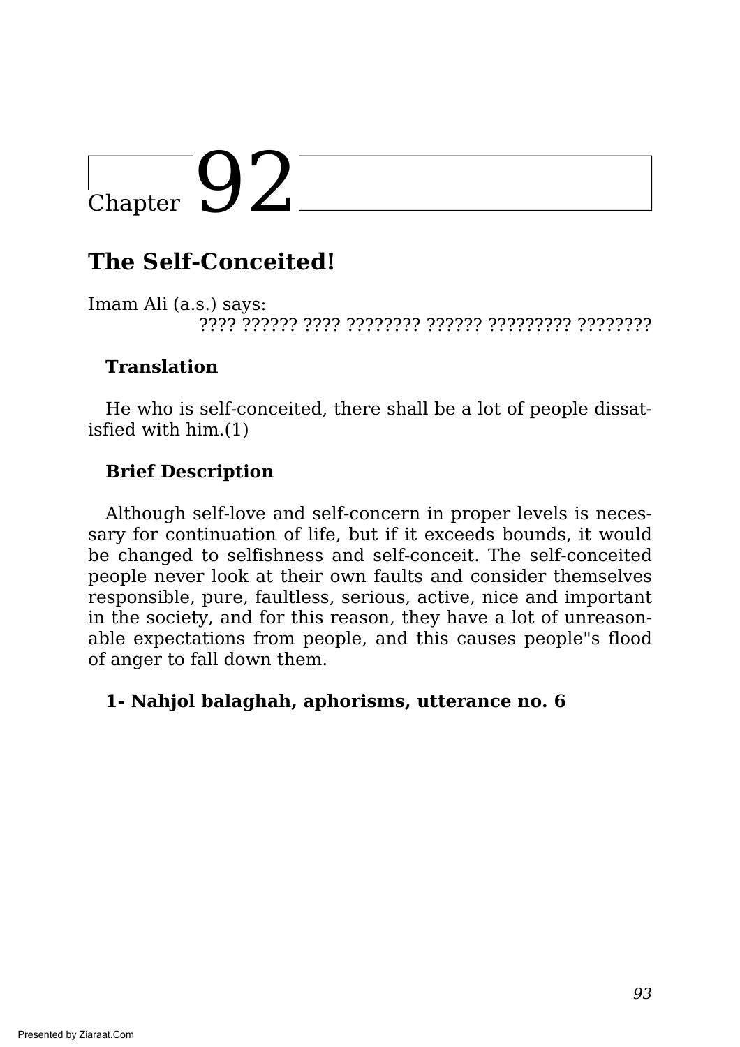# Chapter 92

## The Self-Conceited!

Imam Ali (a.s.) says:

???? ?????? ???? ???????? ?????? ????????? ????????

### Translation

He who is self-conceited, there shall be a lot of people dissatisfied with him.(1)

### Brief Description

Although self-love and self-concern in proper levels is necessary for continuation of life, but if it exceeds bounds, it would be changed to selfishness and self-conceit. The self-conceited people never look at their own faults and consider themselves responsible, pure, faultless, serious, active, nice and important in the society, and for this reason, they have a lot of unreasonable expectations from people, and this causes people"s flood of anger to fall down them.

**1- Nahjol balaghah, aphorisms, utterance no. 6**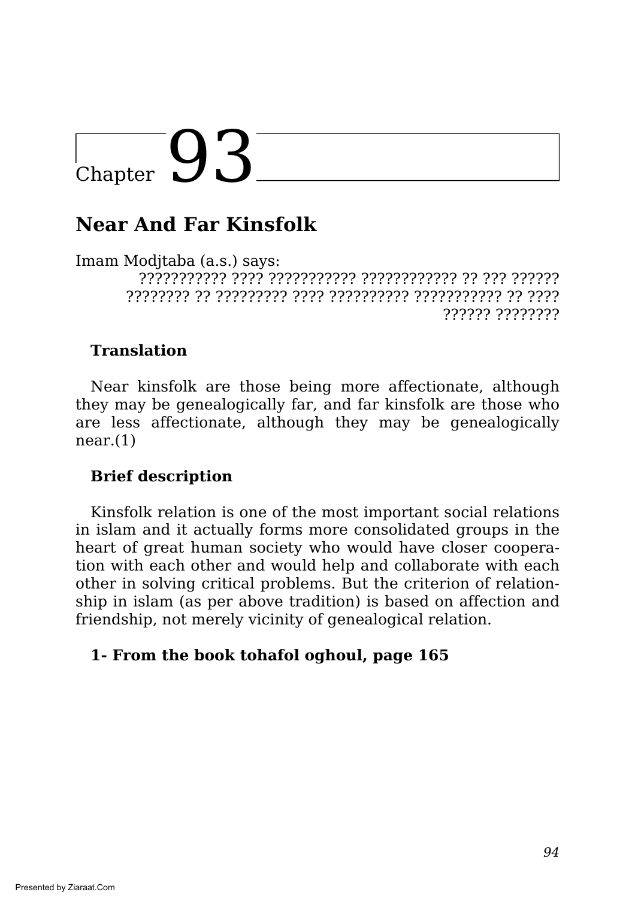# Chapter 93

## Near And Far Kinsfolk

Imam Modjtaba (a.s.) says:

??????????? ???? ??????????? ???????????? ?? ??? ?????? ???????? ?? ????????? ???? ?????????? ??????????? ?? ???? ?????? ????????

**Translation**

Near kinsfolk are those being more affectionate, although they may be genealogically far, and far kinsfolk are those who are less affectionate, although they may be genealogically near.(1)

**Brief description**

Kinsfolk relation is one of the most important social relations in islam and it actually forms more consolidated groups in the heart of great human society who would have closer cooperation with each other and would help and collaborate with each other in solving critical problems. But the criterion of relationship in islam (as per above tradition) is based on affection and friendship, not merely vicinity of genealogical relation.

**1- From the book tohafol oghoul, page 165**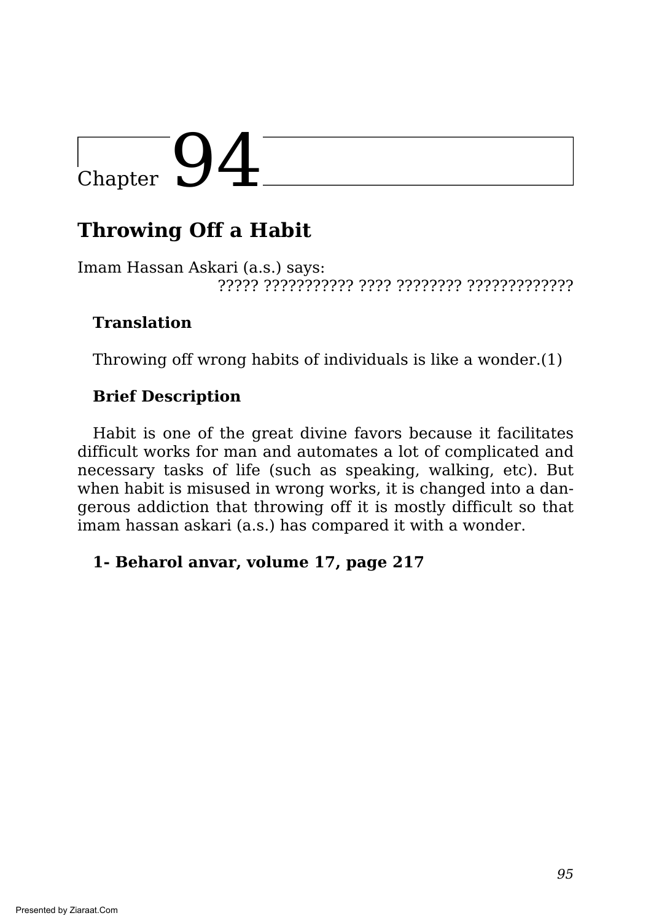# Chapter 94

## Throwing Off a Habit

Imam Hassan Askari (a.s.) says:

????? ??????????? ???? ???????? ?????????????

**Translation**

Throwing off wrong habits of individuals is like a wonder.(1)

**Brief Description**

Habit is one of the great divine favors because it facilitates difficult works for man and automates a lot of complicated and necessary tasks of life (such as speaking, walking, etc). But when habit is misused in wrong works, it is changed into a dangerous addiction that throwing off it is mostly difficult so that imam hassan askari (a.s.) has compared it with a wonder.

**1- Beharol anvar, volume 17, page 217**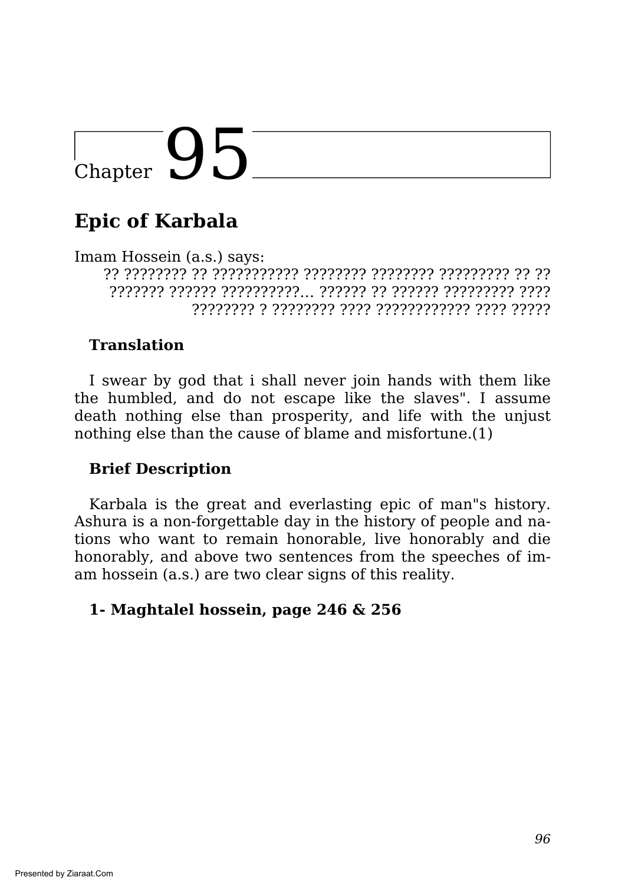# Chapter 95

## Epic of Karbala

Imam Hossein (a.s.) says:

?? ???????? ?? ??????????? ???????? ???????? ????????? ?? ?? ??????? ?????? ??????????... ?????? ?? ?????? ????????? ???? ???????? ? ???????? ???? ???????????? ???? ?????

### Translation

I swear by god that i shall never join hands with them like the humbled, and do not escape like the slaves". I assume death nothing else than prosperity, and life with the unjust nothing else than the cause of blame and misfortune.(1)

### Brief Description

Karbala is the great and everlasting epic of man"s history. Ashura is a non-forgettable day in the history of people and nations who want to remain honorable, live honorably and die honorably, and above two sentences from the speeches of imam hossein (a.s.) are two clear signs of this reality.

**1- Maghtalel hossein, page 246 & 256**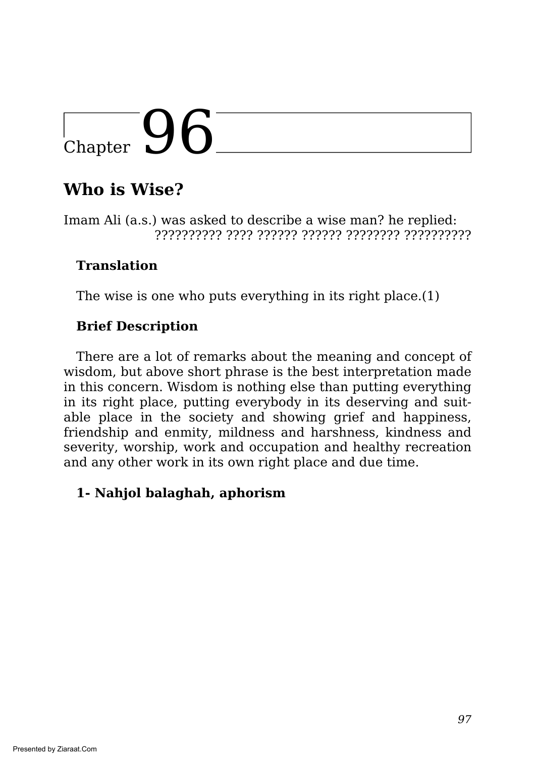# Chapter 96

## Who is Wise?

Imam Ali (a.s.) was asked to describe a wise man? he replied:
?????????? ???? ?????? ?????? ???????? ??????????

**Translation**

The wise is one who puts everything in its right place.(1)

**Brief Description**

There are a lot of remarks about the meaning and concept of wisdom, but above short phrase is the best interpretation made in this concern. Wisdom is nothing else than putting everything in its right place, putting everybody in its deserving and suitable place in the society and showing grief and happiness, friendship and enmity, mildness and harshness, kindness and severity, worship, work and occupation and healthy recreation and any other work in its own right place and due time.

**1- Nahjol balaghah, aphorism**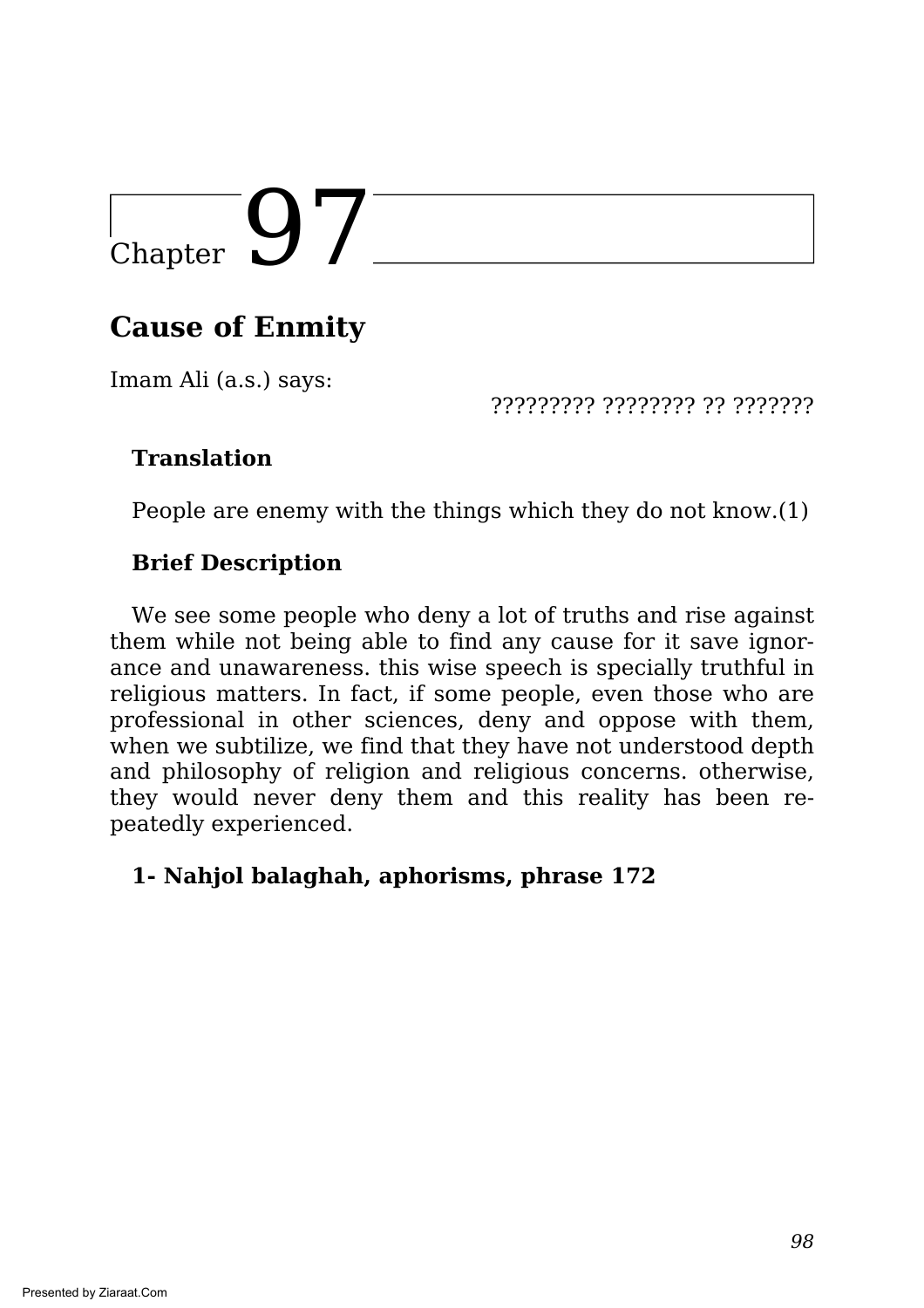# Chapter 97

## Cause of Enmity

Imam Ali (a.s.) says:

????????? ???????? ?? ???????

**Translation**

People are enemy with the things which they do not know.(1)

**Brief Description**

We see some people who deny a lot of truths and rise against them while not being able to find any cause for it save ignorance and unawareness. this wise speech is specially truthful in religious matters. In fact, if some people, even those who are professional in other sciences, deny and oppose with them, when we subtilize, we find that they have not understood depth and philosophy of religion and religious concerns. otherwise, they would never deny them and this reality has been repeatedly experienced.

**1- Nahjol balaghah, aphorisms, phrase 172**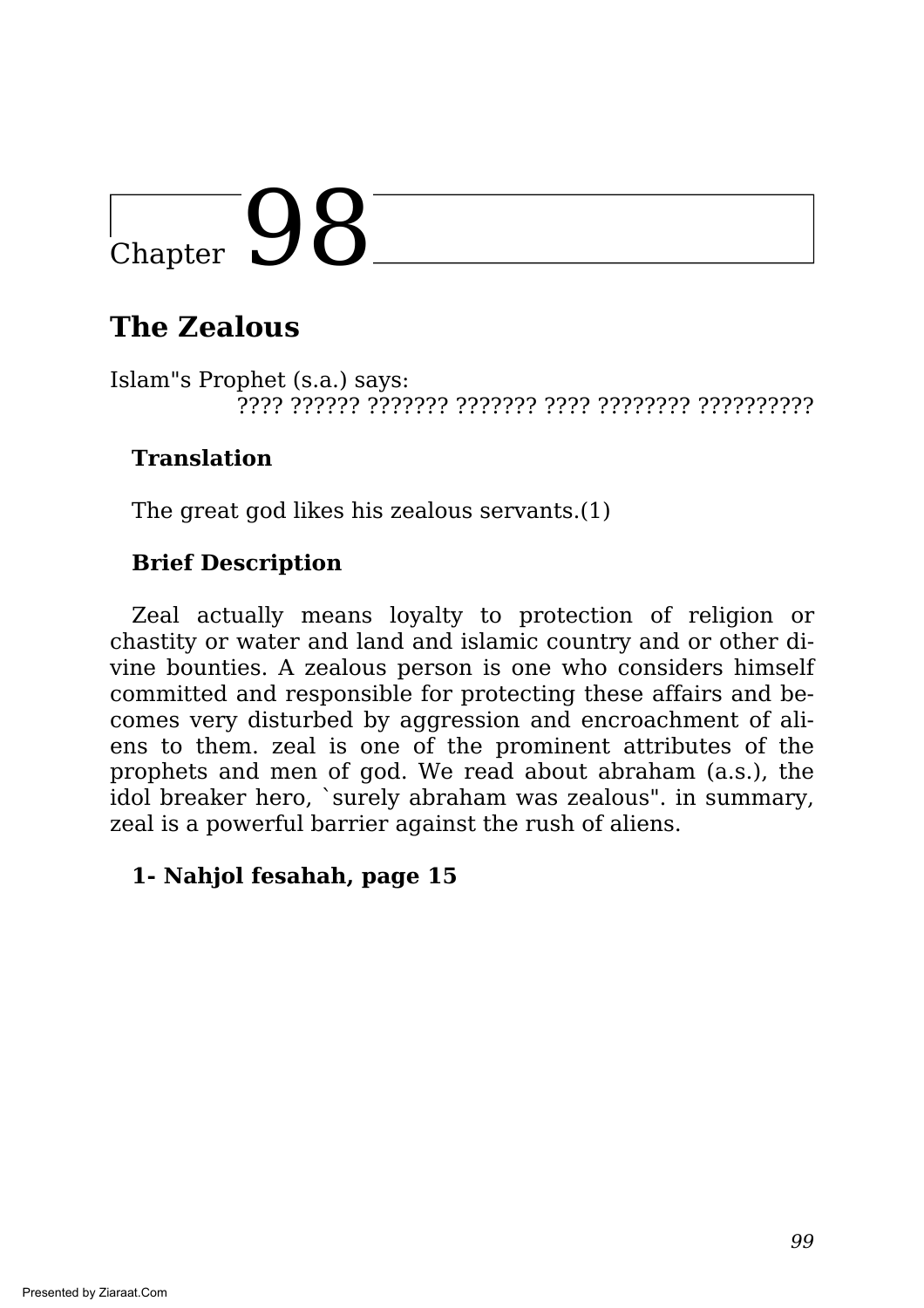# Chapter 98

## The Zealous

Islam"s Prophet (s.a.) says:

???? ?????? ??????? ??????? ???? ???????? ??????????

### Translation

The great god likes his zealous servants.(1)

### Brief Description

Zeal actually means loyalty to protection of religion or chastity or water and land and islamic country and or other divine bounties. A zealous person is one who considers himself committed and responsible for protecting these affairs and becomes very disturbed by aggression and encroachment of aliens to them. zeal is one of the prominent attributes of the prophets and men of god. We read about abraham (a.s.), the idol breaker hero, `surely abraham was zealous". in summary, zeal is a powerful barrier against the rush of aliens.

**1- Nahjol fesahah, page 15**

Presented by Ziaraat.Com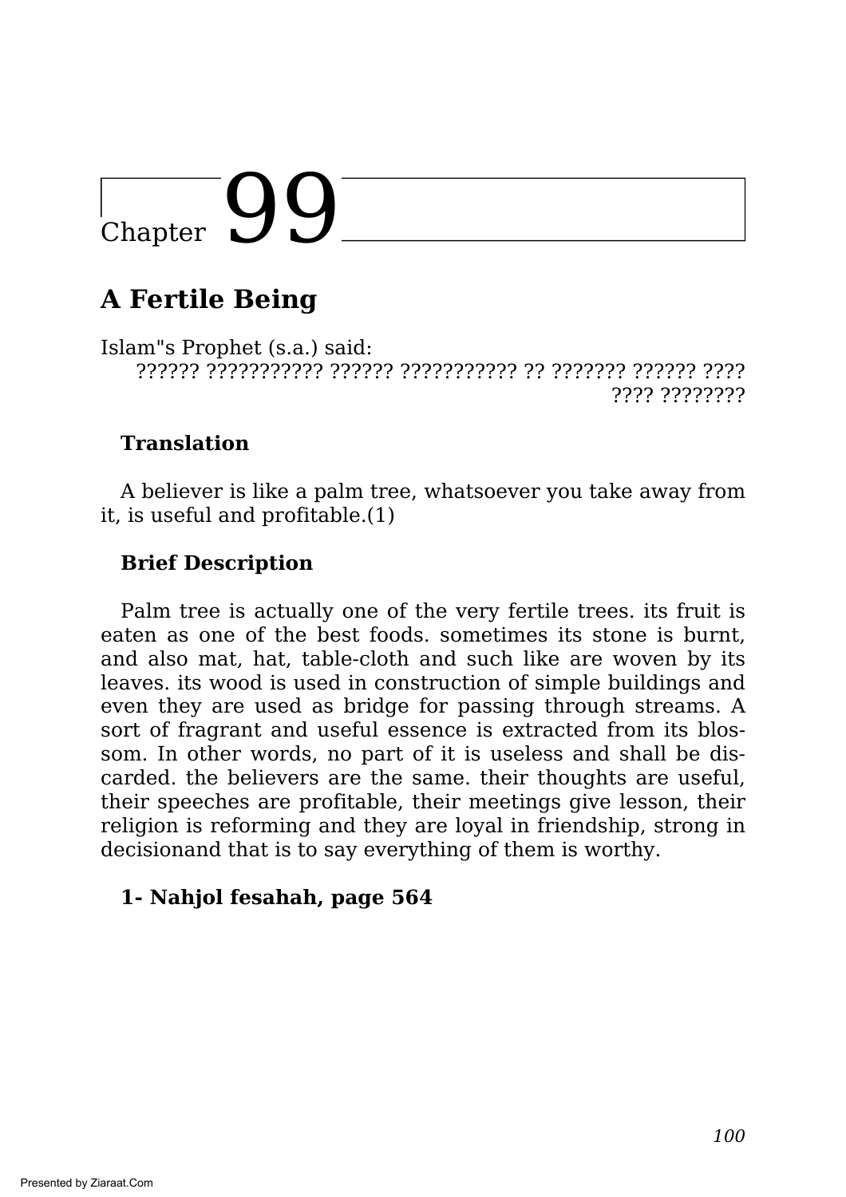# Chapter 99

## A Fertile Being

Islam"s Prophet (s.a.) said:

?????? ??????????? ?????? ??????????? ?? ??????? ?????? ???? ???? ????????

### Translation

A believer is like a palm tree, whatsoever you take away from it, is useful and profitable.(1)

### Brief Description

Palm tree is actually one of the very fertile trees. its fruit is eaten as one of the best foods. sometimes its stone is burnt, and also mat, hat, table-cloth and such like are woven by its leaves. its wood is used in construction of simple buildings and even they are used as bridge for passing through streams. A sort of fragrant and useful essence is extracted from its blossom. In other words, no part of it is useless and shall be discarded. the believers are the same. their thoughts are useful, their speeches are profitable, their meetings give lesson, their religion is reforming and they are loyal in friendship, strong in decisionand that is to say everything of them is worthy.

**1- Nahjol fesahah, page 564**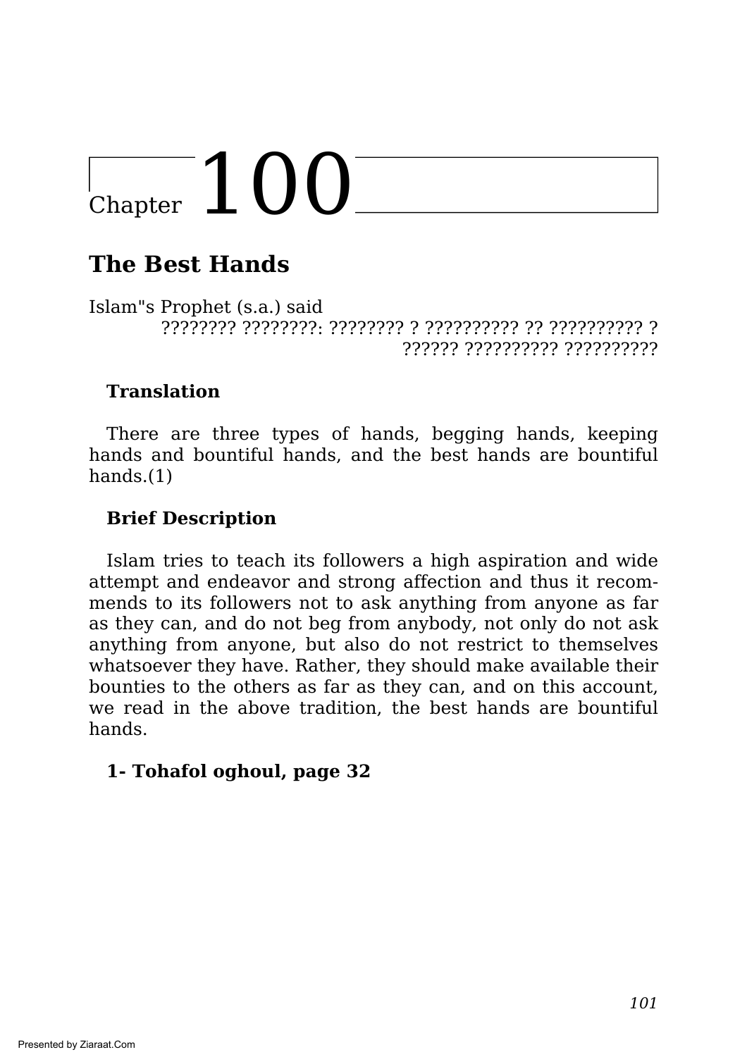# Chapter 100

## The Best Hands

Islam"s Prophet (s.a.) said

???????? ????????: ???????? ? ?????????? ?? ?????????? ? ?????? ?????????? ??????????

**Translation**

There are three types of hands, begging hands, keeping hands and bountiful hands, and the best hands are bountiful hands.(1)

**Brief Description**

Islam tries to teach its followers a high aspiration and wide attempt and endeavor and strong affection and thus it recommends to its followers not to ask anything from anyone as far as they can, and do not beg from anybody, not only do not ask anything from anyone, but also do not restrict to themselves whatsoever they have. Rather, they should make available their bounties to the others as far as they can, and on this account, we read in the above tradition, the best hands are bountiful hands.

**1- Tohafol oghoul, page 32**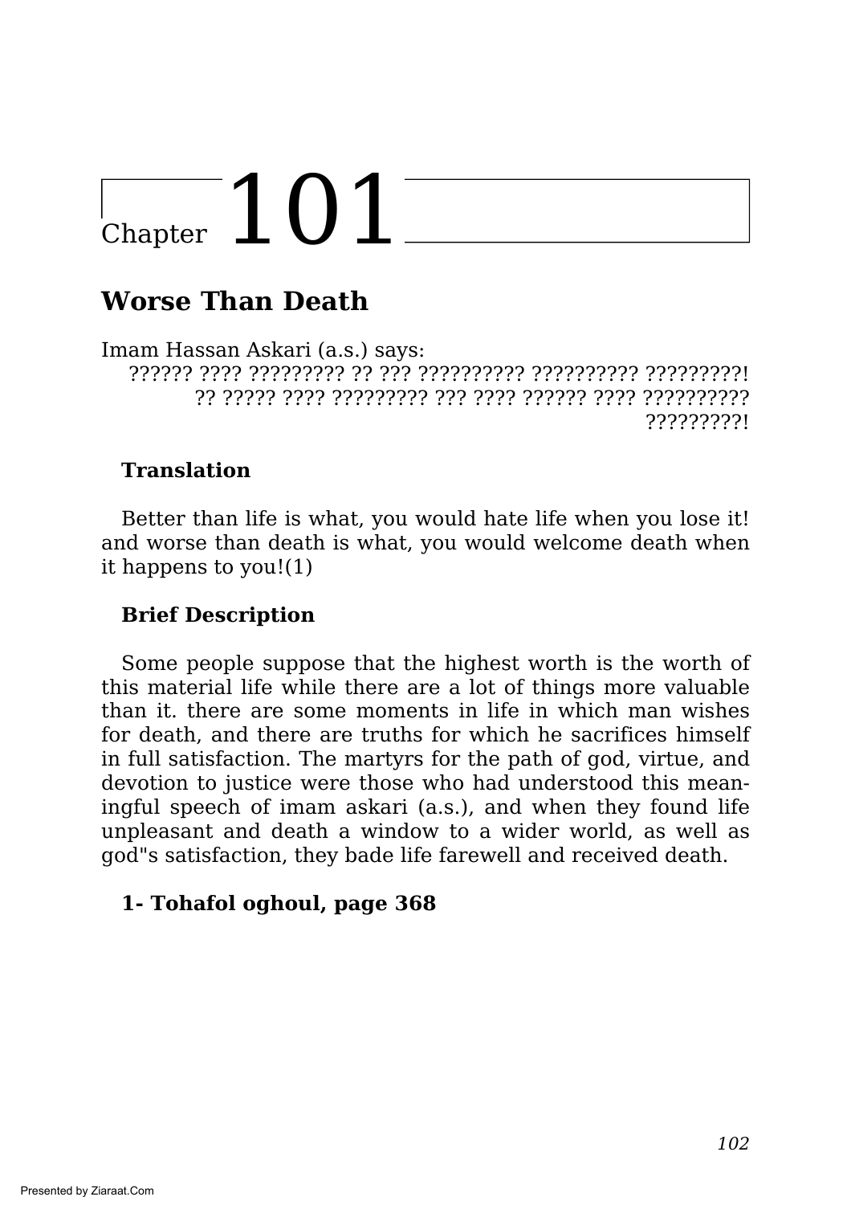# Chapter 101

## Worse Than Death

Imam Hassan Askari (a.s.) says:

?????? ???? ????????? ?? ??? ?????????? ?????????? ?????????! ?? ????? ???? ????????? ??? ???? ?????? ???? ?????????? ?????????!

### Translation

Better than life is what, you would hate life when you lose it! and worse than death is what, you would welcome death when it happens to you!(1)

### Brief Description

Some people suppose that the highest worth is the worth of this material life while there are a lot of things more valuable than it. there are some moments in life in which man wishes for death, and there are truths for which he sacrifices himself in full satisfaction. The martyrs for the path of god, virtue, and devotion to justice were those who had understood this meaningful speech of imam askari (a.s.), and when they found life unpleasant and death a window to a wider world, as well as god"s satisfaction, they bade life farewell and received death.

**1- Tohafol oghoul, page 368**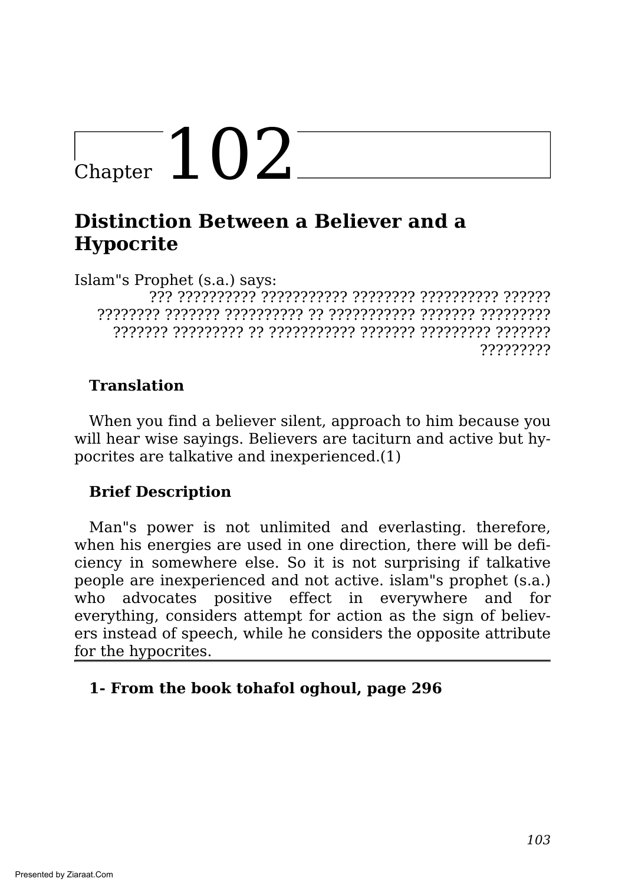# Chapter 102

## Distinction Between a Believer and a Hypocrite

Islam"s Prophet (s.a.) says:

??? ?????????? ??????????? ???????? ?????????? ?????? ???????? ??????? ?????????? ?? ??????????? ??????? ????????? ??????? ????????? ?? ??????????? ??????? ????????? ??????? ?????????

### Translation

When you find a believer silent, approach to him because you will hear wise sayings. Believers are taciturn and active but hypocrites are talkative and inexperienced.(1)

### Brief Description

Man"s power is not unlimited and everlasting. therefore, when his energies are used in one direction, there will be deficiency in somewhere else. So it is not surprising if talkative people are inexperienced and not active. islam"s prophet (s.a.) who advocates positive effect in everywhere and for everything, considers attempt for action as the sign of believers instead of speech, while he considers the opposite attribute for the hypocrites.

---

**1- From the book tohafol oghoul, page 296**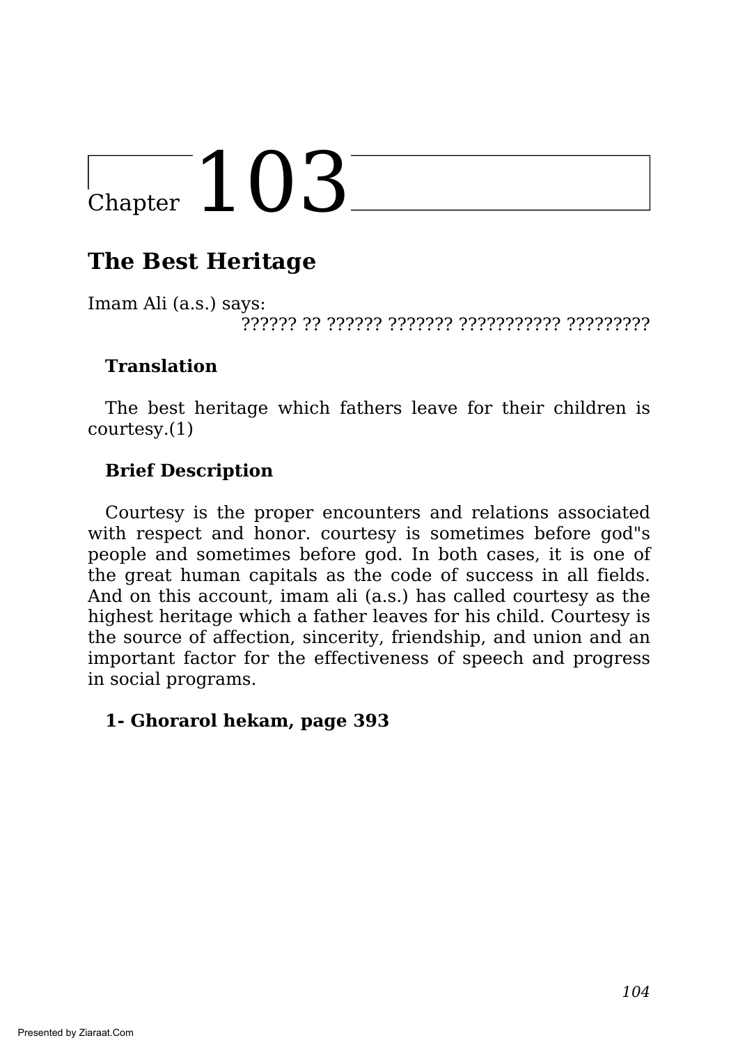# Chapter 103

## The Best Heritage

Imam Ali (a.s.) says:

?????? ?? ?????? ??????? ??????????? ?????????

**Translation**

The best heritage which fathers leave for their children is courtesy.(1)

**Brief Description**

Courtesy is the proper encounters and relations associated with respect and honor. courtesy is sometimes before god"s people and sometimes before god. In both cases, it is one of the great human capitals as the code of success in all fields. And on this account, imam ali (a.s.) has called courtesy as the highest heritage which a father leaves for his child. Courtesy is the source of affection, sincerity, friendship, and union and an important factor for the effectiveness of speech and progress in social programs.

**1- Ghorarol hekam, page 393**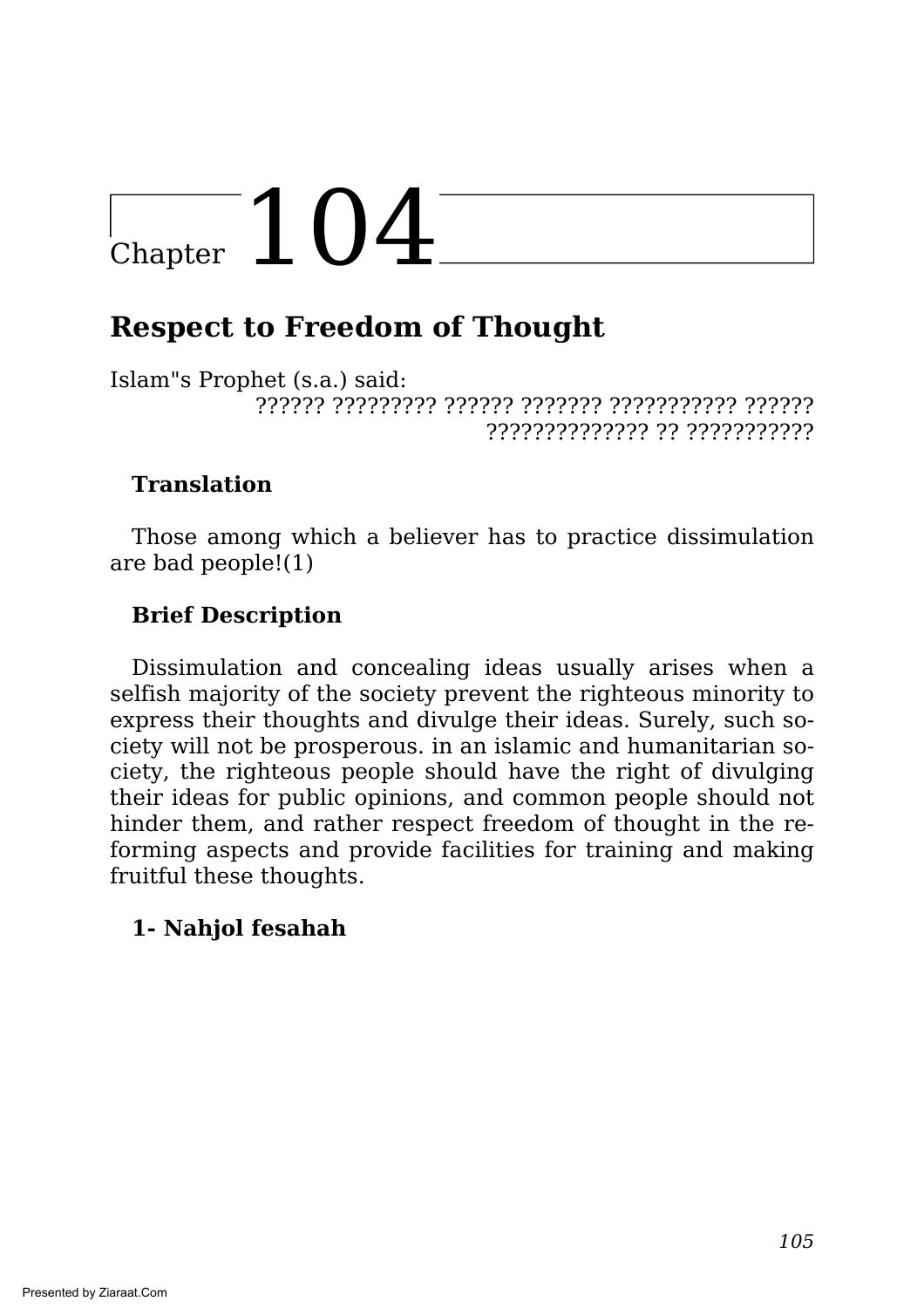# Chapter 104

## Respect to Freedom of Thought

Islam"s Prophet (s.a.) said:

?????? ????????? ?????? ??????? ??????????? ?????? ?????????????? ?? ???????????

### Translation

Those among which a believer has to practice dissimulation are bad people!(1)

### Brief Description

Dissimulation and concealing ideas usually arises when a selfish majority of the society prevent the righteous minority to express their thoughts and divulge their ideas. Surely, such society will not be prosperous. in an islamic and humanitarian society, the righteous people should have the right of divulging their ideas for public opinions, and common people should not hinder them, and rather respect freedom of thought in the reforming aspects and provide facilities for training and making fruitful these thoughts.

**1- Nahjol fesahah**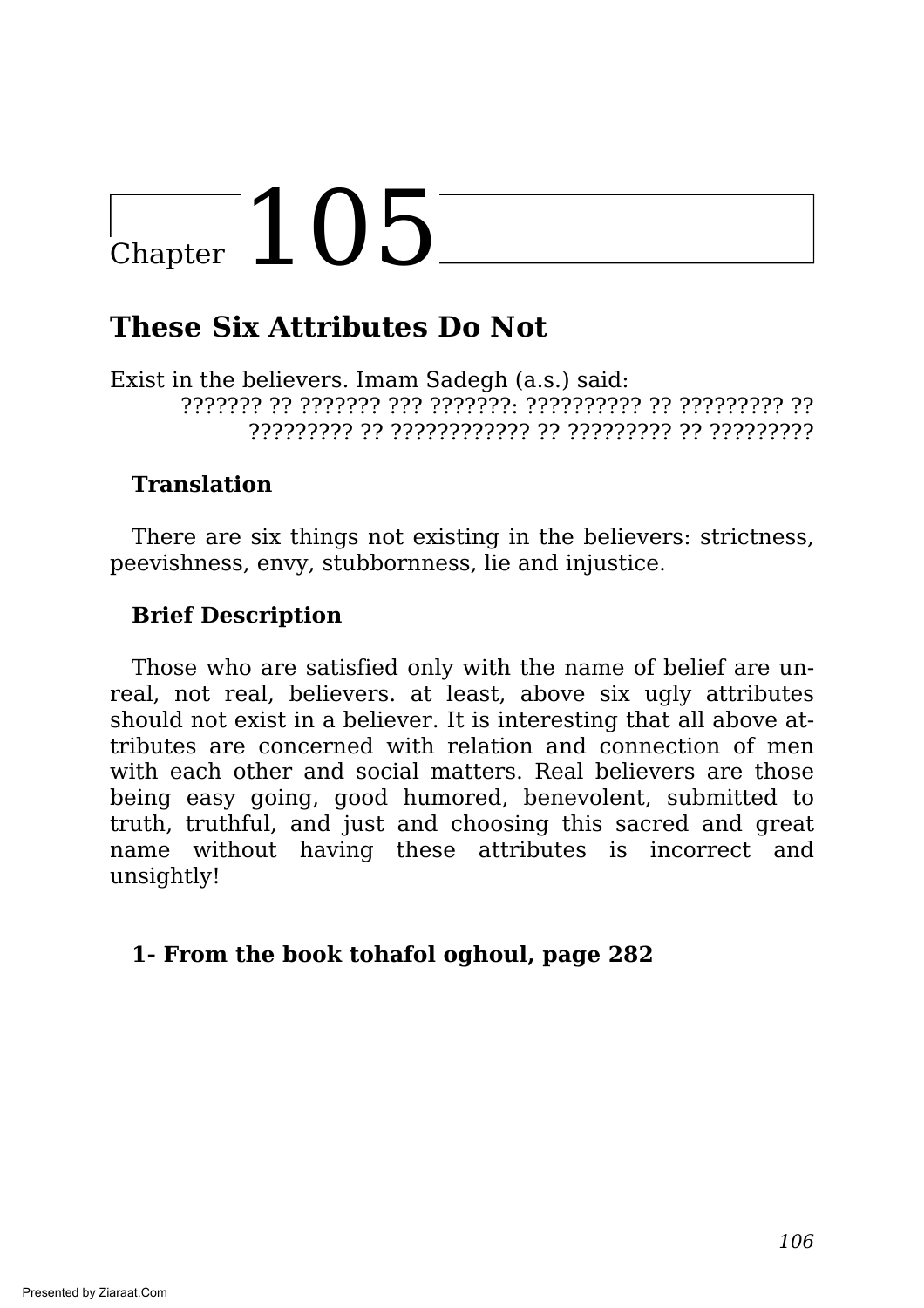# Chapter 105

## These Six Attributes Do Not

Exist in the believers. Imam Sadegh (a.s.) said:

??????? ?? ??????? ??? ???????: ?????????? ?? ????????? ?? ????????? ?? ???????????? ?? ????????? ?? ?????????

**Translation**

There are six things not existing in the believers: strictness, peevishness, envy, stubbornness, lie and injustice.

**Brief Description**

Those who are satisfied only with the name of belief are unreal, not real, believers. at least, above six ugly attributes should not exist in a believer. It is interesting that all above attributes are concerned with relation and connection of men with each other and social matters. Real believers are those being easy going, good humored, benevolent, submitted to truth, truthful, and just and choosing this sacred and great name without having these attributes is incorrect and unsightly!

**1- From the book tohafol oghoul, page 282**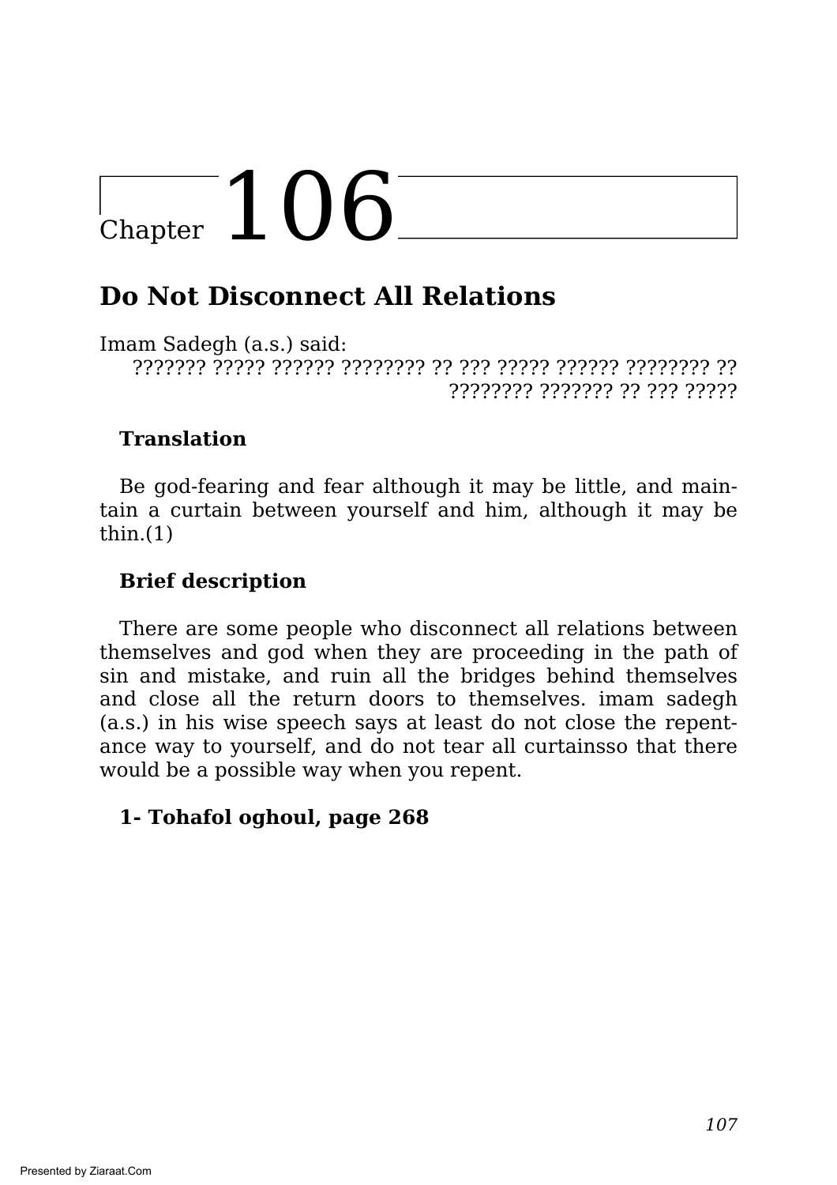# Chapter 106

## Do Not Disconnect All Relations

Imam Sadegh (a.s.) said:

??????? ????? ?????? ???????? ?? ??? ????? ?????? ???????? ?? ???????? ??????? ?? ??? ?????

**Translation**

Be god-fearing and fear although it may be little, and maintain a curtain between yourself and him, although it may be thin.(1)

**Brief description**

There are some people who disconnect all relations between themselves and god when they are proceeding in the path of sin and mistake, and ruin all the bridges behind themselves and close all the return doors to themselves. imam sadegh (a.s.) in his wise speech says at least do not close the repentance way to yourself, and do not tear all curtainsso that there would be a possible way when you repent.

**1- Tohafol oghoul, page 268**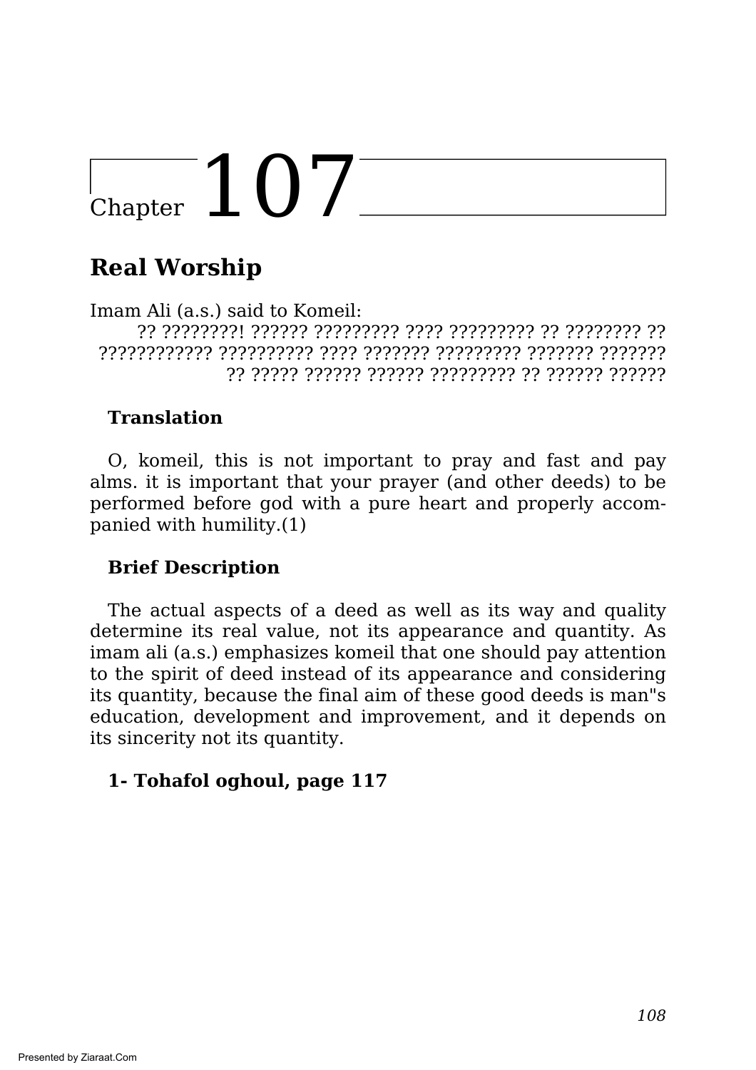# Chapter 107

## Real Worship

Imam Ali (a.s.) said to Komeil:

?? ?????????! ?????? ????????? ???? ????????? ?? ???????? ?? ???????????? ?????????? ???? ??????? ????????? ??????? ??????? ?? ????? ?????? ?????? ????????? ?? ?????? ??????

**Translation**

O, komeil, this is not important to pray and fast and pay alms. it is important that your prayer (and other deeds) to be performed before god with a pure heart and properly accompanied with humility.(1)

**Brief Description**

The actual aspects of a deed as well as its way and quality determine its real value, not its appearance and quantity. As imam ali (a.s.) emphasizes komeil that one should pay attention to the spirit of deed instead of its appearance and considering its quantity, because the final aim of these good deeds is man"s education, development and improvement, and it depends on its sincerity not its quantity.

**1- Tohafol oghoul, page 117**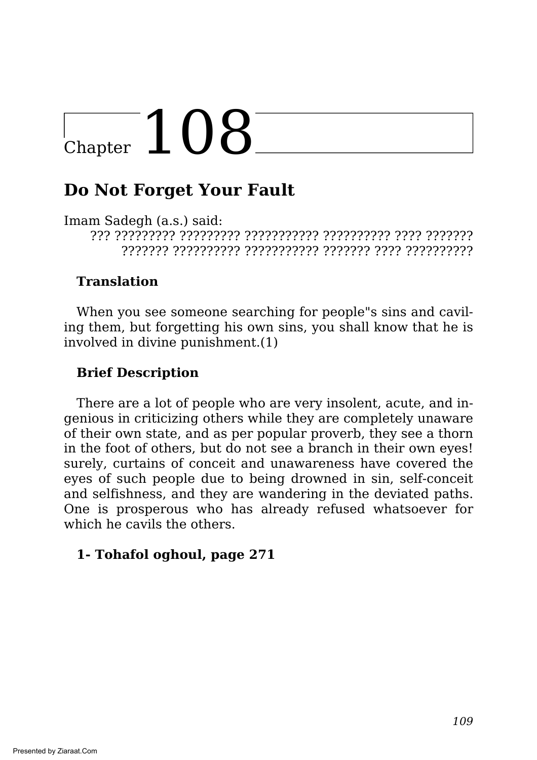# Chapter 108

## Do Not Forget Your Fault

Imam Sadegh (a.s.) said:

??? ????????? ????????? ??????????? ?????????? ???? ??????? ??????? ?????????? ??????????? ??????? ???? ??????????

**Translation**

When you see someone searching for people"s sins and caviling them, but forgetting his own sins, you shall know that he is involved in divine punishment.(1)

**Brief Description**

There are a lot of people who are very insolent, acute, and ingenious in criticizing others while they are completely unaware of their own state, and as per popular proverb, they see a thorn in the foot of others, but do not see a branch in their own eyes! surely, curtains of conceit and unawareness have covered the eyes of such people due to being drowned in sin, self-conceit and selfishness, and they are wandering in the deviated paths. One is prosperous who has already refused whatsoever for which he cavils the others.

**1- Tohafol oghoul, page 271**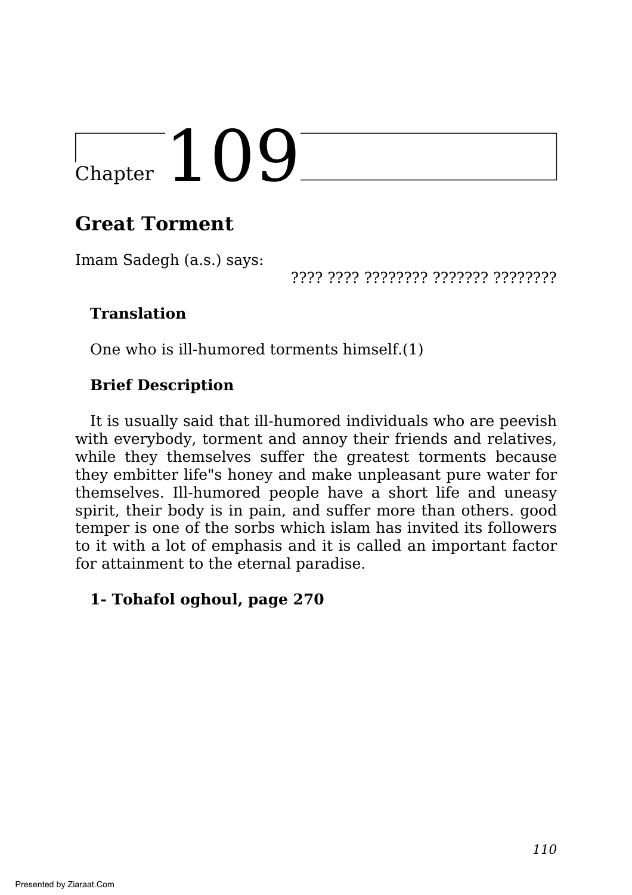# Chapter 109

## Great Torment

Imam Sadegh (a.s.) says:

???? ???? ???????? ??????? ????????

**Translation**

One who is ill-humored torments himself.(1)

**Brief Description**

It is usually said that ill-humored individuals who are peevish with everybody, torment and annoy their friends and relatives, while they themselves suffer the greatest torments because they embitter life"s honey and make unpleasant pure water for themselves. Ill-humored people have a short life and uneasy spirit, their body is in pain, and suffer more than others. good temper is one of the sorbs which islam has invited its followers to it with a lot of emphasis and it is called an important factor for attainment to the eternal paradise.

**1- Tohafol oghoul, page 270**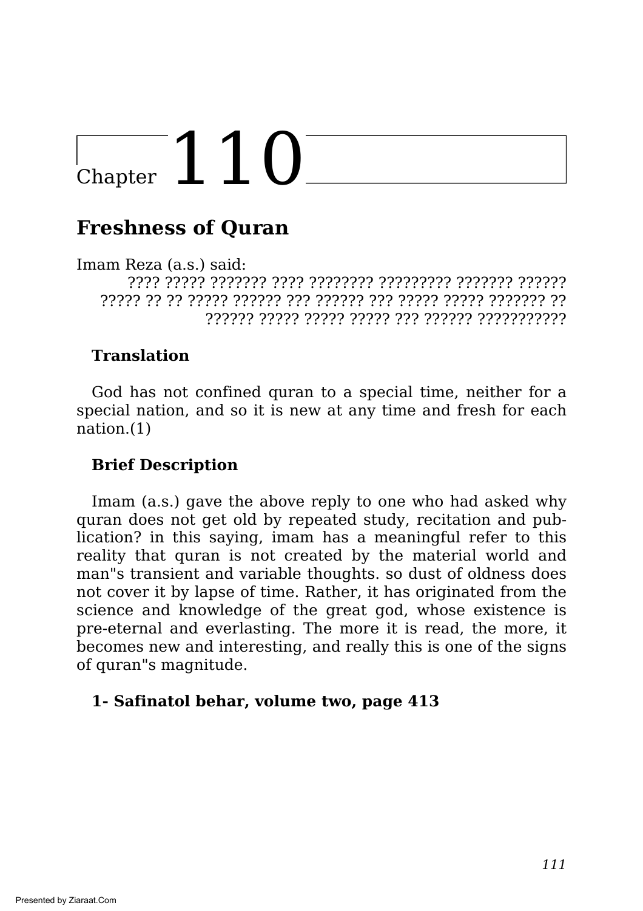# Chapter 110

## Freshness of Quran

Imam Reza (a.s.) said:

???? ????? ??????? ???? ???????? ????????? ??????? ?????? ????? ?? ?? ????? ?????? ??? ?????? ??? ????? ????? ??????? ?? ?????? ????? ????? ????? ??? ?????? ???????????

### Translation

God has not confined quran to a special time, neither for a special nation, and so it is new at any time and fresh for each nation.(1)

### Brief Description

Imam (a.s.) gave the above reply to one who had asked why quran does not get old by repeated study, recitation and publication? in this saying, imam has a meaningful refer to this reality that quran is not created by the material world and man"s transient and variable thoughts. so dust of oldness does not cover it by lapse of time. Rather, it has originated from the science and knowledge of the great god, whose existence is pre-eternal and everlasting. The more it is read, the more, it becomes new and interesting, and really this is one of the signs of quran"s magnitude.

**1- Safinatol behar, volume two, page 413**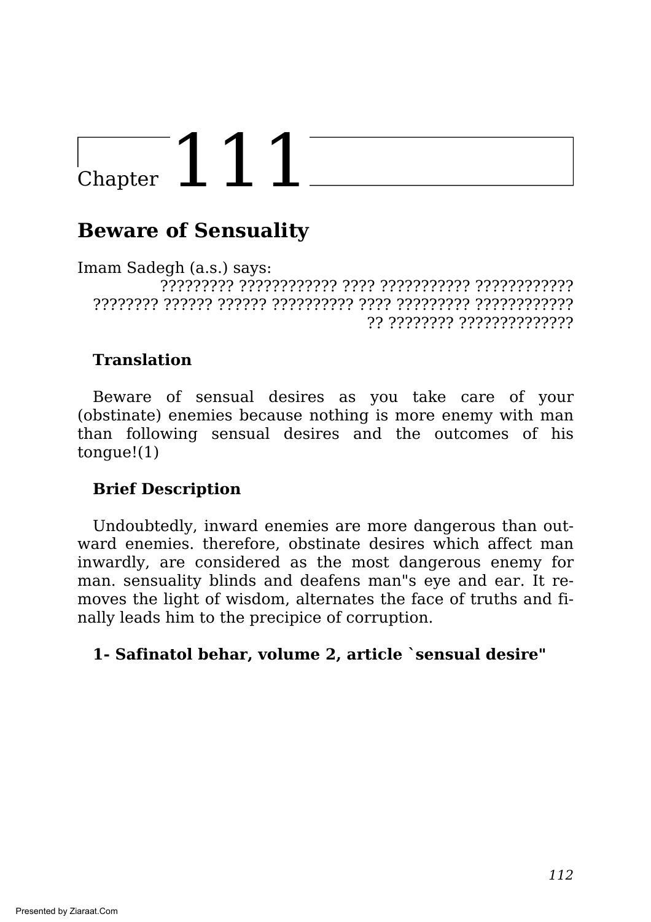# Chapter 111

## Beware of Sensuality

Imam Sadegh (a.s.) says:

????????? ???????????? ???? ??????????? ???????????? ???????? ?????? ?????? ?????????? ???? ????????? ???????????? ?? ???????? ??????????????

### Translation

Beware of sensual desires as you take care of your (obstinate) enemies because nothing is more enemy with man than following sensual desires and the outcomes of his tongue!(1)

### Brief Description

Undoubtedly, inward enemies are more dangerous than outward enemies. therefore, obstinate desires which affect man inwardly, are considered as the most dangerous enemy for man. sensuality blinds and deafens man"s eye and ear. It removes the light of wisdom, alternates the face of truths and finally leads him to the precipice of corruption.

**1- Safinatol behar, volume 2, article `sensual desire"**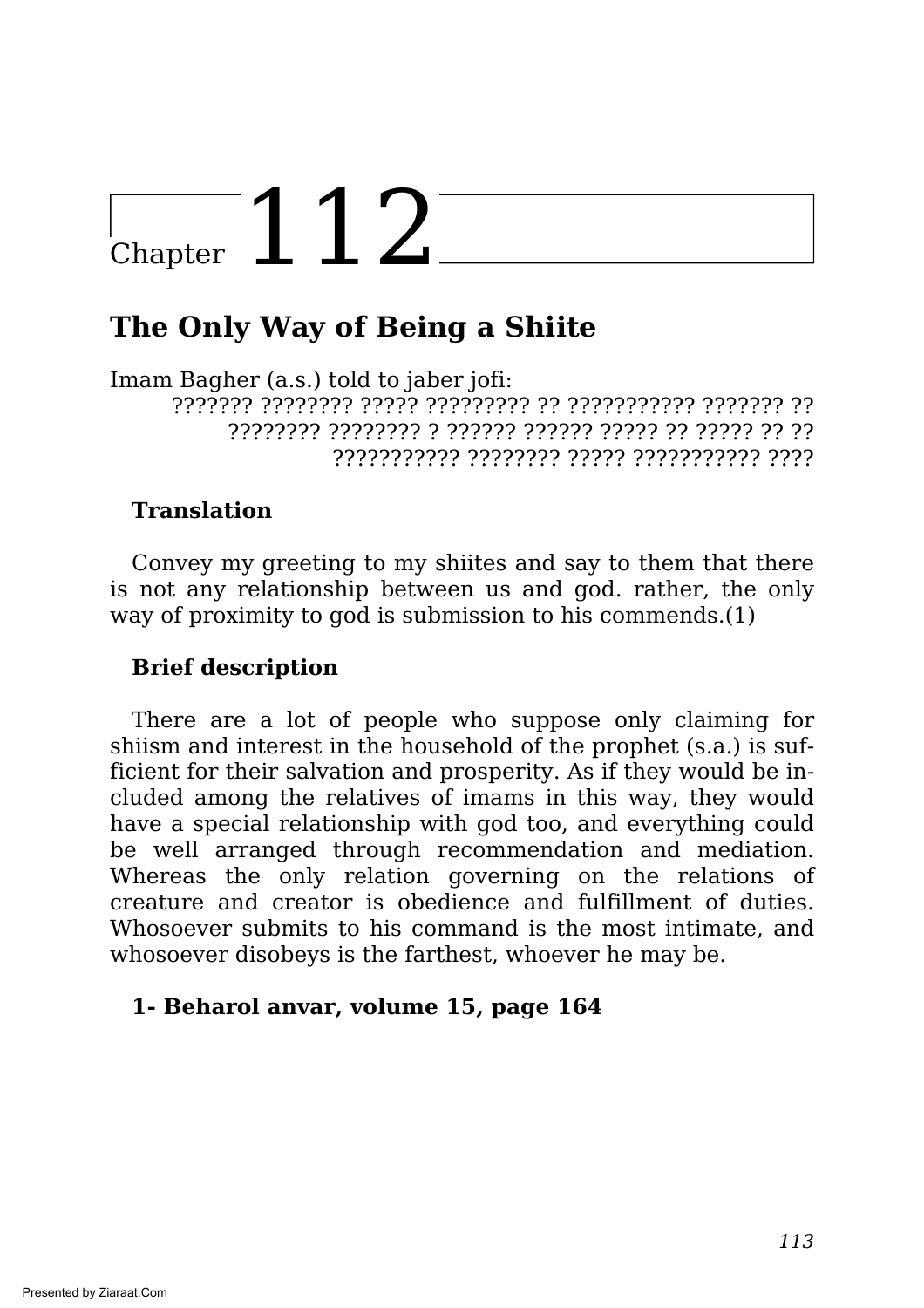# Chapter 112

## The Only Way of Being a Shiite

Imam Bagher (a.s.) told to jaber jofi:

??????? ???????? ????? ????????? ?? ??????????? ??????? ?? ???????? ???????? ? ?????? ?????? ????? ?? ????? ?? ?? ??????????? ???????? ????? ??????????? ????

**Translation**

Convey my greeting to my shiites and say to them that there is not any relationship between us and god. rather, the only way of proximity to god is submission to his commends.(1)

**Brief description**

There are a lot of people who suppose only claiming for shiism and interest in the household of the prophet (s.a.) is sufficient for their salvation and prosperity. As if they would be included among the relatives of imams in this way, they would have a special relationship with god too, and everything could be well arranged through recommendation and mediation. Whereas the only relation governing on the relations of creature and creator is obedience and fulfillment of duties. Whosoever submits to his command is the most intimate, and whosoever disobeys is the farthest, whoever he may be.

**1- Beharol anvar, volume 15, page 164**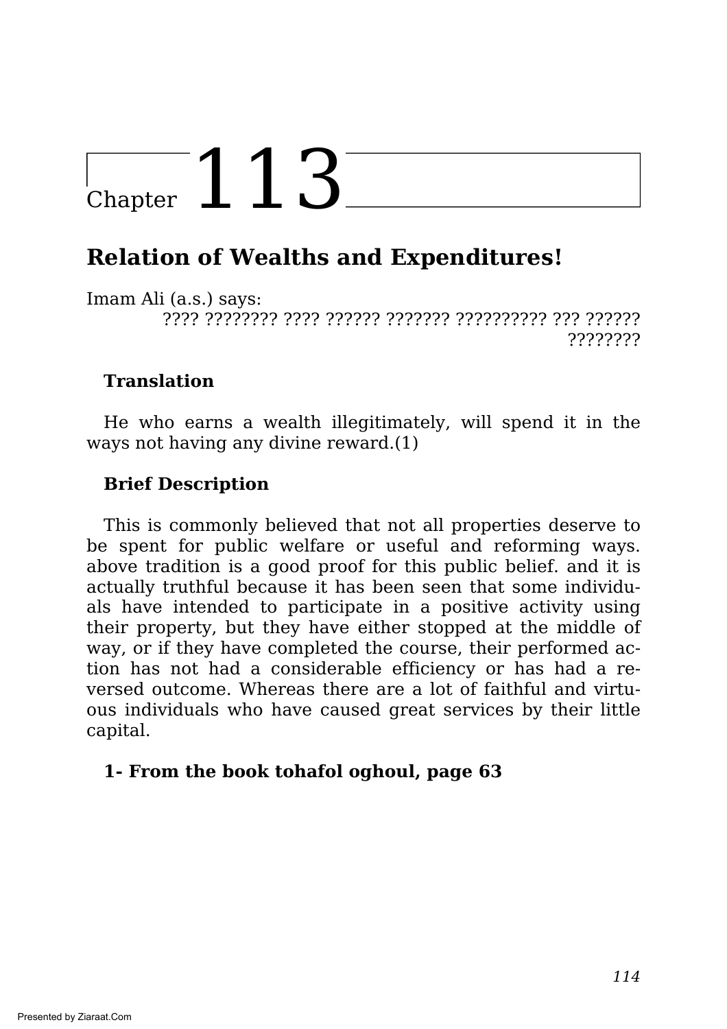# Chapter 113

## Relation of Wealths and Expenditures!

Imam Ali (a.s.) says:

???? ???????? ???? ?????? ??????? ?????????? ??? ?????? ????????

**Translation**

He who earns a wealth illegitimately, will spend it in the ways not having any divine reward.(1)

**Brief Description**

This is commonly believed that not all properties deserve to be spent for public welfare or useful and reforming ways. above tradition is a good proof for this public belief. and it is actually truthful because it has been seen that some individuals have intended to participate in a positive activity using their property, but they have either stopped at the middle of way, or if they have completed the course, their performed action has not had a considerable efficiency or has had a reversed outcome. Whereas there are a lot of faithful and virtuous individuals who have caused great services by their little capital.

**1- From the book tohafol oghoul, page 63**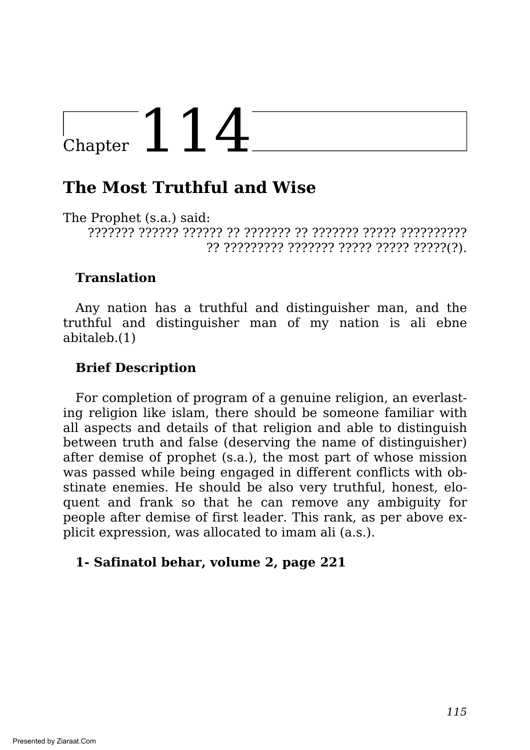# Chapter 114

## The Most Truthful and Wise

The Prophet (s.a.) said:

??????? ?????? ?????? ?? ??????? ?? ??????? ????? ?????????? ?? ????????? ??????? ????? ????? ?????(?).

### Translation

Any nation has a truthful and distinguisher man, and the truthful and distinguisher man of my nation is ali ebne abitaleb.(1)

### Brief Description

For completion of program of a genuine religion, an everlasting religion like islam, there should be someone familiar with all aspects and details of that religion and able to distinguish between truth and false (deserving the name of distinguisher) after demise of prophet (s.a.), the most part of whose mission was passed while being engaged in different conflicts with obstinate enemies. He should be also very truthful, honest, eloquent and frank so that he can remove any ambiguity for people after demise of first leader. This rank, as per above explicit expression, was allocated to imam ali (a.s.).

**1- Safinatol behar, volume 2, page 221**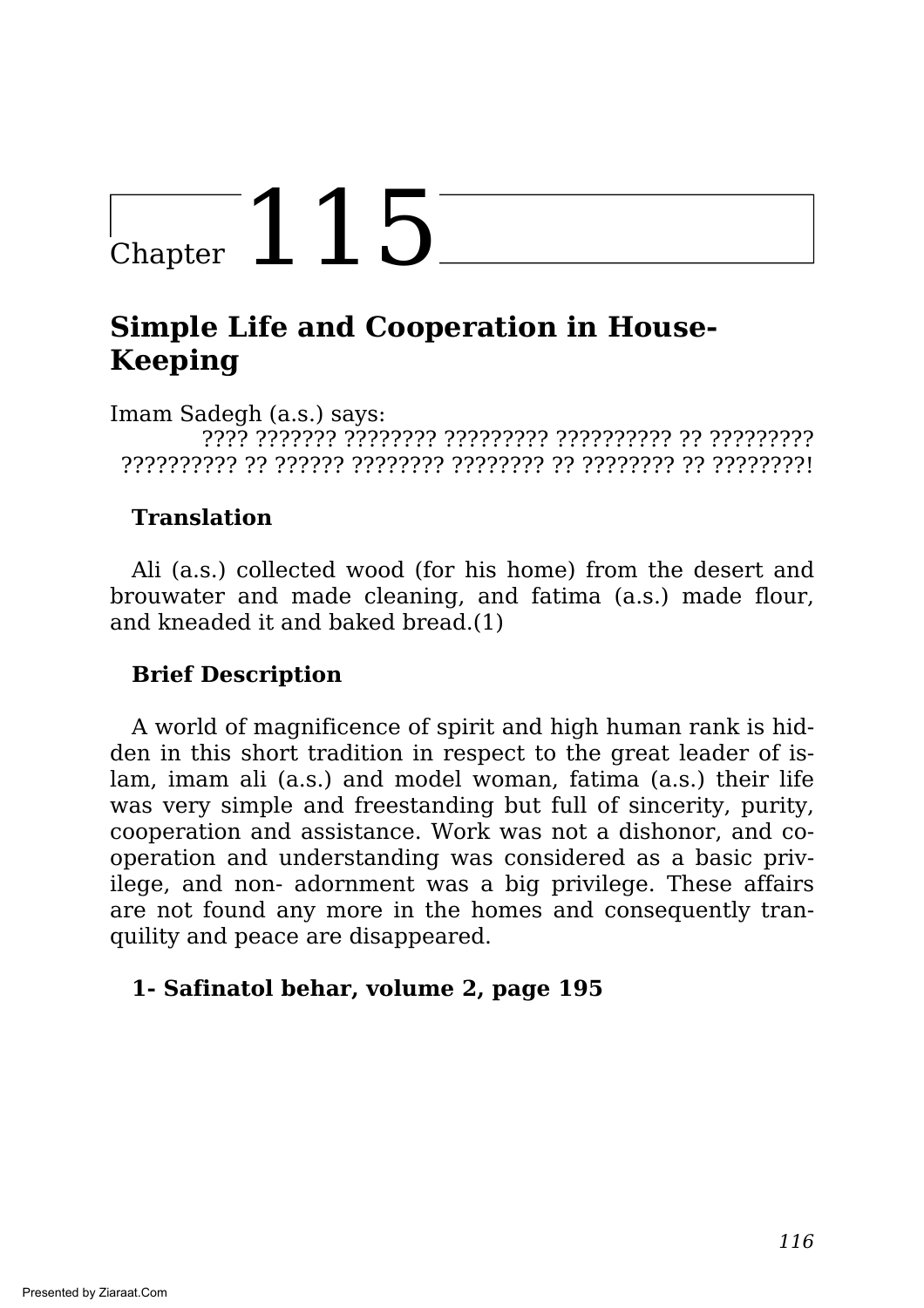# Chapter 115

## Simple Life and Cooperation in House-Keeping

Imam Sadegh (a.s.) says:

???? ??????? ???????? ????????? ?????????? ?? ????????? ?????????? ?? ?????? ???????? ???????? ?? ???????? ?? ????????!

### Translation

Ali (a.s.) collected wood (for his home) from the desert and brouwater and made cleaning, and fatima (a.s.) made flour, and kneaded it and baked bread.(1)

### Brief Description

A world of magnificence of spirit and high human rank is hidden in this short tradition in respect to the great leader of islam, imam ali (a.s.) and model woman, fatima (a.s.) their life was very simple and freestanding but full of sincerity, purity, cooperation and assistance. Work was not a dishonor, and cooperation and understanding was considered as a basic privilege, and non- adornment was a big privilege. These affairs are not found any more in the homes and consequently tranquility and peace are disappeared.

**1- Safinatol behar, volume 2, page 195**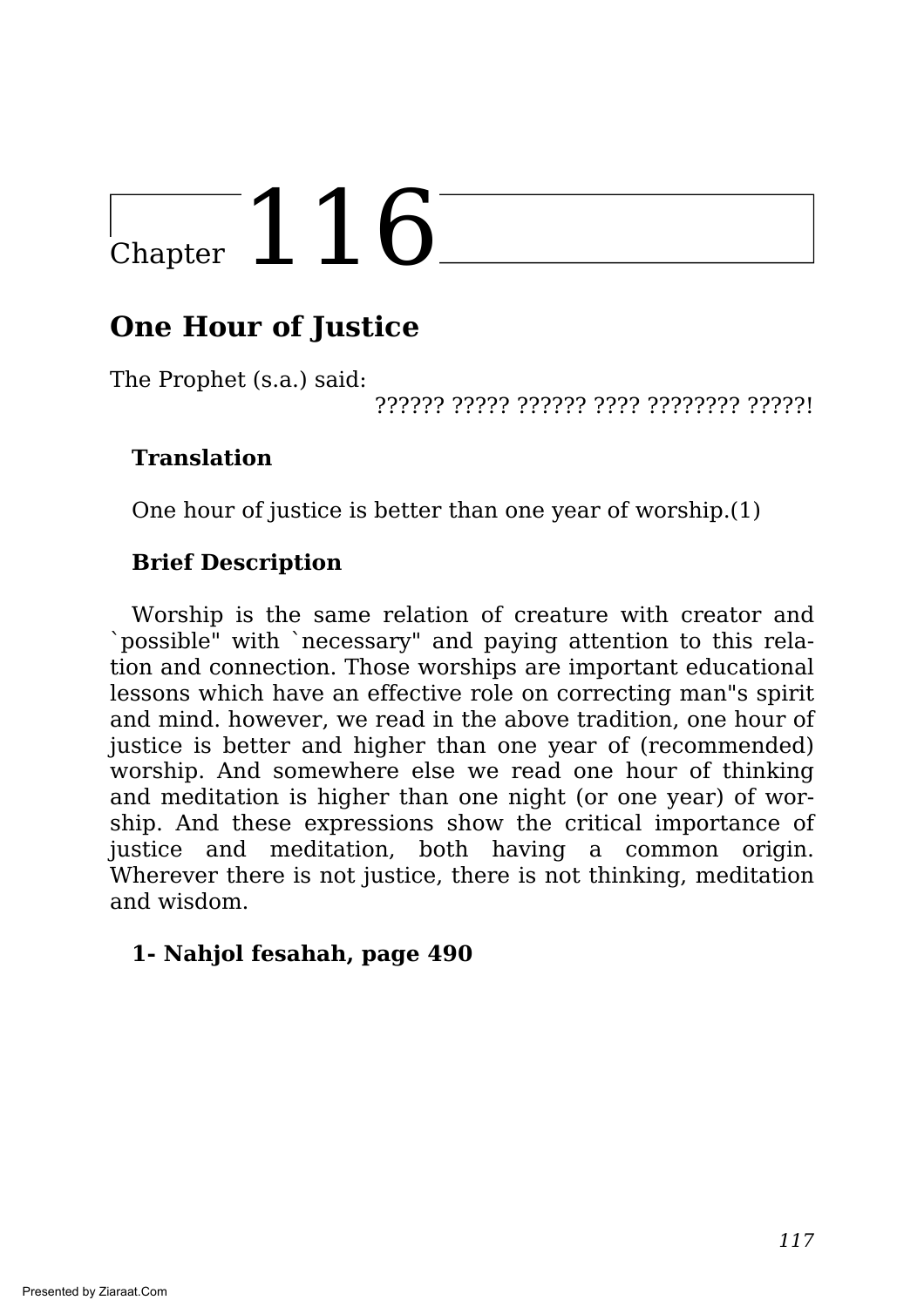# Chapter 116

## One Hour of Justice

The Prophet (s.a.) said:

?????? ????? ?????? ???? ???????? ?????!

**Translation**

One hour of justice is better than one year of worship.(1)

**Brief Description**

Worship is the same relation of creature with creator and `possible" with `necessary" and paying attention to this relation and connection. Those worships are important educational lessons which have an effective role on correcting man"s spirit and mind. however, we read in the above tradition, one hour of justice is better and higher than one year of (recommended) worship. And somewhere else we read one hour of thinking and meditation is higher than one night (or one year) of worship. And these expressions show the critical importance of justice and meditation, both having a common origin. Wherever there is not justice, there is not thinking, meditation and wisdom.

**1- Nahjol fesahah, page 490**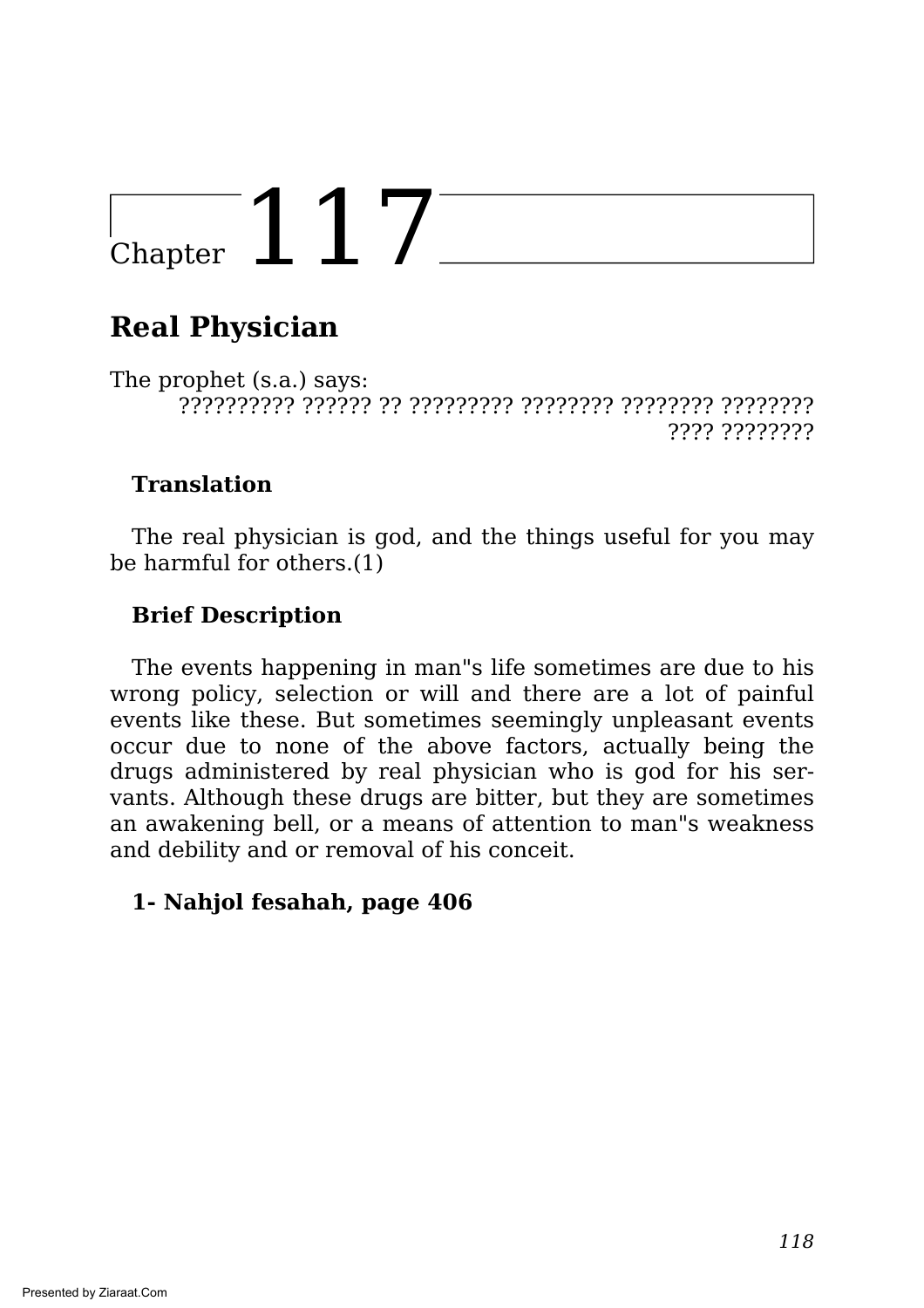# Chapter 117

## Real Physician

The prophet (s.a.) says:

?????????? ?????? ?? ????????? ???????? ???????? ???????? ???? ????????

**Translation**

The real physician is god, and the things useful for you may be harmful for others.(1)

**Brief Description**

The events happening in man"s life sometimes are due to his wrong policy, selection or will and there are a lot of painful events like these. But sometimes seemingly unpleasant events occur due to none of the above factors, actually being the drugs administered by real physician who is god for his servants. Although these drugs are bitter, but they are sometimes an awakening bell, or a means of attention to man"s weakness and debility and or removal of his conceit.

**1- Nahjol fesahah, page 406**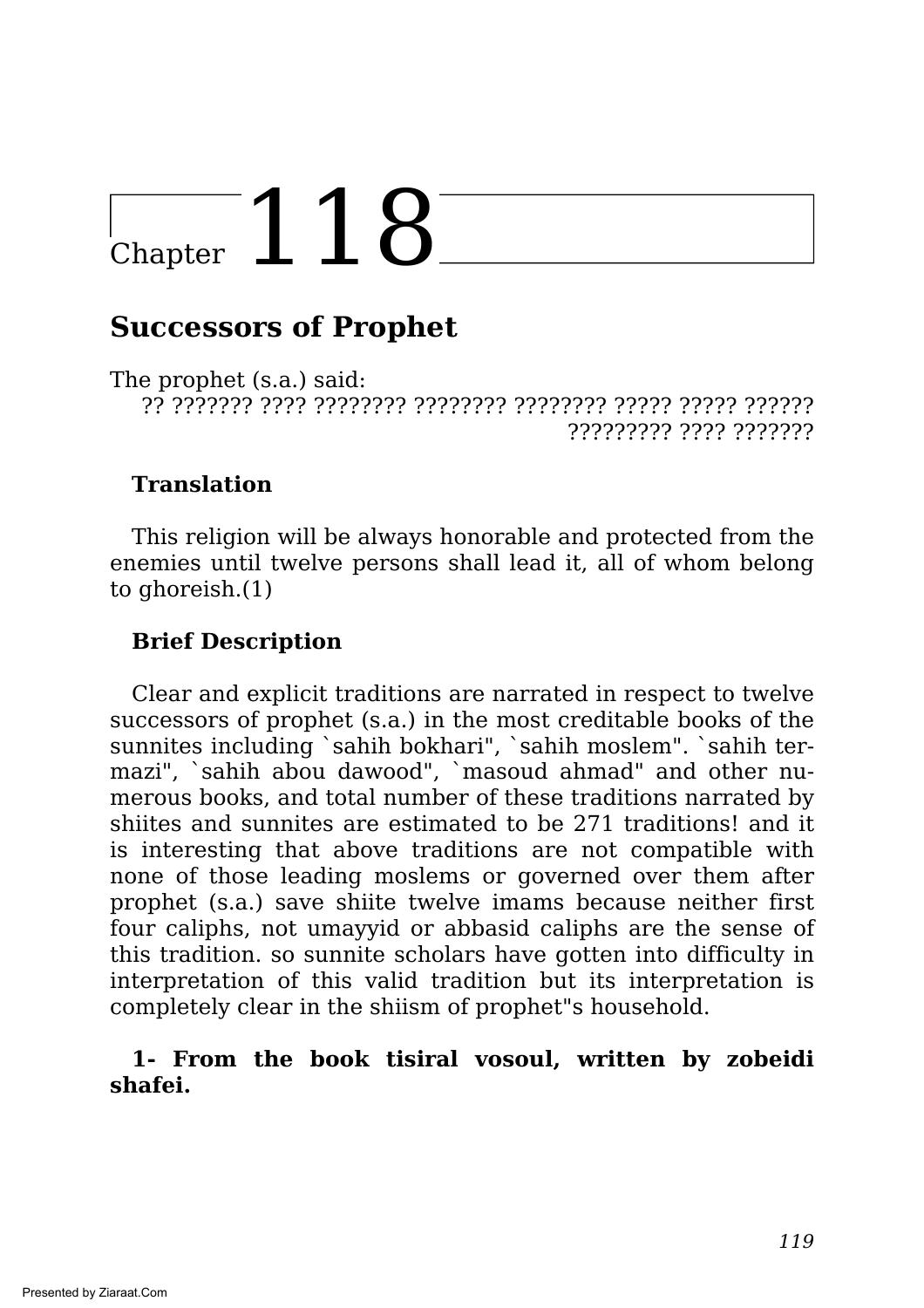# Chapter 118

## Successors of Prophet

The prophet (s.a.) said:

?? ??????? ???? ???????? ???????? ???????? ????? ????? ?????? ????????? ???? ???????

### Translation

This religion will be always honorable and protected from the enemies until twelve persons shall lead it, all of whom belong to ghoreish.(1)

### Brief Description

Clear and explicit traditions are narrated in respect to twelve successors of prophet (s.a.) in the most creditable books of the sunnites including `sahih bokhari", `sahih moslem". `sahih termazi", `sahih abou dawood", `masoud ahmad" and other numerous books, and total number of these traditions narrated by shiites and sunnites are estimated to be 271 traditions! and it is interesting that above traditions are not compatible with none of those leading moslems or governed over them after prophet (s.a.) save shiite twelve imams because neither first four caliphs, not umayyid or abbasid caliphs are the sense of this tradition. so sunnite scholars have gotten into difficulty in interpretation of this valid tradition but its interpretation is completely clear in the shiism of prophet"s household.

**1- From the book tisiral vosoul, written by zobeidi shafei.**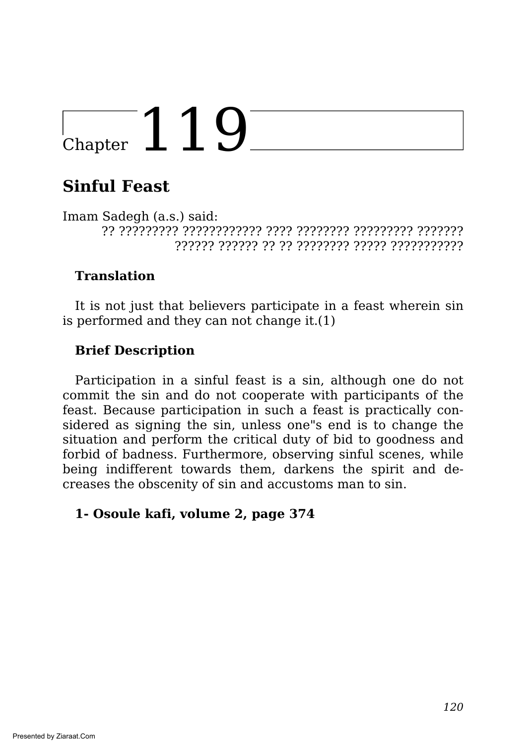# Chapter 119

## Sinful Feast

Imam Sadegh (a.s.) said:

?? ????????? ???????????? ???? ???????? ????????? ??????? ?????? ?????? ?? ?? ???????? ????? ???????????

**Translation**

It is not just that believers participate in a feast wherein sin is performed and they can not change it.(1)

**Brief Description**

Participation in a sinful feast is a sin, although one do not commit the sin and do not cooperate with participants of the feast. Because participation in such a feast is practically considered as signing the sin, unless one"s end is to change the situation and perform the critical duty of bid to goodness and forbid of badness. Furthermore, observing sinful scenes, while being indifferent towards them, darkens the spirit and decreases the obscenity of sin and accustoms man to sin.

**1- Osoule kafi, volume 2, page 374**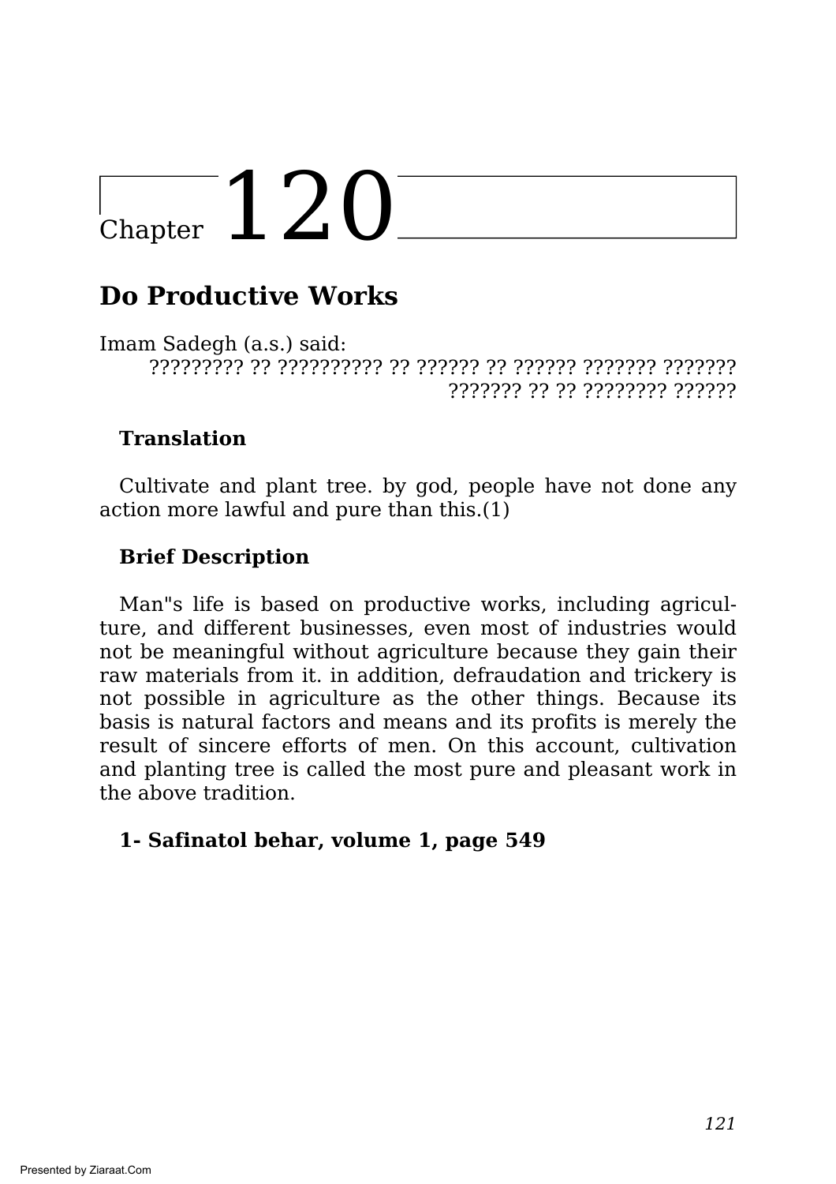# Chapter 120

## Do Productive Works

Imam Sadegh (a.s.) said:

????????? ?? ?????????? ?? ?????? ?? ?????? ??????? ??????? ??????? ?? ?? ???????? ??????

### Translation

Cultivate and plant tree. by god, people have not done any action more lawful and pure than this.(1)

### Brief Description

Man"s life is based on productive works, including agriculture, and different businesses, even most of industries would not be meaningful without agriculture because they gain their raw materials from it. in addition, defraudation and trickery is not possible in agriculture as the other things. Because its basis is natural factors and means and its profits is merely the result of sincere efforts of men. On this account, cultivation and planting tree is called the most pure and pleasant work in the above tradition.

**1- Safinatol behar, volume 1, page 549**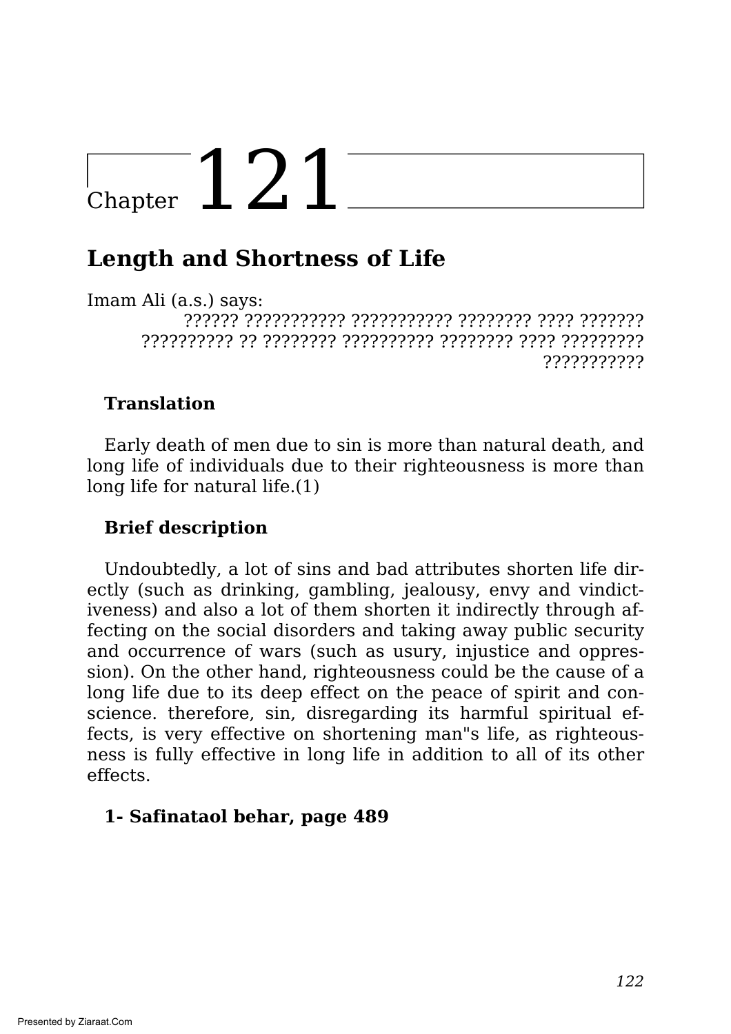# Chapter 121

## Length and Shortness of Life

Imam Ali (a.s.) says:

?????? ??????????? ??????????? ???????? ???? ??????? ?????????? ?? ???????? ?????????? ???????? ???? ????????? ???????????

### Translation

Early death of men due to sin is more than natural death, and long life of individuals due to their righteousness is more than long life for natural life.(1)

### Brief description

Undoubtedly, a lot of sins and bad attributes shorten life directly (such as drinking, gambling, jealousy, envy and vindictiveness) and also a lot of them shorten it indirectly through affecting on the social disorders and taking away public security and occurrence of wars (such as usury, injustice and oppression). On the other hand, righteousness could be the cause of a long life due to its deep effect on the peace of spirit and conscience. therefore, sin, disregarding its harmful spiritual effects, is very effective on shortening man"s life, as righteousness is fully effective in long life in addition to all of its other effects.

**1- Safinataol behar, page 489**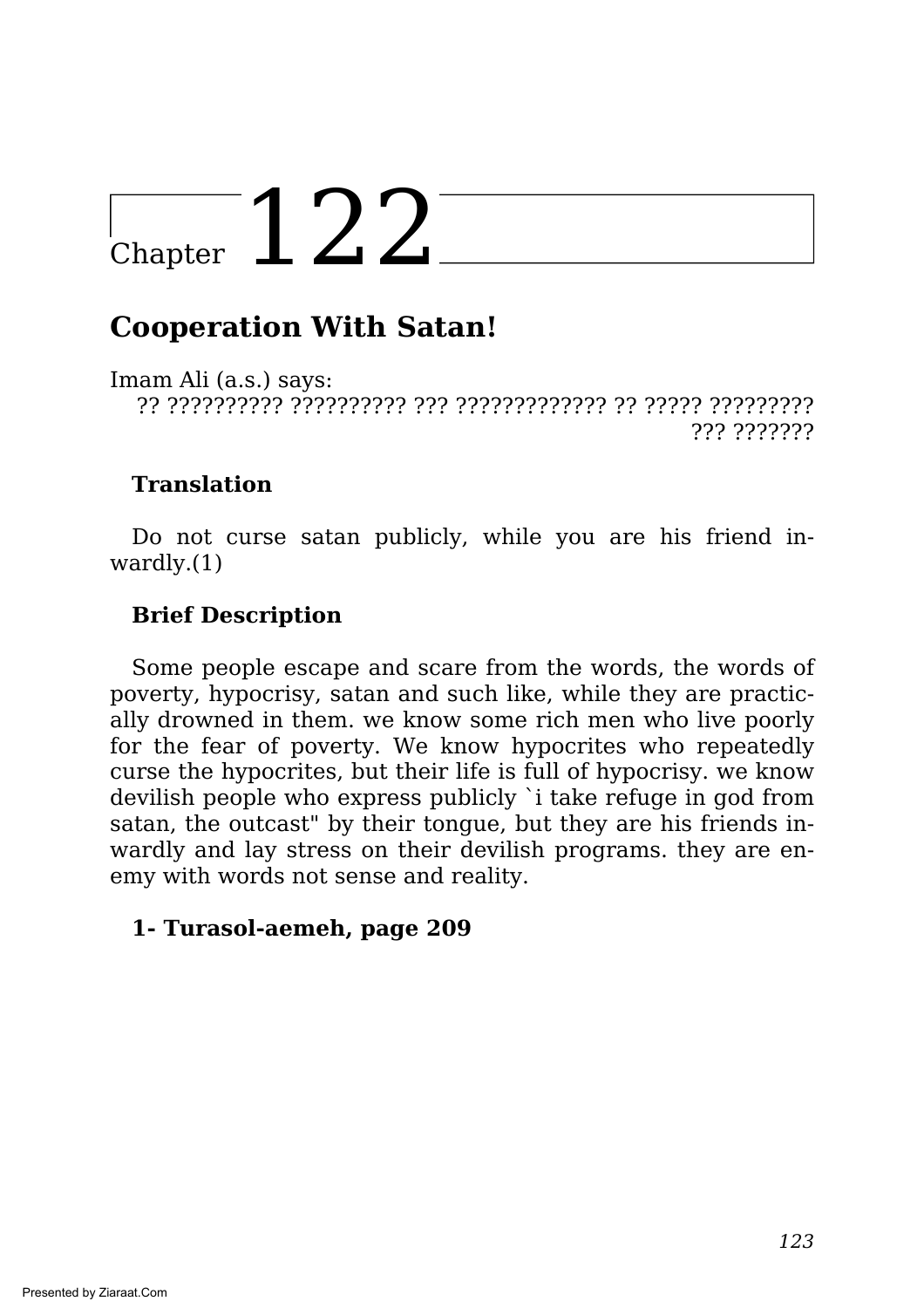# Chapter 122

## Cooperation With Satan!

Imam Ali (a.s.) says:

?? ?????????? ?????????? ??? ????????????? ?? ????? ????????? ??? ???????

**Translation**

Do not curse satan publicly, while you are his friend inwardly.(1)

**Brief Description**

Some people escape and scare from the words, the words of poverty, hypocrisy, satan and such like, while they are practically drowned in them. we know some rich men who live poorly for the fear of poverty. We know hypocrites who repeatedly curse the hypocrites, but their life is full of hypocrisy. we know devilish people who express publicly `i take refuge in god from satan, the outcast" by their tongue, but they are his friends inwardly and lay stress on their devilish programs. they are enemy with words not sense and reality.

**1- Turasol-aemeh, page 209**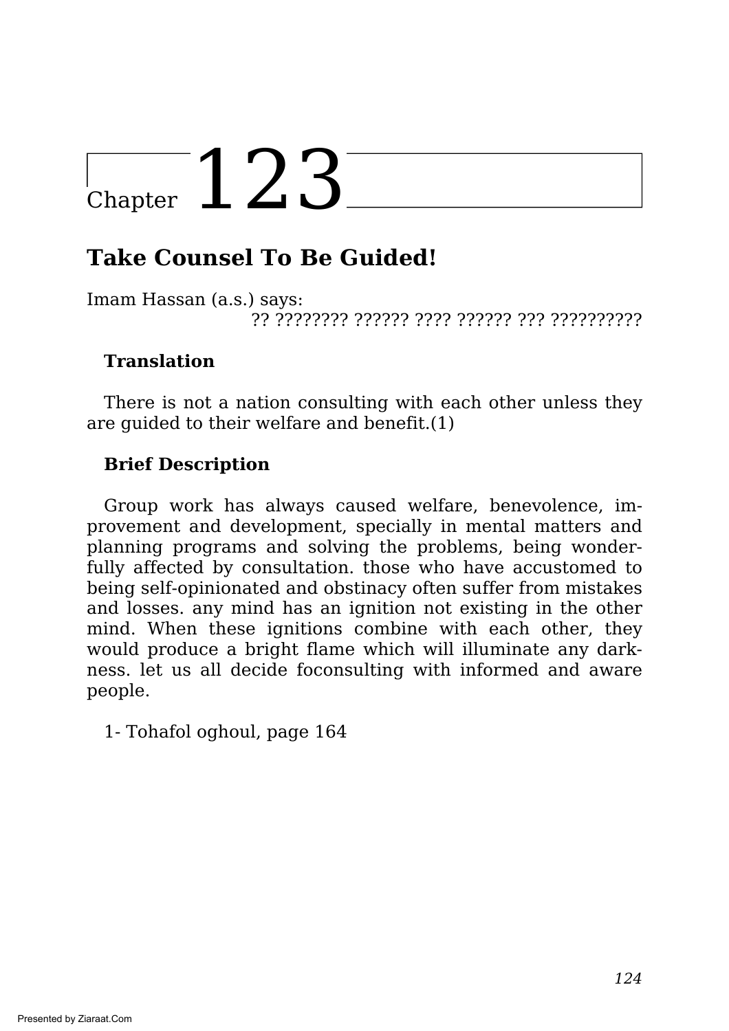# Chapter 123

## Take Counsel To Be Guided!

Imam Hassan (a.s.) says:

?? ???????? ?????? ???? ?????? ??? ??????????

**Translation**

There is not a nation consulting with each other unless they are guided to their welfare and benefit.(1)

**Brief Description**

Group work has always caused welfare, benevolence, improvement and development, specially in mental matters and planning programs and solving the problems, being wonderfully affected by consultation. those who have accustomed to being self-opinionated and obstinacy often suffer from mistakes and losses. any mind has an ignition not existing in the other mind. When these ignitions combine with each other, they would produce a bright flame which will illuminate any darkness. let us all decide foconsulting with informed and aware people.

1- Tohafol oghoul, page 164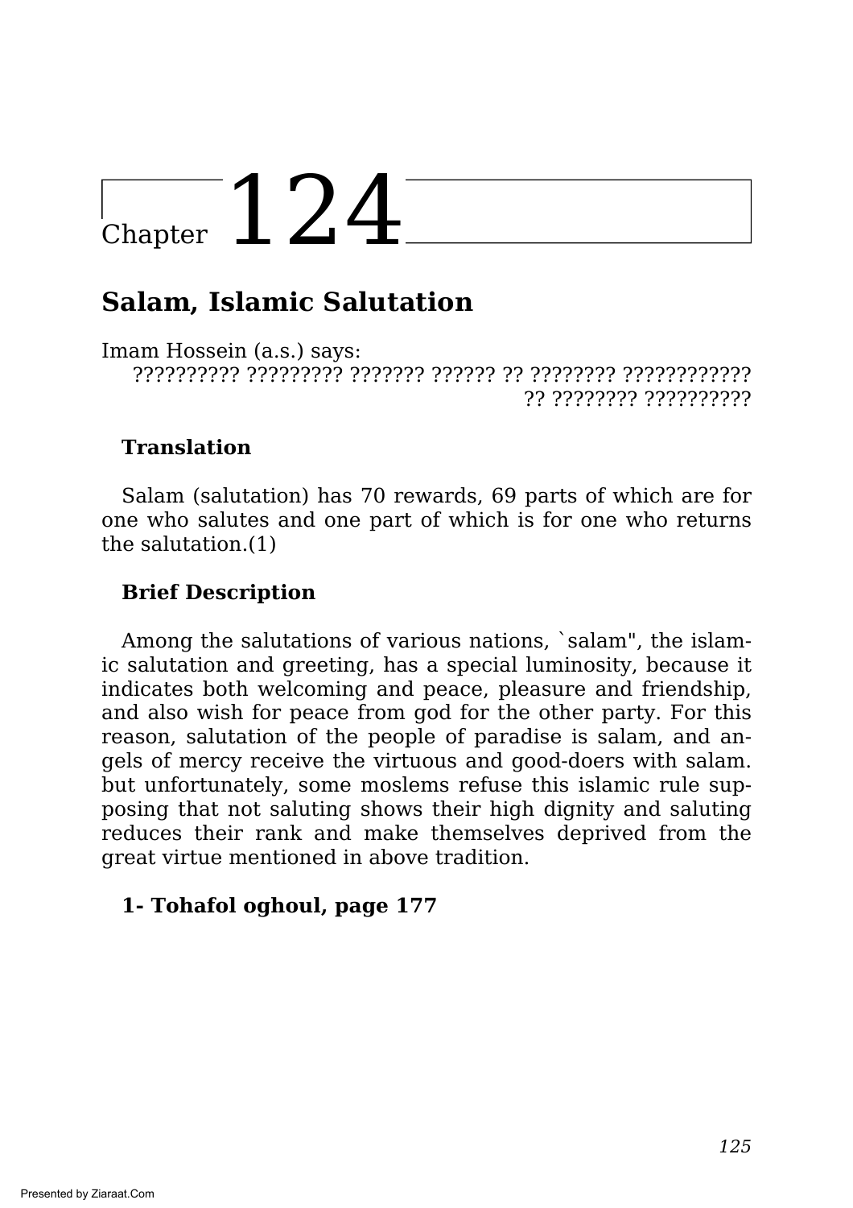# Chapter 124

## Salam, Islamic Salutation

Imam Hossein (a.s.) says:

?????????? ????????? ??????? ?????? ?? ???????? ???????????? ?? ???????? ??????????

### Translation

Salam (salutation) has 70 rewards, 69 parts of which are for one who salutes and one part of which is for one who returns the salutation.(1)

### Brief Description

Among the salutations of various nations, `salam", the islamic salutation and greeting, has a special luminosity, because it indicates both welcoming and peace, pleasure and friendship, and also wish for peace from god for the other party. For this reason, salutation of the people of paradise is salam, and angels of mercy receive the virtuous and good-doers with salam. but unfortunately, some moslems refuse this islamic rule supposing that not saluting shows their high dignity and saluting reduces their rank and make themselves deprived from the great virtue mentioned in above tradition.

**1- Tohafol oghoul, page 177**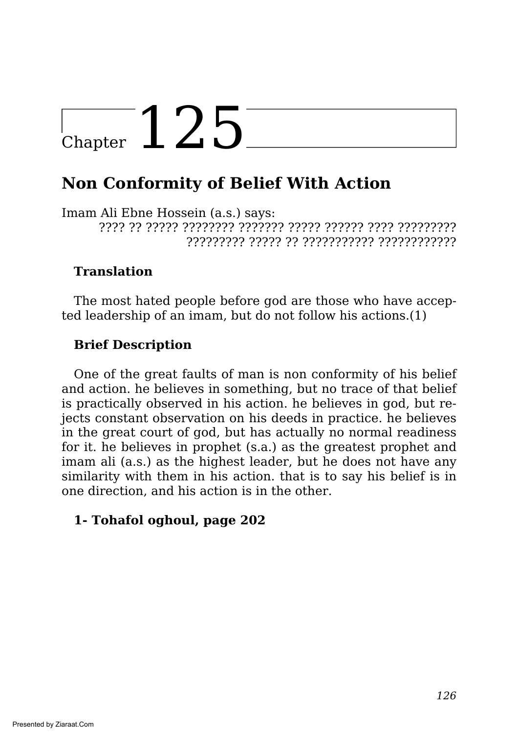# Chapter 125

## Non Conformity of Belief With Action

Imam Ali Ebne Hossein (a.s.) says:

???? ?? ????? ???????? ??????? ????? ?????? ???? ????????? ????????? ????? ?? ??????????? ????????????

### Translation

The most hated people before god are those who have accepted leadership of an imam, but do not follow his actions.(1)

### Brief Description

One of the great faults of man is non conformity of his belief and action. he believes in something, but no trace of that belief is practically observed in his action. he believes in god, but rejects constant observation on his deeds in practice. he believes in the great court of god, but has actually no normal readiness for it. he believes in prophet (s.a.) as the greatest prophet and imam ali (a.s.) as the highest leader, but he does not have any similarity with them in his action. that is to say his belief is in one direction, and his action is in the other.

**1- Tohafol oghoul, page 202**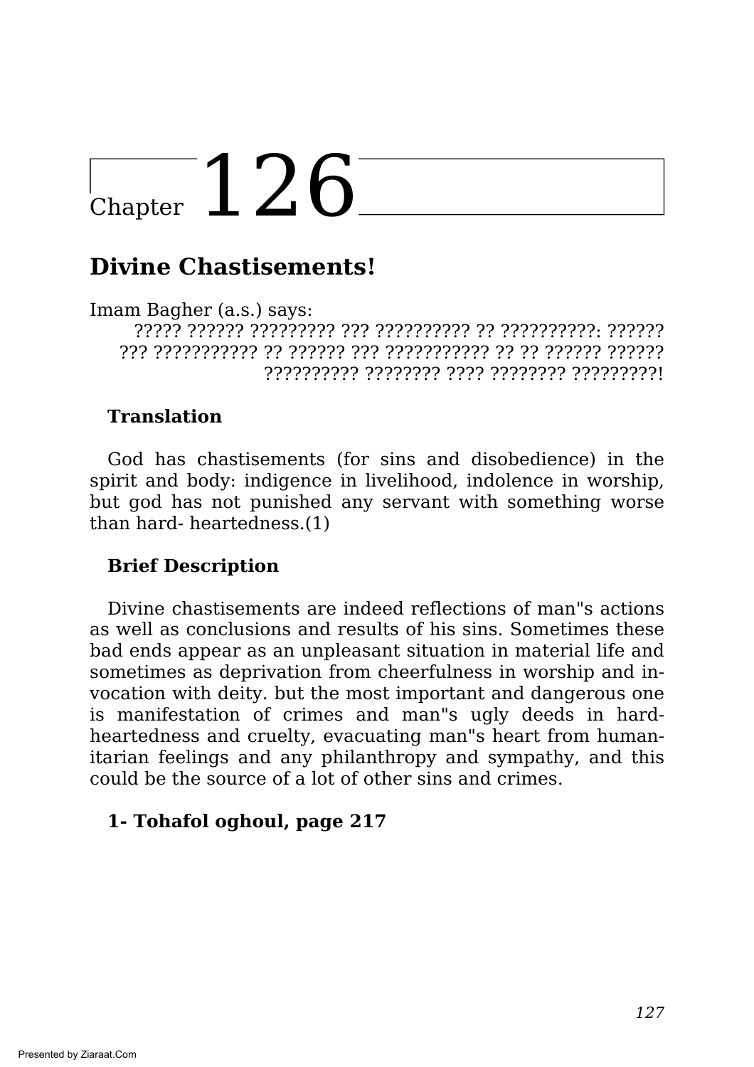# Chapter 126

## Divine Chastisements!

Imam Bagher (a.s.) says:

????? ?????? ????????? ??? ?????????? ?? ??????????: ?????? ??? ??????????? ?? ?????? ??? ??????????? ?? ?? ?????? ?????? ?????????? ???????? ???? ???????? ?????????!

**Translation**

God has chastisements (for sins and disobedience) in the spirit and body: indigence in livelihood, indolence in worship, but god has not punished any servant with something worse than hard- heartedness.(1)

**Brief Description**

Divine chastisements are indeed reflections of man"s actions as well as conclusions and results of his sins. Sometimes these bad ends appear as an unpleasant situation in material life and sometimes as deprivation from cheerfulness in worship and invocation with deity. but the most important and dangerous one is manifestation of crimes and man"s ugly deeds in hard-heartedness and cruelty, evacuating man"s heart from humanitarian feelings and any philanthropy and sympathy, and this could be the source of a lot of other sins and crimes.

**1- Tohafol oghoul, page 217**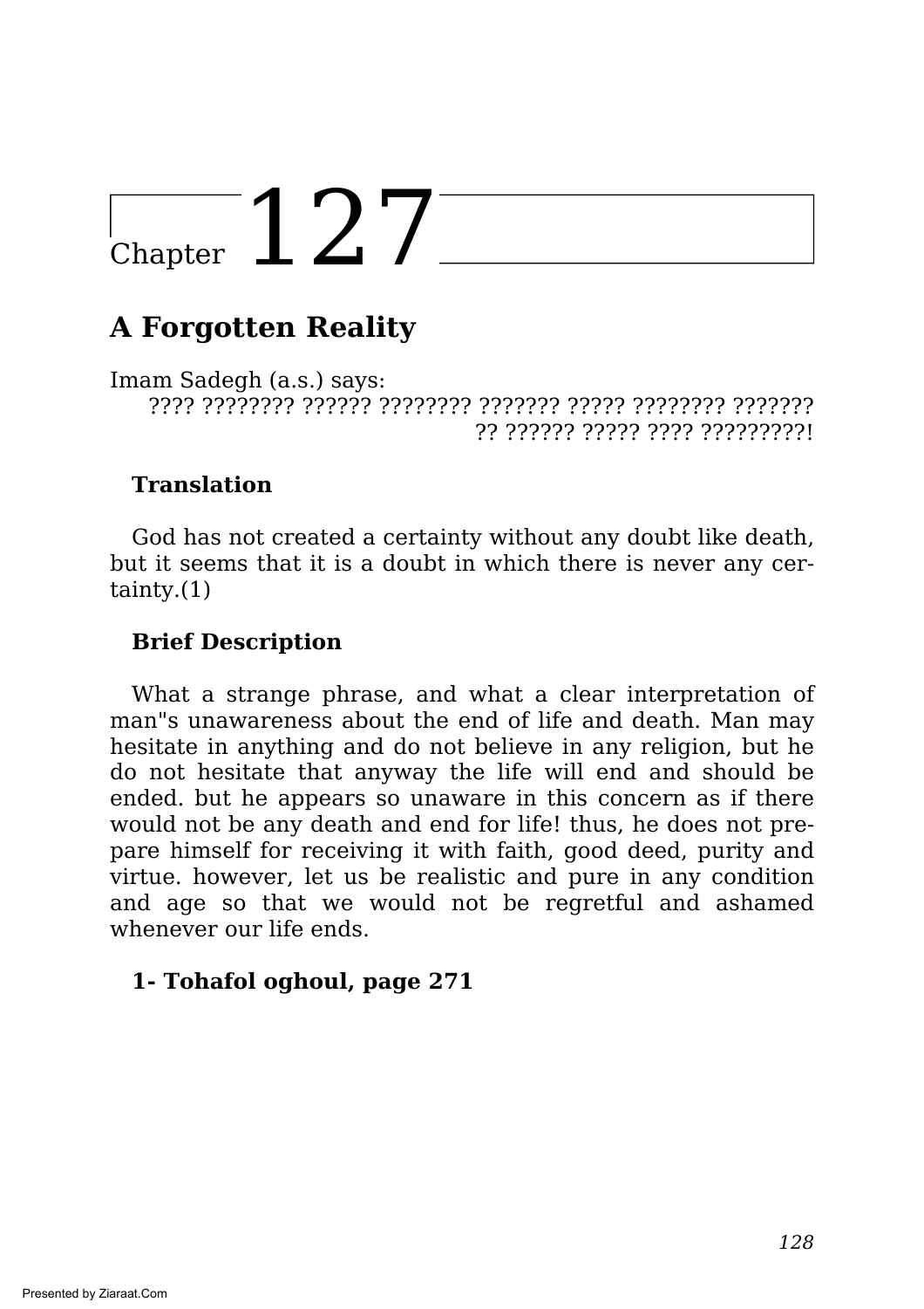# Chapter 127

## A Forgotten Reality

Imam Sadegh (a.s.) says:

???? ???????? ?????? ???????? ??????? ????? ???????? ??????? ?? ?????? ????? ???? ?????????!

**Translation**

God has not created a certainty without any doubt like death, but it seems that it is a doubt in which there is never any certainty.(1)

**Brief Description**

What a strange phrase, and what a clear interpretation of man"s unawareness about the end of life and death. Man may hesitate in anything and do not believe in any religion, but he do not hesitate that anyway the life will end and should be ended. but he appears so unaware in this concern as if there would not be any death and end for life! thus, he does not prepare himself for receiving it with faith, good deed, purity and virtue. however, let us be realistic and pure in any condition and age so that we would not be regretful and ashamed whenever our life ends.

**1- Tohafol oghoul, page 271**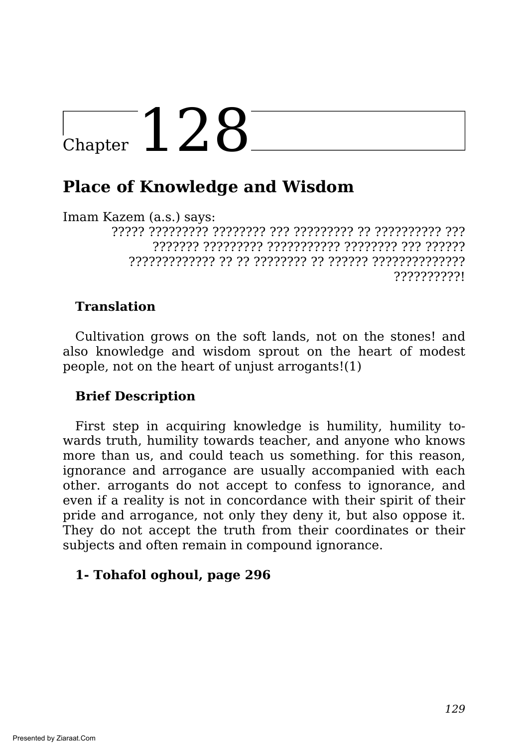# Chapter 128

## Place of Knowledge and Wisdom

Imam Kazem (a.s.) says:

????? ????????? ???????? ??? ????????? ?? ?????????? ??? ??????? ????????? ??????????? ???????? ??? ?????? ????????????? ?? ?? ???????? ?? ?????? ?????????????? ??????????!

**Translation**

Cultivation grows on the soft lands, not on the stones! and also knowledge and wisdom sprout on the heart of modest people, not on the heart of unjust arrogants!(1)

**Brief Description**

First step in acquiring knowledge is humility, humility towards truth, humility towards teacher, and anyone who knows more than us, and could teach us something. for this reason, ignorance and arrogance are usually accompanied with each other. arrogants do not accept to confess to ignorance, and even if a reality is not in concordance with their spirit of their pride and arrogance, not only they deny it, but also oppose it. They do not accept the truth from their coordinates or their subjects and often remain in compound ignorance.

**1- Tohafol oghoul, page 296**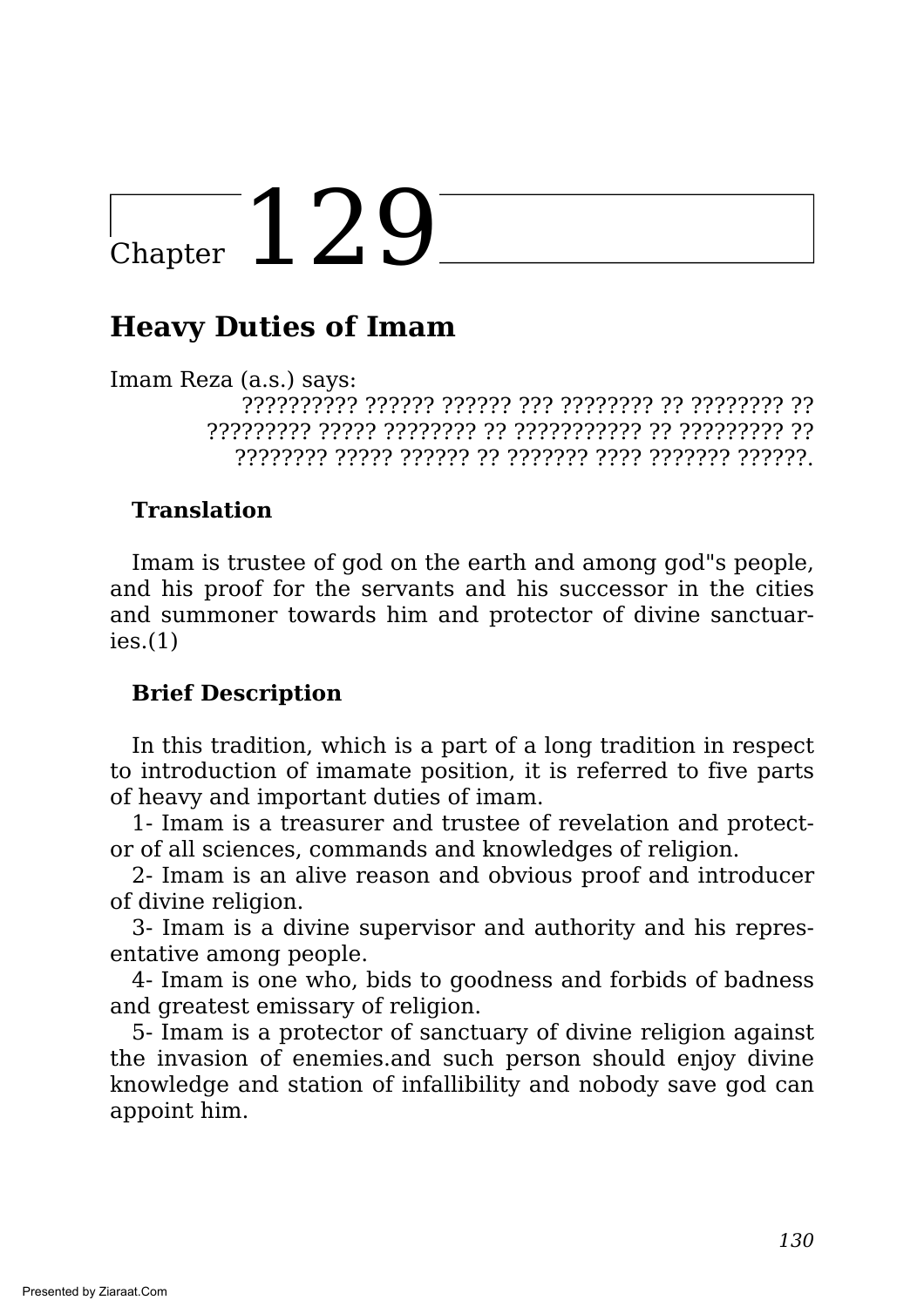# Chapter 129

## Heavy Duties of Imam

Imam Reza (a.s.) says:

?????????? ?????? ?????? ??? ???????? ?? ???????? ?? ????????? ????? ???????? ?? ??????????? ?? ????????? ?? ???????? ????? ?????? ?? ??????? ???? ??????? ??????.

### Translation

Imam is trustee of god on the earth and among god"s people, and his proof for the servants and his successor in the cities and summoner towards him and protector of divine sanctuaries.(1)

### Brief Description

In this tradition, which is a part of a long tradition in respect to introduction of imamate position, it is referred to five parts of heavy and important duties of imam.

1- Imam is a treasurer and trustee of revelation and protector of all sciences, commands and knowledges of religion.

2- Imam is an alive reason and obvious proof and introducer of divine religion.

3- Imam is a divine supervisor and authority and his representative among people.

4- Imam is one who, bids to goodness and forbids of badness and greatest emissary of religion.

5- Imam is a protector of sanctuary of divine religion against the invasion of enemies.and such person should enjoy divine knowledge and station of infallibility and nobody save god can appoint him.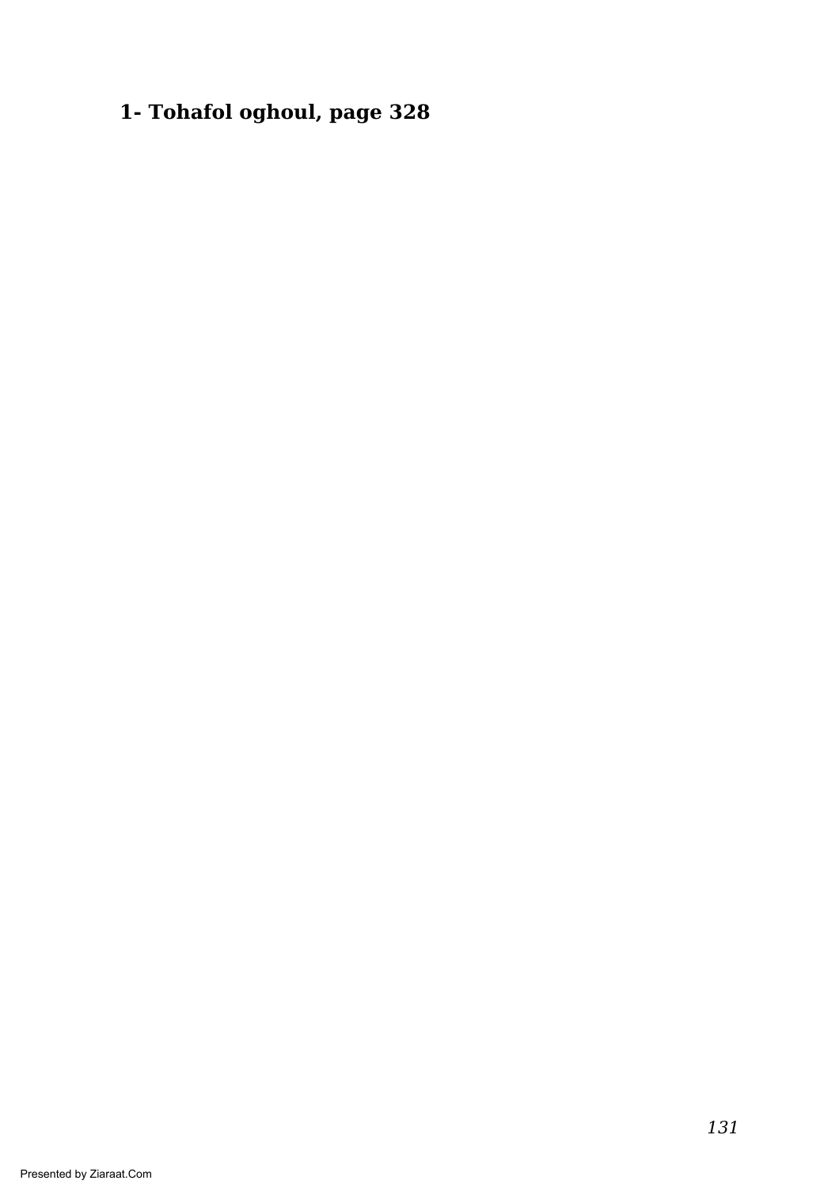**1- Tohafol oghoul, page 328**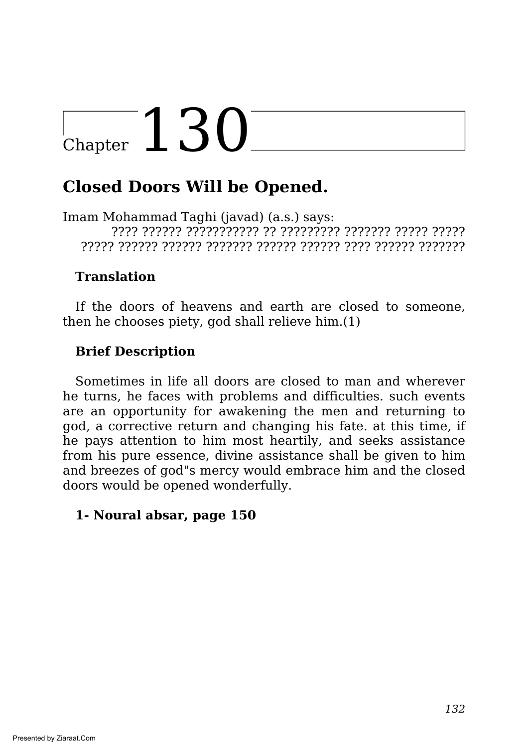# Chapter 130

## Closed Doors Will be Opened.

Imam Mohammad Taghi (javad) (a.s.) says:

???? ?????? ??????????? ?? ????????? ??????? ????? ?????
????? ?????? ?????? ??????? ?????? ?????? ???? ?????? ???????

**Translation**

If the doors of heavens and earth are closed to someone, then he chooses piety, god shall relieve him.(1)

**Brief Description**

Sometimes in life all doors are closed to man and wherever he turns, he faces with problems and difficulties. such events are an opportunity for awakening the men and returning to god, a corrective return and changing his fate. at this time, if he pays attention to him most heartily, and seeks assistance from his pure essence, divine assistance shall be given to him and breezes of god"s mercy would embrace him and the closed doors would be opened wonderfully.

**1- Noural absar, page 150**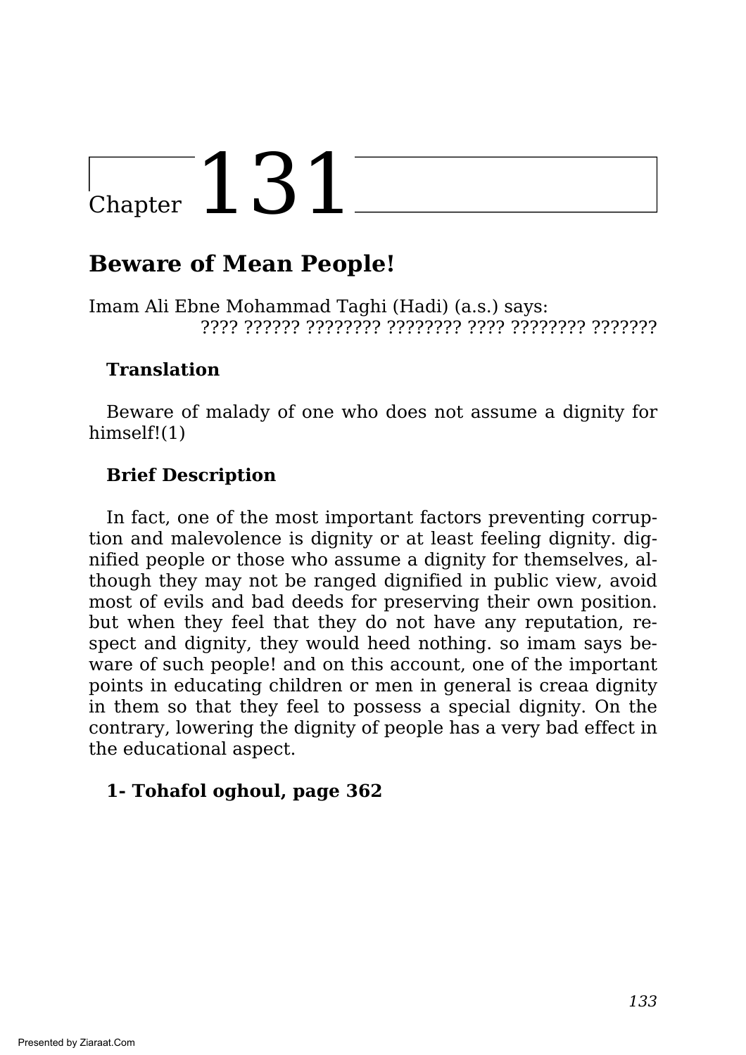# Chapter 131

## Beware of Mean People!

Imam Ali Ebne Mohammad Taghi (Hadi) (a.s.) says:

???? ?????? ???????? ???????? ???? ???????? ???????

### Translation

Beware of malady of one who does not assume a dignity for himself!(1)

### Brief Description

In fact, one of the most important factors preventing corruption and malevolence is dignity or at least feeling dignity. dignified people or those who assume a dignity for themselves, although they may not be ranged dignified in public view, avoid most of evils and bad deeds for preserving their own position. but when they feel that they do not have any reputation, respect and dignity, they would heed nothing. so imam says beware of such people! and on this account, one of the important points in educating children or men in general is creaa dignity in them so that they feel to possess a special dignity. On the contrary, lowering the dignity of people has a very bad effect in the educational aspect.

**1- Tohafol oghoul, page 362**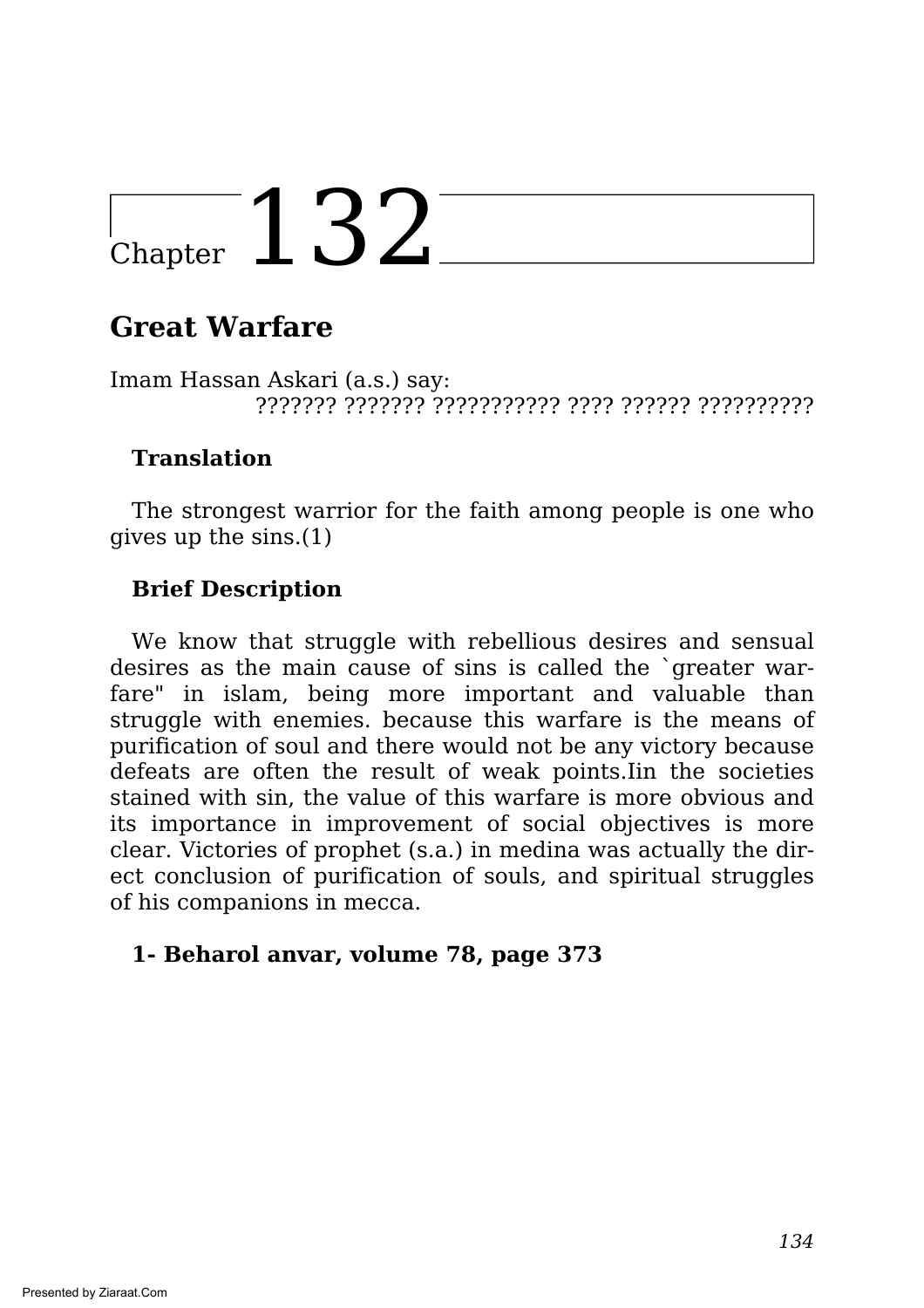# Chapter 132

## Great Warfare

Imam Hassan Askari (a.s.) say:

??????? ??????? ??????????? ???? ?????? ??????????

**Translation**

The strongest warrior for the faith among people is one who gives up the sins.(1)

**Brief Description**

We know that struggle with rebellious desires and sensual desires as the main cause of sins is called the `greater warfare" in islam, being more important and valuable than struggle with enemies. because this warfare is the means of purification of soul and there would not be any victory because defeats are often the result of weak points.Iin the societies stained with sin, the value of this warfare is more obvious and its importance in improvement of social objectives is more clear. Victories of prophet (s.a.) in medina was actually the direct conclusion of purification of souls, and spiritual struggles of his companions in mecca.

**1- Beharol anvar, volume 78, page 373**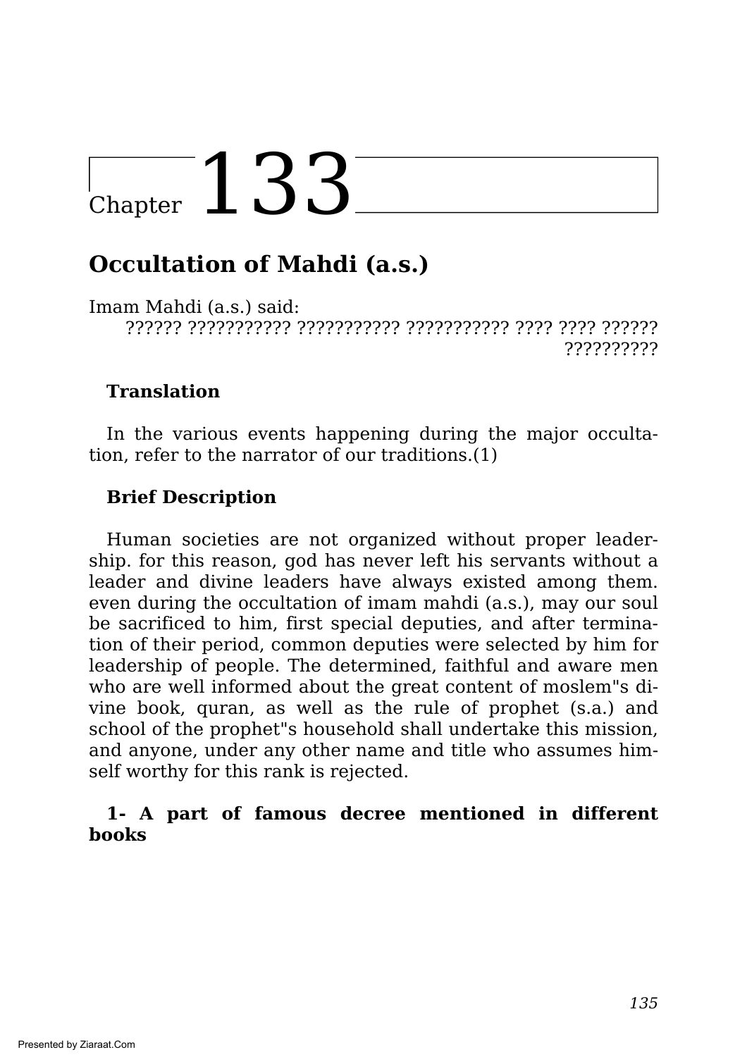# Chapter 133

## Occultation of Mahdi (a.s.)

Imam Mahdi (a.s.) said:

?????? ??????????? ??????????? ??????????? ???? ???? ?????? ??????????

### Translation

In the various events happening during the major occultation, refer to the narrator of our traditions.(1)

### Brief Description

Human societies are not organized without proper leadership. for this reason, god has never left his servants without a leader and divine leaders have always existed among them. even during the occultation of imam mahdi (a.s.), may our soul be sacrificed to him, first special deputies, and after termination of their period, common deputies were selected by him for leadership of people. The determined, faithful and aware men who are well informed about the great content of moslem"s divine book, quran, as well as the rule of prophet (s.a.) and school of the prophet"s household shall undertake this mission, and anyone, under any other name and title who assumes himself worthy for this rank is rejected.

**1- A part of famous decree mentioned in different books**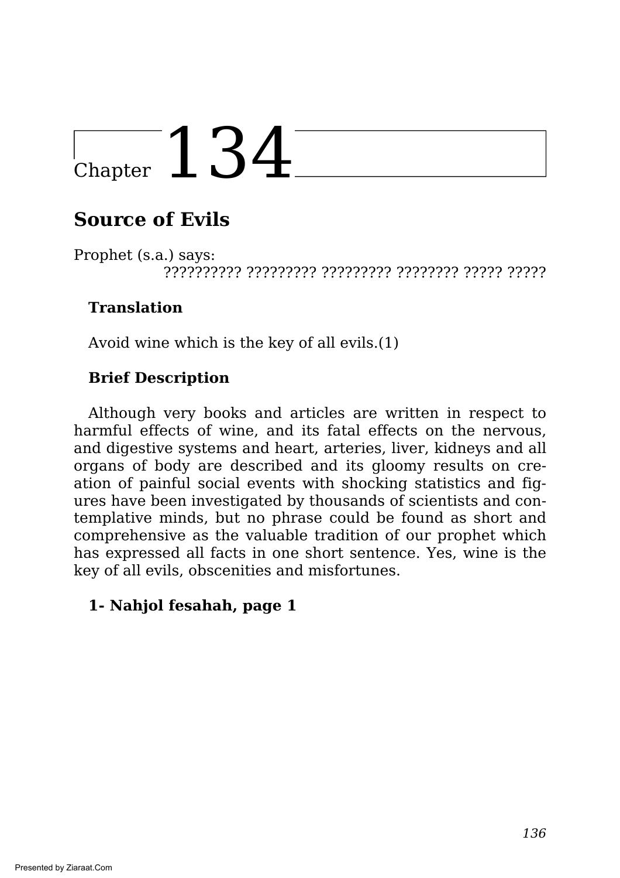# Chapter 134

## Source of Evils

Prophet (s.a.) says:

?????????? ????????? ????????? ???????? ????? ?????

### Translation

Avoid wine which is the key of all evils.(1)

### Brief Description

Although very books and articles are written in respect to harmful effects of wine, and its fatal effects on the nervous, and digestive systems and heart, arteries, liver, kidneys and all organs of body are described and its gloomy results on creation of painful social events with shocking statistics and figures have been investigated by thousands of scientists and contemplative minds, but no phrase could be found as short and comprehensive as the valuable tradition of our prophet which has expressed all facts in one short sentence. Yes, wine is the key of all evils, obscenities and misfortunes.

**1- Nahjol fesahah, page 1**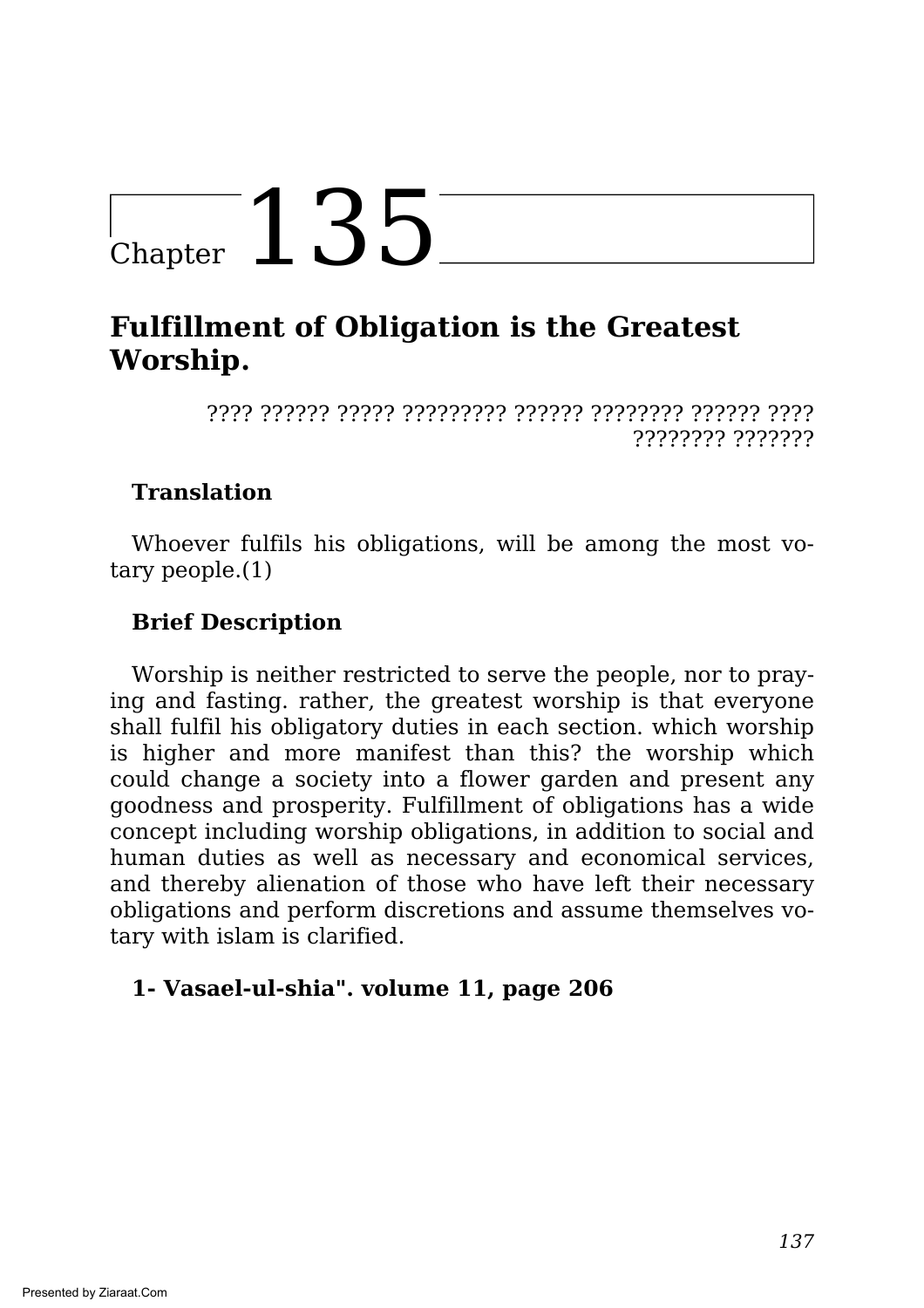# Chapter 135

## Fulfillment of Obligation is the Greatest Worship.

???? ?????? ????? ????????? ?????? ???????? ?????? ???? ???????? ???????

**Translation**

Whoever fulfils his obligations, will be among the most votary people.(1)

**Brief Description**

Worship is neither restricted to serve the people, nor to praying and fasting. rather, the greatest worship is that everyone shall fulfil his obligatory duties in each section. which worship is higher and more manifest than this? the worship which could change a society into a flower garden and present any goodness and prosperity. Fulfillment of obligations has a wide concept including worship obligations, in addition to social and human duties as well as necessary and economical services, and thereby alienation of those who have left their necessary obligations and perform discretions and assume themselves votary with islam is clarified.

**1- Vasael-ul-shia". volume 11, page 206**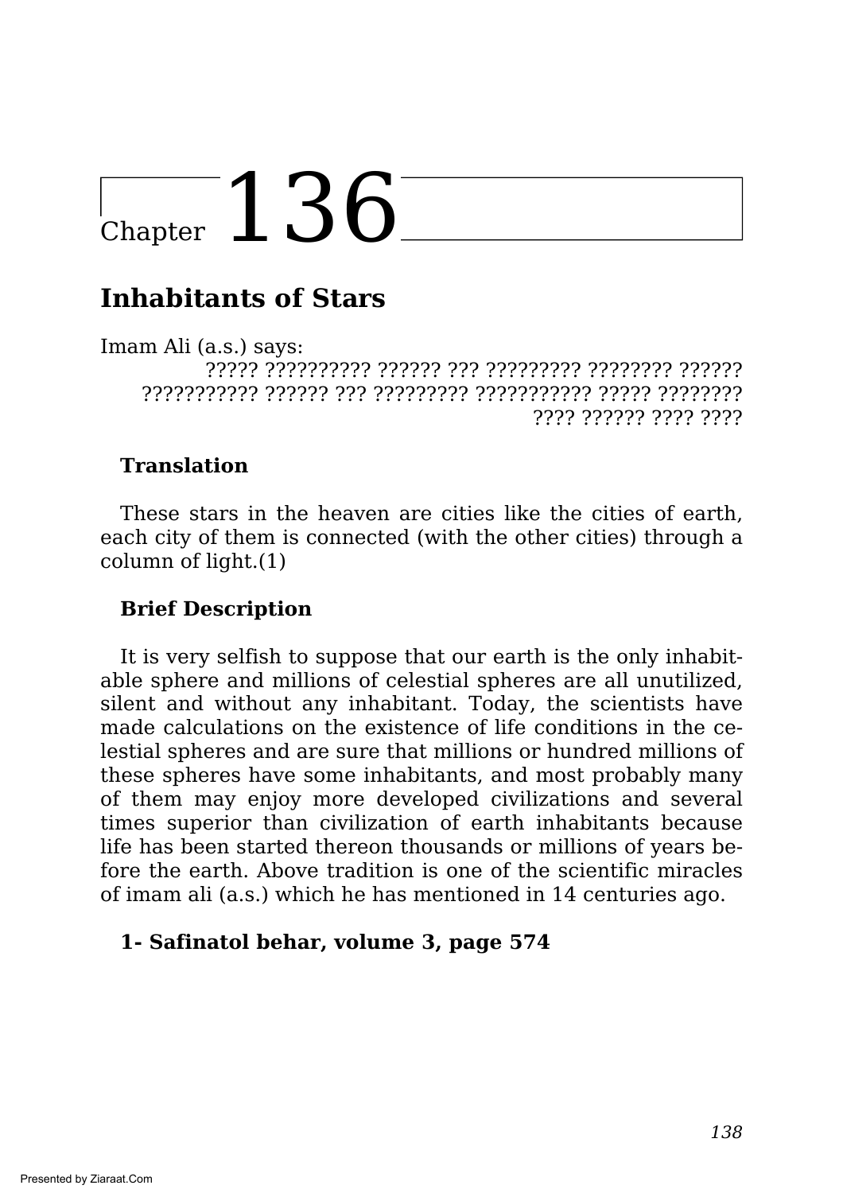# Chapter 136

## Inhabitants of Stars

Imam Ali (a.s.) says:

????? ?????????? ?????? ??? ????????? ???????? ?????? ??????????? ?????? ??? ????????? ??????????? ????? ???????? ???? ?????? ???? ????

**Translation**

These stars in the heaven are cities like the cities of earth, each city of them is connected (with the other cities) through a column of light.(1)

**Brief Description**

It is very selfish to suppose that our earth is the only inhabitable sphere and millions of celestial spheres are all unutilized, silent and without any inhabitant. Today, the scientists have made calculations on the existence of life conditions in the celestial spheres and are sure that millions or hundred millions of these spheres have some inhabitants, and most probably many of them may enjoy more developed civilizations and several times superior than civilization of earth inhabitants because life has been started thereon thousands or millions of years before the earth. Above tradition is one of the scientific miracles of imam ali (a.s.) which he has mentioned in 14 centuries ago.

**1- Safinatol behar, volume 3, page 574**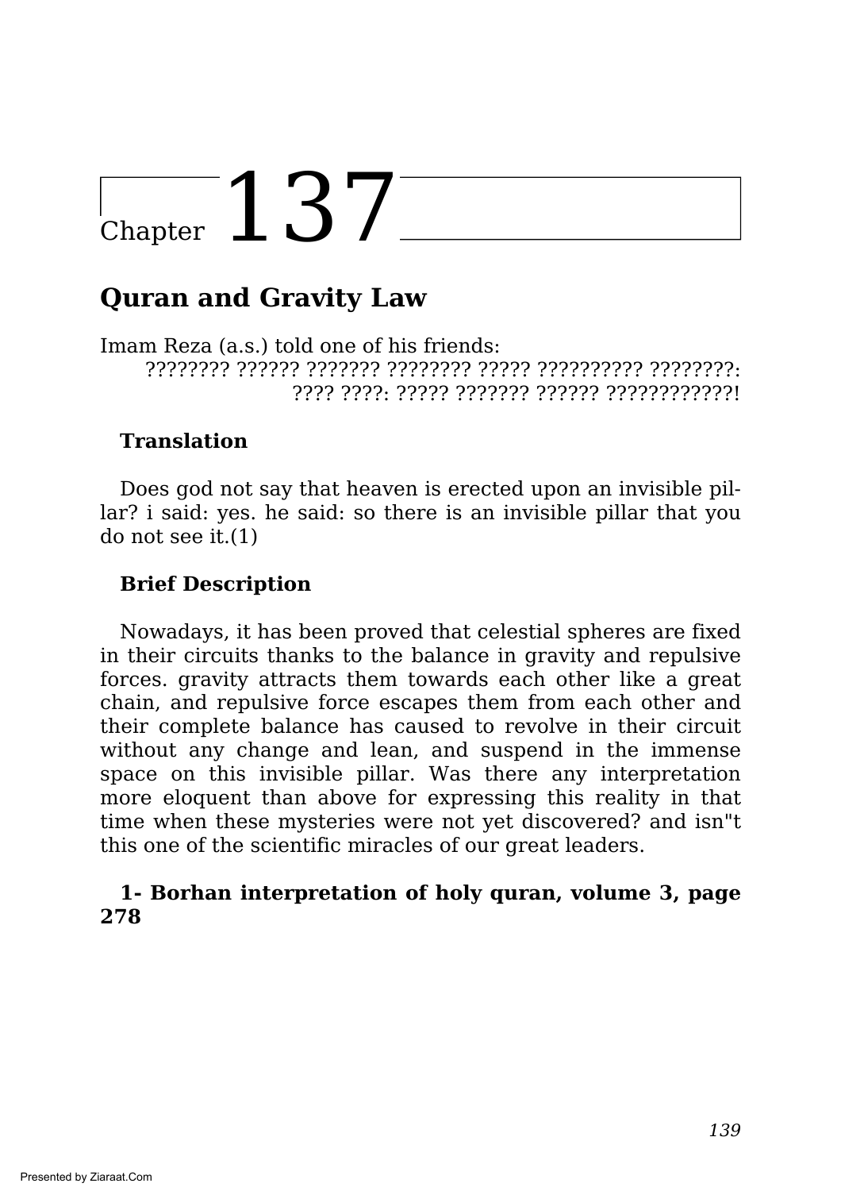# Chapter 137

## Quran and Gravity Law

Imam Reza (a.s.) told one of his friends:

???????? ?????? ??????? ???????? ????? ?????????? ????????: ???? ????: ????? ??????? ?????? ????????????!

### Translation

Does god not say that heaven is erected upon an invisible pillar? i said: yes. he said: so there is an invisible pillar that you do not see it.(1)

### Brief Description

Nowadays, it has been proved that celestial spheres are fixed in their circuits thanks to the balance in gravity and repulsive forces. gravity attracts them towards each other like a great chain, and repulsive force escapes them from each other and their complete balance has caused to revolve in their circuit without any change and lean, and suspend in the immense space on this invisible pillar. Was there any interpretation more eloquent than above for expressing this reality in that time when these mysteries were not yet discovered? and isn"t this one of the scientific miracles of our great leaders.

**1- Borhan interpretation of holy quran, volume 3, page 278**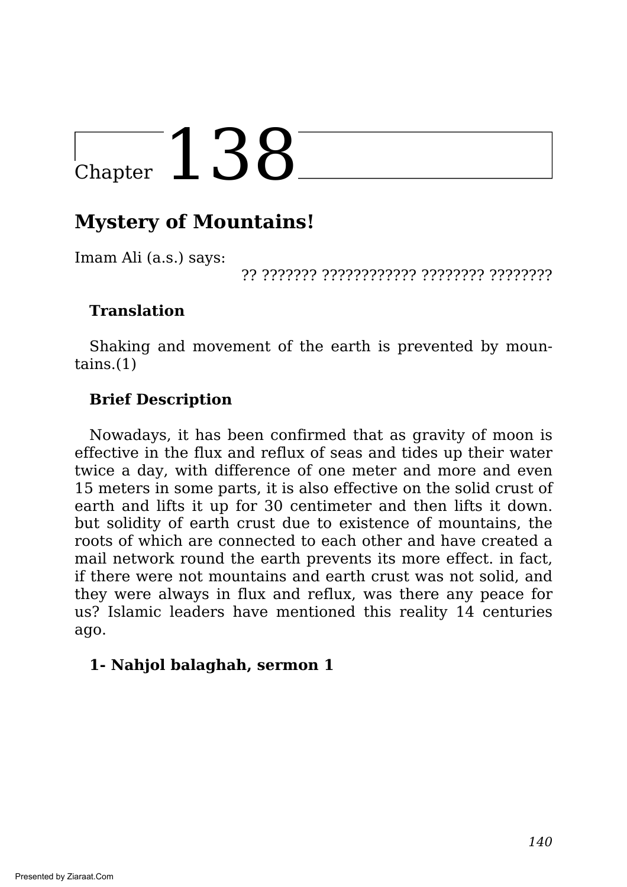# Chapter 138

## Mystery of Mountains!

Imam Ali (a.s.) says:

?? ??????? ???????????? ???????? ????????

### Translation

Shaking and movement of the earth is prevented by mountains.(1)

### Brief Description

Nowadays, it has been confirmed that as gravity of moon is effective in the flux and reflux of seas and tides up their water twice a day, with difference of one meter and more and even 15 meters in some parts, it is also effective on the solid crust of earth and lifts it up for 30 centimeter and then lifts it down. but solidity of earth crust due to existence of mountains, the roots of which are connected to each other and have created a mail network round the earth prevents its more effect. in fact, if there were not mountains and earth crust was not solid, and they were always in flux and reflux, was there any peace for us? Islamic leaders have mentioned this reality 14 centuries ago.

**1- Nahjol balaghah, sermon 1**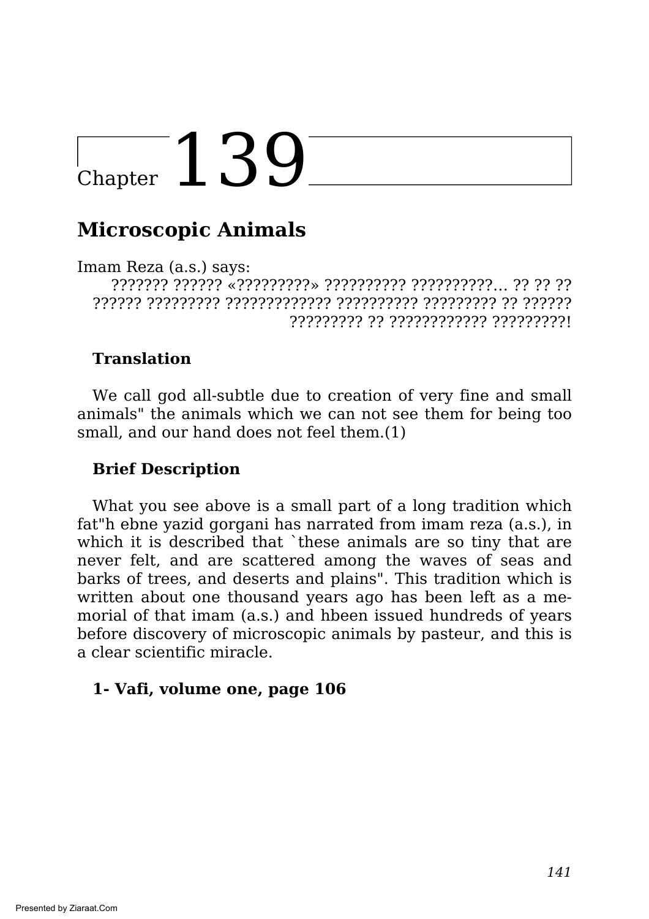# Chapter 139

## Microscopic Animals

Imam Reza (a.s.) says:

??????? ?????? «?????????» ?????????? ??????????... ?? ?? ?? ?????? ????????? ????????????? ?????????? ????????? ?? ?????? ????????? ?? ???????????? ?????????!

### Translation

We call god all-subtle due to creation of very fine and small animals" the animals which we can not see them for being too small, and our hand does not feel them.(1)

### Brief Description

What you see above is a small part of a long tradition which fat"h ebne yazid gorgani has narrated from imam reza (a.s.), in which it is described that `these animals are so tiny that are never felt, and are scattered among the waves of seas and barks of trees, and deserts and plains". This tradition which is written about one thousand years ago has been left as a memorial of that imam (a.s.) and hbeen issued hundreds of years before discovery of microscopic animals by pasteur, and this is a clear scientific miracle.

**1- Vafi, volume one, page 106**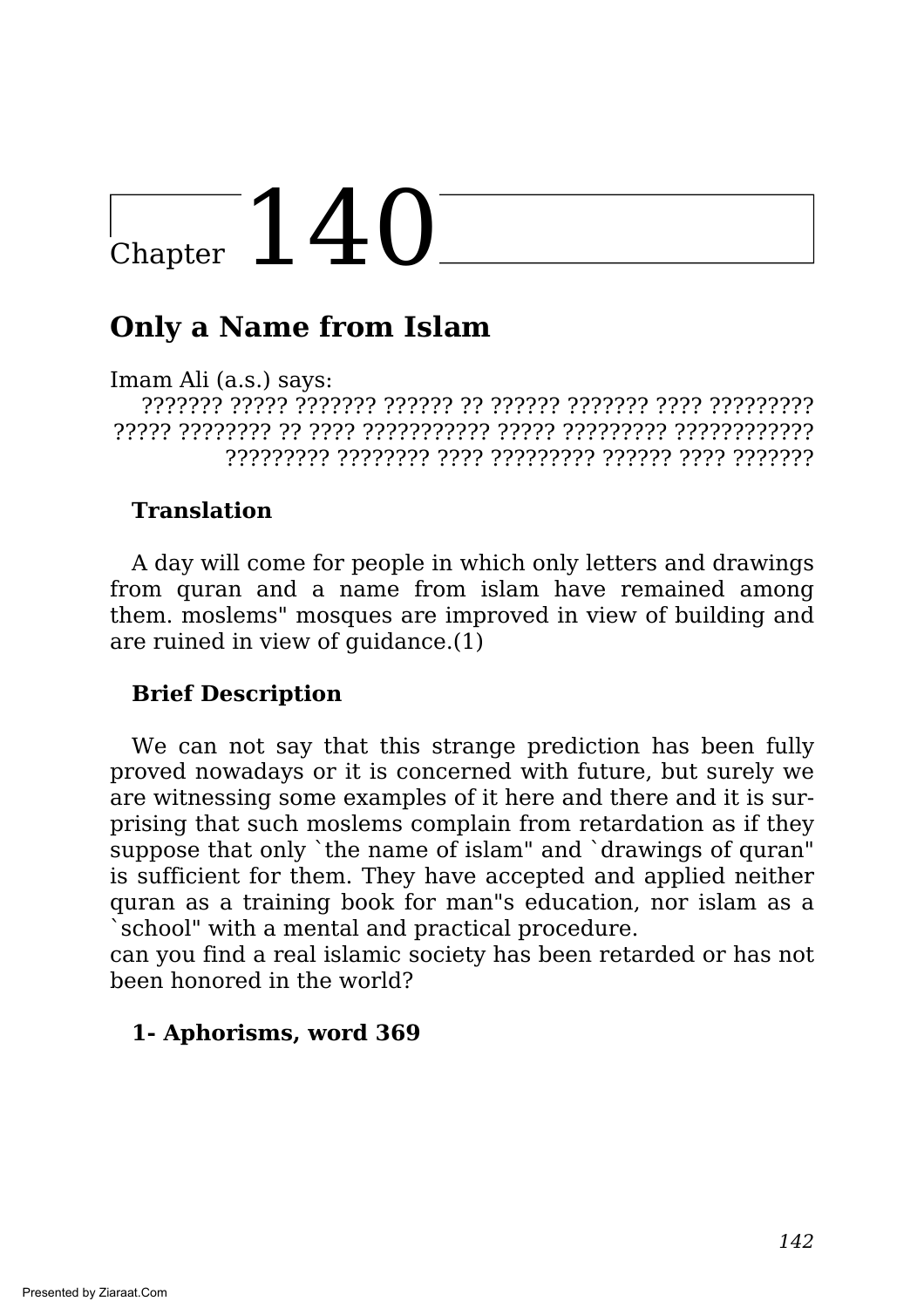# Chapter 140

## Only a Name from Islam

Imam Ali (a.s.) says:

??????? ????? ??????? ?????? ?? ?????? ??????? ???? ????????? ????? ???????? ?? ???? ??????????? ????? ????????? ???????????? ????????? ???????? ???? ????????? ?????? ???? ???????

**Translation**

A day will come for people in which only letters and drawings from quran and a name from islam have remained among them. moslems" mosques are improved in view of building and are ruined in view of guidance.(1)

**Brief Description**

We can not say that this strange prediction has been fully proved nowadays or it is concerned with future, but surely we are witnessing some examples of it here and there and it is surprising that such moslems complain from retardation as if they suppose that only `the name of islam" and `drawings of quran" is sufficient for them. They have accepted and applied neither quran as a training book for man"s education, nor islam as a `school" with a mental and practical procedure.
can you find a real islamic society has been retarded or has not been honored in the world?

**1- Aphorisms, word 369**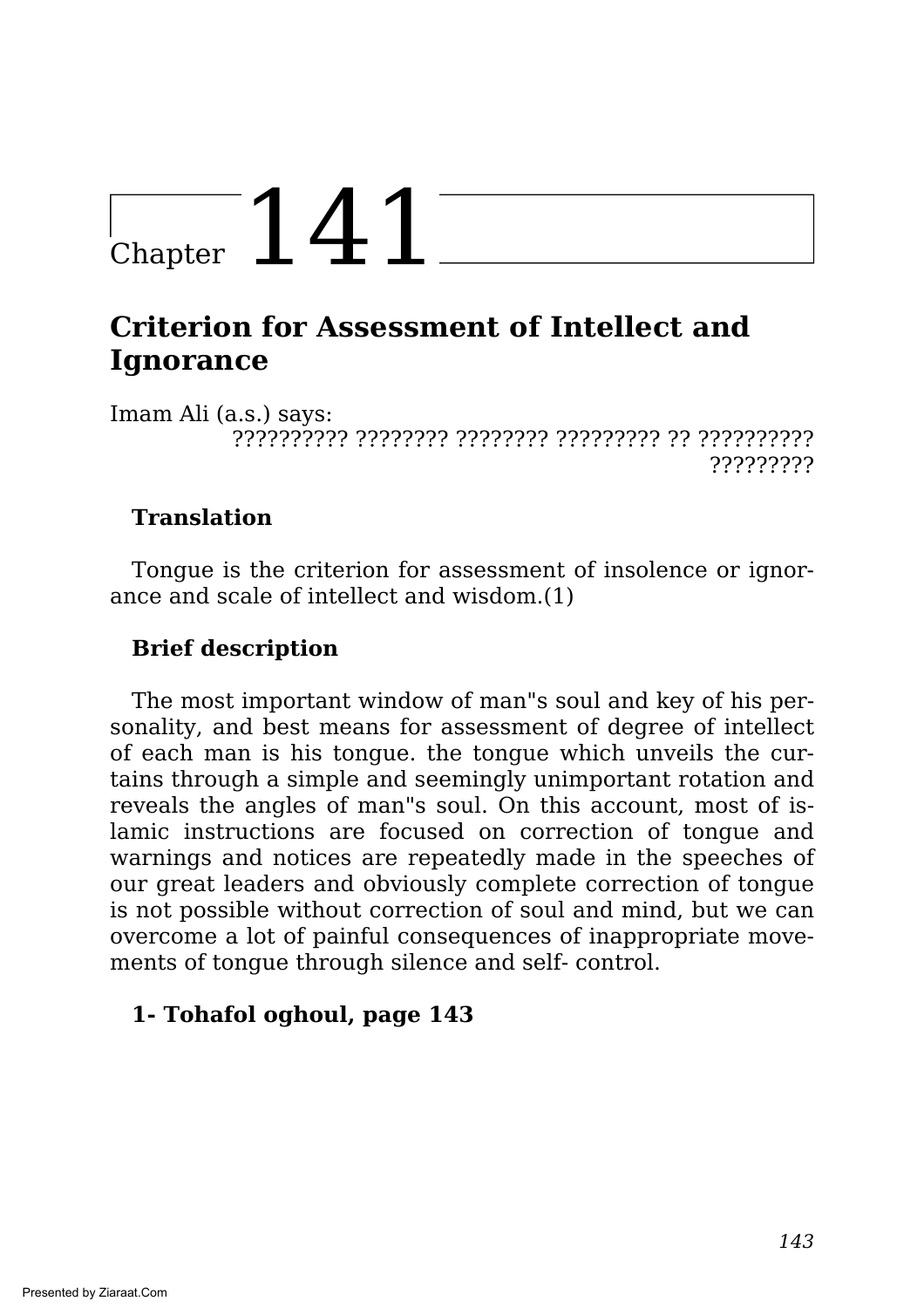# Chapter 141

## Criterion for Assessment of Intellect and Ignorance

Imam Ali (a.s.) says:

?????????? ???????? ???????? ????????? ?? ?????????? ?????????

### Translation

Tongue is the criterion for assessment of insolence or ignorance and scale of intellect and wisdom.(1)

### Brief description

The most important window of man"s soul and key of his personality, and best means for assessment of degree of intellect of each man is his tongue. the tongue which unveils the curtains through a simple and seemingly unimportant rotation and reveals the angles of man"s soul. On this account, most of islamic instructions are focused on correction of tongue and warnings and notices are repeatedly made in the speeches of our great leaders and obviously complete correction of tongue is not possible without correction of soul and mind, but we can overcome a lot of painful consequences of inappropriate movements of tongue through silence and self- control.

**1- Tohafol oghoul, page 143**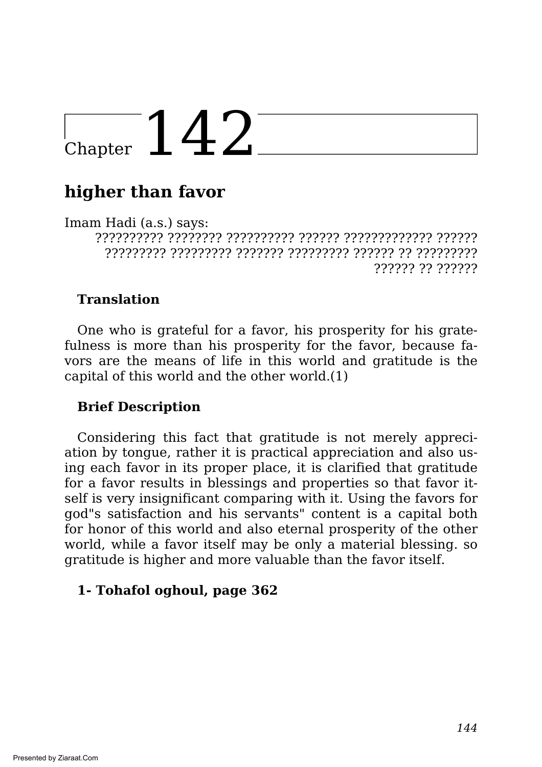# Chapter 142

## higher than favor

Imam Hadi (a.s.) says:

?????????? ???????? ?????????? ?????? ????????????? ?????? ????????? ????????? ??????? ????????? ?????? ?? ????????? ?????? ?? ??????

**Translation**

One who is grateful for a favor, his prosperity for his gratefulness is more than his prosperity for the favor, because favors are the means of life in this world and gratitude is the capital of this world and the other world.(1)

**Brief Description**

Considering this fact that gratitude is not merely appreciation by tongue, rather it is practical appreciation and also using each favor in its proper place, it is clarified that gratitude for a favor results in blessings and properties so that favor itself is very insignificant comparing with it. Using the favors for god"s satisfaction and his servants" content is a capital both for honor of this world and also eternal prosperity of the other world, while a favor itself may be only a material blessing. so gratitude is higher and more valuable than the favor itself.

**1- Tohafol oghoul, page 362**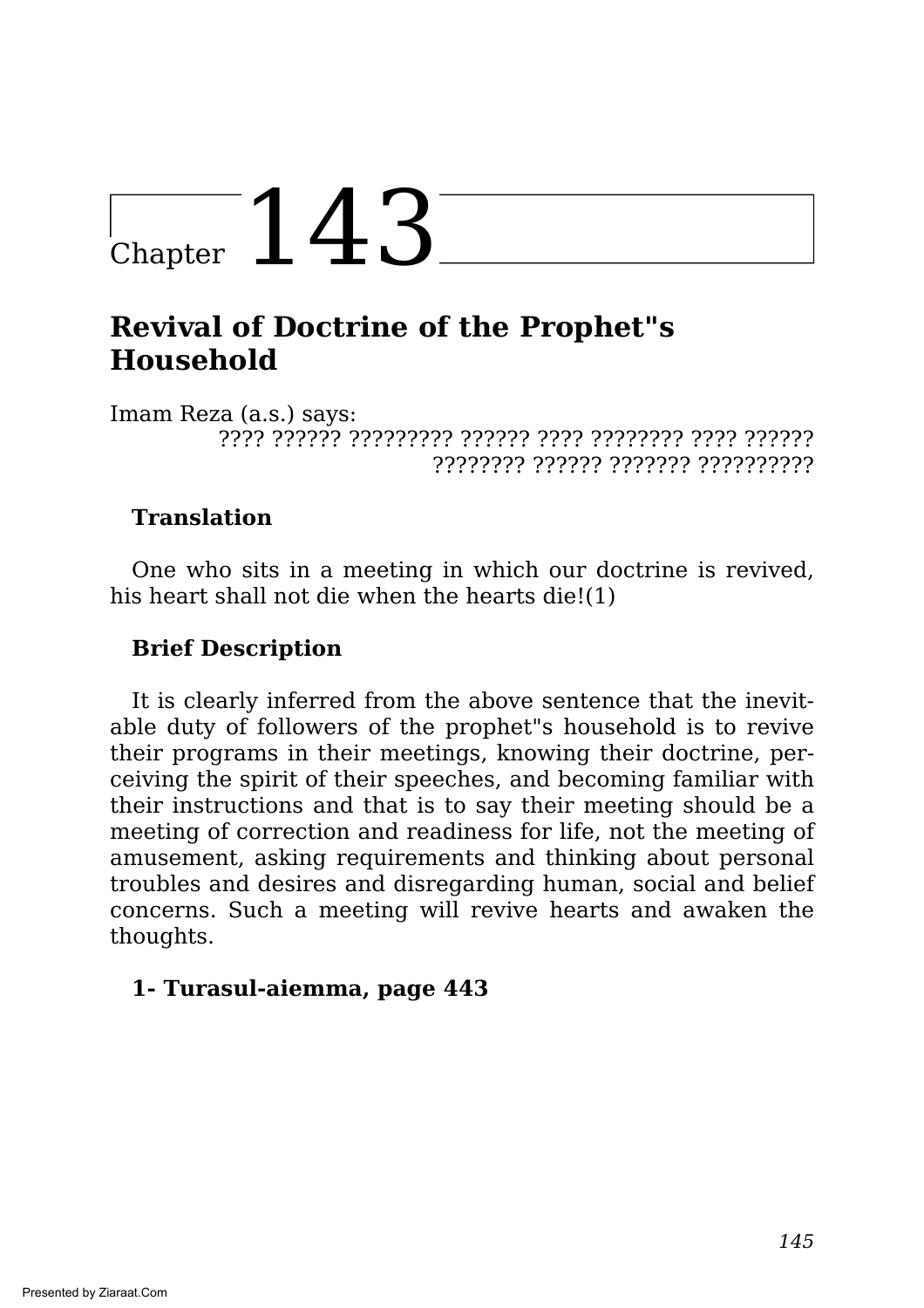# Chapter 143

## Revival of Doctrine of the Prophet"s Household

Imam Reza (a.s.) says:

???? ?????? ????????? ?????? ???? ???????? ???? ?????? ???????? ?????? ??????? ??????????

### Translation

One who sits in a meeting in which our doctrine is revived, his heart shall not die when the hearts die!(1)

### Brief Description

It is clearly inferred from the above sentence that the inevitable duty of followers of the prophet"s household is to revive their programs in their meetings, knowing their doctrine, perceiving the spirit of their speeches, and becoming familiar with their instructions and that is to say their meeting should be a meeting of correction and readiness for life, not the meeting of amusement, asking requirements and thinking about personal troubles and desires and disregarding human, social and belief concerns. Such a meeting will revive hearts and awaken the thoughts.

**1- Turasul-aiemma, page 443**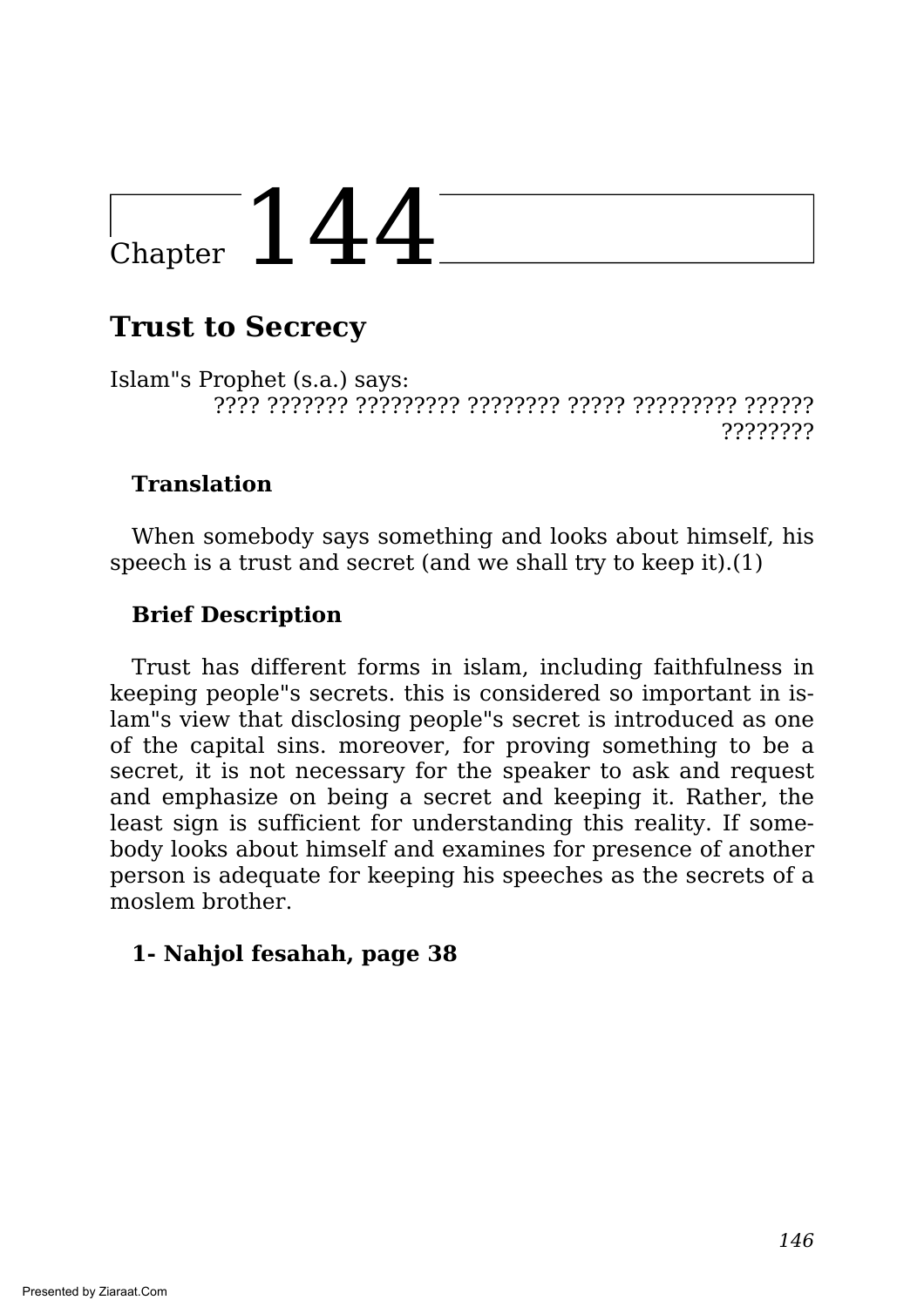# Chapter 144

## Trust to Secrecy

Islam"s Prophet (s.a.) says:

???? ??????? ????????? ???????? ????? ????????? ?????? ????????

**Translation**

When somebody says something and looks about himself, his speech is a trust and secret (and we shall try to keep it).(1)

**Brief Description**

Trust has different forms in islam, including faithfulness in keeping people"s secrets. this is considered so important in islam"s view that disclosing people"s secret is introduced as one of the capital sins. moreover, for proving something to be a secret, it is not necessary for the speaker to ask and request and emphasize on being a secret and keeping it. Rather, the least sign is sufficient for understanding this reality. If somebody looks about himself and examines for presence of another person is adequate for keeping his speeches as the secrets of a moslem brother.

**1- Nahjol fesahah, page 38**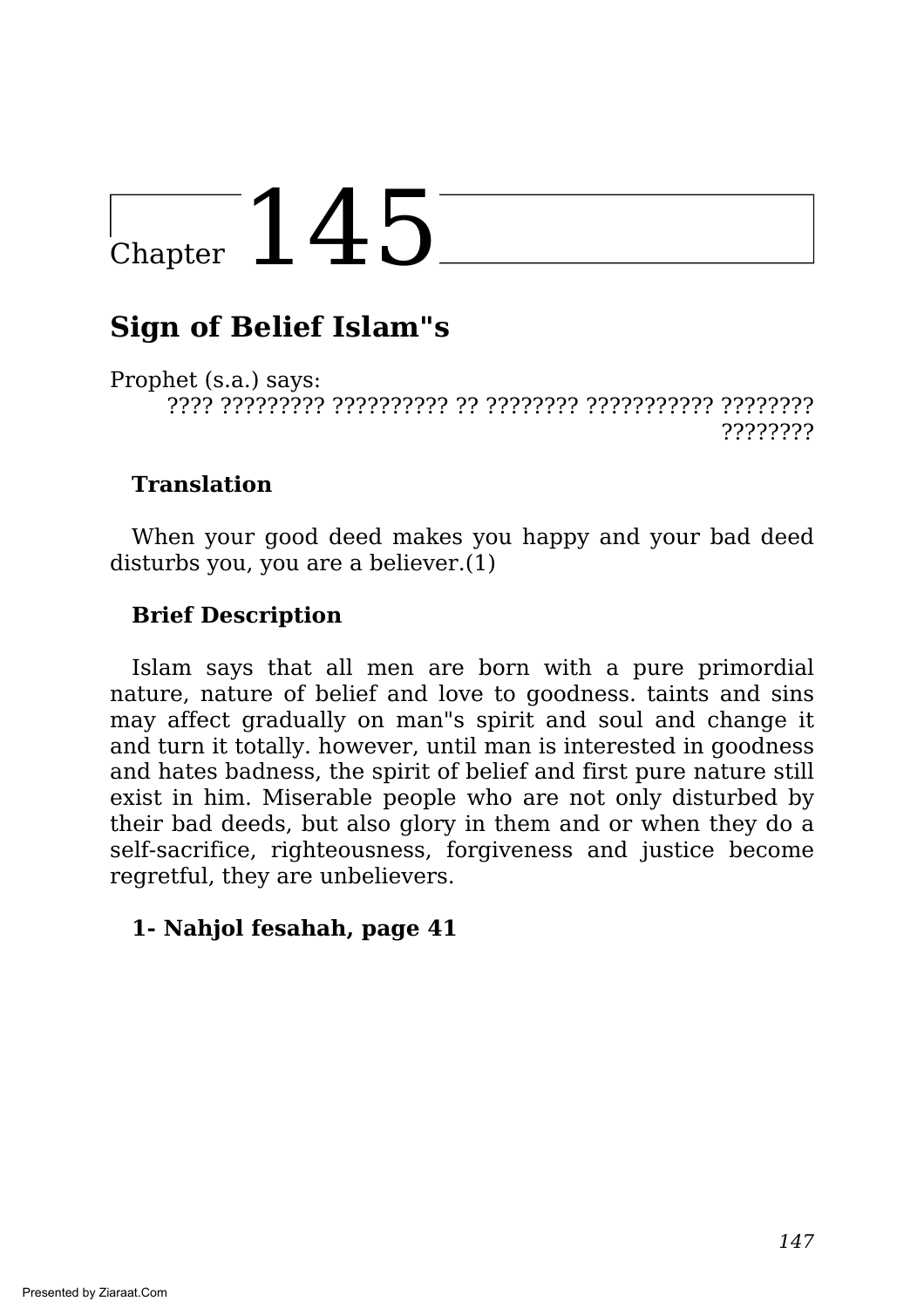# Chapter 145

## Sign of Belief Islam"s

Prophet (s.a.) says:

???? ????????? ?????????? ?? ???????? ??????????? ???????? ????????

**Translation**

When your good deed makes you happy and your bad deed disturbs you, you are a believer.(1)

**Brief Description**

Islam says that all men are born with a pure primordial nature, nature of belief and love to goodness. taints and sins may affect gradually on man"s spirit and soul and change it and turn it totally. however, until man is interested in goodness and hates badness, the spirit of belief and first pure nature still exist in him. Miserable people who are not only disturbed by their bad deeds, but also glory in them and or when they do a self-sacrifice, righteousness, forgiveness and justice become regretful, they are unbelievers.

**1- Nahjol fesahah, page 41**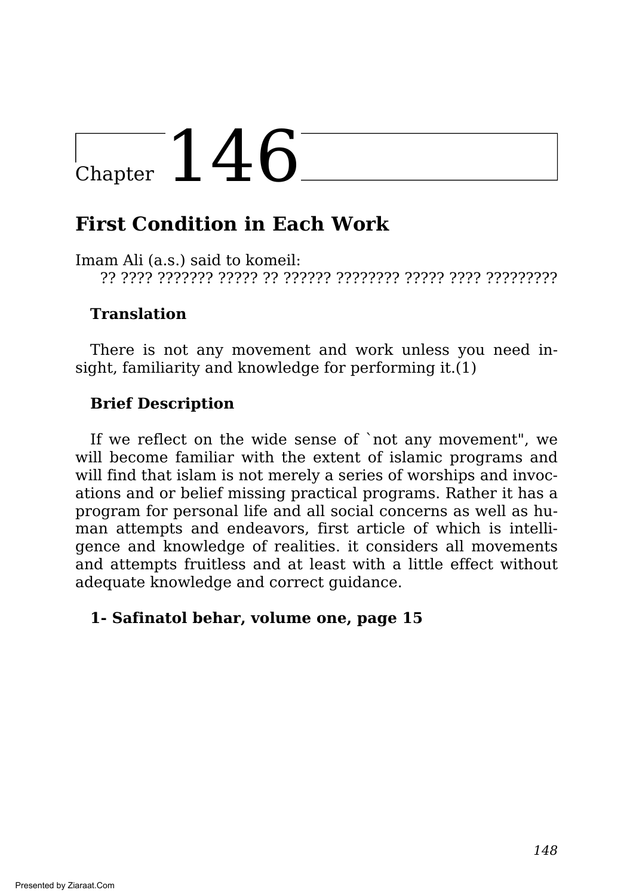# Chapter 146

## First Condition in Each Work

Imam Ali (a.s.) said to komeil:

?? ???? ??????? ????? ?? ?????? ???????? ????? ???? ?????????

### Translation

There is not any movement and work unless you need insight, familiarity and knowledge for performing it.(1)

### Brief Description

If we reflect on the wide sense of `not any movement", we will become familiar with the extent of islamic programs and will find that islam is not merely a series of worships and invocations and or belief missing practical programs. Rather it has a program for personal life and all social concerns as well as human attempts and endeavors, first article of which is intelligence and knowledge of realities. it considers all movements and attempts fruitless and at least with a little effect without adequate knowledge and correct guidance.

**1- Safinatol behar, volume one, page 15**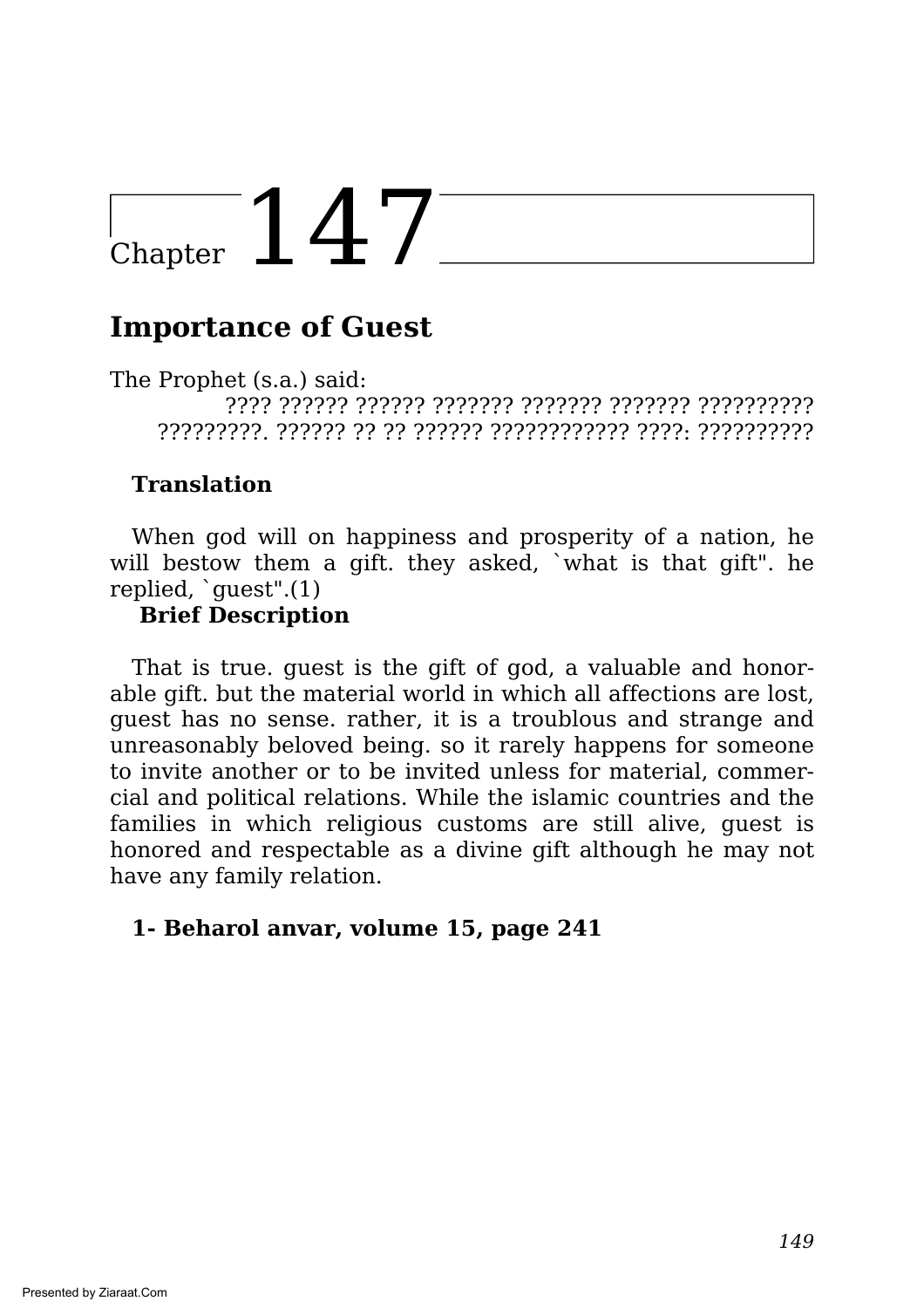# Chapter 147

## Importance of Guest

The Prophet (s.a.) said:

???? ?????? ?????? ??????? ??????? ??????? ?????????? ?????????. ?????? ?? ?? ?????? ???????????? ????: ??????????

**Translation**

When god will on happiness and prosperity of a nation, he will bestow them a gift. they asked, `what is that gift". he replied, `guest".(1)

**Brief Description**

That is true. guest is the gift of god, a valuable and honorable gift. but the material world in which all affections are lost, guest has no sense. rather, it is a troublous and strange and unreasonably beloved being. so it rarely happens for someone to invite another or to be invited unless for material, commercial and political relations. While the islamic countries and the families in which religious customs are still alive, guest is honored and respectable as a divine gift although he may not have any family relation.

**1- Beharol anvar, volume 15, page 241**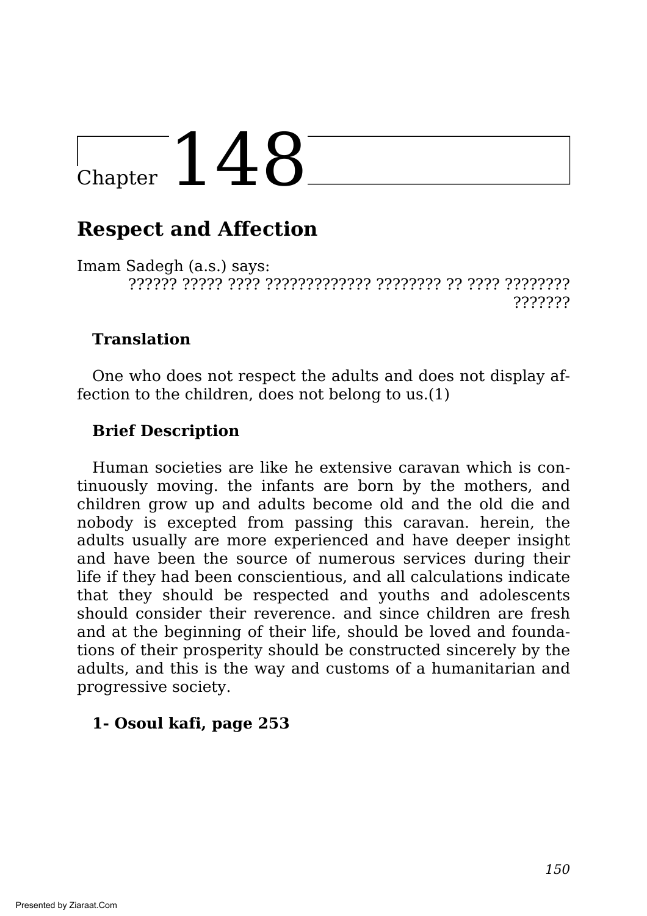# Chapter 148

## Respect and Affection

Imam Sadegh (a.s.) says:

?????? ????? ???? ????????????? ???????? ?? ???? ???????? ???????

### Translation

One who does not respect the adults and does not display affection to the children, does not belong to us.(1)

### Brief Description

Human societies are like he extensive caravan which is continuously moving. the infants are born by the mothers, and children grow up and adults become old and the old die and nobody is excepted from passing this caravan. herein, the adults usually are more experienced and have deeper insight and have been the source of numerous services during their life if they had been conscientious, and all calculations indicate that they should be respected and youths and adolescents should consider their reverence. and since children are fresh and at the beginning of their life, should be loved and foundations of their prosperity should be constructed sincerely by the adults, and this is the way and customs of a humanitarian and progressive society.

**1- Osoul kafi, page 253**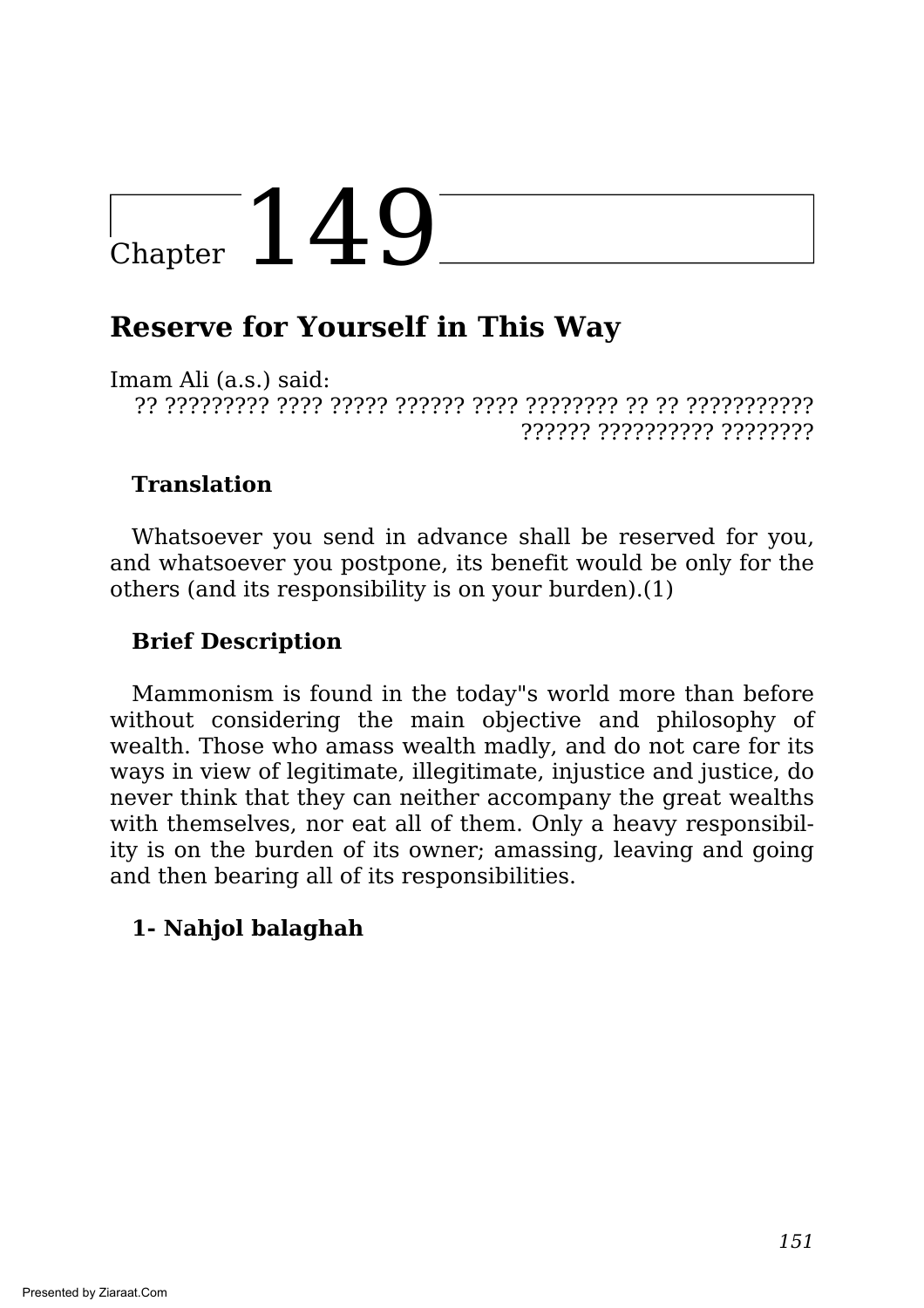# Chapter 149

## Reserve for Yourself in This Way

Imam Ali (a.s.) said:

?? ????????? ???? ????? ?????? ???? ???????? ?? ?? ??????????? ?????? ?????????? ????????

**Translation**

Whatsoever you send in advance shall be reserved for you, and whatsoever you postpone, its benefit would be only for the others (and its responsibility is on your burden).(1)

**Brief Description**

Mammonism is found in the today"s world more than before without considering the main objective and philosophy of wealth. Those who amass wealth madly, and do not care for its ways in view of legitimate, illegitimate, injustice and justice, do never think that they can neither accompany the great wealths with themselves, nor eat all of them. Only a heavy responsibility is on the burden of its owner; amassing, leaving and going and then bearing all of its responsibilities.

**1- Nahjol balaghah**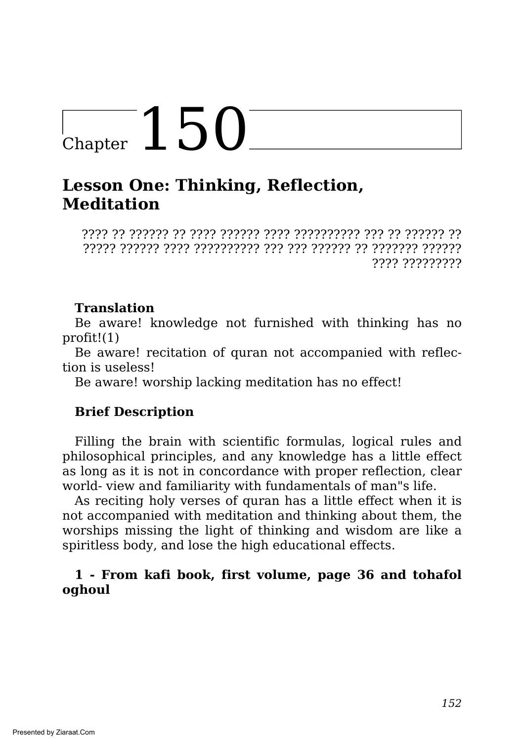# Chapter 150

## Lesson One: Thinking, Reflection, Meditation

???? ?? ?????? ?? ???? ?????? ???? ?????????? ??? ?? ?????? ?? ????? ?????? ???? ?????????? ??? ??? ?????? ?? ??????? ?????? ???? ?????????

**Translation**

Be aware! knowledge not furnished with thinking has no profit!(1)

Be aware! recitation of quran not accompanied with reflection is useless!

Be aware! worship lacking meditation has no effect!

**Brief Description**

Filling the brain with scientific formulas, logical rules and philosophical principles, and any knowledge has a little effect as long as it is not in concordance with proper reflection, clear world- view and familiarity with fundamentals of man"s life.

As reciting holy verses of quran has a little effect when it is not accompanied with meditation and thinking about them, the worships missing the light of thinking and wisdom are like a spiritless body, and lose the high educational effects.

**1 - From kafi book, first volume, page 36 and tohafol oghoul**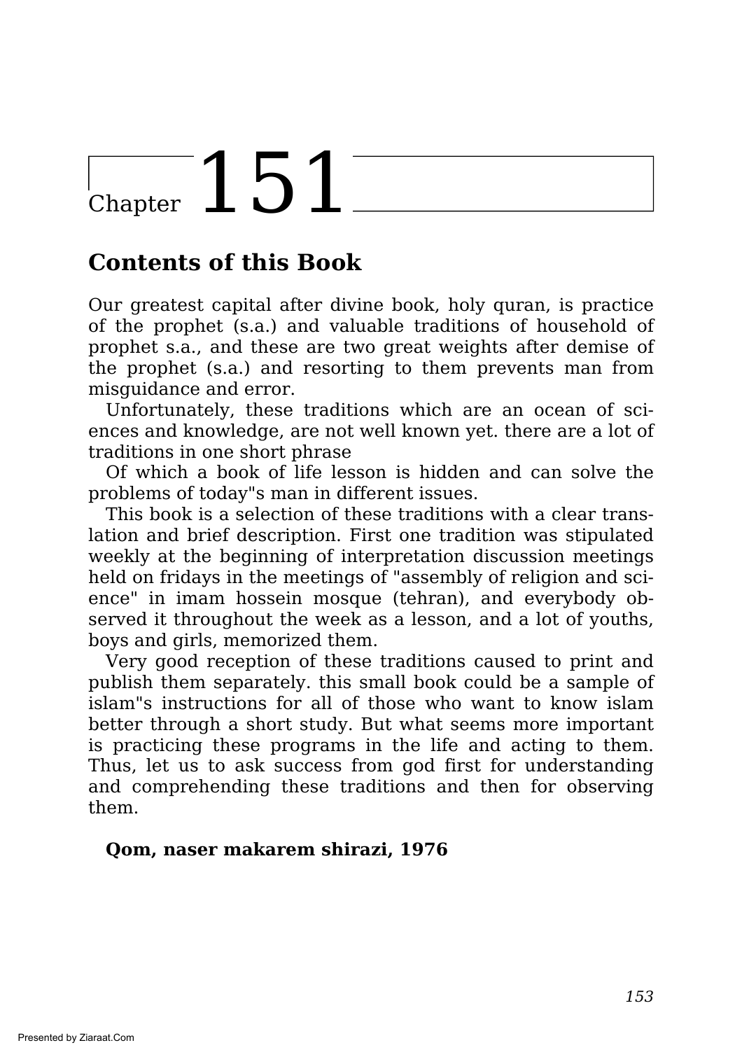# Chapter 151

## Contents of this Book

Our greatest capital after divine book, holy quran, is practice of the prophet (s.a.) and valuable traditions of household of prophet s.a., and these are two great weights after demise of the prophet (s.a.) and resorting to them prevents man from misguidance and error.

Unfortunately, these traditions which are an ocean of sciences and knowledge, are not well known yet. there are a lot of traditions in one short phrase

Of which a book of life lesson is hidden and can solve the problems of today"s man in different issues.

This book is a selection of these traditions with a clear translation and brief description. First one tradition was stipulated weekly at the beginning of interpretation discussion meetings held on fridays in the meetings of "assembly of religion and science" in imam hossein mosque (tehran), and everybody observed it throughout the week as a lesson, and a lot of youths, boys and girls, memorized them.

Very good reception of these traditions caused to print and publish them separately. this small book could be a sample of islam"s instructions for all of those who want to know islam better through a short study. But what seems more important is practicing these programs in the life and acting to them. Thus, let us to ask success from god first for understanding and comprehending these traditions and then for observing them.

**Qom, naser makarem shirazi, 1976**